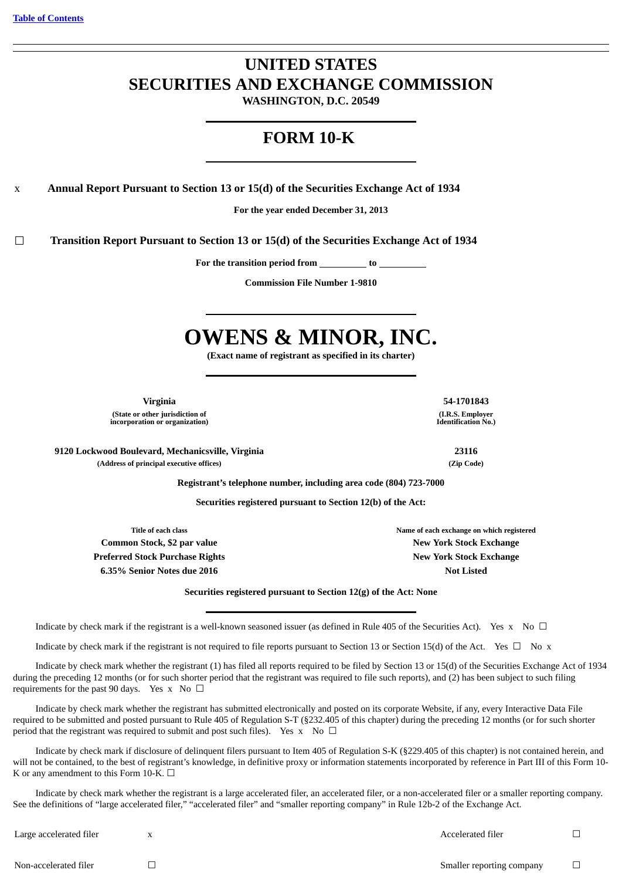Table of Contents

# UNITED STATES
# SECURITIES AND EXCHANGE COMMISSION
**WASHINGTON, D.C. 20549**

## FORM 10-K

x **Annual Report Pursuant to Section 13 or 15(d) of the Securities Exchange Act of 1934**

**For the year ended December 31, 2013**

☐ **Transition Report Pursuant to Section 13 or 15(d) of the Securities Exchange Act of 1934**

**For the transition period from \_\_\_\_\_\_\_\_\_\_ to \_\_\_\_\_\_\_\_\_\_**

**Commission File Number 1-9810**

# OWENS & MINOR, INC.
**(Exact name of registrant as specified in its charter)**

| **Virginia** | **54-1701843** |
|---|---|
| **(State or other jurisdiction of incorporation or organization)** | **(I.R.S. Employer Identification No.)** |
| **9120 Lockwood Boulevard, Mechanicsville, Virginia** | **23116** |
| **(Address of principal executive offices)** | **(Zip Code)** |

**Registrant's telephone number, including area code (804) 723-7000**

**Securities registered pursuant to Section 12(b) of the Act:**

| Title of each class | Name of each exchange on which registered |
|---|---|
| **Common Stock, $2 par value** | **New York Stock Exchange** |
| **Preferred Stock Purchase Rights** | **New York Stock Exchange** |
| **6.35% Senior Notes due 2016** | **Not Listed** |

**Securities registered pursuant to Section 12(g) of the Act: None**

Indicate by check mark if the registrant is a well-known seasoned issuer (as defined in Rule 405 of the Securities Act). Yes x No ☐

Indicate by check mark if the registrant is not required to file reports pursuant to Section 13 or Section 15(d) of the Act. Yes ☐ No x

Indicate by check mark whether the registrant (1) has filed all reports required to be filed by Section 13 or 15(d) of the Securities Exchange Act of 1934 during the preceding 12 months (or for such shorter period that the registrant was required to file such reports), and (2) has been subject to such filing requirements for the past 90 days. Yes x No ☐

Indicate by check mark whether the registrant has submitted electronically and posted on its corporate Website, if any, every Interactive Data File required to be submitted and posted pursuant to Rule 405 of Regulation S-T (§232.405 of this chapter) during the preceding 12 months (or for such shorter period that the registrant was required to submit and post such files). Yes x No ☐

Indicate by check mark if disclosure of delinquent filers pursuant to Item 405 of Regulation S-K (§229.405 of this chapter) is not contained herein, and will not be contained, to the best of registrant's knowledge, in definitive proxy or information statements incorporated by reference in Part III of this Form 10-K or any amendment to this Form 10-K. ☐

Indicate by check mark whether the registrant is a large accelerated filer, an accelerated filer, or a non-accelerated filer or a smaller reporting company. See the definitions of "large accelerated filer," "accelerated filer" and "smaller reporting company" in Rule 12b-2 of the Exchange Act.

| | | | |
|---|---|---|---|
| Large accelerated filer | x | Accelerated filer | ☐ |
| Non-accelerated filer | ☐ | Smaller reporting company | ☐ |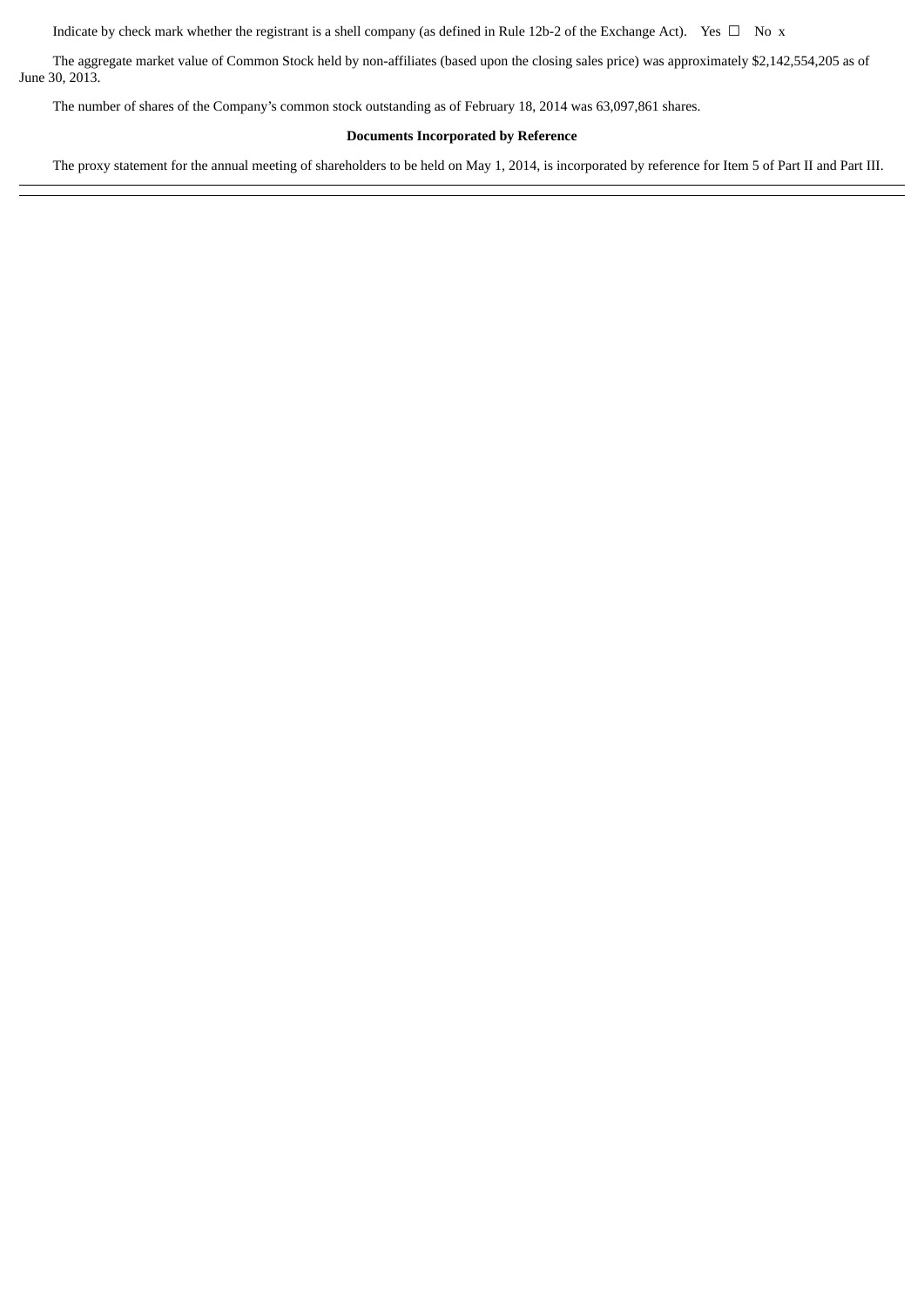Indicate by check mark whether the registrant is a shell company (as defined in Rule 12b-2 of the Exchange Act). Yes ☐ No x

The aggregate market value of Common Stock held by non-affiliates (based upon the closing sales price) was approximately $2,142,554,205 as of June 30, 2013.

The number of shares of the Company's common stock outstanding as of February 18, 2014 was 63,097,861 shares.

**Documents Incorporated by Reference**

The proxy statement for the annual meeting of shareholders to be held on May 1, 2014, is incorporated by reference for Item 5 of Part II and Part III.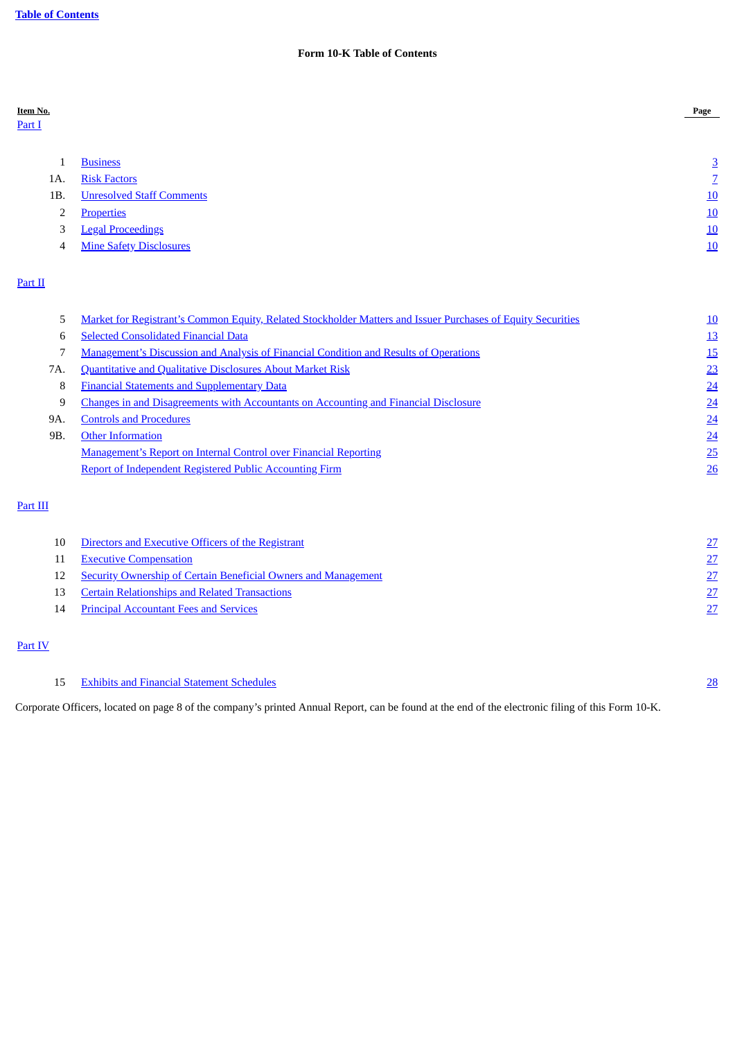Table of Contents

**Form 10-K Table of Contents**

| Item No. | | Page |
|---|---|---|
| Part I | | |
| 1 | Business | 3 |
| 1A. | Risk Factors | 7 |
| 1B. | Unresolved Staff Comments | 10 |
| 2 | Properties | 10 |
| 3 | Legal Proceedings | 10 |
| 4 | Mine Safety Disclosures | 10 |
| Part II | | |
| 5 | Market for Registrant's Common Equity, Related Stockholder Matters and Issuer Purchases of Equity Securities | 10 |
| 6 | Selected Consolidated Financial Data | 13 |
| 7 | Management's Discussion and Analysis of Financial Condition and Results of Operations | 15 |
| 7A. | Quantitative and Qualitative Disclosures About Market Risk | 23 |
| 8 | Financial Statements and Supplementary Data | 24 |
| 9 | Changes in and Disagreements with Accountants on Accounting and Financial Disclosure | 24 |
| 9A. | Controls and Procedures | 24 |
| 9B. | Other Information | 24 |
| | Management's Report on Internal Control over Financial Reporting | 25 |
| | Report of Independent Registered Public Accounting Firm | 26 |
| Part III | | |
| 10 | Directors and Executive Officers of the Registrant | 27 |
| 11 | Executive Compensation | 27 |
| 12 | Security Ownership of Certain Beneficial Owners and Management | 27 |
| 13 | Certain Relationships and Related Transactions | 27 |
| 14 | Principal Accountant Fees and Services | 27 |
| Part IV | | |
| 15 | Exhibits and Financial Statement Schedules | 28 |

Corporate Officers, located on page 8 of the company's printed Annual Report, can be found at the end of the electronic filing of this Form 10-K.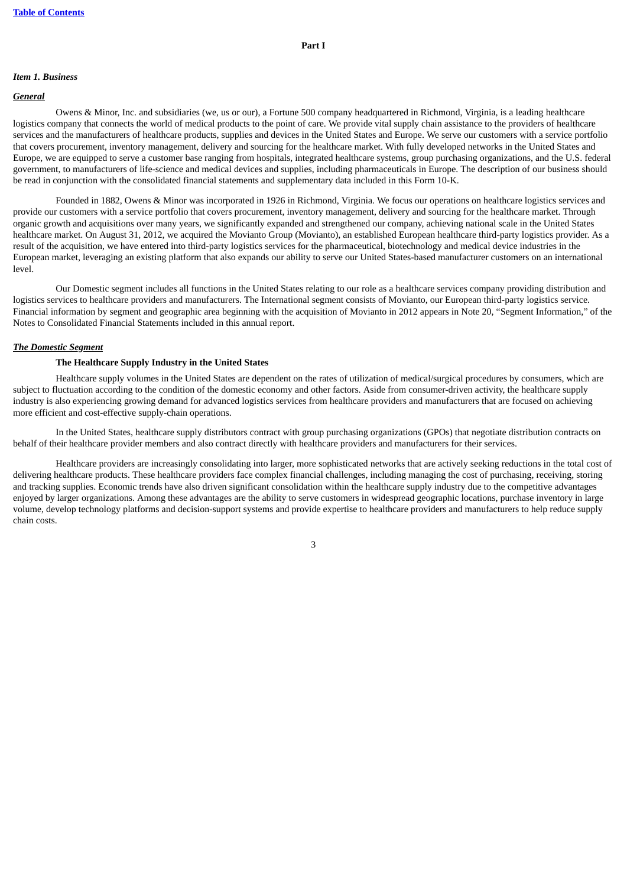## Part I

### *Item 1. Business*

#### ***General***

Owens & Minor, Inc. and subsidiaries (we, us or our), a Fortune 500 company headquartered in Richmond, Virginia, is a leading healthcare logistics company that connects the world of medical products to the point of care. We provide vital supply chain assistance to the providers of healthcare services and the manufacturers of healthcare products, supplies and devices in the United States and Europe. We serve our customers with a service portfolio that covers procurement, inventory management, delivery and sourcing for the healthcare market. With fully developed networks in the United States and Europe, we are equipped to serve a customer base ranging from hospitals, integrated healthcare systems, group purchasing organizations, and the U.S. federal government, to manufacturers of life-science and medical devices and supplies, including pharmaceuticals in Europe. The description of our business should be read in conjunction with the consolidated financial statements and supplementary data included in this Form 10-K.

Founded in 1882, Owens & Minor was incorporated in 1926 in Richmond, Virginia. We focus our operations on healthcare logistics services and provide our customers with a service portfolio that covers procurement, inventory management, delivery and sourcing for the healthcare market. Through organic growth and acquisitions over many years, we significantly expanded and strengthened our company, achieving national scale in the United States healthcare market. On August 31, 2012, we acquired the Movianto Group (Movianto), an established European healthcare third-party logistics provider. As a result of the acquisition, we have entered into third-party logistics services for the pharmaceutical, biotechnology and medical device industries in the European market, leveraging an existing platform that also expands our ability to serve our United States-based manufacturer customers on an international level.

Our Domestic segment includes all functions in the United States relating to our role as a healthcare services company providing distribution and logistics services to healthcare providers and manufacturers. The International segment consists of Movianto, our European third-party logistics service. Financial information by segment and geographic area beginning with the acquisition of Movianto in 2012 appears in Note 20, "Segment Information," of the Notes to Consolidated Financial Statements included in this annual report.

#### ***The Domestic Segment***

**The Healthcare Supply Industry in the United States**

Healthcare supply volumes in the United States are dependent on the rates of utilization of medical/surgical procedures by consumers, which are subject to fluctuation according to the condition of the domestic economy and other factors. Aside from consumer-driven activity, the healthcare supply industry is also experiencing growing demand for advanced logistics services from healthcare providers and manufacturers that are focused on achieving more efficient and cost-effective supply-chain operations.

In the United States, healthcare supply distributors contract with group purchasing organizations (GPOs) that negotiate distribution contracts on behalf of their healthcare provider members and also contract directly with healthcare providers and manufacturers for their services.

Healthcare providers are increasingly consolidating into larger, more sophisticated networks that are actively seeking reductions in the total cost of delivering healthcare products. These healthcare providers face complex financial challenges, including managing the cost of purchasing, receiving, storing and tracking supplies. Economic trends have also driven significant consolidation within the healthcare supply industry due to the competitive advantages enjoyed by larger organizations. Among these advantages are the ability to serve customers in widespread geographic locations, purchase inventory in large volume, develop technology platforms and decision-support systems and provide expertise to healthcare providers and manufacturers to help reduce supply chain costs.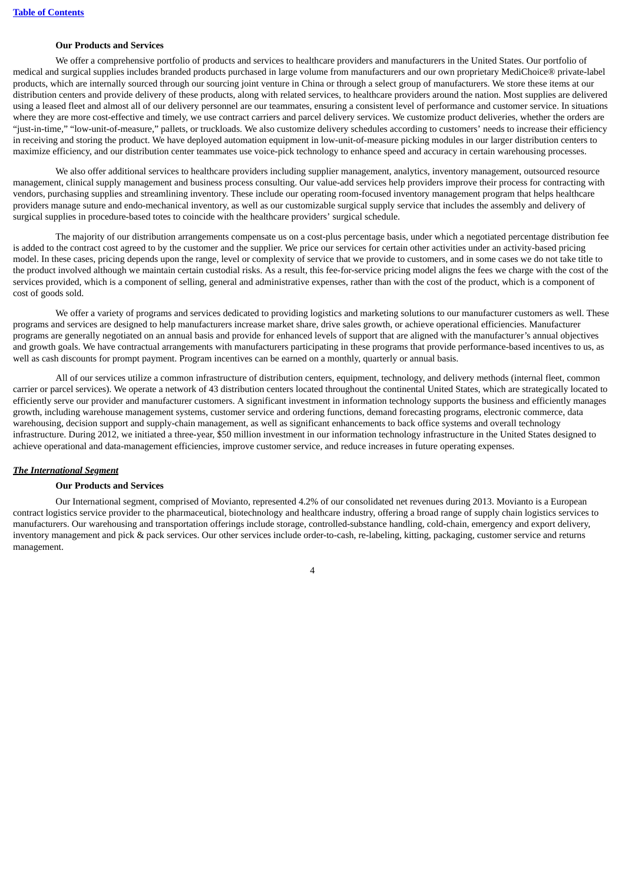### Our Products and Services

We offer a comprehensive portfolio of products and services to healthcare providers and manufacturers in the United States. Our portfolio of medical and surgical supplies includes branded products purchased in large volume from manufacturers and our own proprietary MediChoice® private-label products, which are internally sourced through our sourcing joint venture in China or through a select group of manufacturers. We store these items at our distribution centers and provide delivery of these products, along with related services, to healthcare providers around the nation. Most supplies are delivered using a leased fleet and almost all of our delivery personnel are our teammates, ensuring a consistent level of performance and customer service. In situations where they are more cost-effective and timely, we use contract carriers and parcel delivery services. We customize product deliveries, whether the orders are "just-in-time," "low-unit-of-measure," pallets, or truckloads. We also customize delivery schedules according to customers' needs to increase their efficiency in receiving and storing the product. We have deployed automation equipment in low-unit-of-measure picking modules in our larger distribution centers to maximize efficiency, and our distribution center teammates use voice-pick technology to enhance speed and accuracy in certain warehousing processes.

We also offer additional services to healthcare providers including supplier management, analytics, inventory management, outsourced resource management, clinical supply management and business process consulting. Our value-add services help providers improve their process for contracting with vendors, purchasing supplies and streamlining inventory. These include our operating room-focused inventory management program that helps healthcare providers manage suture and endo-mechanical inventory, as well as our customizable surgical supply service that includes the assembly and delivery of surgical supplies in procedure-based totes to coincide with the healthcare providers' surgical schedule.

The majority of our distribution arrangements compensate us on a cost-plus percentage basis, under which a negotiated percentage distribution fee is added to the contract cost agreed to by the customer and the supplier. We price our services for certain other activities under an activity-based pricing model. In these cases, pricing depends upon the range, level or complexity of service that we provide to customers, and in some cases we do not take title to the product involved although we maintain certain custodial risks. As a result, this fee-for-service pricing model aligns the fees we charge with the cost of the services provided, which is a component of selling, general and administrative expenses, rather than with the cost of the product, which is a component of cost of goods sold.

We offer a variety of programs and services dedicated to providing logistics and marketing solutions to our manufacturer customers as well. These programs and services are designed to help manufacturers increase market share, drive sales growth, or achieve operational efficiencies. Manufacturer programs are generally negotiated on an annual basis and provide for enhanced levels of support that are aligned with the manufacturer's annual objectives and growth goals. We have contractual arrangements with manufacturers participating in these programs that provide performance-based incentives to us, as well as cash discounts for prompt payment. Program incentives can be earned on a monthly, quarterly or annual basis.

All of our services utilize a common infrastructure of distribution centers, equipment, technology, and delivery methods (internal fleet, common carrier or parcel services). We operate a network of 43 distribution centers located throughout the continental United States, which are strategically located to efficiently serve our provider and manufacturer customers. A significant investment in information technology supports the business and efficiently manages growth, including warehouse management systems, customer service and ordering functions, demand forecasting programs, electronic commerce, data warehousing, decision support and supply-chain management, as well as significant enhancements to back office systems and overall technology infrastructure. During 2012, we initiated a three-year, $50 million investment in our information technology infrastructure in the United States designed to achieve operational and data-management efficiencies, improve customer service, and reduce increases in future operating expenses.

## ***The International Segment***

### Our Products and Services

Our International segment, comprised of Movianto, represented 4.2% of our consolidated net revenues during 2013. Movianto is a European contract logistics service provider to the pharmaceutical, biotechnology and healthcare industry, offering a broad range of supply chain logistics services to manufacturers. Our warehousing and transportation offerings include storage, controlled-substance handling, cold-chain, emergency and export delivery, inventory management and pick & pack services. Our other services include order-to-cash, re-labeling, kitting, packaging, customer service and returns management.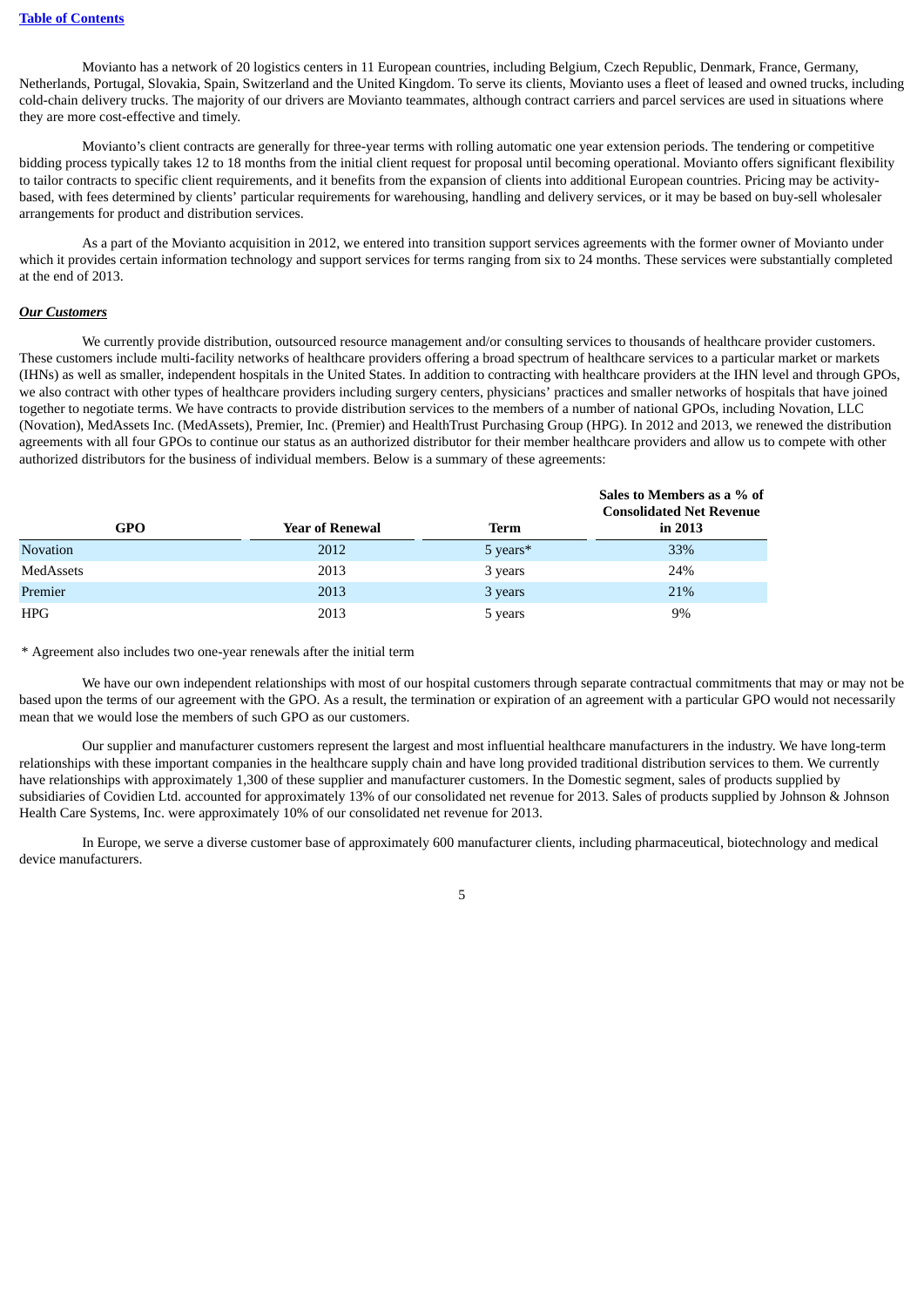Movianto has a network of 20 logistics centers in 11 European countries, including Belgium, Czech Republic, Denmark, France, Germany, Netherlands, Portugal, Slovakia, Spain, Switzerland and the United Kingdom. To serve its clients, Movianto uses a fleet of leased and owned trucks, including cold-chain delivery trucks. The majority of our drivers are Movianto teammates, although contract carriers and parcel services are used in situations where they are more cost-effective and timely.

Movianto's client contracts are generally for three-year terms with rolling automatic one year extension periods. The tendering or competitive bidding process typically takes 12 to 18 months from the initial client request for proposal until becoming operational. Movianto offers significant flexibility to tailor contracts to specific client requirements, and it benefits from the expansion of clients into additional European countries. Pricing may be activity-based, with fees determined by clients' particular requirements for warehousing, handling and delivery services, or it may be based on buy-sell wholesaler arrangements for product and distribution services.

As a part of the Movianto acquisition in 2012, we entered into transition support services agreements with the former owner of Movianto under which it provides certain information technology and support services for terms ranging from six to 24 months. These services were substantially completed at the end of 2013.

***Our Customers***

We currently provide distribution, outsourced resource management and/or consulting services to thousands of healthcare provider customers. These customers include multi-facility networks of healthcare providers offering a broad spectrum of healthcare services to a particular market or markets (IHNs) as well as smaller, independent hospitals in the United States. In addition to contracting with healthcare providers at the IHN level and through GPOs, we also contract with other types of healthcare providers including surgery centers, physicians' practices and smaller networks of hospitals that have joined together to negotiate terms. We have contracts to provide distribution services to the members of a number of national GPOs, including Novation, LLC (Novation), MedAssets Inc. (MedAssets), Premier, Inc. (Premier) and HealthTrust Purchasing Group (HPG). In 2012 and 2013, we renewed the distribution agreements with all four GPOs to continue our status as an authorized distributor for their member healthcare providers and allow us to compete with other authorized distributors for the business of individual members. Below is a summary of these agreements:

| GPO | Year of Renewal | Term | Sales to Members as a % of Consolidated Net Revenue in 2013 |
|---|---|---|---|
| Novation | 2012 | 5 years* | 33% |
| MedAssets | 2013 | 3 years | 24% |
| Premier | 2013 | 3 years | 21% |
| HPG | 2013 | 5 years | 9% |

\* Agreement also includes two one-year renewals after the initial term

We have our own independent relationships with most of our hospital customers through separate contractual commitments that may or may not be based upon the terms of our agreement with the GPO. As a result, the termination or expiration of an agreement with a particular GPO would not necessarily mean that we would lose the members of such GPO as our customers.

Our supplier and manufacturer customers represent the largest and most influential healthcare manufacturers in the industry. We have long-term relationships with these important companies in the healthcare supply chain and have long provided traditional distribution services to them. We currently have relationships with approximately 1,300 of these supplier and manufacturer customers. In the Domestic segment, sales of products supplied by subsidiaries of Covidien Ltd. accounted for approximately 13% of our consolidated net revenue for 2013. Sales of products supplied by Johnson & Johnson Health Care Systems, Inc. were approximately 10% of our consolidated net revenue for 2013.

In Europe, we serve a diverse customer base of approximately 600 manufacturer clients, including pharmaceutical, biotechnology and medical device manufacturers.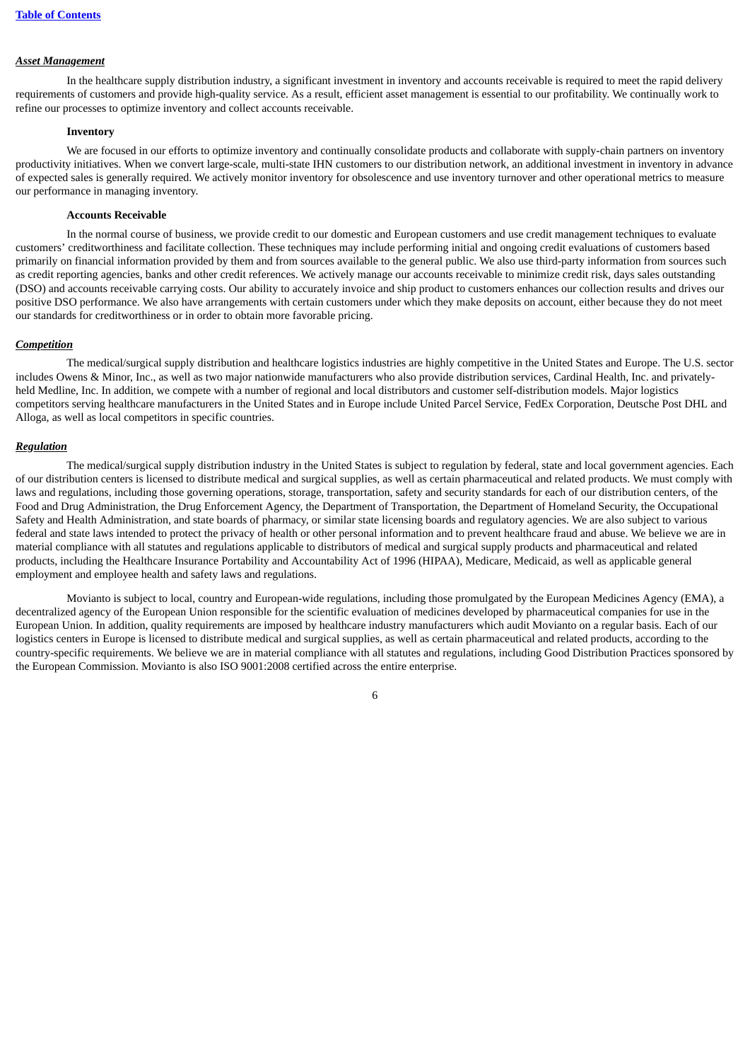***Asset Management***

In the healthcare supply distribution industry, a significant investment in inventory and accounts receivable is required to meet the rapid delivery requirements of customers and provide high-quality service. As a result, efficient asset management is essential to our profitability. We continually work to refine our processes to optimize inventory and collect accounts receivable.

**Inventory**

We are focused in our efforts to optimize inventory and continually consolidate products and collaborate with supply-chain partners on inventory productivity initiatives. When we convert large-scale, multi-state IHN customers to our distribution network, an additional investment in inventory in advance of expected sales is generally required. We actively monitor inventory for obsolescence and use inventory turnover and other operational metrics to measure our performance in managing inventory.

**Accounts Receivable**

In the normal course of business, we provide credit to our domestic and European customers and use credit management techniques to evaluate customers' creditworthiness and facilitate collection. These techniques may include performing initial and ongoing credit evaluations of customers based primarily on financial information provided by them and from sources available to the general public. We also use third-party information from sources such as credit reporting agencies, banks and other credit references. We actively manage our accounts receivable to minimize credit risk, days sales outstanding (DSO) and accounts receivable carrying costs. Our ability to accurately invoice and ship product to customers enhances our collection results and drives our positive DSO performance. We also have arrangements with certain customers under which they make deposits on account, either because they do not meet our standards for creditworthiness or in order to obtain more favorable pricing.

***Competition***

The medical/surgical supply distribution and healthcare logistics industries are highly competitive in the United States and Europe. The U.S. sector includes Owens & Minor, Inc., as well as two major nationwide manufacturers who also provide distribution services, Cardinal Health, Inc. and privately-held Medline, Inc. In addition, we compete with a number of regional and local distributors and customer self-distribution models. Major logistics competitors serving healthcare manufacturers in the United States and in Europe include United Parcel Service, FedEx Corporation, Deutsche Post DHL and Alloga, as well as local competitors in specific countries.

***Regulation***

The medical/surgical supply distribution industry in the United States is subject to regulation by federal, state and local government agencies. Each of our distribution centers is licensed to distribute medical and surgical supplies, as well as certain pharmaceutical and related products. We must comply with laws and regulations, including those governing operations, storage, transportation, safety and security standards for each of our distribution centers, of the Food and Drug Administration, the Drug Enforcement Agency, the Department of Transportation, the Department of Homeland Security, the Occupational Safety and Health Administration, and state boards of pharmacy, or similar state licensing boards and regulatory agencies. We are also subject to various federal and state laws intended to protect the privacy of health or other personal information and to prevent healthcare fraud and abuse. We believe we are in material compliance with all statutes and regulations applicable to distributors of medical and surgical supply products and pharmaceutical and related products, including the Healthcare Insurance Portability and Accountability Act of 1996 (HIPAA), Medicare, Medicaid, as well as applicable general employment and employee health and safety laws and regulations.

Movianto is subject to local, country and European-wide regulations, including those promulgated by the European Medicines Agency (EMA), a decentralized agency of the European Union responsible for the scientific evaluation of medicines developed by pharmaceutical companies for use in the European Union. In addition, quality requirements are imposed by healthcare industry manufacturers which audit Movianto on a regular basis. Each of our logistics centers in Europe is licensed to distribute medical and surgical supplies, as well as certain pharmaceutical and related products, according to the country-specific requirements. We believe we are in material compliance with all statutes and regulations, including Good Distribution Practices sponsored by the European Commission. Movianto is also ISO 9001:2008 certified across the entire enterprise.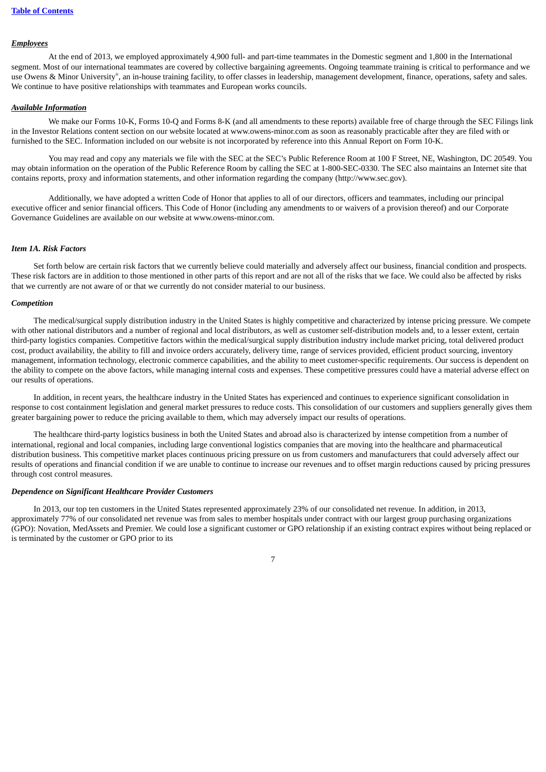***Employees***

At the end of 2013, we employed approximately 4,900 full- and part-time teammates in the Domestic segment and 1,800 in the International segment. Most of our international teammates are covered by collective bargaining agreements. Ongoing teammate training is critical to performance and we use Owens & Minor University®, an in-house training facility, to offer classes in leadership, management development, finance, operations, safety and sales. We continue to have positive relationships with teammates and European works councils.

***Available Information***

We make our Forms 10-K, Forms 10-Q and Forms 8-K (and all amendments to these reports) available free of charge through the SEC Filings link in the Investor Relations content section on our website located at www.owens-minor.com as soon as reasonably practicable after they are filed with or furnished to the SEC. Information included on our website is not incorporated by reference into this Annual Report on Form 10-K.

You may read and copy any materials we file with the SEC at the SEC's Public Reference Room at 100 F Street, NE, Washington, DC 20549. You may obtain information on the operation of the Public Reference Room by calling the SEC at 1-800-SEC-0330. The SEC also maintains an Internet site that contains reports, proxy and information statements, and other information regarding the company (http://www.sec.gov).

Additionally, we have adopted a written Code of Honor that applies to all of our directors, officers and teammates, including our principal executive officer and senior financial officers. This Code of Honor (including any amendments to or waivers of a provision thereof) and our Corporate Governance Guidelines are available on our website at www.owens-minor.com.

## *Item 1A. Risk Factors*

Set forth below are certain risk factors that we currently believe could materially and adversely affect our business, financial condition and prospects. These risk factors are in addition to those mentioned in other parts of this report and are not all of the risks that we face. We could also be affected by risks that we currently are not aware of or that we currently do not consider material to our business.

***Competition***

The medical/surgical supply distribution industry in the United States is highly competitive and characterized by intense pricing pressure. We compete with other national distributors and a number of regional and local distributors, as well as customer self-distribution models and, to a lesser extent, certain third-party logistics companies. Competitive factors within the medical/surgical supply distribution industry include market pricing, total delivered product cost, product availability, the ability to fill and invoice orders accurately, delivery time, range of services provided, efficient product sourcing, inventory management, information technology, electronic commerce capabilities, and the ability to meet customer-specific requirements. Our success is dependent on the ability to compete on the above factors, while managing internal costs and expenses. These competitive pressures could have a material adverse effect on our results of operations.

In addition, in recent years, the healthcare industry in the United States has experienced and continues to experience significant consolidation in response to cost containment legislation and general market pressures to reduce costs. This consolidation of our customers and suppliers generally gives them greater bargaining power to reduce the pricing available to them, which may adversely impact our results of operations.

The healthcare third-party logistics business in both the United States and abroad also is characterized by intense competition from a number of international, regional and local companies, including large conventional logistics companies that are moving into the healthcare and pharmaceutical distribution business. This competitive market places continuous pricing pressure on us from customers and manufacturers that could adversely affect our results of operations and financial condition if we are unable to continue to increase our revenues and to offset margin reductions caused by pricing pressures through cost control measures.

***Dependence on Significant Healthcare Provider Customers***

In 2013, our top ten customers in the United States represented approximately 23% of our consolidated net revenue. In addition, in 2013, approximately 77% of our consolidated net revenue was from sales to member hospitals under contract with our largest group purchasing organizations (GPO): Novation, MedAssets and Premier. We could lose a significant customer or GPO relationship if an existing contract expires without being replaced or is terminated by the customer or GPO prior to its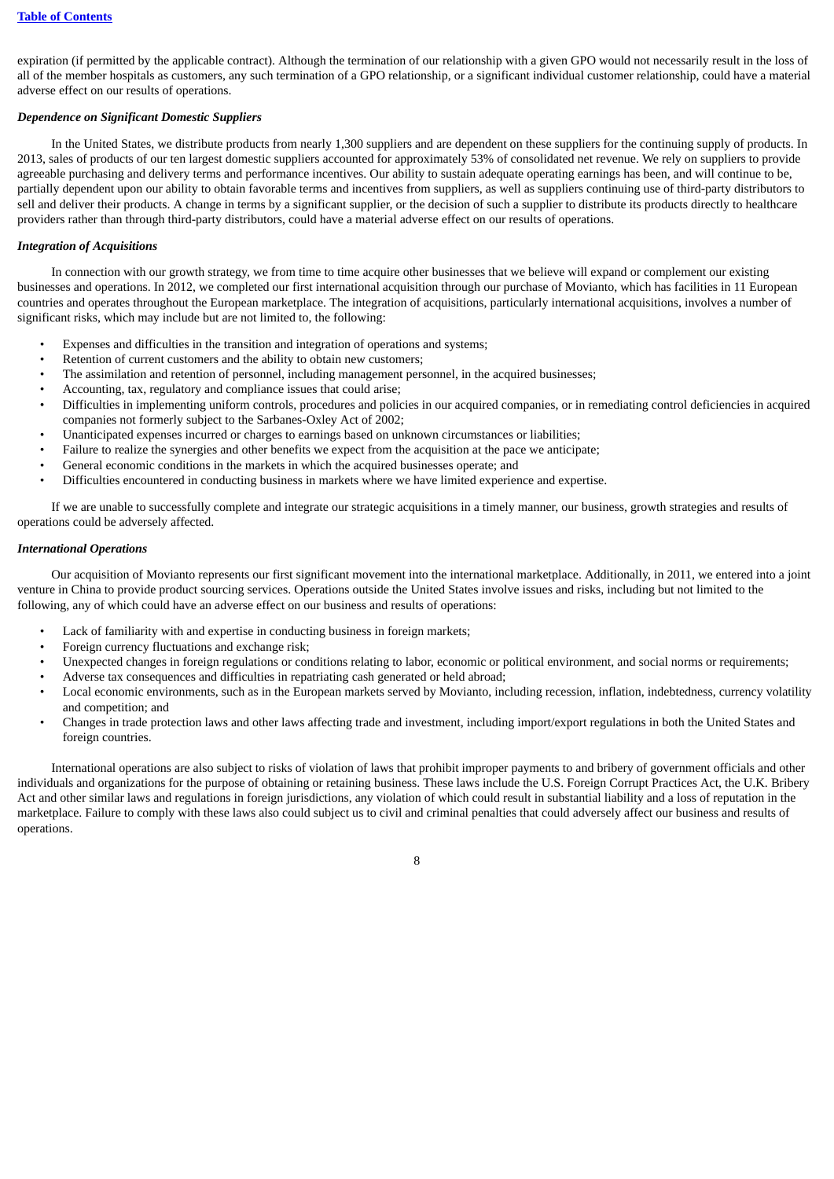expiration (if permitted by the applicable contract). Although the termination of our relationship with a given GPO would not necessarily result in the loss of all of the member hospitals as customers, any such termination of a GPO relationship, or a significant individual customer relationship, could have a material adverse effect on our results of operations.

***Dependence on Significant Domestic Suppliers***

In the United States, we distribute products from nearly 1,300 suppliers and are dependent on these suppliers for the continuing supply of products. In 2013, sales of products of our ten largest domestic suppliers accounted for approximately 53% of consolidated net revenue. We rely on suppliers to provide agreeable purchasing and delivery terms and performance incentives. Our ability to sustain adequate operating earnings has been, and will continue to be, partially dependent upon our ability to obtain favorable terms and incentives from suppliers, as well as suppliers continuing use of third-party distributors to sell and deliver their products. A change in terms by a significant supplier, or the decision of such a supplier to distribute its products directly to healthcare providers rather than through third-party distributors, could have a material adverse effect on our results of operations.

***Integration of Acquisitions***

In connection with our growth strategy, we from time to time acquire other businesses that we believe will expand or complement our existing businesses and operations. In 2012, we completed our first international acquisition through our purchase of Movianto, which has facilities in 11 European countries and operates throughout the European marketplace. The integration of acquisitions, particularly international acquisitions, involves a number of significant risks, which may include but are not limited to, the following:

- Expenses and difficulties in the transition and integration of operations and systems;
- Retention of current customers and the ability to obtain new customers;
- The assimilation and retention of personnel, including management personnel, in the acquired businesses;
- Accounting, tax, regulatory and compliance issues that could arise;
- Difficulties in implementing uniform controls, procedures and policies in our acquired companies, or in remediating control deficiencies in acquired companies not formerly subject to the Sarbanes-Oxley Act of 2002;
- Unanticipated expenses incurred or charges to earnings based on unknown circumstances or liabilities;
- Failure to realize the synergies and other benefits we expect from the acquisition at the pace we anticipate;
- General economic conditions in the markets in which the acquired businesses operate; and
- Difficulties encountered in conducting business in markets where we have limited experience and expertise.

If we are unable to successfully complete and integrate our strategic acquisitions in a timely manner, our business, growth strategies and results of operations could be adversely affected.

***International Operations***

Our acquisition of Movianto represents our first significant movement into the international marketplace. Additionally, in 2011, we entered into a joint venture in China to provide product sourcing services. Operations outside the United States involve issues and risks, including but not limited to the following, any of which could have an adverse effect on our business and results of operations:

- Lack of familiarity with and expertise in conducting business in foreign markets;
- Foreign currency fluctuations and exchange risk;
- Unexpected changes in foreign regulations or conditions relating to labor, economic or political environment, and social norms or requirements;
- Adverse tax consequences and difficulties in repatriating cash generated or held abroad;
- Local economic environments, such as in the European markets served by Movianto, including recession, inflation, indebtedness, currency volatility and competition; and
- Changes in trade protection laws and other laws affecting trade and investment, including import/export regulations in both the United States and foreign countries.

International operations are also subject to risks of violation of laws that prohibit improper payments to and bribery of government officials and other individuals and organizations for the purpose of obtaining or retaining business. These laws include the U.S. Foreign Corrupt Practices Act, the U.K. Bribery Act and other similar laws and regulations in foreign jurisdictions, any violation of which could result in substantial liability and a loss of reputation in the marketplace. Failure to comply with these laws also could subject us to civil and criminal penalties that could adversely affect our business and results of operations.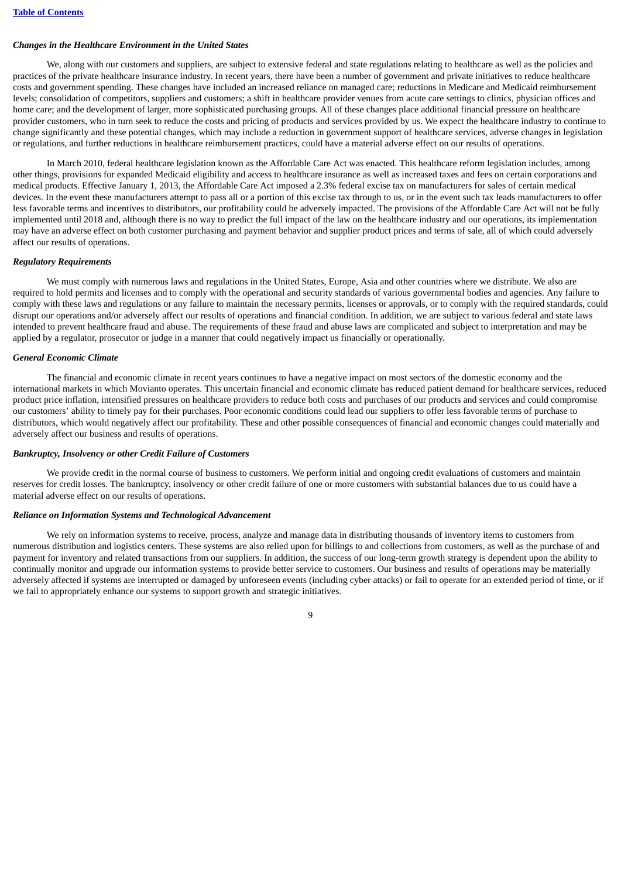*Changes in the Healthcare Environment in the United States*

We, along with our customers and suppliers, are subject to extensive federal and state regulations relating to healthcare as well as the policies and practices of the private healthcare insurance industry. In recent years, there have been a number of government and private initiatives to reduce healthcare costs and government spending. These changes have included an increased reliance on managed care; reductions in Medicare and Medicaid reimbursement levels; consolidation of competitors, suppliers and customers; a shift in healthcare provider venues from acute care settings to clinics, physician offices and home care; and the development of larger, more sophisticated purchasing groups. All of these changes place additional financial pressure on healthcare provider customers, who in turn seek to reduce the costs and pricing of products and services provided by us. We expect the healthcare industry to continue to change significantly and these potential changes, which may include a reduction in government support of healthcare services, adverse changes in legislation or regulations, and further reductions in healthcare reimbursement practices, could have a material adverse effect on our results of operations.

In March 2010, federal healthcare legislation known as the Affordable Care Act was enacted. This healthcare reform legislation includes, among other things, provisions for expanded Medicaid eligibility and access to healthcare insurance as well as increased taxes and fees on certain corporations and medical products. Effective January 1, 2013, the Affordable Care Act imposed a 2.3% federal excise tax on manufacturers for sales of certain medical devices. In the event these manufacturers attempt to pass all or a portion of this excise tax through to us, or in the event such tax leads manufacturers to offer less favorable terms and incentives to distributors, our profitability could be adversely impacted. The provisions of the Affordable Care Act will not be fully implemented until 2018 and, although there is no way to predict the full impact of the law on the healthcare industry and our operations, its implementation may have an adverse effect on both customer purchasing and payment behavior and supplier product prices and terms of sale, all of which could adversely affect our results of operations.

*Regulatory Requirements*

We must comply with numerous laws and regulations in the United States, Europe, Asia and other countries where we distribute. We also are required to hold permits and licenses and to comply with the operational and security standards of various governmental bodies and agencies. Any failure to comply with these laws and regulations or any failure to maintain the necessary permits, licenses or approvals, or to comply with the required standards, could disrupt our operations and/or adversely affect our results of operations and financial condition. In addition, we are subject to various federal and state laws intended to prevent healthcare fraud and abuse. The requirements of these fraud and abuse laws are complicated and subject to interpretation and may be applied by a regulator, prosecutor or judge in a manner that could negatively impact us financially or operationally.

*General Economic Climate*

The financial and economic climate in recent years continues to have a negative impact on most sectors of the domestic economy and the international markets in which Movianto operates. This uncertain financial and economic climate has reduced patient demand for healthcare services, reduced product price inflation, intensified pressures on healthcare providers to reduce both costs and purchases of our products and services and could compromise our customers' ability to timely pay for their purchases. Poor economic conditions could lead our suppliers to offer less favorable terms of purchase to distributors, which would negatively affect our profitability. These and other possible consequences of financial and economic changes could materially and adversely affect our business and results of operations.

*Bankruptcy, Insolvency or other Credit Failure of Customers*

We provide credit in the normal course of business to customers. We perform initial and ongoing credit evaluations of customers and maintain reserves for credit losses. The bankruptcy, insolvency or other credit failure of one or more customers with substantial balances due to us could have a material adverse effect on our results of operations.

*Reliance on Information Systems and Technological Advancement*

We rely on information systems to receive, process, analyze and manage data in distributing thousands of inventory items to customers from numerous distribution and logistics centers. These systems are also relied upon for billings to and collections from customers, as well as the purchase of and payment for inventory and related transactions from our suppliers. In addition, the success of our long-term growth strategy is dependent upon the ability to continually monitor and upgrade our information systems to provide better service to customers. Our business and results of operations may be materially adversely affected if systems are interrupted or damaged by unforeseen events (including cyber attacks) or fail to operate for an extended period of time, or if we fail to appropriately enhance our systems to support growth and strategic initiatives.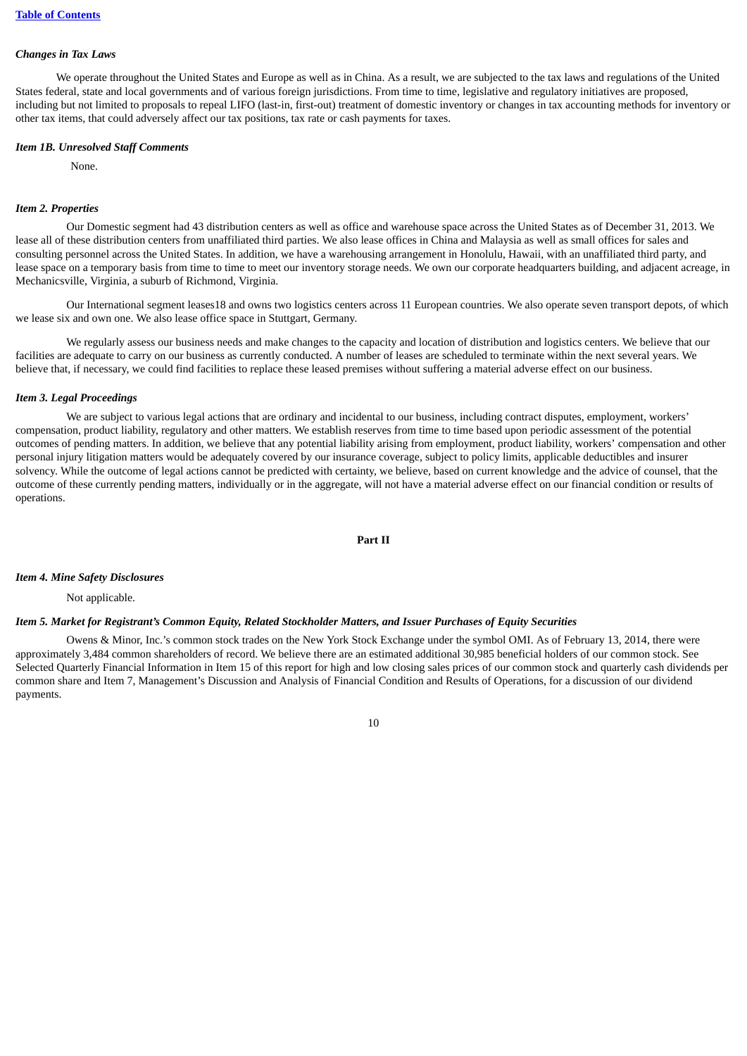### *Changes in Tax Laws*

We operate throughout the United States and Europe as well as in China. As a result, we are subjected to the tax laws and regulations of the United States federal, state and local governments and of various foreign jurisdictions. From time to time, legislative and regulatory initiatives are proposed, including but not limited to proposals to repeal LIFO (last-in, first-out) treatment of domestic inventory or changes in tax accounting methods for inventory or other tax items, that could adversely affect our tax positions, tax rate or cash payments for taxes.

### *Item 1B. Unresolved Staff Comments*

None.

### *Item 2. Properties*

Our Domestic segment had 43 distribution centers as well as office and warehouse space across the United States as of December 31, 2013. We lease all of these distribution centers from unaffiliated third parties. We also lease offices in China and Malaysia as well as small offices for sales and consulting personnel across the United States. In addition, we have a warehousing arrangement in Honolulu, Hawaii, with an unaffiliated third party, and lease space on a temporary basis from time to time to meet our inventory storage needs. We own our corporate headquarters building, and adjacent acreage, in Mechanicsville, Virginia, a suburb of Richmond, Virginia.

Our International segment leases18 and owns two logistics centers across 11 European countries. We also operate seven transport depots, of which we lease six and own one. We also lease office space in Stuttgart, Germany.

We regularly assess our business needs and make changes to the capacity and location of distribution and logistics centers. We believe that our facilities are adequate to carry on our business as currently conducted. A number of leases are scheduled to terminate within the next several years. We believe that, if necessary, we could find facilities to replace these leased premises without suffering a material adverse effect on our business.

### *Item 3. Legal Proceedings*

We are subject to various legal actions that are ordinary and incidental to our business, including contract disputes, employment, workers' compensation, product liability, regulatory and other matters. We establish reserves from time to time based upon periodic assessment of the potential outcomes of pending matters. In addition, we believe that any potential liability arising from employment, product liability, workers' compensation and other personal injury litigation matters would be adequately covered by our insurance coverage, subject to policy limits, applicable deductibles and insurer solvency. While the outcome of legal actions cannot be predicted with certainty, we believe, based on current knowledge and the advice of counsel, that the outcome of these currently pending matters, individually or in the aggregate, will not have a material adverse effect on our financial condition or results of operations.

## Part II

### *Item 4. Mine Safety Disclosures*

Not applicable.

### *Item 5. Market for Registrant's Common Equity, Related Stockholder Matters, and Issuer Purchases of Equity Securities*

Owens & Minor, Inc.'s common stock trades on the New York Stock Exchange under the symbol OMI. As of February 13, 2014, there were approximately 3,484 common shareholders of record. We believe there are an estimated additional 30,985 beneficial holders of our common stock. See Selected Quarterly Financial Information in Item 15 of this report for high and low closing sales prices of our common stock and quarterly cash dividends per common share and Item 7, Management's Discussion and Analysis of Financial Condition and Results of Operations, for a discussion of our dividend payments.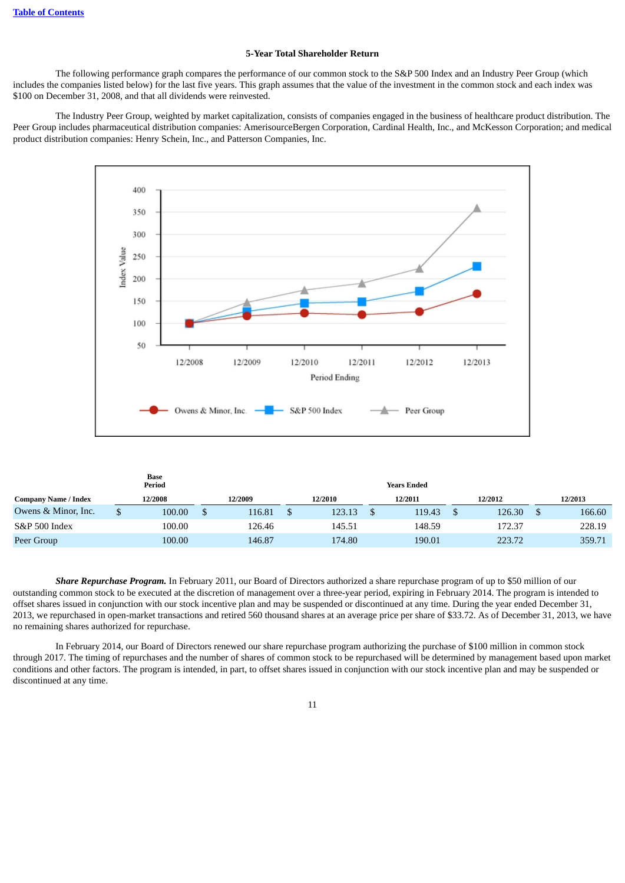[Table of Contents](#)

### 5-Year Total Shareholder Return

The following performance graph compares the performance of our common stock to the S&P 500 Index and an Industry Peer Group (which includes the companies listed below) for the last five years. This graph assumes that the value of the investment in the common stock and each index was $100 on December 31, 2008, and that all dividends were reinvested.

The Industry Peer Group, weighted by market capitalization, consists of companies engaged in the business of healthcare product distribution. The Peer Group includes pharmaceutical distribution companies: AmerisourceBergen Corporation, Cardinal Health, Inc., and McKesson Corporation; and medical product distribution companies: Henry Schein, Inc., and Patterson Companies, Inc.

| Company Name / Index | Base Period 12/2008 | Years Ended 12/2009 | 12/2010 | 12/2011 | 12/2012 | 12/2013 |
|---|---|---|---|---|---|---|
| Owens & Minor, Inc. | $ 100.00 | $ 116.81 | $ 123.13 | $ 119.43 | $ 126.30 | $ 166.60 |
| S&P 500 Index | 100.00 | 126.46 | 145.51 | 148.59 | 172.37 | 228.19 |
| Peer Group | 100.00 | 146.87 | 174.80 | 190.01 | 223.72 | 359.71 |

***Share Repurchase Program.*** In February 2011, our Board of Directors authorized a share repurchase program of up to $50 million of our outstanding common stock to be executed at the discretion of management over a three-year period, expiring in February 2014. The program is intended to offset shares issued in conjunction with our stock incentive plan and may be suspended or discontinued at any time. During the year ended December 31, 2013, we repurchased in open-market transactions and retired 560 thousand shares at an average price per share of $33.72. As of December 31, 2013, we have no remaining shares authorized for repurchase.

In February 2014, our Board of Directors renewed our share repurchase program authorizing the purchase of $100 million in common stock through 2017. The timing of repurchases and the number of shares of common stock to be repurchased will be determined by management based upon market conditions and other factors. The program is intended, in part, to offset shares issued in conjunction with our stock incentive plan and may be suspended or discontinued at any time.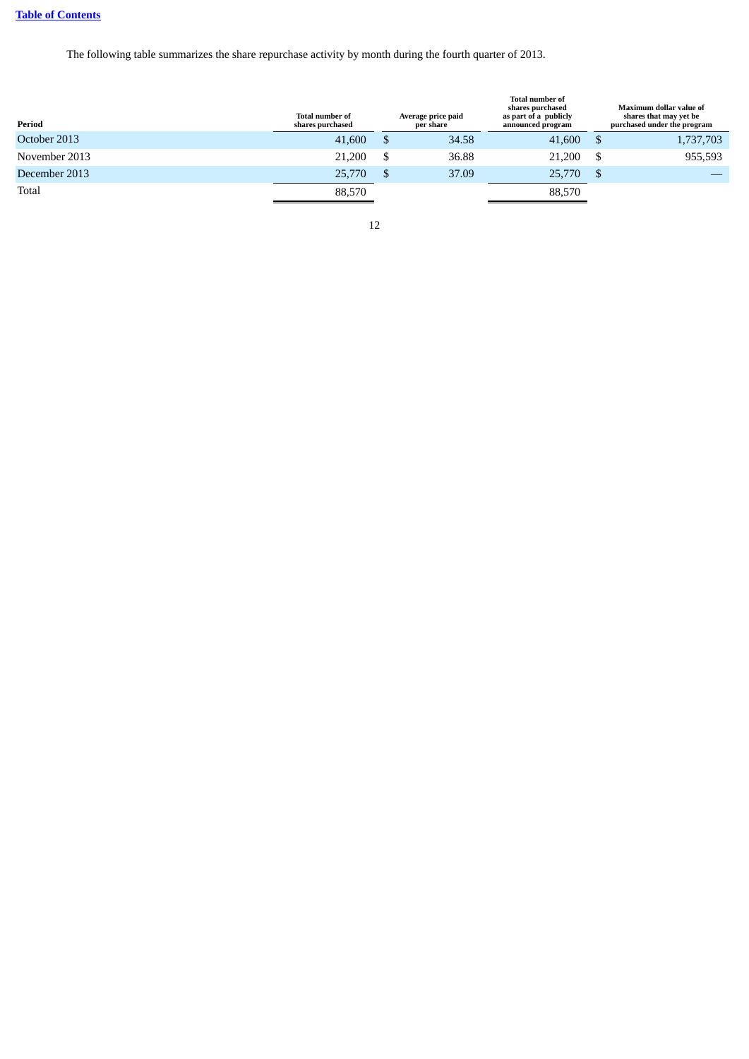The following table summarizes the share repurchase activity by month during the fourth quarter of 2013.

| Period | Total number of shares purchased | Average price paid per share | Total number of shares purchased as part of a publicly announced program | Maximum dollar value of shares that may yet be purchased under the program |
|---|---|---|---|---|
| October 2013 | 41,600 | $ 34.58 | 41,600 | $ 1,737,703 |
| November 2013 | 21,200 | $ 36.88 | 21,200 | $ 955,593 |
| December 2013 | 25,770 | $ 37.09 | 25,770 | $ — |
| Total | 88,570 | | 88,570 | |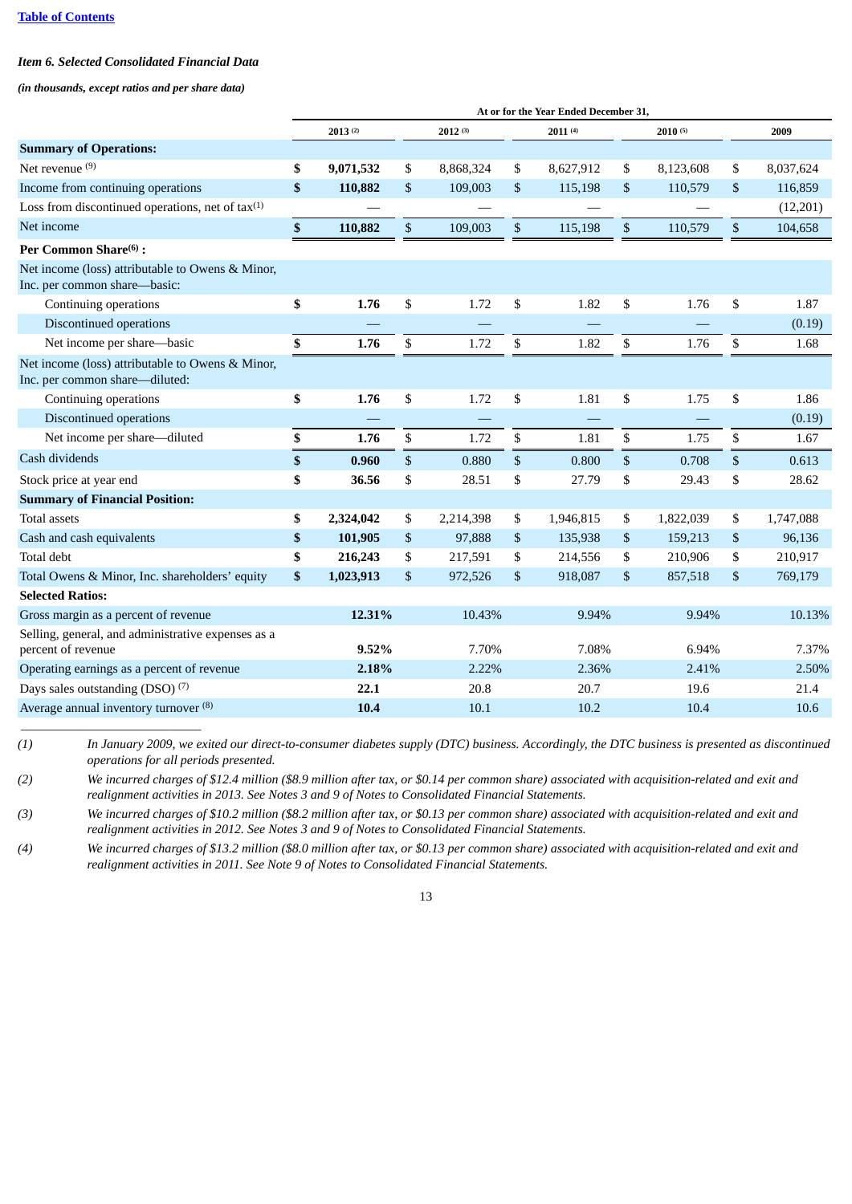[Table of Contents]

*Item 6. Selected Consolidated Financial Data*

***(in thousands, except ratios and per share data)***

| | At or for the Year Ended December 31, | | | | |
|---|---|---|---|---|---|
| | **2013** [(2)] | **2012** [(3)] | **2011** [(4)] | **2010** [(5)] | **2009** |
| **Summary of Operations:** | | | | | |
| Net revenue [(9)] | **$ 9,071,532** | $ 8,868,324 | $ 8,627,912 | $ 8,123,608 | $ 8,037,624 |
| Income from continuing operations | **$ 110,882** | $ 109,003 | $ 115,198 | $ 110,579 | $ 116,859 |
| Loss from discontinued operations, net of tax[(1)] | **—** | — | — | — | (12,201) |
| Net income | **$ 110,882** | $ 109,003 | $ 115,198 | $ 110,579 | $ 104,658 |
| **Per Common Share[(6)] :** | | | | | |
| Net income (loss) attributable to Owens & Minor, Inc. per common share—basic: | | | | | |
| Continuing operations | **$ 1.76** | $ 1.72 | $ 1.82 | $ 1.76 | $ 1.87 |
| Discontinued operations | **—** | — | — | — | (0.19) |
| Net income per share—basic | **$ 1.76** | $ 1.72 | $ 1.82 | $ 1.76 | $ 1.68 |
| Net income (loss) attributable to Owens & Minor, Inc. per common share—diluted: | | | | | |
| Continuing operations | **$ 1.76** | $ 1.72 | $ 1.81 | $ 1.75 | $ 1.86 |
| Discontinued operations | **—** | — | — | — | (0.19) |
| Net income per share—diluted | **$ 1.76** | $ 1.72 | $ 1.81 | $ 1.75 | $ 1.67 |
| Cash dividends | **$ 0.960** | $ 0.880 | $ 0.800 | $ 0.708 | $ 0.613 |
| Stock price at year end | **$ 36.56** | $ 28.51 | $ 27.79 | $ 29.43 | $ 28.62 |
| **Summary of Financial Position:** | | | | | |
| Total assets | **$ 2,324,042** | $ 2,214,398 | $ 1,946,815 | $ 1,822,039 | $ 1,747,088 |
| Cash and cash equivalents | **$ 101,905** | $ 97,888 | $ 135,938 | $ 159,213 | $ 96,136 |
| Total debt | **$ 216,243** | $ 217,591 | $ 214,556 | $ 210,906 | $ 210,917 |
| Total Owens & Minor, Inc. shareholders' equity | **$ 1,023,913** | $ 972,526 | $ 918,087 | $ 857,518 | $ 769,179 |
| **Selected Ratios:** | | | | | |
| Gross margin as a percent of revenue | **12.31%** | 10.43% | 9.94% | 9.94% | 10.13% |
| Selling, general, and administrative expenses as a percent of revenue | **9.52%** | 7.70% | 7.08% | 6.94% | 7.37% |
| Operating earnings as a percent of revenue | **2.18%** | 2.22% | 2.36% | 2.41% | 2.50% |
| Days sales outstanding (DSO) [(7)] | **22.1** | 20.8 | 20.7 | 19.6 | 21.4 |
| Average annual inventory turnover [(8)] | **10.4** | 10.1 | 10.2 | 10.4 | 10.6 |

*(1) In January 2009, we exited our direct-to-consumer diabetes supply (DTC) business. Accordingly, the DTC business is presented as discontinued operations for all periods presented.*

*(2) We incurred charges of $12.4 million ($8.9 million after tax, or $0.14 per common share) associated with acquisition-related and exit and realignment activities in 2013. See Notes 3 and 9 of Notes to Consolidated Financial Statements.*

*(3) We incurred charges of $10.2 million ($8.2 million after tax, or $0.13 per common share) associated with acquisition-related and exit and realignment activities in 2012. See Notes 3 and 9 of Notes to Consolidated Financial Statements.*

*(4) We incurred charges of $13.2 million ($8.0 million after tax, or $0.13 per common share) associated with acquisition-related and exit and realignment activities in 2011. See Note 9 of Notes to Consolidated Financial Statements.*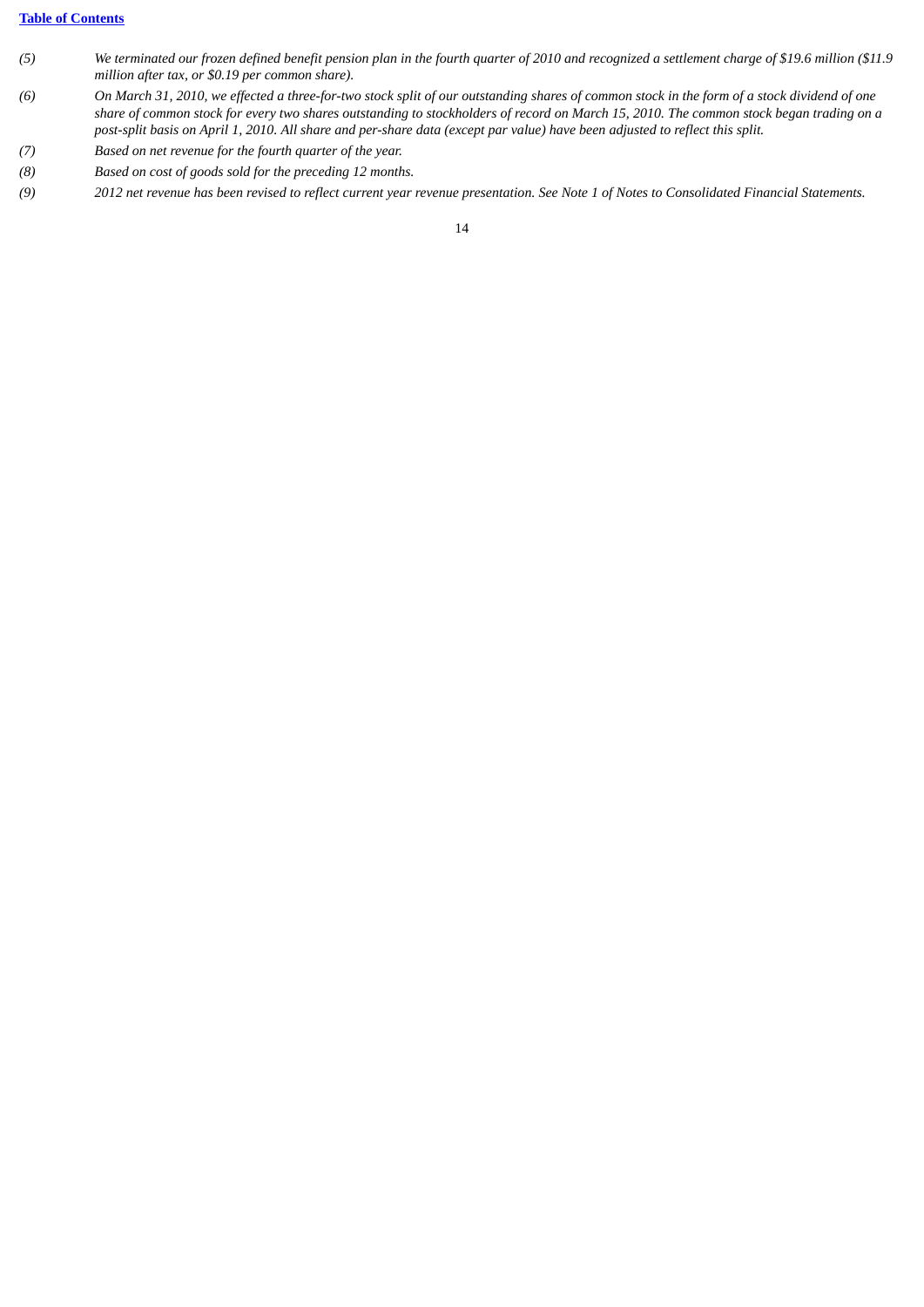*(5)* *We terminated our frozen defined benefit pension plan in the fourth quarter of 2010 and recognized a settlement charge of $19.6 million ($11.9 million after tax, or $0.19 per common share).*

*(6)* *On March 31, 2010, we effected a three-for-two stock split of our outstanding shares of common stock in the form of a stock dividend of one share of common stock for every two shares outstanding to stockholders of record on March 15, 2010. The common stock began trading on a post-split basis on April 1, 2010. All share and per-share data (except par value) have been adjusted to reflect this split.*

*(7)* *Based on net revenue for the fourth quarter of the year.*

*(8)* *Based on cost of goods sold for the preceding 12 months.*

*(9)* *2012 net revenue has been revised to reflect current year revenue presentation. See Note 1 of Notes to Consolidated Financial Statements.*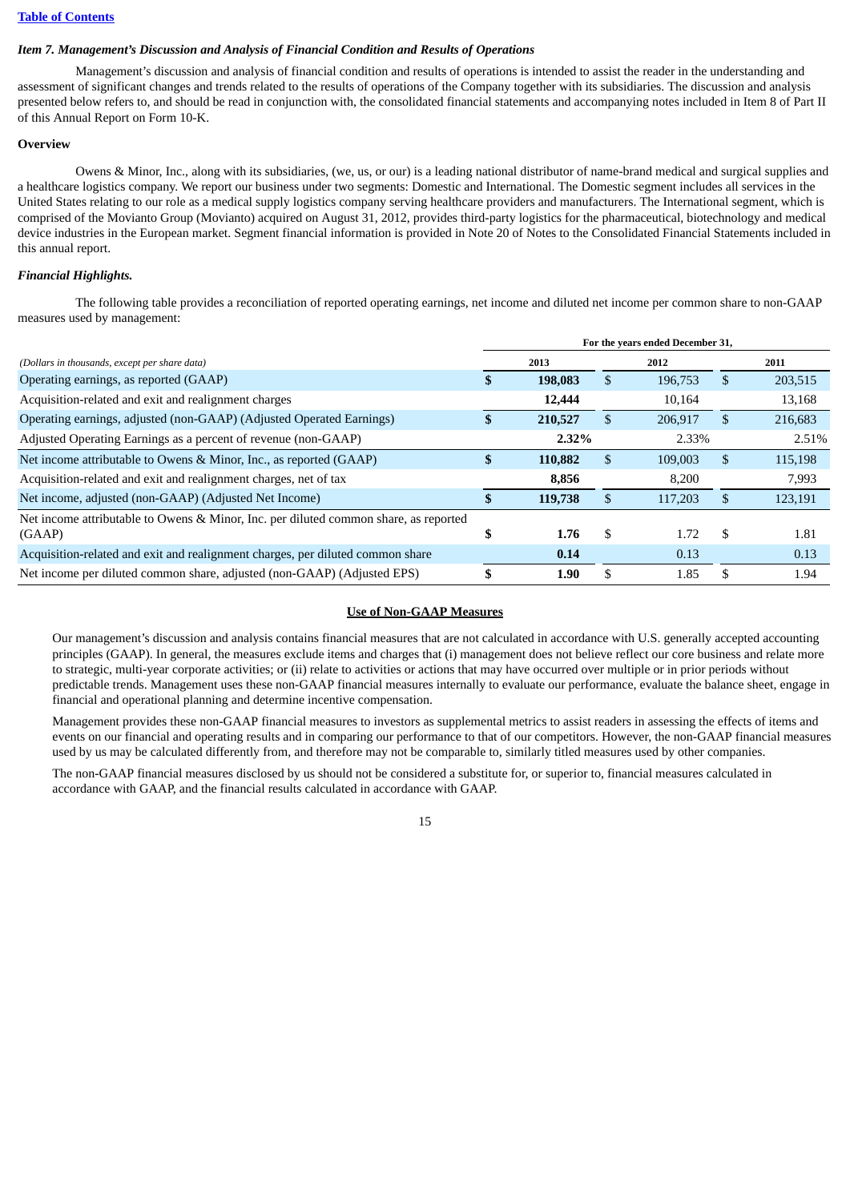[Table of Contents](#)

### *Item 7. Management's Discussion and Analysis of Financial Condition and Results of Operations*

Management's discussion and analysis of financial condition and results of operations is intended to assist the reader in the understanding and assessment of significant changes and trends related to the results of operations of the Company together with its subsidiaries. The discussion and analysis presented below refers to, and should be read in conjunction with, the consolidated financial statements and accompanying notes included in Item 8 of Part II of this Annual Report on Form 10-K.

**Overview**

Owens & Minor, Inc., along with its subsidiaries, (we, us, or our) is a leading national distributor of name-brand medical and surgical supplies and a healthcare logistics company. We report our business under two segments: Domestic and International. The Domestic segment includes all services in the United States relating to our role as a medical supply logistics company serving healthcare providers and manufacturers. The International segment, which is comprised of the Movianto Group (Movianto) acquired on August 31, 2012, provides third-party logistics for the pharmaceutical, biotechnology and medical device industries in the European market. Segment financial information is provided in Note 20 of Notes to the Consolidated Financial Statements included in this annual report.

***Financial Highlights.***

The following table provides a reconciliation of reported operating earnings, net income and diluted net income per common share to non-GAAP measures used by management:

| *(Dollars in thousands, except per share data)* | For the years ended December 31, 2013 | 2012 | 2011 |
|---|---|---|---|
| Operating earnings, as reported (GAAP) | **$ 198,083** | $ 196,753 | $ 203,515 |
| Acquisition-related and exit and realignment charges | **12,444** | 10,164 | 13,168 |
| Operating earnings, adjusted (non-GAAP) (Adjusted Operated Earnings) | **$ 210,527** | $ 206,917 | $ 216,683 |
| Adjusted Operating Earnings as a percent of revenue (non-GAAP) | **2.32%** | 2.33% | 2.51% |
| Net income attributable to Owens & Minor, Inc., as reported (GAAP) | **$ 110,882** | $ 109,003 | $ 115,198 |
| Acquisition-related and exit and realignment charges, net of tax | **8,856** | 8,200 | 7,993 |
| Net income, adjusted (non-GAAP) (Adjusted Net Income) | **$ 119,738** | $ 117,203 | $ 123,191 |
| Net income attributable to Owens & Minor, Inc. per diluted common share, as reported (GAAP) | **$ 1.76** | $ 1.72 | $ 1.81 |
| Acquisition-related and exit and realignment charges, per diluted common share | **0.14** | 0.13 | 0.13 |
| Net income per diluted common share, adjusted (non-GAAP) (Adjusted EPS) | **$ 1.90** | $ 1.85 | $ 1.94 |

**Use of Non-GAAP Measures**

Our management's discussion and analysis contains financial measures that are not calculated in accordance with U.S. generally accepted accounting principles (GAAP). In general, the measures exclude items and charges that (i) management does not believe reflect our core business and relate more to strategic, multi-year corporate activities; or (ii) relate to activities or actions that may have occurred over multiple or in prior periods without predictable trends. Management uses these non-GAAP financial measures internally to evaluate our performance, evaluate the balance sheet, engage in financial and operational planning and determine incentive compensation.

Management provides these non-GAAP financial measures to investors as supplemental metrics to assist readers in assessing the effects of items and events on our financial and operating results and in comparing our performance to that of our competitors. However, the non-GAAP financial measures used by us may be calculated differently from, and therefore may not be comparable to, similarly titled measures used by other companies.

The non-GAAP financial measures disclosed by us should not be considered a substitute for, or superior to, financial measures calculated in accordance with GAAP, and the financial results calculated in accordance with GAAP.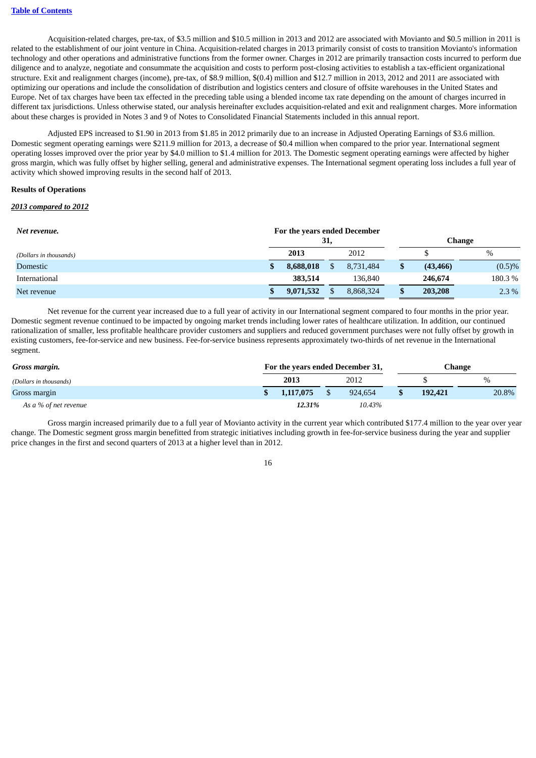[Table of Contents](#)

Acquisition-related charges, pre-tax, of $3.5 million and $10.5 million in 2013 and 2012 are associated with Movianto and $0.5 million in 2011 is related to the establishment of our joint venture in China. Acquisition-related charges in 2013 primarily consist of costs to transition Movianto's information technology and other operations and administrative functions from the former owner. Charges in 2012 are primarily transaction costs incurred to perform due diligence and to analyze, negotiate and consummate the acquisition and costs to perform post-closing activities to establish a tax-efficient organizational structure. Exit and realignment charges (income), pre-tax, of $8.9 million, $(0.4) million and $12.7 million in 2013, 2012 and 2011 are associated with optimizing our operations and include the consolidation of distribution and logistics centers and closure of offsite warehouses in the United States and Europe. Net of tax charges have been tax effected in the preceding table using a blended income tax rate depending on the amount of charges incurred in different tax jurisdictions. Unless otherwise stated, our analysis hereinafter excludes acquisition-related and exit and realignment charges. More information about these charges is provided in Notes 3 and 9 of Notes to Consolidated Financial Statements included in this annual report.

Adjusted EPS increased to $1.90 in 2013 from $1.85 in 2012 primarily due to an increase in Adjusted Operating Earnings of $3.6 million. Domestic segment operating earnings were $211.9 million for 2013, a decrease of $0.4 million when compared to the prior year. International segment operating losses improved over the prior year by $4.0 million to $1.4 million for 2013. The Domestic segment operating earnings were affected by higher gross margin, which was fully offset by higher selling, general and administrative expenses. The International segment operating loss includes a full year of activity which showed improving results in the second half of 2013.

**Results of Operations**

***2013 compared to 2012***

| ***Net revenue.*** | For the years ended December 31, | | Change | |
|---|---|---|---|---|
| *(Dollars in thousands)* | **2013** | 2012 | $ | % |
| Domestic | **$ 8,688,018** | $ 8,731,484 | **$ (43,466)** | (0.5)% |
| International | **383,514** | 136,840 | **246,674** | 180.3 % |
| Net revenue | **$ 9,071,532** | $ 8,868,324 | **$ 203,208** | 2.3 % |

Net revenue for the current year increased due to a full year of activity in our International segment compared to four months in the prior year. Domestic segment revenue continued to be impacted by ongoing market trends including lower rates of healthcare utilization. In addition, our continued rationalization of smaller, less profitable healthcare provider customers and suppliers and reduced government purchases were not fully offset by growth in existing customers, fee-for-service and new business. Fee-for-service business represents approximately two-thirds of net revenue in the International segment.

| ***Gross margin.*** | For the years ended December 31, | | Change | |
|---|---|---|---|---|
| *(Dollars in thousands)* | **2013** | 2012 | $ | % |
| Gross margin | **$ 1,117,075** | $ 924,654 | **$ 192,421** | 20.8% |
| *As a % of net revenue* | ***12.31%*** | *10.43%* | | |

Gross margin increased primarily due to a full year of Movianto activity in the current year which contributed $177.4 million to the year over year change. The Domestic segment gross margin benefitted from strategic initiatives including growth in fee-for-service business during the year and supplier price changes in the first and second quarters of 2013 at a higher level than in 2012.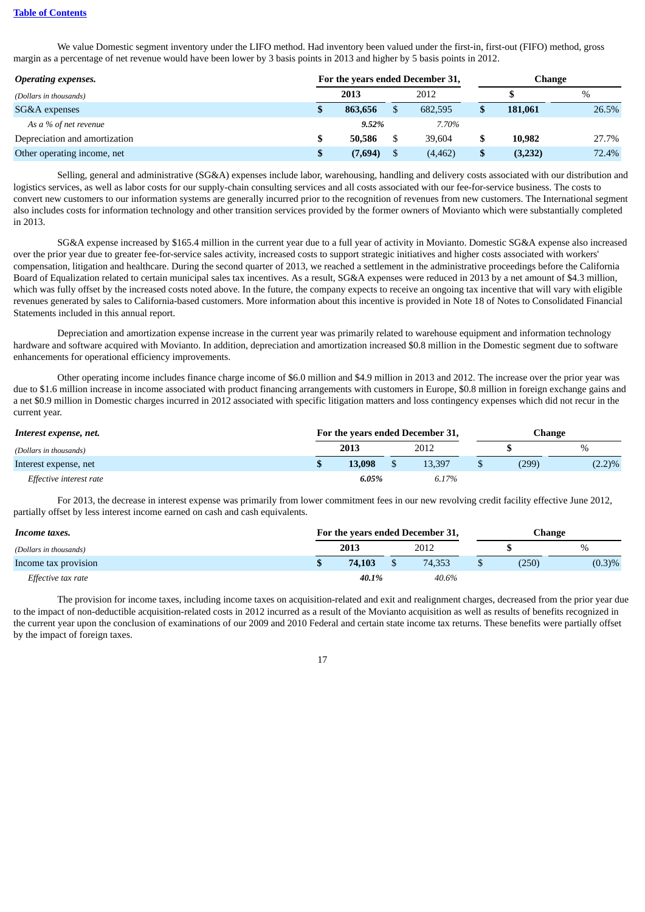We value Domestic segment inventory under the LIFO method. Had inventory been valued under the first-in, first-out (FIFO) method, gross margin as a percentage of net revenue would have been lower by 3 basis points in 2013 and higher by 5 basis points in 2012.

| ***Operating expenses.*** | For the years ended December 31, | | Change | |
|---|---|---|---|---|
| *(Dollars in thousands)* | **2013** | 2012 | **$** | % |
| SG&A expenses | **$ 863,656** | $ 682,595 | **$ 181,061** | 26.5% |
| *As a % of net revenue* | ***9.52%*** | *7.70%* | | |
| Depreciation and amortization | **$ 50,586** | $ 39,604 | **$ 10,982** | 27.7% |
| Other operating income, net | **$ (7,694)** | $ (4,462) | **$ (3,232)** | 72.4% |

Selling, general and administrative (SG&A) expenses include labor, warehousing, handling and delivery costs associated with our distribution and logistics services, as well as labor costs for our supply-chain consulting services and all costs associated with our fee-for-service business. The costs to convert new customers to our information systems are generally incurred prior to the recognition of revenues from new customers. The International segment also includes costs for information technology and other transition services provided by the former owners of Movianto which were substantially completed in 2013.

SG&A expense increased by $165.4 million in the current year due to a full year of activity in Movianto. Domestic SG&A expense also increased over the prior year due to greater fee-for-service sales activity, increased costs to support strategic initiatives and higher costs associated with workers' compensation, litigation and healthcare. During the second quarter of 2013, we reached a settlement in the administrative proceedings before the California Board of Equalization related to certain municipal sales tax incentives. As a result, SG&A expenses were reduced in 2013 by a net amount of $4.3 million, which was fully offset by the increased costs noted above. In the future, the company expects to receive an ongoing tax incentive that will vary with eligible revenues generated by sales to California-based customers. More information about this incentive is provided in Note 18 of Notes to Consolidated Financial Statements included in this annual report.

Depreciation and amortization expense increase in the current year was primarily related to warehouse equipment and information technology hardware and software acquired with Movianto. In addition, depreciation and amortization increased $0.8 million in the Domestic segment due to software enhancements for operational efficiency improvements.

Other operating income includes finance charge income of $6.0 million and $4.9 million in 2013 and 2012. The increase over the prior year was due to $1.6 million increase in income associated with product financing arrangements with customers in Europe, $0.8 million in foreign exchange gains and a net $0.9 million in Domestic charges incurred in 2012 associated with specific litigation matters and loss contingency expenses which did not recur in the current year.

| ***Interest expense, net.*** | For the years ended December 31, | | Change | |
|---|---|---|---|---|
| *(Dollars in thousands)* | **2013** | 2012 | **$** | % |
| Interest expense, net | **$ 13,098** | $ 13,397 | $ (299) | (2.2)% |
| *Effective interest rate* | ***6.05%*** | *6.17%* | | |

For 2013, the decrease in interest expense was primarily from lower commitment fees in our new revolving credit facility effective June 2012, partially offset by less interest income earned on cash and cash equivalents.

| ***Income taxes.*** | For the years ended December 31, | | Change | |
|---|---|---|---|---|
| *(Dollars in thousands)* | **2013** | 2012 | **$** | % |
| Income tax provision | **$ 74,103** | $ 74,353 | $ (250) | (0.3)% |
| *Effective tax rate* | ***40.1%*** | *40.6%* | | |

The provision for income taxes, including income taxes on acquisition-related and exit and realignment charges, decreased from the prior year due to the impact of non-deductible acquisition-related costs in 2012 incurred as a result of the Movianto acquisition as well as results of benefits recognized in the current year upon the conclusion of examinations of our 2009 and 2010 Federal and certain state income tax returns. These benefits were partially offset by the impact of foreign taxes.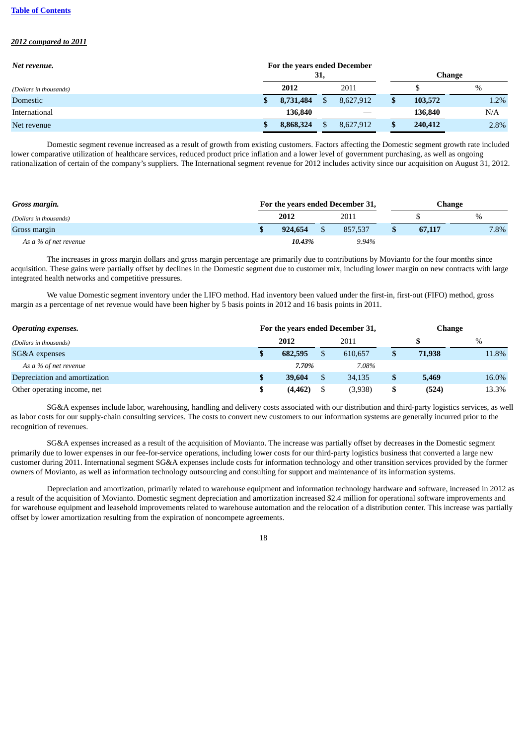***2012 compared to 2011***

| ***Net revenue.*** | For the years ended December 31, | | Change | |
|---|---|---|---|---|
| *(Dollars in thousands)* | **2012** | 2011 | $ | % |
| Domestic | **$ 8,731,484** | $ 8,627,912 | **$ 103,572** | 1.2% |
| International | **136,840** | — | **136,840** | N/A |
| Net revenue | **$ 8,868,324** | $ 8,627,912 | **$ 240,412** | 2.8% |

Domestic segment revenue increased as a result of growth from existing customers. Factors affecting the Domestic segment growth rate included lower comparative utilization of healthcare services, reduced product price inflation and a lower level of government purchasing, as well as ongoing rationalization of certain of the company's suppliers. The International segment revenue for 2012 includes activity since our acquisition on August 31, 2012.

| ***Gross margin.*** | For the years ended December 31, | | Change | |
|---|---|---|---|---|
| *(Dollars in thousands)* | **2012** | 2011 | $ | % |
| Gross margin | **$ 924,654** | $ 857,537 | **$ 67,117** | 7.8% |
| *As a % of net revenue* | ***10.43%*** | *9.94%* | | |

The increases in gross margin dollars and gross margin percentage are primarily due to contributions by Movianto for the four months since acquisition. These gains were partially offset by declines in the Domestic segment due to customer mix, including lower margin on new contracts with large integrated health networks and competitive pressures.

We value Domestic segment inventory under the LIFO method. Had inventory been valued under the first-in, first-out (FIFO) method, gross margin as a percentage of net revenue would have been higher by 5 basis points in 2012 and 16 basis points in 2011.

| ***Operating expenses.*** | For the years ended December 31, | | Change | |
|---|---|---|---|---|
| *(Dollars in thousands)* | **2012** | 2011 | **$** | % |
| SG&A expenses | **$ 682,595** | $ 610,657 | **$ 71,938** | 11.8% |
| *As a % of net revenue* | ***7.70%*** | *7.08%* | | |
| Depreciation and amortization | **$ 39,604** | $ 34,135 | **$ 5,469** | 16.0% |
| Other operating income, net | **$ (4,462)** | $ (3,938) | **$ (524)** | 13.3% |

SG&A expenses include labor, warehousing, handling and delivery costs associated with our distribution and third-party logistics services, as well as labor costs for our supply-chain consulting services. The costs to convert new customers to our information systems are generally incurred prior to the recognition of revenues.

SG&A expenses increased as a result of the acquisition of Movianto. The increase was partially offset by decreases in the Domestic segment primarily due to lower expenses in our fee-for-service operations, including lower costs for our third-party logistics business that converted a large new customer during 2011. International segment SG&A expenses include costs for information technology and other transition services provided by the former owners of Movianto, as well as information technology outsourcing and consulting for support and maintenance of its information systems.

Depreciation and amortization, primarily related to warehouse equipment and information technology hardware and software, increased in 2012 as a result of the acquisition of Movianto. Domestic segment depreciation and amortization increased $2.4 million for operational software improvements and for warehouse equipment and leasehold improvements related to warehouse automation and the relocation of a distribution center. This increase was partially offset by lower amortization resulting from the expiration of noncompete agreements.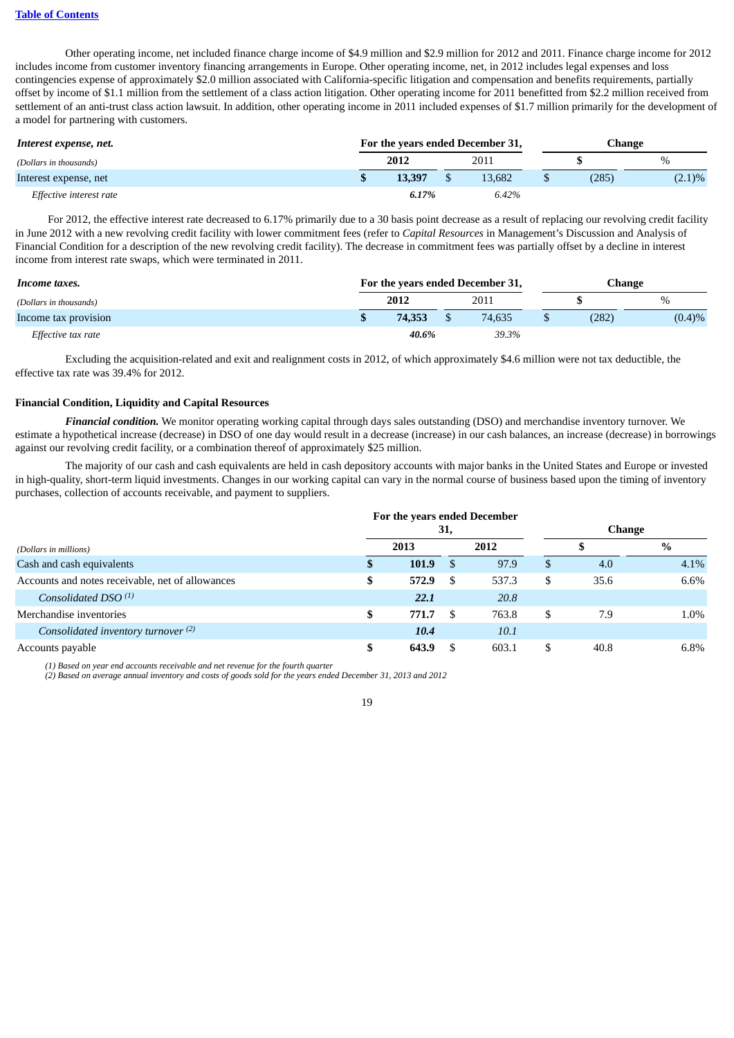Other operating income, net included finance charge income of $4.9 million and $2.9 million for 2012 and 2011. Finance charge income for 2012 includes income from customer inventory financing arrangements in Europe. Other operating income, net, in 2012 includes legal expenses and loss contingencies expense of approximately $2.0 million associated with California-specific litigation and compensation and benefits requirements, partially offset by income of $1.1 million from the settlement of a class action litigation. Other operating income for 2011 benefitted from $2.2 million received from settlement of an anti-trust class action lawsuit. In addition, other operating income in 2011 included expenses of $1.7 million primarily for the development of a model for partnering with customers.

| ***Interest expense, net.*** | For the years ended December 31, | | Change | |
|---|---|---|---|---|
| *(Dollars in thousands)* | **2012** | 2011 | $ | % |
| Interest expense, net | **$ 13,397** | $ 13,682 | $ (285) | (2.1)% |
| *Effective interest rate* | ***6.17%*** | *6.42%* | | |

For 2012, the effective interest rate decreased to 6.17% primarily due to a 30 basis point decrease as a result of replacing our revolving credit facility in June 2012 with a new revolving credit facility with lower commitment fees (refer to *Capital Resources* in Management's Discussion and Analysis of Financial Condition for a description of the new revolving credit facility). The decrease in commitment fees was partially offset by a decline in interest income from interest rate swaps, which were terminated in 2011.

| ***Income taxes.*** | For the years ended December 31, | | Change | |
|---|---|---|---|---|
| *(Dollars in thousands)* | **2012** | 2011 | $ | % |
| Income tax provision | **$ 74,353** | $ 74,635 | $ (282) | (0.4)% |
| *Effective tax rate* | ***40.6%*** | *39.3%* | | |

Excluding the acquisition-related and exit and realignment costs in 2012, of which approximately $4.6 million were not tax deductible, the effective tax rate was 39.4% for 2012.

**Financial Condition, Liquidity and Capital Resources**

***Financial condition.*** We monitor operating working capital through days sales outstanding (DSO) and merchandise inventory turnover. We estimate a hypothetical increase (decrease) in DSO of one day would result in a decrease (increase) in our cash balances, an increase (decrease) in borrowings against our revolving credit facility, or a combination thereof of approximately $25 million.

The majority of our cash and cash equivalents are held in cash depository accounts with major banks in the United States and Europe or invested in high-quality, short-term liquid investments. Changes in our working capital can vary in the normal course of business based upon the timing of inventory purchases, collection of accounts receivable, and payment to suppliers.

| | For the years ended December 31, | | Change | |
|---|---|---|---|---|
| *(Dollars in millions)* | **2013** | **2012** | **$** | **%** |
| Cash and cash equivalents | **$ 101.9** | $ 97.9 | $ 4.0 | 4.1% |
| Accounts and notes receivable, net of allowances | **$ 572.9** | $ 537.3 | $ 35.6 | 6.6% |
| *Consolidated DSO [(1)]* | ***22.1*** | *20.8* | | |
| Merchandise inventories | **$ 771.7** | $ 763.8 | $ 7.9 | 1.0% |
| *Consolidated inventory turnover [(2)]* | ***10.4*** | *10.1* | | |
| Accounts payable | **$ 643.9** | $ 603.1 | $ 40.8 | 6.8% |

*(1) Based on year end accounts receivable and net revenue for the fourth quarter*
*(2) Based on average annual inventory and costs of goods sold for the years ended December 31, 2013 and 2012*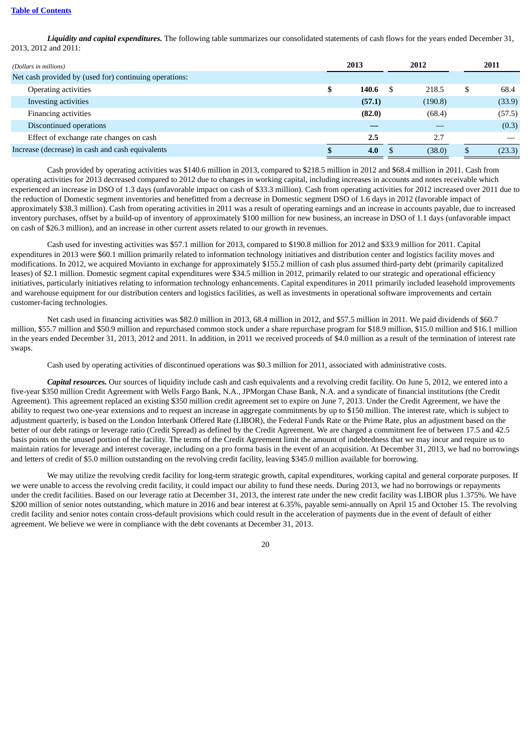***Liquidity and capital expenditures.*** The following table summarizes our consolidated statements of cash flows for the years ended December 31, 2013, 2012 and 2011:

| *(Dollars in millions)* | 2013 | 2012 | 2011 |
|---|---|---|---|
| Net cash provided by (used for) continuing operations: | | | |
| Operating activities | **$ 140.6** | $ 218.5 | $ 68.4 |
| Investing activities | **(57.1)** | (190.8) | (33.9) |
| Financing activities | **(82.0)** | (68.4) | (57.5) |
| Discontinued operations | **—** | — | (0.3) |
| Effect of exchange rate changes on cash | **2.5** | 2.7 | — |
| Increase (decrease) in cash and cash equivalents | **$ 4.0** | $ (38.0) | $ (23.3) |

Cash provided by operating activities was $140.6 million in 2013, compared to $218.5 million in 2012 and $68.4 million in 2011. Cash from operating activities for 2013 decreased compared to 2012 due to changes in working capital, including increases in accounts and notes receivable which experienced an increase in DSO of 1.3 days (unfavorable impact on cash of $33.3 million). Cash from operating activities for 2012 increased over 2011 due to the reduction of Domestic segment inventories and benefitted from a decrease in Domestic segment DSO of 1.6 days in 2012 (favorable impact of approximately $38.3 million). Cash from operating activities in 2011 was a result of operating earnings and an increase in accounts payable, due to increased inventory purchases, offset by a build-up of inventory of approximately $100 million for new business, an increase in DSO of 1.1 days (unfavorable impact on cash of $26.3 million), and an increase in other current assets related to our growth in revenues.

Cash used for investing activities was $57.1 million for 2013, compared to $190.8 million for 2012 and $33.9 million for 2011. Capital expenditures in 2013 were $60.1 million primarily related to information technology initiatives and distribution center and logistics facility moves and modifications. In 2012, we acquired Movianto in exchange for approximately $155.2 million of cash plus assumed third-party debt (primarily capitalized leases) of $2.1 million. Domestic segment capital expenditures were $34.5 million in 2012, primarily related to our strategic and operational efficiency initiatives, particularly initiatives relating to information technology enhancements. Capital expenditures in 2011 primarily included leasehold improvements and warehouse equipment for our distribution centers and logistics facilities, as well as investments in operational software improvements and certain customer-facing technologies.

Net cash used in financing activities was $82.0 million in 2013, 68.4 million in 2012, and $57.5 million in 2011. We paid dividends of $60.7 million, $55.7 million and $50.9 million and repurchased common stock under a share repurchase program for $18.9 million, $15.0 million and $16.1 million in the years ended December 31, 2013, 2012 and 2011. In addition, in 2011 we received proceeds of $4.0 million as a result of the termination of interest rate swaps.

Cash used by operating activities of discontinued operations was $0.3 million for 2011, associated with administrative costs.

***Capital resources.*** Our sources of liquidity include cash and cash equivalents and a revolving credit facility. On June 5, 2012, we entered into a five-year $350 million Credit Agreement with Wells Fargo Bank, N.A., JPMorgan Chase Bank, N.A. and a syndicate of financial institutions (the Credit Agreement). This agreement replaced an existing $350 million credit agreement set to expire on June 7, 2013. Under the Credit Agreement, we have the ability to request two one-year extensions and to request an increase in aggregate commitments by up to $150 million. The interest rate, which is subject to adjustment quarterly, is based on the London Interbank Offered Rate (LIBOR), the Federal Funds Rate or the Prime Rate, plus an adjustment based on the better of our debt ratings or leverage ratio (Credit Spread) as defined by the Credit Agreement. We are charged a commitment fee of between 17.5 and 42.5 basis points on the unused portion of the facility. The terms of the Credit Agreement limit the amount of indebtedness that we may incur and require us to maintain ratios for leverage and interest coverage, including on a pro forma basis in the event of an acquisition. At December 31, 2013, we had no borrowings and letters of credit of $5.0 million outstanding on the revolving credit facility, leaving $345.0 million available for borrowing.

We may utilize the revolving credit facility for long-term strategic growth, capital expenditures, working capital and general corporate purposes. If we were unable to access the revolving credit facility, it could impact our ability to fund these needs. During 2013, we had no borrowings or repayments under the credit facilities. Based on our leverage ratio at December 31, 2013, the interest rate under the new credit facility was LIBOR plus 1.375%. We have $200 million of senior notes outstanding, which mature in 2016 and bear interest at 6.35%, payable semi-annually on April 15 and October 15. The revolving credit facility and senior notes contain cross-default provisions which could result in the acceleration of payments due in the event of default of either agreement. We believe we were in compliance with the debt covenants at December 31, 2013.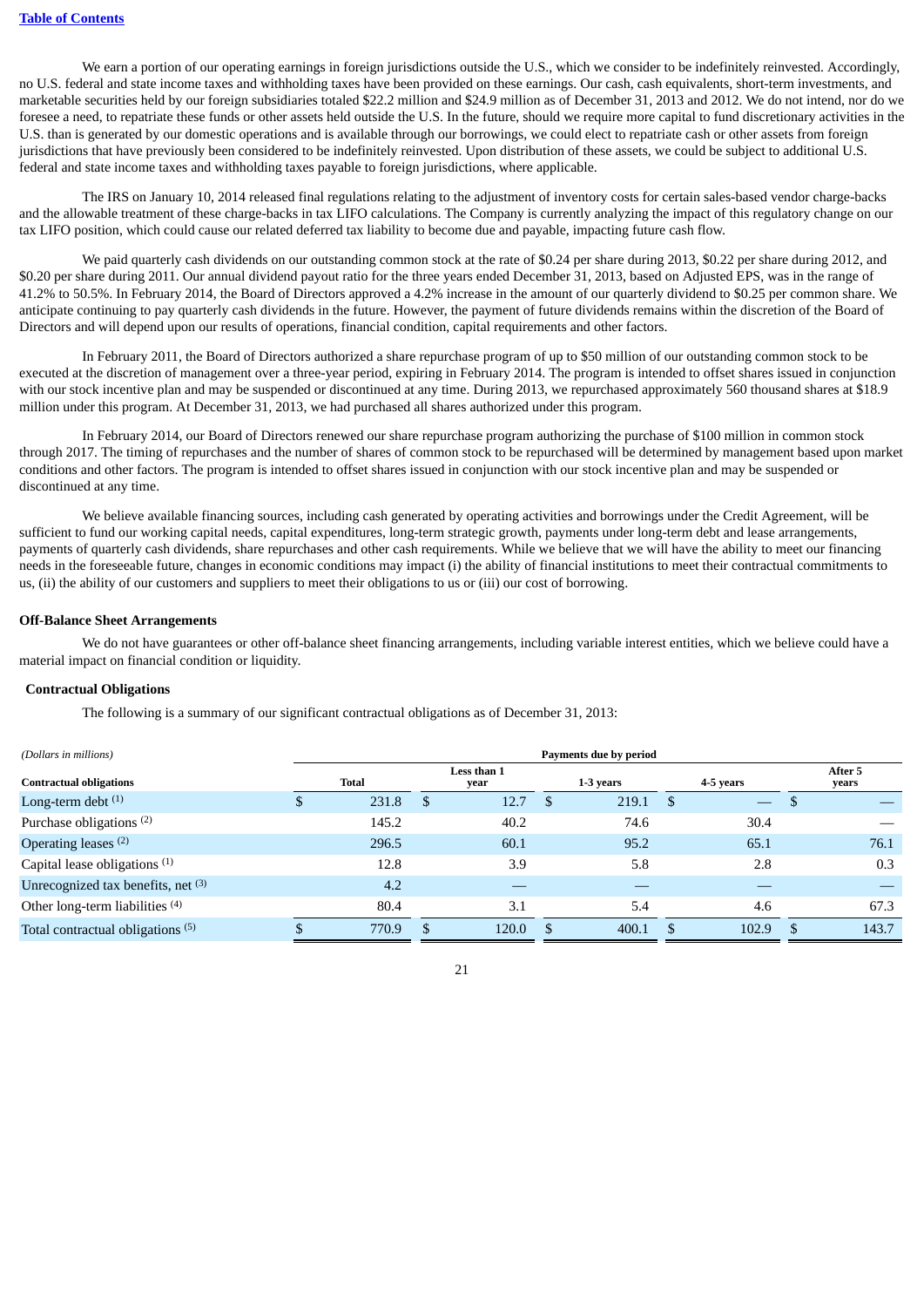We earn a portion of our operating earnings in foreign jurisdictions outside the U.S., which we consider to be indefinitely reinvested. Accordingly, no U.S. federal and state income taxes and withholding taxes have been provided on these earnings. Our cash, cash equivalents, short-term investments, and marketable securities held by our foreign subsidiaries totaled $22.2 million and $24.9 million as of December 31, 2013 and 2012. We do not intend, nor do we foresee a need, to repatriate these funds or other assets held outside the U.S. In the future, should we require more capital to fund discretionary activities in the U.S. than is generated by our domestic operations and is available through our borrowings, we could elect to repatriate cash or other assets from foreign jurisdictions that have previously been considered to be indefinitely reinvested. Upon distribution of these assets, we could be subject to additional U.S. federal and state income taxes and withholding taxes payable to foreign jurisdictions, where applicable.

The IRS on January 10, 2014 released final regulations relating to the adjustment of inventory costs for certain sales-based vendor charge-backs and the allowable treatment of these charge-backs in tax LIFO calculations. The Company is currently analyzing the impact of this regulatory change on our tax LIFO position, which could cause our related deferred tax liability to become due and payable, impacting future cash flow.

We paid quarterly cash dividends on our outstanding common stock at the rate of $0.24 per share during 2013, $0.22 per share during 2012, and $0.20 per share during 2011. Our annual dividend payout ratio for the three years ended December 31, 2013, based on Adjusted EPS, was in the range of 41.2% to 50.5%. In February 2014, the Board of Directors approved a 4.2% increase in the amount of our quarterly dividend to $0.25 per common share. We anticipate continuing to pay quarterly cash dividends in the future. However, the payment of future dividends remains within the discretion of the Board of Directors and will depend upon our results of operations, financial condition, capital requirements and other factors.

In February 2011, the Board of Directors authorized a share repurchase program of up to $50 million of our outstanding common stock to be executed at the discretion of management over a three-year period, expiring in February 2014. The program is intended to offset shares issued in conjunction with our stock incentive plan and may be suspended or discontinued at any time. During 2013, we repurchased approximately 560 thousand shares at $18.9 million under this program. At December 31, 2013, we had purchased all shares authorized under this program.

In February 2014, our Board of Directors renewed our share repurchase program authorizing the purchase of $100 million in common stock through 2017. The timing of repurchases and the number of shares of common stock to be repurchased will be determined by management based upon market conditions and other factors. The program is intended to offset shares issued in conjunction with our stock incentive plan and may be suspended or discontinued at any time.

We believe available financing sources, including cash generated by operating activities and borrowings under the Credit Agreement, will be sufficient to fund our working capital needs, capital expenditures, long-term strategic growth, payments under long-term debt and lease arrangements, payments of quarterly cash dividends, share repurchases and other cash requirements. While we believe that we will have the ability to meet our financing needs in the foreseeable future, changes in economic conditions may impact (i) the ability of financial institutions to meet their contractual commitments to us, (ii) the ability of our customers and suppliers to meet their obligations to us or (iii) our cost of borrowing.

**Off-Balance Sheet Arrangements**

We do not have guarantees or other off-balance sheet financing arrangements, including variable interest entities, which we believe could have a material impact on financial condition or liquidity.

**Contractual Obligations**

The following is a summary of our significant contractual obligations as of December 31, 2013:

| *(Dollars in millions)* | Payments due by period | | | | |
|---|---|---|---|---|---|
| **Contractual obligations** | **Total** | **Less than 1 year** | **1-3 years** | **4-5 years** | **After 5 years** |
| Long-term debt [1] | $ 231.8 | $ 12.7 | $ 219.1 | $ — | $ — |
| Purchase obligations [2] | 145.2 | 40.2 | 74.6 | 30.4 | — |
| Operating leases [2] | 296.5 | 60.1 | 95.2 | 65.1 | 76.1 |
| Capital lease obligations [1] | 12.8 | 3.9 | 5.8 | 2.8 | 0.3 |
| Unrecognized tax benefits, net [3] | 4.2 | — | — | — | — |
| Other long-term liabilities [4] | 80.4 | 3.1 | 5.4 | 4.6 | 67.3 |
| Total contractual obligations [5] | $ 770.9 | $ 120.0 | $ 400.1 | $ 102.9 | $ 143.7 |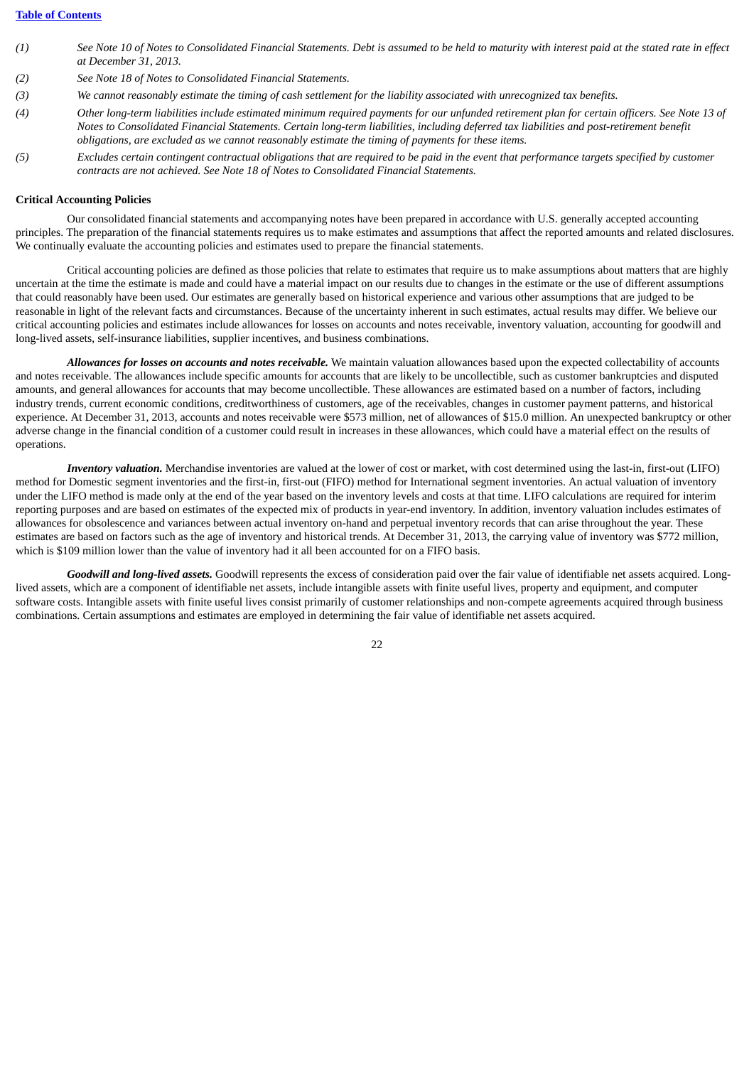*(1) See Note 10 of Notes to Consolidated Financial Statements. Debt is assumed to be held to maturity with interest paid at the stated rate in effect at December 31, 2013.*

*(2) See Note 18 of Notes to Consolidated Financial Statements.*

*(3) We cannot reasonably estimate the timing of cash settlement for the liability associated with unrecognized tax benefits.*

*(4) Other long-term liabilities include estimated minimum required payments for our unfunded retirement plan for certain officers. See Note 13 of Notes to Consolidated Financial Statements. Certain long-term liabilities, including deferred tax liabilities and post-retirement benefit obligations, are excluded as we cannot reasonably estimate the timing of payments for these items.*

*(5) Excludes certain contingent contractual obligations that are required to be paid in the event that performance targets specified by customer contracts are not achieved. See Note 18 of Notes to Consolidated Financial Statements.*

**Critical Accounting Policies**

Our consolidated financial statements and accompanying notes have been prepared in accordance with U.S. generally accepted accounting principles. The preparation of the financial statements requires us to make estimates and assumptions that affect the reported amounts and related disclosures. We continually evaluate the accounting policies and estimates used to prepare the financial statements.

Critical accounting policies are defined as those policies that relate to estimates that require us to make assumptions about matters that are highly uncertain at the time the estimate is made and could have a material impact on our results due to changes in the estimate or the use of different assumptions that could reasonably have been used. Our estimates are generally based on historical experience and various other assumptions that are judged to be reasonable in light of the relevant facts and circumstances. Because of the uncertainty inherent in such estimates, actual results may differ. We believe our critical accounting policies and estimates include allowances for losses on accounts and notes receivable, inventory valuation, accounting for goodwill and long-lived assets, self-insurance liabilities, supplier incentives, and business combinations.

***Allowances for losses on accounts and notes receivable.*** We maintain valuation allowances based upon the expected collectability of accounts and notes receivable. The allowances include specific amounts for accounts that are likely to be uncollectible, such as customer bankruptcies and disputed amounts, and general allowances for accounts that may become uncollectible. These allowances are estimated based on a number of factors, including industry trends, current economic conditions, creditworthiness of customers, age of the receivables, changes in customer payment patterns, and historical experience. At December 31, 2013, accounts and notes receivable were \$573 million, net of allowances of \$15.0 million. An unexpected bankruptcy or other adverse change in the financial condition of a customer could result in increases in these allowances, which could have a material effect on the results of operations.

***Inventory valuation.*** Merchandise inventories are valued at the lower of cost or market, with cost determined using the last-in, first-out (LIFO) method for Domestic segment inventories and the first-in, first-out (FIFO) method for International segment inventories. An actual valuation of inventory under the LIFO method is made only at the end of the year based on the inventory levels and costs at that time. LIFO calculations are required for interim reporting purposes and are based on estimates of the expected mix of products in year-end inventory. In addition, inventory valuation includes estimates of allowances for obsolescence and variances between actual inventory on-hand and perpetual inventory records that can arise throughout the year. These estimates are based on factors such as the age of inventory and historical trends. At December 31, 2013, the carrying value of inventory was \$772 million, which is \$109 million lower than the value of inventory had it all been accounted for on a FIFO basis.

***Goodwill and long-lived assets.*** Goodwill represents the excess of consideration paid over the fair value of identifiable net assets acquired. Long-lived assets, which are a component of identifiable net assets, include intangible assets with finite useful lives, property and equipment, and computer software costs. Intangible assets with finite useful lives consist primarily of customer relationships and non-compete agreements acquired through business combinations. Certain assumptions and estimates are employed in determining the fair value of identifiable net assets acquired.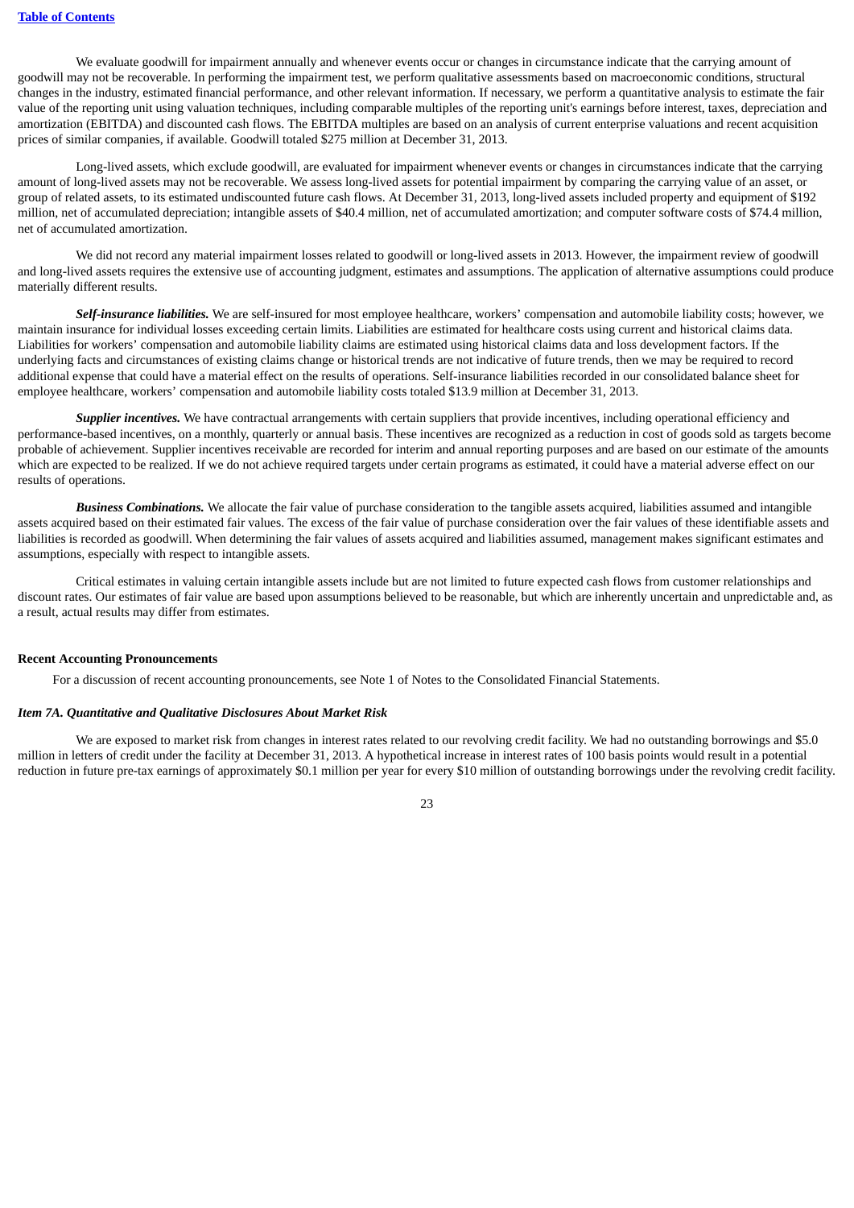We evaluate goodwill for impairment annually and whenever events occur or changes in circumstance indicate that the carrying amount of goodwill may not be recoverable. In performing the impairment test, we perform qualitative assessments based on macroeconomic conditions, structural changes in the industry, estimated financial performance, and other relevant information. If necessary, we perform a quantitative analysis to estimate the fair value of the reporting unit using valuation techniques, including comparable multiples of the reporting unit's earnings before interest, taxes, depreciation and amortization (EBITDA) and discounted cash flows. The EBITDA multiples are based on an analysis of current enterprise valuations and recent acquisition prices of similar companies, if available. Goodwill totaled $275 million at December 31, 2013.

Long-lived assets, which exclude goodwill, are evaluated for impairment whenever events or changes in circumstances indicate that the carrying amount of long-lived assets may not be recoverable. We assess long-lived assets for potential impairment by comparing the carrying value of an asset, or group of related assets, to its estimated undiscounted future cash flows. At December 31, 2013, long-lived assets included property and equipment of $192 million, net of accumulated depreciation; intangible assets of $40.4 million, net of accumulated amortization; and computer software costs of $74.4 million, net of accumulated amortization.

We did not record any material impairment losses related to goodwill or long-lived assets in 2013. However, the impairment review of goodwill and long-lived assets requires the extensive use of accounting judgment, estimates and assumptions. The application of alternative assumptions could produce materially different results.

***Self-insurance liabilities.*** We are self-insured for most employee healthcare, workers' compensation and automobile liability costs; however, we maintain insurance for individual losses exceeding certain limits. Liabilities are estimated for healthcare costs using current and historical claims data. Liabilities for workers' compensation and automobile liability claims are estimated using historical claims data and loss development factors. If the underlying facts and circumstances of existing claims change or historical trends are not indicative of future trends, then we may be required to record additional expense that could have a material effect on the results of operations. Self-insurance liabilities recorded in our consolidated balance sheet for employee healthcare, workers' compensation and automobile liability costs totaled $13.9 million at December 31, 2013.

***Supplier incentives.*** We have contractual arrangements with certain suppliers that provide incentives, including operational efficiency and performance-based incentives, on a monthly, quarterly or annual basis. These incentives are recognized as a reduction in cost of goods sold as targets become probable of achievement. Supplier incentives receivable are recorded for interim and annual reporting purposes and are based on our estimate of the amounts which are expected to be realized. If we do not achieve required targets under certain programs as estimated, it could have a material adverse effect on our results of operations.

***Business Combinations.*** We allocate the fair value of purchase consideration to the tangible assets acquired, liabilities assumed and intangible assets acquired based on their estimated fair values. The excess of the fair value of purchase consideration over the fair values of these identifiable assets and liabilities is recorded as goodwill. When determining the fair values of assets acquired and liabilities assumed, management makes significant estimates and assumptions, especially with respect to intangible assets.

Critical estimates in valuing certain intangible assets include but are not limited to future expected cash flows from customer relationships and discount rates. Our estimates of fair value are based upon assumptions believed to be reasonable, but which are inherently uncertain and unpredictable and, as a result, actual results may differ from estimates.

**Recent Accounting Pronouncements**

For a discussion of recent accounting pronouncements, see Note 1 of Notes to the Consolidated Financial Statements.

***Item 7A. Quantitative and Qualitative Disclosures About Market Risk***

We are exposed to market risk from changes in interest rates related to our revolving credit facility. We had no outstanding borrowings and $5.0 million in letters of credit under the facility at December 31, 2013. A hypothetical increase in interest rates of 100 basis points would result in a potential reduction in future pre-tax earnings of approximately $0.1 million per year for every $10 million of outstanding borrowings under the revolving credit facility.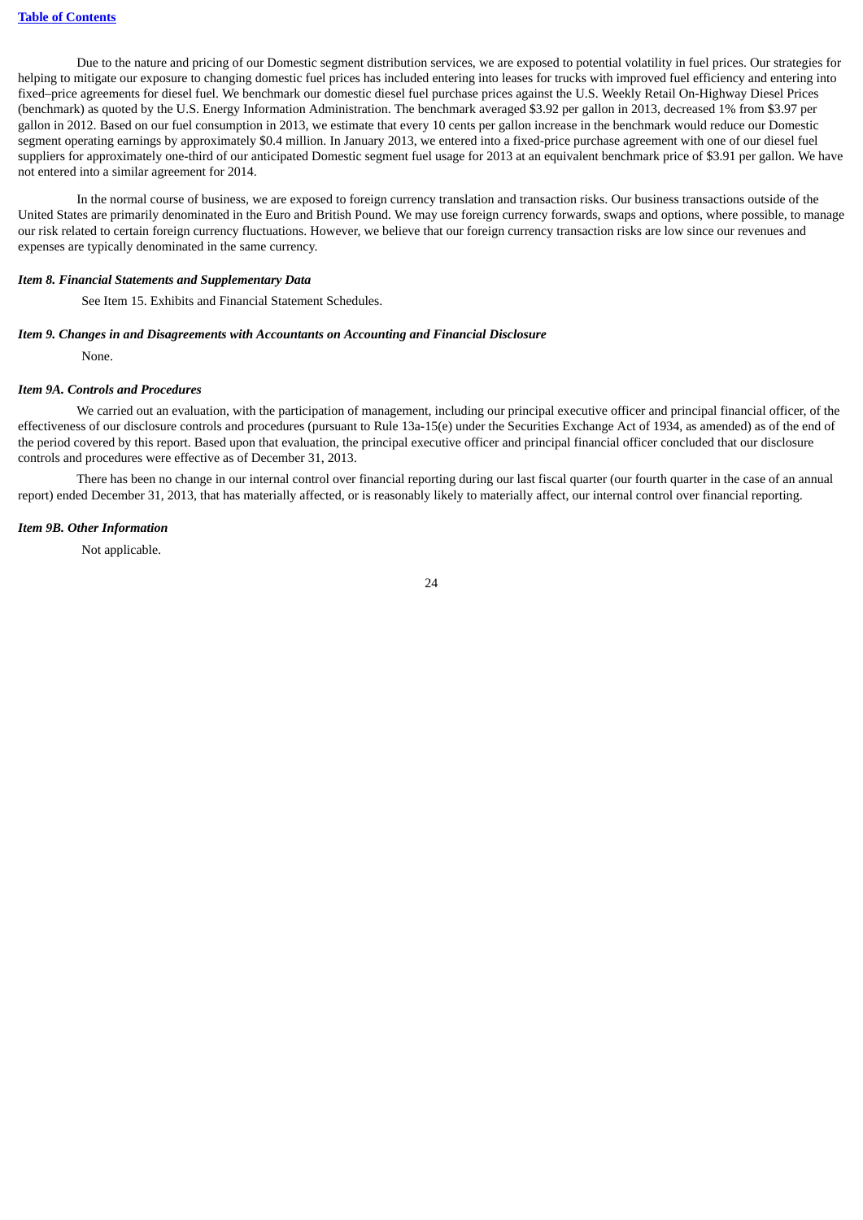Due to the nature and pricing of our Domestic segment distribution services, we are exposed to potential volatility in fuel prices. Our strategies for helping to mitigate our exposure to changing domestic fuel prices has included entering into leases for trucks with improved fuel efficiency and entering into fixed–price agreements for diesel fuel. We benchmark our domestic diesel fuel purchase prices against the U.S. Weekly Retail On-Highway Diesel Prices (benchmark) as quoted by the U.S. Energy Information Administration. The benchmark averaged $3.92 per gallon in 2013, decreased 1% from $3.97 per gallon in 2012. Based on our fuel consumption in 2013, we estimate that every 10 cents per gallon increase in the benchmark would reduce our Domestic segment operating earnings by approximately $0.4 million. In January 2013, we entered into a fixed-price purchase agreement with one of our diesel fuel suppliers for approximately one-third of our anticipated Domestic segment fuel usage for 2013 at an equivalent benchmark price of $3.91 per gallon. We have not entered into a similar agreement for 2014.

In the normal course of business, we are exposed to foreign currency translation and transaction risks. Our business transactions outside of the United States are primarily denominated in the Euro and British Pound. We may use foreign currency forwards, swaps and options, where possible, to manage our risk related to certain foreign currency fluctuations. However, we believe that our foreign currency transaction risks are low since our revenues and expenses are typically denominated in the same currency.

### *Item 8. Financial Statements and Supplementary Data*

See Item 15. Exhibits and Financial Statement Schedules.

### *Item 9. Changes in and Disagreements with Accountants on Accounting and Financial Disclosure*

None.

### *Item 9A. Controls and Procedures*

We carried out an evaluation, with the participation of management, including our principal executive officer and principal financial officer, of the effectiveness of our disclosure controls and procedures (pursuant to Rule 13a-15(e) under the Securities Exchange Act of 1934, as amended) as of the end of the period covered by this report. Based upon that evaluation, the principal executive officer and principal financial officer concluded that our disclosure controls and procedures were effective as of December 31, 2013.

There has been no change in our internal control over financial reporting during our last fiscal quarter (our fourth quarter in the case of an annual report) ended December 31, 2013, that has materially affected, or is reasonably likely to materially affect, our internal control over financial reporting.

### *Item 9B. Other Information*

Not applicable.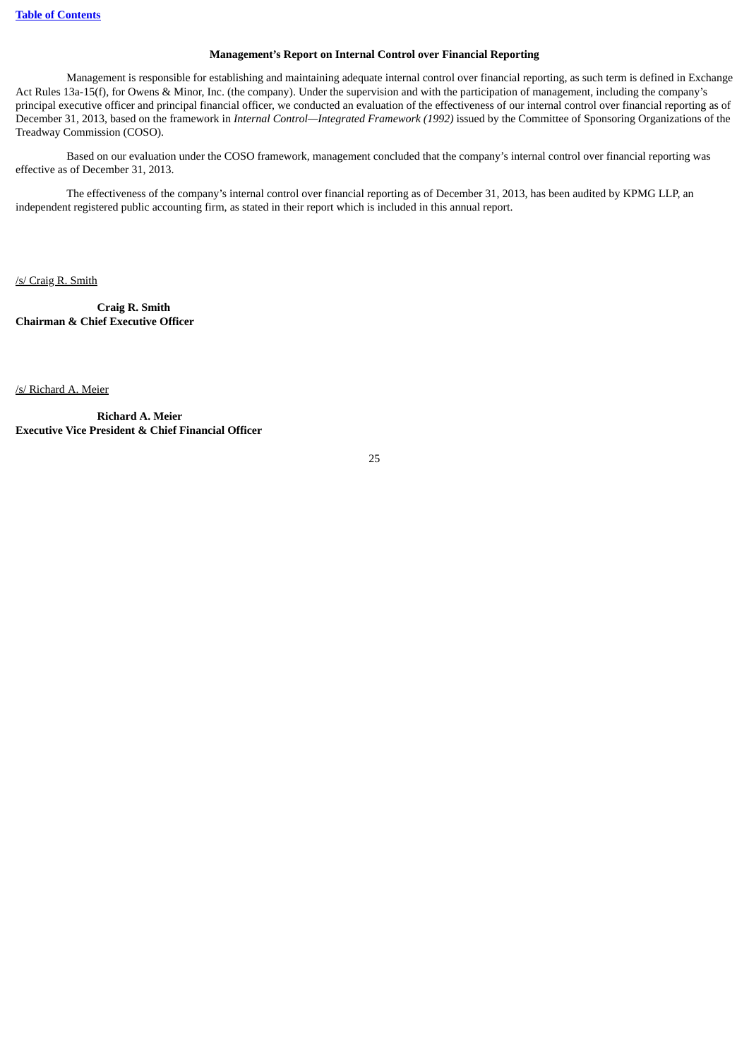**Management's Report on Internal Control over Financial Reporting**

Management is responsible for establishing and maintaining adequate internal control over financial reporting, as such term is defined in Exchange Act Rules 13a-15(f), for Owens & Minor, Inc. (the company). Under the supervision and with the participation of management, including the company's principal executive officer and principal financial officer, we conducted an evaluation of the effectiveness of our internal control over financial reporting as of December 31, 2013, based on the framework in *Internal Control—Integrated Framework (1992)* issued by the Committee of Sponsoring Organizations of the Treadway Commission (COSO).

Based on our evaluation under the COSO framework, management concluded that the company's internal control over financial reporting was effective as of December 31, 2013.

The effectiveness of the company's internal control over financial reporting as of December 31, 2013, has been audited by KPMG LLP, an independent registered public accounting firm, as stated in their report which is included in this annual report.

/s/ Craig R. Smith

**Craig R. Smith**
**Chairman & Chief Executive Officer**

/s/ Richard A. Meier

**Richard A. Meier**
**Executive Vice President & Chief Financial Officer**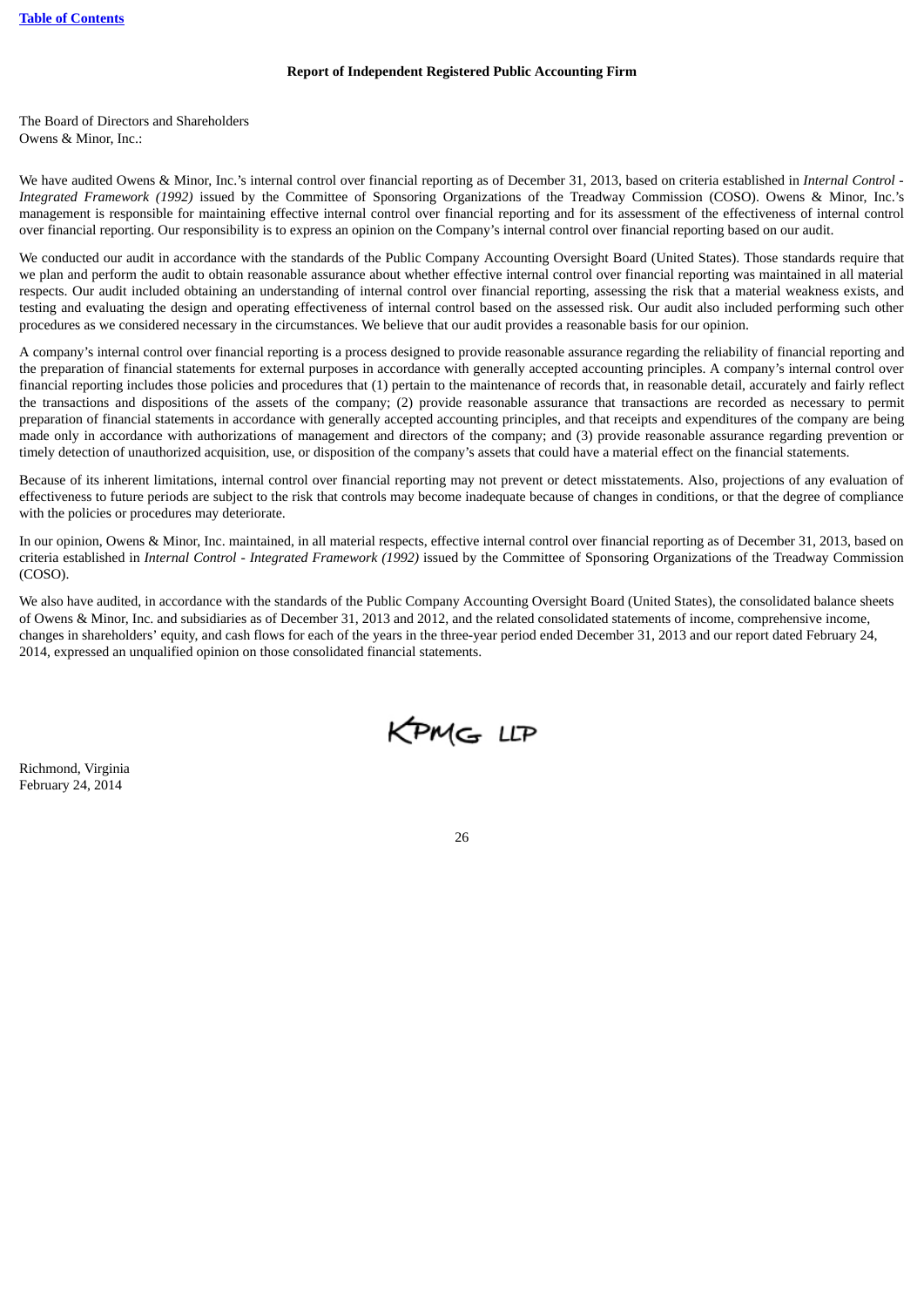Table of Contents

**Report of Independent Registered Public Accounting Firm**

The Board of Directors and Shareholders
Owens & Minor, Inc.:

We have audited Owens & Minor, Inc.'s internal control over financial reporting as of December 31, 2013, based on criteria established in *Internal Control - Integrated Framework (1992)* issued by the Committee of Sponsoring Organizations of the Treadway Commission (COSO). Owens & Minor, Inc.'s management is responsible for maintaining effective internal control over financial reporting and for its assessment of the effectiveness of internal control over financial reporting. Our responsibility is to express an opinion on the Company's internal control over financial reporting based on our audit.

We conducted our audit in accordance with the standards of the Public Company Accounting Oversight Board (United States). Those standards require that we plan and perform the audit to obtain reasonable assurance about whether effective internal control over financial reporting was maintained in all material respects. Our audit included obtaining an understanding of internal control over financial reporting, assessing the risk that a material weakness exists, and testing and evaluating the design and operating effectiveness of internal control based on the assessed risk. Our audit also included performing such other procedures as we considered necessary in the circumstances. We believe that our audit provides a reasonable basis for our opinion.

A company's internal control over financial reporting is a process designed to provide reasonable assurance regarding the reliability of financial reporting and the preparation of financial statements for external purposes in accordance with generally accepted accounting principles. A company's internal control over financial reporting includes those policies and procedures that (1) pertain to the maintenance of records that, in reasonable detail, accurately and fairly reflect the transactions and dispositions of the assets of the company; (2) provide reasonable assurance that transactions are recorded as necessary to permit preparation of financial statements in accordance with generally accepted accounting principles, and that receipts and expenditures of the company are being made only in accordance with authorizations of management and directors of the company; and (3) provide reasonable assurance regarding prevention or timely detection of unauthorized acquisition, use, or disposition of the company's assets that could have a material effect on the financial statements.

Because of its inherent limitations, internal control over financial reporting may not prevent or detect misstatements. Also, projections of any evaluation of effectiveness to future periods are subject to the risk that controls may become inadequate because of changes in conditions, or that the degree of compliance with the policies or procedures may deteriorate.

In our opinion, Owens & Minor, Inc. maintained, in all material respects, effective internal control over financial reporting as of December 31, 2013, based on criteria established in *Internal Control - Integrated Framework (1992)* issued by the Committee of Sponsoring Organizations of the Treadway Commission (COSO).

We also have audited, in accordance with the standards of the Public Company Accounting Oversight Board (United States), the consolidated balance sheets of Owens & Minor, Inc. and subsidiaries as of December 31, 2013 and 2012, and the related consolidated statements of income, comprehensive income, changes in shareholders' equity, and cash flows for each of the years in the three-year period ended December 31, 2013 and our report dated February 24, 2014, expressed an unqualified opinion on those consolidated financial statements.

KPMG LLP

Richmond, Virginia
February 24, 2014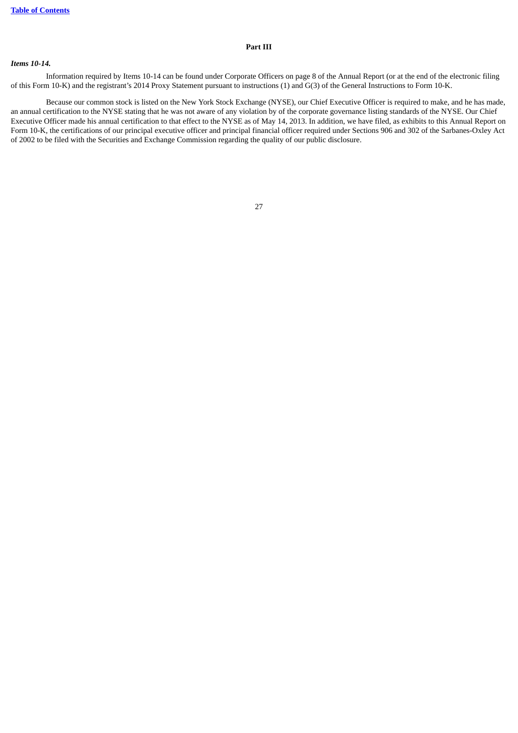## Part III

***Items 10-14.***

Information required by Items 10-14 can be found under Corporate Officers on page 8 of the Annual Report (or at the end of the electronic filing of this Form 10-K) and the registrant's 2014 Proxy Statement pursuant to instructions (1) and G(3) of the General Instructions to Form 10-K.

Because our common stock is listed on the New York Stock Exchange (NYSE), our Chief Executive Officer is required to make, and he has made, an annual certification to the NYSE stating that he was not aware of any violation by of the corporate governance listing standards of the NYSE. Our Chief Executive Officer made his annual certification to that effect to the NYSE as of May 14, 2013. In addition, we have filed, as exhibits to this Annual Report on Form 10-K, the certifications of our principal executive officer and principal financial officer required under Sections 906 and 302 of the Sarbanes-Oxley Act of 2002 to be filed with the Securities and Exchange Commission regarding the quality of our public disclosure.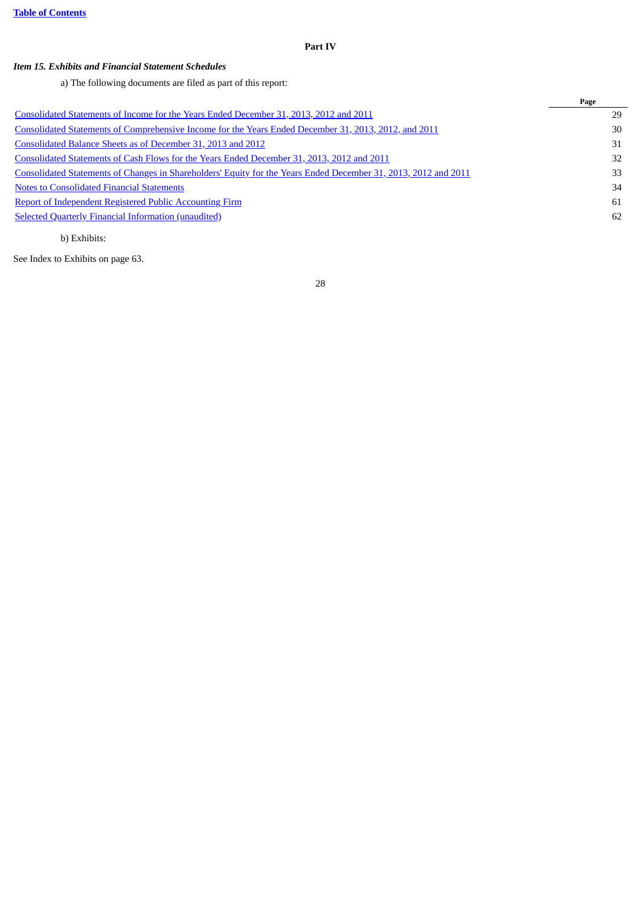## Part IV

### *Item 15. Exhibits and Financial Statement Schedules*

a) The following documents are filed as part of this report:

| | Page |
|---|---|
| Consolidated Statements of Income for the Years Ended December 31, 2013, 2012 and 2011 | 29 |
| Consolidated Statements of Comprehensive Income for the Years Ended December 31, 2013, 2012, and 2011 | 30 |
| Consolidated Balance Sheets as of December 31, 2013 and 2012 | 31 |
| Consolidated Statements of Cash Flows for the Years Ended December 31, 2013, 2012 and 2011 | 32 |
| Consolidated Statements of Changes in Shareholders' Equity for the Years Ended December 31, 2013, 2012 and 2011 | 33 |
| Notes to Consolidated Financial Statements | 34 |
| Report of Independent Registered Public Accounting Firm | 61 |
| Selected Quarterly Financial Information (unaudited) | 62 |

b) Exhibits:

See Index to Exhibits on page 63.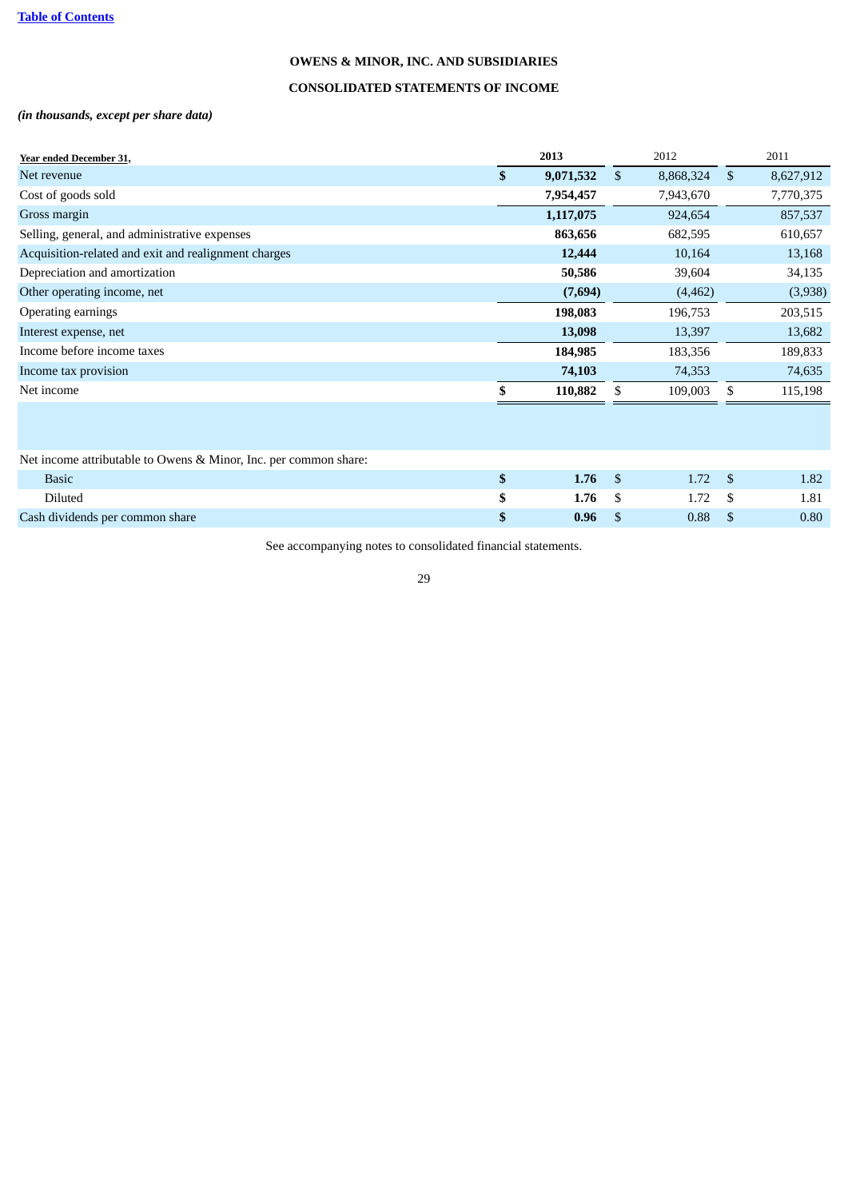[Table of Contents](#)

**OWENS & MINOR, INC. AND SUBSIDIARIES**

**CONSOLIDATED STATEMENTS OF INCOME**

***(in thousands, except per share data)***

| Year ended December 31, | 2013 | 2012 | 2011 |
|---|---|---|---|
| Net revenue | **$ 9,071,532** | $ 8,868,324 | $ 8,627,912 |
| Cost of goods sold | **7,954,457** | 7,943,670 | 7,770,375 |
| Gross margin | **1,117,075** | 924,654 | 857,537 |
| Selling, general, and administrative expenses | **863,656** | 682,595 | 610,657 |
| Acquisition-related and exit and realignment charges | **12,444** | 10,164 | 13,168 |
| Depreciation and amortization | **50,586** | 39,604 | 34,135 |
| Other operating income, net | **(7,694)** | (4,462) | (3,938) |
| Operating earnings | **198,083** | 196,753 | 203,515 |
| Interest expense, net | **13,098** | 13,397 | 13,682 |
| Income before income taxes | **184,985** | 183,356 | 189,833 |
| Income tax provision | **74,103** | 74,353 | 74,635 |
| Net income | **$ 110,882** | $ 109,003 | $ 115,198 |
| | | | |
| Net income attributable to Owens & Minor, Inc. per common share: | | | |
| Basic | **$ 1.76** | $ 1.72 | $ 1.82 |
| Diluted | **$ 1.76** | $ 1.72 | $ 1.81 |
| Cash dividends per common share | **$ 0.96** | $ 0.88 | $ 0.80 |

See accompanying notes to consolidated financial statements.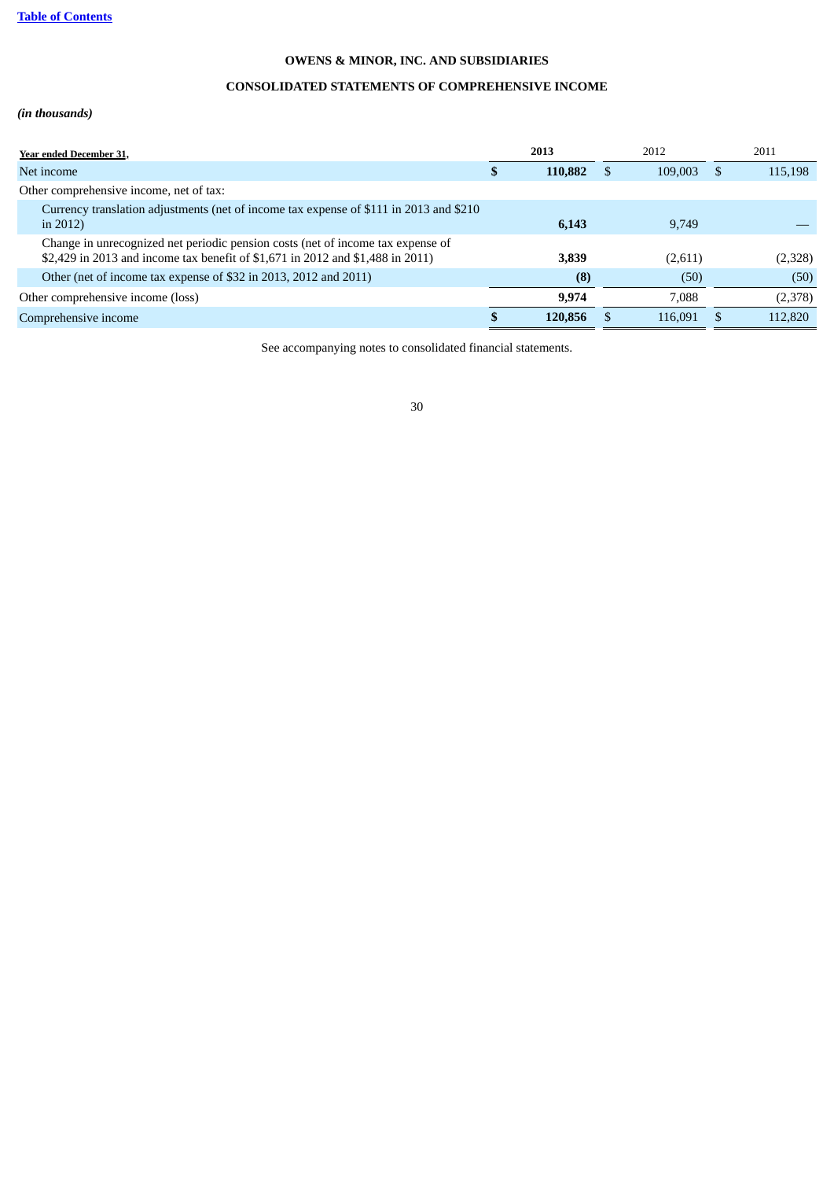[Table of Contents](#)

**OWENS & MINOR, INC. AND SUBSIDIARIES**

**CONSOLIDATED STATEMENTS OF COMPREHENSIVE INCOME**

***(in thousands)***

| Year ended December 31, | **2013** | 2012 | 2011 |
|---|---|---|---|
| Net income | **$ 110,882** | $ 109,003 | $ 115,198 |
| Other comprehensive income, net of tax: | | | |
| Currency translation adjustments (net of income tax expense of $111 in 2013 and $210 in 2012) | **6,143** | 9,749 | — |
| Change in unrecognized net periodic pension costs (net of income tax expense of $2,429 in 2013 and income tax benefit of $1,671 in 2012 and $1,488 in 2011) | **3,839** | (2,611) | (2,328) |
| Other (net of income tax expense of $32 in 2013, 2012 and 2011) | **(8)** | (50) | (50) |
| Other comprehensive income (loss) | **9,974** | 7,088 | (2,378) |
| Comprehensive income | **$ 120,856** | $ 116,091 | $ 112,820 |

See accompanying notes to consolidated financial statements.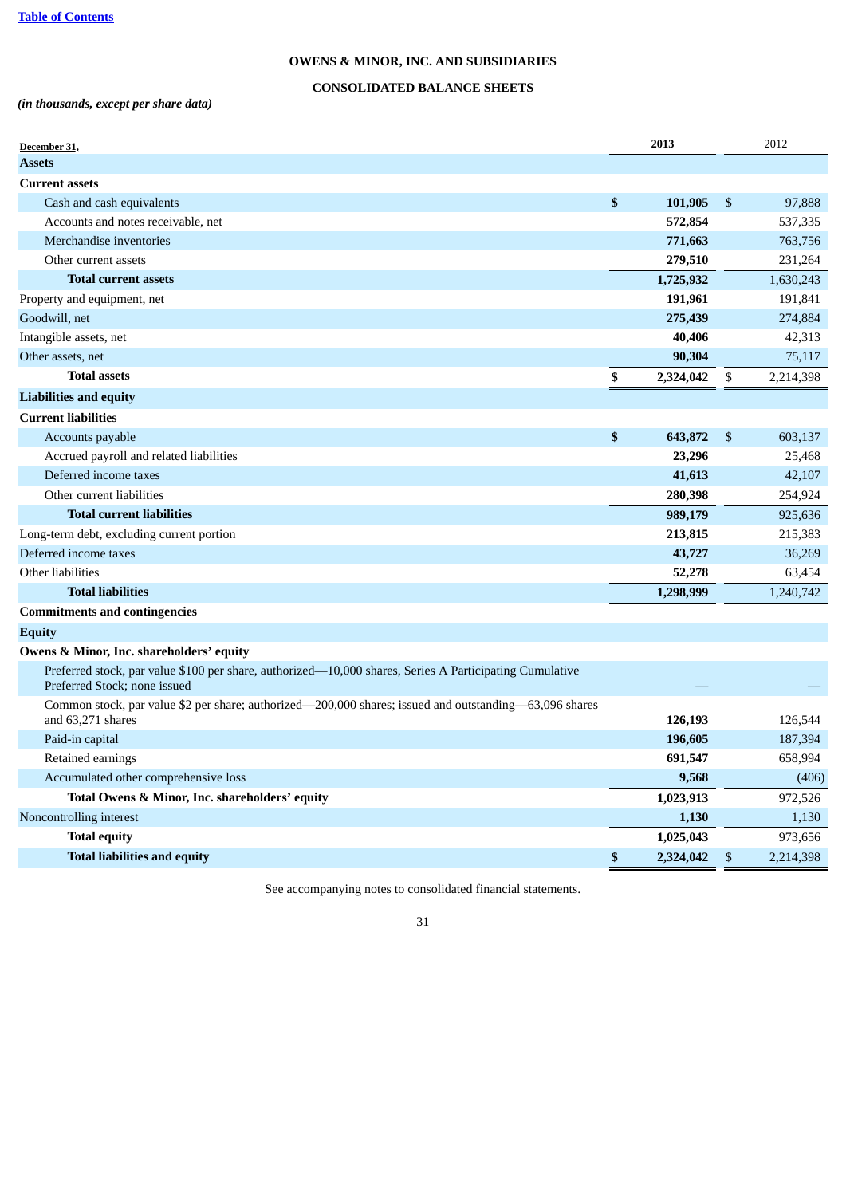**OWENS & MINOR, INC. AND SUBSIDIARIES**

**CONSOLIDATED BALANCE SHEETS**

*(in thousands, except per share data)*

| December 31, | 2013 | 2012 |
|---|---|---|
| **Assets** | | |
| **Current assets** | | |
| Cash and cash equivalents | **$ 101,905** | $ 97,888 |
| Accounts and notes receivable, net | **572,854** | 537,335 |
| Merchandise inventories | **771,663** | 763,756 |
| Other current assets | **279,510** | 231,264 |
| **Total current assets** | **1,725,932** | 1,630,243 |
| Property and equipment, net | **191,961** | 191,841 |
| Goodwill, net | **275,439** | 274,884 |
| Intangible assets, net | **40,406** | 42,313 |
| Other assets, net | **90,304** | 75,117 |
| **Total assets** | **$ 2,324,042** | $ 2,214,398 |
| **Liabilities and equity** | | |
| **Current liabilities** | | |
| Accounts payable | **$ 643,872** | $ 603,137 |
| Accrued payroll and related liabilities | **23,296** | 25,468 |
| Deferred income taxes | **41,613** | 42,107 |
| Other current liabilities | **280,398** | 254,924 |
| **Total current liabilities** | **989,179** | 925,636 |
| Long-term debt, excluding current portion | **213,815** | 215,383 |
| Deferred income taxes | **43,727** | 36,269 |
| Other liabilities | **52,278** | 63,454 |
| **Total liabilities** | **1,298,999** | 1,240,742 |
| **Commitments and contingencies** | | |
| **Equity** | | |
| **Owens & Minor, Inc. shareholders' equity** | | |
| Preferred stock, par value $100 per share, authorized—10,000 shares, Series A Participating Cumulative Preferred Stock; none issued | **—** | — |
| Common stock, par value $2 per share; authorized—200,000 shares; issued and outstanding—63,096 shares and 63,271 shares | **126,193** | 126,544 |
| Paid-in capital | **196,605** | 187,394 |
| Retained earnings | **691,547** | 658,994 |
| Accumulated other comprehensive loss | **9,568** | (406) |
| **Total Owens & Minor, Inc. shareholders' equity** | **1,023,913** | 972,526 |
| Noncontrolling interest | **1,130** | 1,130 |
| **Total equity** | **1,025,043** | 973,656 |
| **Total liabilities and equity** | **$ 2,324,042** | $ 2,214,398 |

See accompanying notes to consolidated financial statements.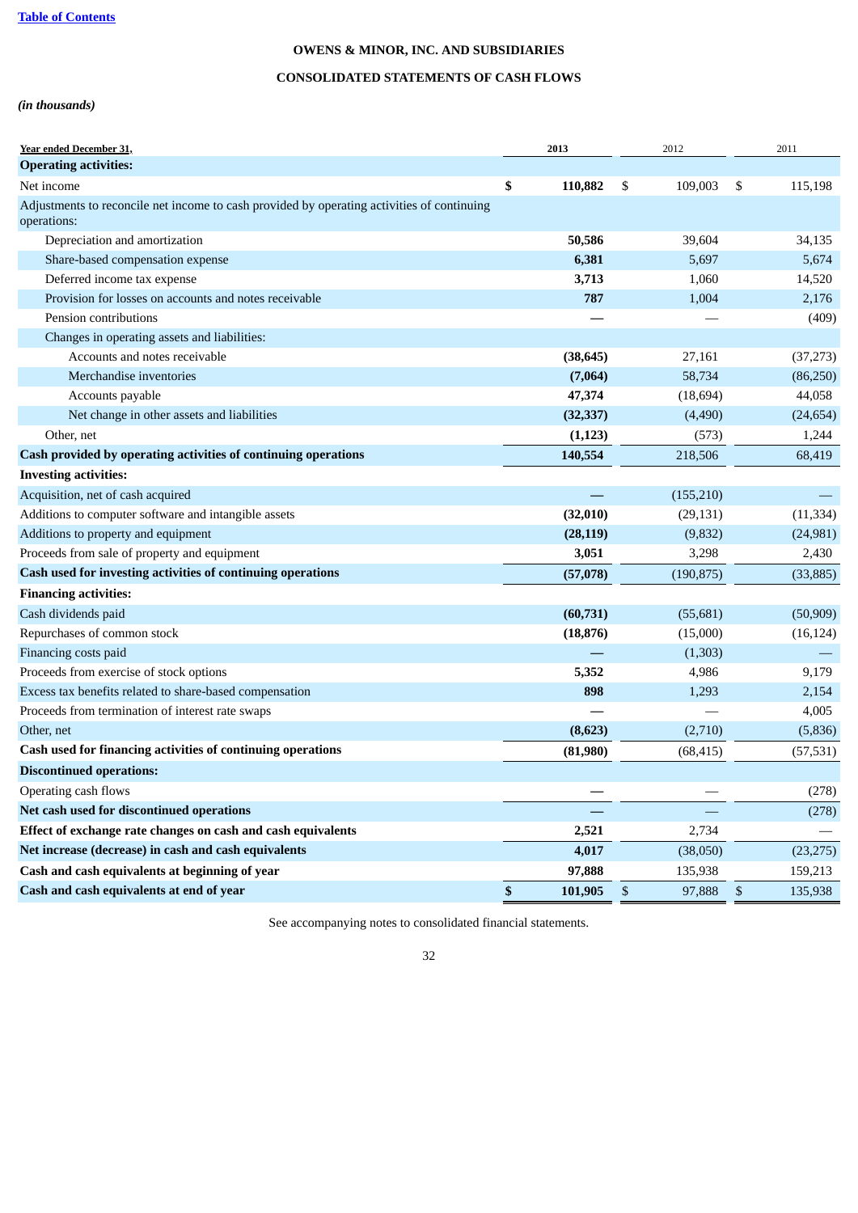[Table of Contents](#)

**OWENS & MINOR, INC. AND SUBSIDIARIES**

**CONSOLIDATED STATEMENTS OF CASH FLOWS**

*(in thousands)*

| Year ended December 31, | 2013 | 2012 | 2011 |
|---|---|---|---|
| **Operating activities:** | | | |
| Net income | **$ 110,882** | $ 109,003 | $ 115,198 |
| Adjustments to reconcile net income to cash provided by operating activities of continuing operations: | | | |
| Depreciation and amortization | **50,586** | 39,604 | 34,135 |
| Share-based compensation expense | **6,381** | 5,697 | 5,674 |
| Deferred income tax expense | **3,713** | 1,060 | 14,520 |
| Provision for losses on accounts and notes receivable | **787** | 1,004 | 2,176 |
| Pension contributions | **—** | — | (409) |
| Changes in operating assets and liabilities: | | | |
| Accounts and notes receivable | **(38,645)** | 27,161 | (37,273) |
| Merchandise inventories | **(7,064)** | 58,734 | (86,250) |
| Accounts payable | **47,374** | (18,694) | 44,058 |
| Net change in other assets and liabilities | **(32,337)** | (4,490) | (24,654) |
| Other, net | **(1,123)** | (573) | 1,244 |
| **Cash provided by operating activities of continuing operations** | **140,554** | 218,506 | 68,419 |
| **Investing activities:** | | | |
| Acquisition, net of cash acquired | **—** | (155,210) | — |
| Additions to computer software and intangible assets | **(32,010)** | (29,131) | (11,334) |
| Additions to property and equipment | **(28,119)** | (9,832) | (24,981) |
| Proceeds from sale of property and equipment | **3,051** | 3,298 | 2,430 |
| **Cash used for investing activities of continuing operations** | **(57,078)** | (190,875) | (33,885) |
| **Financing activities:** | | | |
| Cash dividends paid | **(60,731)** | (55,681) | (50,909) |
| Repurchases of common stock | **(18,876)** | (15,000) | (16,124) |
| Financing costs paid | **—** | (1,303) | — |
| Proceeds from exercise of stock options | **5,352** | 4,986 | 9,179 |
| Excess tax benefits related to share-based compensation | **898** | 1,293 | 2,154 |
| Proceeds from termination of interest rate swaps | **—** | — | 4,005 |
| Other, net | **(8,623)** | (2,710) | (5,836) |
| **Cash used for financing activities of continuing operations** | **(81,980)** | (68,415) | (57,531) |
| **Discontinued operations:** | | | |
| Operating cash flows | **—** | — | (278) |
| **Net cash used for discontinued operations** | **—** | — | (278) |
| **Effect of exchange rate changes on cash and cash equivalents** | **2,521** | 2,734 | — |
| **Net increase (decrease) in cash and cash equivalents** | **4,017** | (38,050) | (23,275) |
| **Cash and cash equivalents at beginning of year** | **97,888** | 135,938 | 159,213 |
| **Cash and cash equivalents at end of year** | **$ 101,905** | $ 97,888 | $ 135,938 |

See accompanying notes to consolidated financial statements.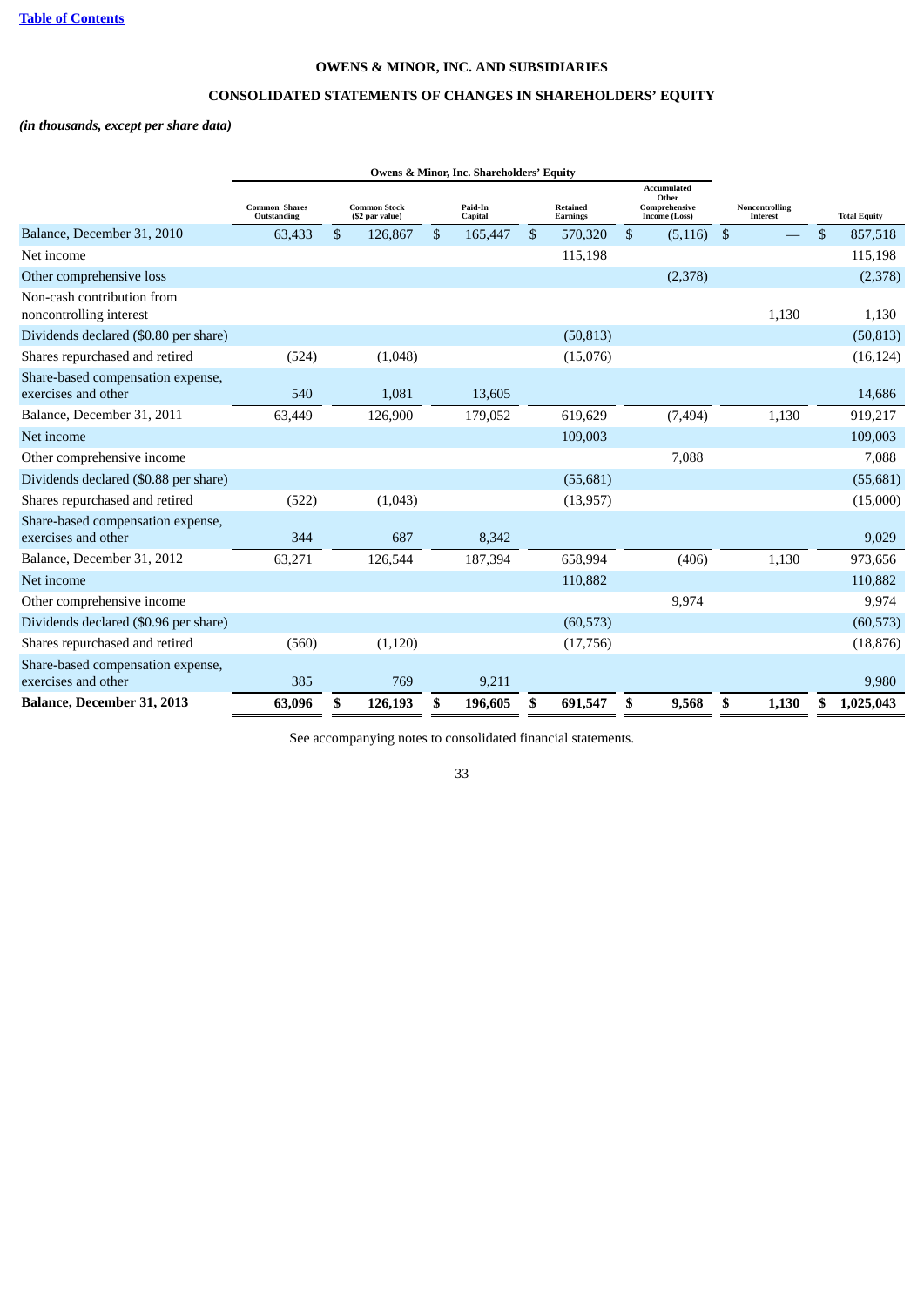**OWENS & MINOR, INC. AND SUBSIDIARIES**

**CONSOLIDATED STATEMENTS OF CHANGES IN SHAREHOLDERS' EQUITY**

***(in thousands, except per share data)***

| | Owens & Minor, Inc. Shareholders' Equity | | | | | | |
|---|---|---|---|---|---|---|---|
| | Common Shares Outstanding | Common Stock ($2 par value) | Paid-In Capital | Retained Earnings | Accumulated Other Comprehensive Income (Loss) | Noncontrolling Interest | Total Equity |
| Balance, December 31, 2010 | 63,433 | $ 126,867 | $ 165,447 | $ 570,320 | $ (5,116) | $ — | $ 857,518 |
| Net income | | | | 115,198 | | | 115,198 |
| Other comprehensive loss | | | | | (2,378) | | (2,378) |
| Non-cash contribution from noncontrolling interest | | | | | | 1,130 | 1,130 |
| Dividends declared ($0.80 per share) | | | | (50,813) | | | (50,813) |
| Shares repurchased and retired | (524) | (1,048) | | (15,076) | | | (16,124) |
| Share-based compensation expense, exercises and other | 540 | 1,081 | 13,605 | | | | 14,686 |
| Balance, December 31, 2011 | 63,449 | 126,900 | 179,052 | 619,629 | (7,494) | 1,130 | 919,217 |
| Net income | | | | 109,003 | | | 109,003 |
| Other comprehensive income | | | | | 7,088 | | 7,088 |
| Dividends declared ($0.88 per share) | | | | (55,681) | | | (55,681) |
| Shares repurchased and retired | (522) | (1,043) | | (13,957) | | | (15,000) |
| Share-based compensation expense, exercises and other | 344 | 687 | 8,342 | | | | 9,029 |
| Balance, December 31, 2012 | 63,271 | 126,544 | 187,394 | 658,994 | (406) | 1,130 | 973,656 |
| Net income | | | | 110,882 | | | 110,882 |
| Other comprehensive income | | | | | 9,974 | | 9,974 |
| Dividends declared ($0.96 per share) | | | | (60,573) | | | (60,573) |
| Shares repurchased and retired | (560) | (1,120) | | (17,756) | | | (18,876) |
| Share-based compensation expense, exercises and other | 385 | 769 | 9,211 | | | | 9,980 |
| **Balance, December 31, 2013** | **63,096** | **$ 126,193** | **$ 196,605** | **$ 691,547** | **$ 9,568** | **$ 1,130** | **$ 1,025,043** |

See accompanying notes to consolidated financial statements.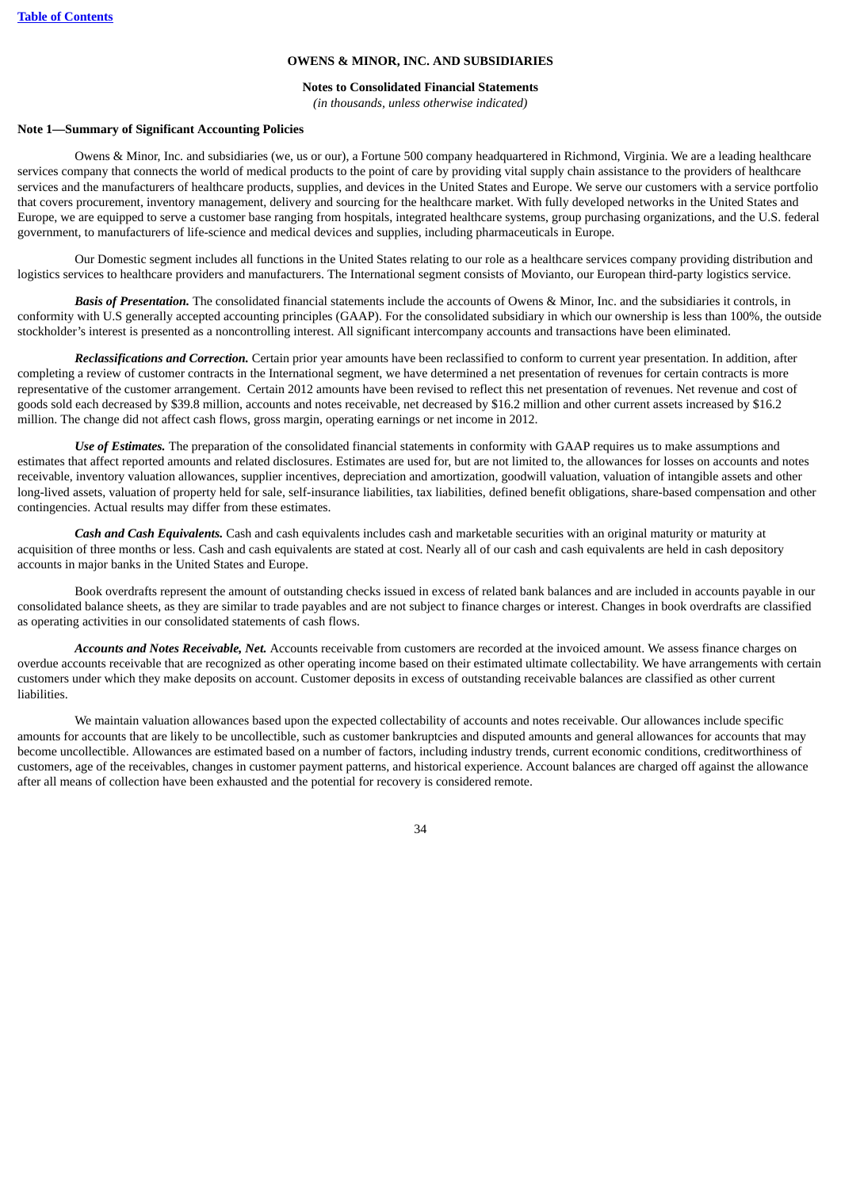**OWENS & MINOR, INC. AND SUBSIDIARIES**

**Notes to Consolidated Financial Statements**

*(in thousands, unless otherwise indicated)*

**Note 1—Summary of Significant Accounting Policies**

Owens & Minor, Inc. and subsidiaries (we, us or our), a Fortune 500 company headquartered in Richmond, Virginia. We are a leading healthcare services company that connects the world of medical products to the point of care by providing vital supply chain assistance to the providers of healthcare services and the manufacturers of healthcare products, supplies, and devices in the United States and Europe. We serve our customers with a service portfolio that covers procurement, inventory management, delivery and sourcing for the healthcare market. With fully developed networks in the United States and Europe, we are equipped to serve a customer base ranging from hospitals, integrated healthcare systems, group purchasing organizations, and the U.S. federal government, to manufacturers of life-science and medical devices and supplies, including pharmaceuticals in Europe.

Our Domestic segment includes all functions in the United States relating to our role as a healthcare services company providing distribution and logistics services to healthcare providers and manufacturers. The International segment consists of Movianto, our European third-party logistics service.

***Basis of Presentation.*** The consolidated financial statements include the accounts of Owens & Minor, Inc. and the subsidiaries it controls, in conformity with U.S generally accepted accounting principles (GAAP). For the consolidated subsidiary in which our ownership is less than 100%, the outside stockholder's interest is presented as a noncontrolling interest. All significant intercompany accounts and transactions have been eliminated.

***Reclassifications and Correction.*** Certain prior year amounts have been reclassified to conform to current year presentation. In addition, after completing a review of customer contracts in the International segment, we have determined a net presentation of revenues for certain contracts is more representative of the customer arrangement. Certain 2012 amounts have been revised to reflect this net presentation of revenues. Net revenue and cost of goods sold each decreased by $39.8 million, accounts and notes receivable, net decreased by $16.2 million and other current assets increased by $16.2 million. The change did not affect cash flows, gross margin, operating earnings or net income in 2012.

***Use of Estimates.*** The preparation of the consolidated financial statements in conformity with GAAP requires us to make assumptions and estimates that affect reported amounts and related disclosures. Estimates are used for, but are not limited to, the allowances for losses on accounts and notes receivable, inventory valuation allowances, supplier incentives, depreciation and amortization, goodwill valuation, valuation of intangible assets and other long-lived assets, valuation of property held for sale, self-insurance liabilities, tax liabilities, defined benefit obligations, share-based compensation and other contingencies. Actual results may differ from these estimates.

***Cash and Cash Equivalents.*** Cash and cash equivalents includes cash and marketable securities with an original maturity or maturity at acquisition of three months or less. Cash and cash equivalents are stated at cost. Nearly all of our cash and cash equivalents are held in cash depository accounts in major banks in the United States and Europe.

Book overdrafts represent the amount of outstanding checks issued in excess of related bank balances and are included in accounts payable in our consolidated balance sheets, as they are similar to trade payables and are not subject to finance charges or interest. Changes in book overdrafts are classified as operating activities in our consolidated statements of cash flows.

***Accounts and Notes Receivable, Net.*** Accounts receivable from customers are recorded at the invoiced amount. We assess finance charges on overdue accounts receivable that are recognized as other operating income based on their estimated ultimate collectability. We have arrangements with certain customers under which they make deposits on account. Customer deposits in excess of outstanding receivable balances are classified as other current liabilities.

We maintain valuation allowances based upon the expected collectability of accounts and notes receivable. Our allowances include specific amounts for accounts that are likely to be uncollectible, such as customer bankruptcies and disputed amounts and general allowances for accounts that may become uncollectible. Allowances are estimated based on a number of factors, including industry trends, current economic conditions, creditworthiness of customers, age of the receivables, changes in customer payment patterns, and historical experience. Account balances are charged off against the allowance after all means of collection have been exhausted and the potential for recovery is considered remote.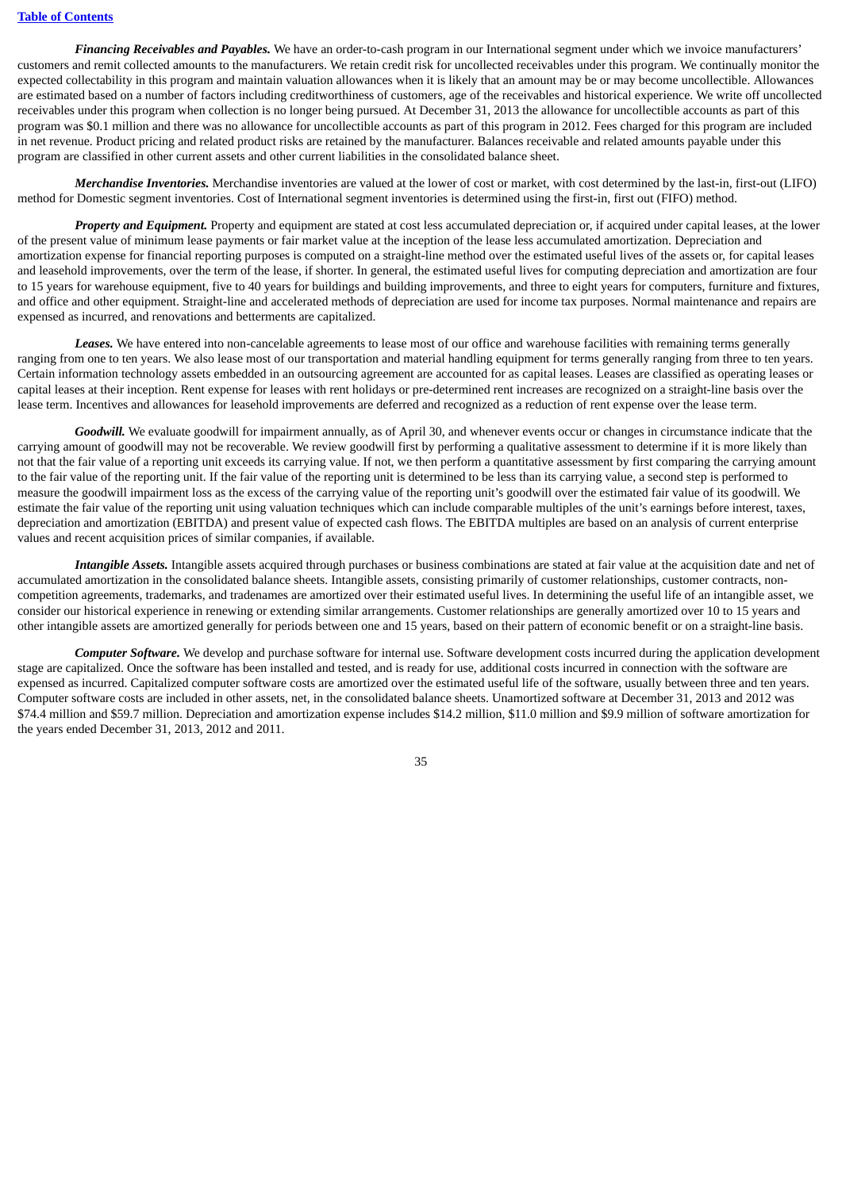***Financing Receivables and Payables.*** We have an order-to-cash program in our International segment under which we invoice manufacturers' customers and remit collected amounts to the manufacturers. We retain credit risk for uncollected receivables under this program. We continually monitor the expected collectability in this program and maintain valuation allowances when it is likely that an amount may be or may become uncollectible. Allowances are estimated based on a number of factors including creditworthiness of customers, age of the receivables and historical experience. We write off uncollected receivables under this program when collection is no longer being pursued. At December 31, 2013 the allowance for uncollectible accounts as part of this program was $0.1 million and there was no allowance for uncollectible accounts as part of this program in 2012. Fees charged for this program are included in net revenue. Product pricing and related product risks are retained by the manufacturer. Balances receivable and related amounts payable under this program are classified in other current assets and other current liabilities in the consolidated balance sheet.

***Merchandise Inventories.*** Merchandise inventories are valued at the lower of cost or market, with cost determined by the last-in, first-out (LIFO) method for Domestic segment inventories. Cost of International segment inventories is determined using the first-in, first out (FIFO) method.

***Property and Equipment.*** Property and equipment are stated at cost less accumulated depreciation or, if acquired under capital leases, at the lower of the present value of minimum lease payments or fair market value at the inception of the lease less accumulated amortization. Depreciation and amortization expense for financial reporting purposes is computed on a straight-line method over the estimated useful lives of the assets or, for capital leases and leasehold improvements, over the term of the lease, if shorter. In general, the estimated useful lives for computing depreciation and amortization are four to 15 years for warehouse equipment, five to 40 years for buildings and building improvements, and three to eight years for computers, furniture and fixtures, and office and other equipment. Straight-line and accelerated methods of depreciation are used for income tax purposes. Normal maintenance and repairs are expensed as incurred, and renovations and betterments are capitalized.

***Leases.*** We have entered into non-cancelable agreements to lease most of our office and warehouse facilities with remaining terms generally ranging from one to ten years. We also lease most of our transportation and material handling equipment for terms generally ranging from three to ten years. Certain information technology assets embedded in an outsourcing agreement are accounted for as capital leases. Leases are classified as operating leases or capital leases at their inception. Rent expense for leases with rent holidays or pre-determined rent increases are recognized on a straight-line basis over the lease term. Incentives and allowances for leasehold improvements are deferred and recognized as a reduction of rent expense over the lease term.

***Goodwill.*** We evaluate goodwill for impairment annually, as of April 30, and whenever events occur or changes in circumstance indicate that the carrying amount of goodwill may not be recoverable. We review goodwill first by performing a qualitative assessment to determine if it is more likely than not that the fair value of a reporting unit exceeds its carrying value. If not, we then perform a quantitative assessment by first comparing the carrying amount to the fair value of the reporting unit. If the fair value of the reporting unit is determined to be less than its carrying value, a second step is performed to measure the goodwill impairment loss as the excess of the carrying value of the reporting unit's goodwill over the estimated fair value of its goodwill. We estimate the fair value of the reporting unit using valuation techniques which can include comparable multiples of the unit's earnings before interest, taxes, depreciation and amortization (EBITDA) and present value of expected cash flows. The EBITDA multiples are based on an analysis of current enterprise values and recent acquisition prices of similar companies, if available.

***Intangible Assets.*** Intangible assets acquired through purchases or business combinations are stated at fair value at the acquisition date and net of accumulated amortization in the consolidated balance sheets. Intangible assets, consisting primarily of customer relationships, customer contracts, non-competition agreements, trademarks, and tradenames are amortized over their estimated useful lives. In determining the useful life of an intangible asset, we consider our historical experience in renewing or extending similar arrangements. Customer relationships are generally amortized over 10 to 15 years and other intangible assets are amortized generally for periods between one and 15 years, based on their pattern of economic benefit or on a straight-line basis.

***Computer Software.*** We develop and purchase software for internal use. Software development costs incurred during the application development stage are capitalized. Once the software has been installed and tested, and is ready for use, additional costs incurred in connection with the software are expensed as incurred. Capitalized computer software costs are amortized over the estimated useful life of the software, usually between three and ten years. Computer software costs are included in other assets, net, in the consolidated balance sheets. Unamortized software at December 31, 2013 and 2012 was $74.4 million and $59.7 million. Depreciation and amortization expense includes $14.2 million, $11.0 million and $9.9 million of software amortization for the years ended December 31, 2013, 2012 and 2011.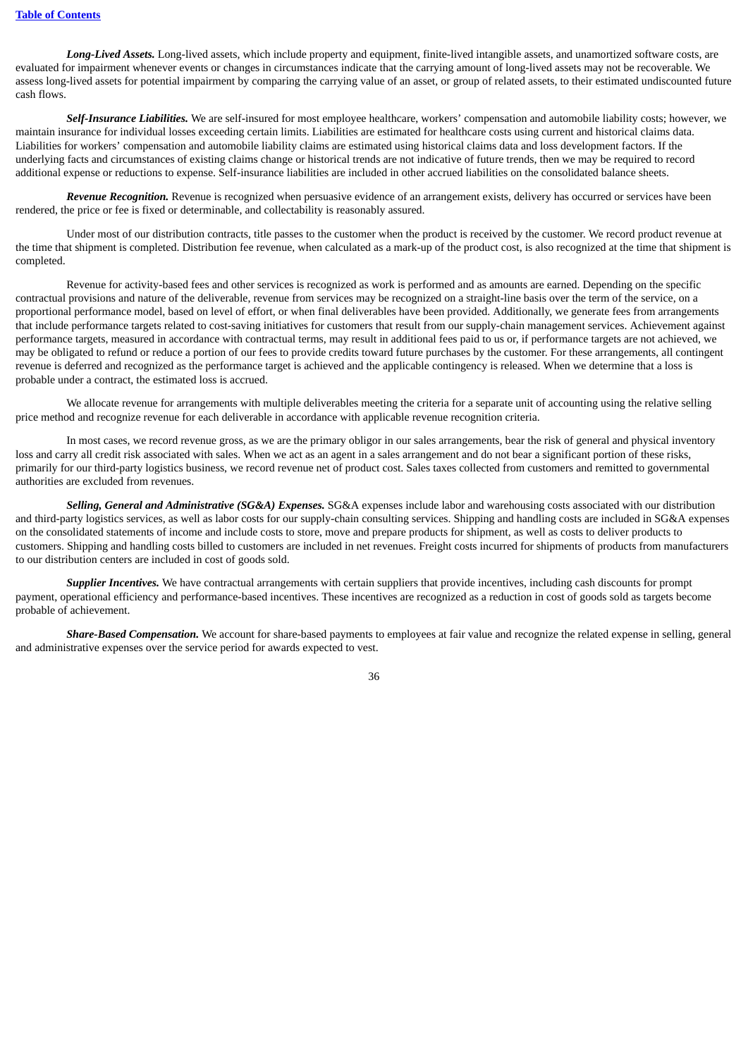***Long-Lived Assets.*** Long-lived assets, which include property and equipment, finite-lived intangible assets, and unamortized software costs, are evaluated for impairment whenever events or changes in circumstances indicate that the carrying amount of long-lived assets may not be recoverable. We assess long-lived assets for potential impairment by comparing the carrying value of an asset, or group of related assets, to their estimated undiscounted future cash flows.

***Self-Insurance Liabilities.*** We are self-insured for most employee healthcare, workers' compensation and automobile liability costs; however, we maintain insurance for individual losses exceeding certain limits. Liabilities are estimated for healthcare costs using current and historical claims data. Liabilities for workers' compensation and automobile liability claims are estimated using historical claims data and loss development factors. If the underlying facts and circumstances of existing claims change or historical trends are not indicative of future trends, then we may be required to record additional expense or reductions to expense. Self-insurance liabilities are included in other accrued liabilities on the consolidated balance sheets.

***Revenue Recognition.*** Revenue is recognized when persuasive evidence of an arrangement exists, delivery has occurred or services have been rendered, the price or fee is fixed or determinable, and collectability is reasonably assured.

Under most of our distribution contracts, title passes to the customer when the product is received by the customer. We record product revenue at the time that shipment is completed. Distribution fee revenue, when calculated as a mark-up of the product cost, is also recognized at the time that shipment is completed.

Revenue for activity-based fees and other services is recognized as work is performed and as amounts are earned. Depending on the specific contractual provisions and nature of the deliverable, revenue from services may be recognized on a straight-line basis over the term of the service, on a proportional performance model, based on level of effort, or when final deliverables have been provided. Additionally, we generate fees from arrangements that include performance targets related to cost-saving initiatives for customers that result from our supply-chain management services. Achievement against performance targets, measured in accordance with contractual terms, may result in additional fees paid to us or, if performance targets are not achieved, we may be obligated to refund or reduce a portion of our fees to provide credits toward future purchases by the customer. For these arrangements, all contingent revenue is deferred and recognized as the performance target is achieved and the applicable contingency is released. When we determine that a loss is probable under a contract, the estimated loss is accrued.

We allocate revenue for arrangements with multiple deliverables meeting the criteria for a separate unit of accounting using the relative selling price method and recognize revenue for each deliverable in accordance with applicable revenue recognition criteria.

In most cases, we record revenue gross, as we are the primary obligor in our sales arrangements, bear the risk of general and physical inventory loss and carry all credit risk associated with sales. When we act as an agent in a sales arrangement and do not bear a significant portion of these risks, primarily for our third-party logistics business, we record revenue net of product cost. Sales taxes collected from customers and remitted to governmental authorities are excluded from revenues.

***Selling, General and Administrative (SG&A) Expenses.*** SG&A expenses include labor and warehousing costs associated with our distribution and third-party logistics services, as well as labor costs for our supply-chain consulting services. Shipping and handling costs are included in SG&A expenses on the consolidated statements of income and include costs to store, move and prepare products for shipment, as well as costs to deliver products to customers. Shipping and handling costs billed to customers are included in net revenues. Freight costs incurred for shipments of products from manufacturers to our distribution centers are included in cost of goods sold.

***Supplier Incentives.*** We have contractual arrangements with certain suppliers that provide incentives, including cash discounts for prompt payment, operational efficiency and performance-based incentives. These incentives are recognized as a reduction in cost of goods sold as targets become probable of achievement.

***Share-Based Compensation.*** We account for share-based payments to employees at fair value and recognize the related expense in selling, general and administrative expenses over the service period for awards expected to vest.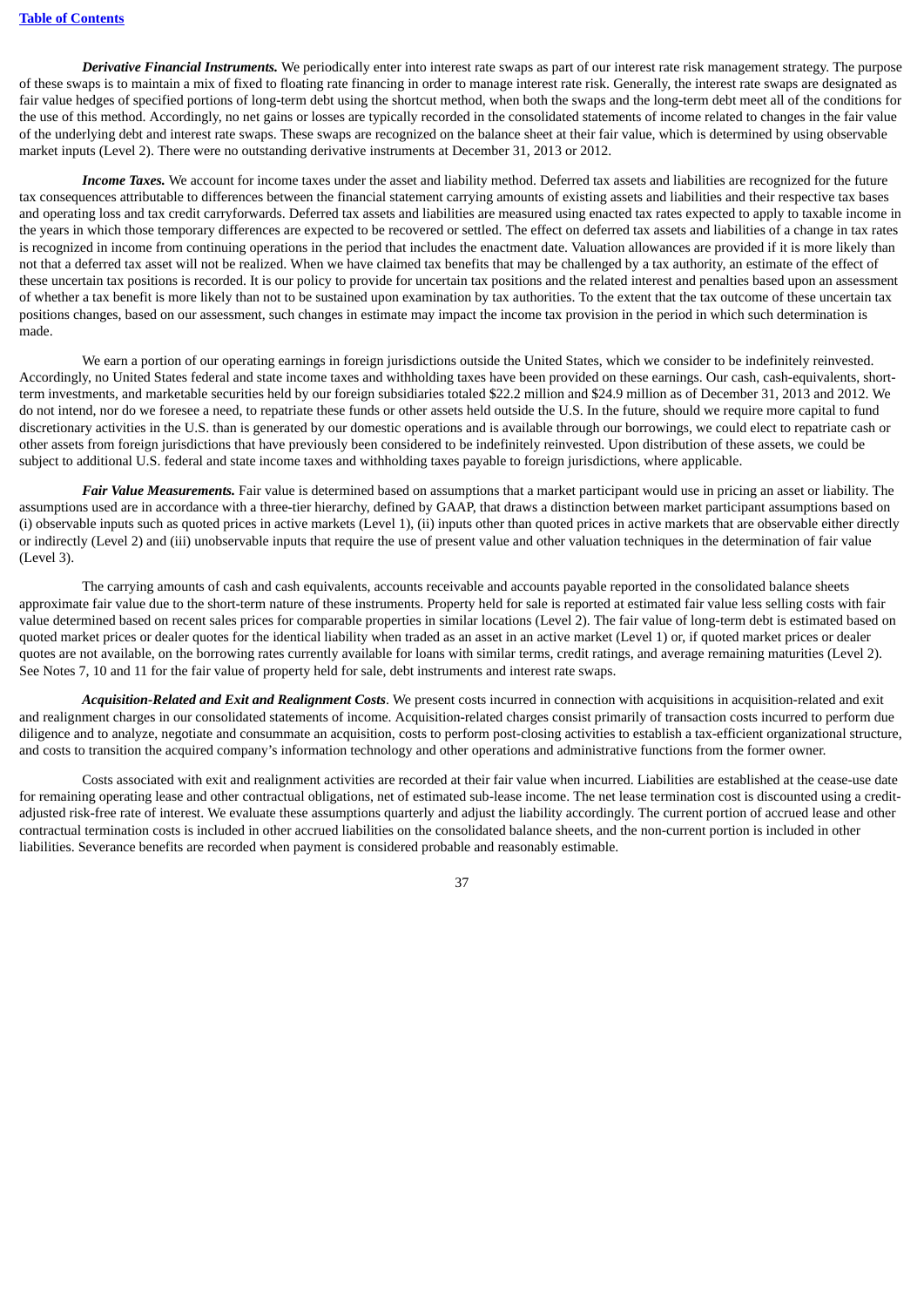***Derivative Financial Instruments.*** We periodically enter into interest rate swaps as part of our interest rate risk management strategy. The purpose of these swaps is to maintain a mix of fixed to floating rate financing in order to manage interest rate risk. Generally, the interest rate swaps are designated as fair value hedges of specified portions of long-term debt using the shortcut method, when both the swaps and the long-term debt meet all of the conditions for the use of this method. Accordingly, no net gains or losses are typically recorded in the consolidated statements of income related to changes in the fair value of the underlying debt and interest rate swaps. These swaps are recognized on the balance sheet at their fair value, which is determined by using observable market inputs (Level 2). There were no outstanding derivative instruments at December 31, 2013 or 2012.

***Income Taxes.*** We account for income taxes under the asset and liability method. Deferred tax assets and liabilities are recognized for the future tax consequences attributable to differences between the financial statement carrying amounts of existing assets and liabilities and their respective tax bases and operating loss and tax credit carryforwards. Deferred tax assets and liabilities are measured using enacted tax rates expected to apply to taxable income in the years in which those temporary differences are expected to be recovered or settled. The effect on deferred tax assets and liabilities of a change in tax rates is recognized in income from continuing operations in the period that includes the enactment date. Valuation allowances are provided if it is more likely than not that a deferred tax asset will not be realized. When we have claimed tax benefits that may be challenged by a tax authority, an estimate of the effect of these uncertain tax positions is recorded. It is our policy to provide for uncertain tax positions and the related interest and penalties based upon an assessment of whether a tax benefit is more likely than not to be sustained upon examination by tax authorities. To the extent that the tax outcome of these uncertain tax positions changes, based on our assessment, such changes in estimate may impact the income tax provision in the period in which such determination is made.

We earn a portion of our operating earnings in foreign jurisdictions outside the United States, which we consider to be indefinitely reinvested. Accordingly, no United States federal and state income taxes and withholding taxes have been provided on these earnings. Our cash, cash-equivalents, short-term investments, and marketable securities held by our foreign subsidiaries totaled $22.2 million and $24.9 million as of December 31, 2013 and 2012. We do not intend, nor do we foresee a need, to repatriate these funds or other assets held outside the U.S. In the future, should we require more capital to fund discretionary activities in the U.S. than is generated by our domestic operations and is available through our borrowings, we could elect to repatriate cash or other assets from foreign jurisdictions that have previously been considered to be indefinitely reinvested. Upon distribution of these assets, we could be subject to additional U.S. federal and state income taxes and withholding taxes payable to foreign jurisdictions, where applicable.

***Fair Value Measurements.*** Fair value is determined based on assumptions that a market participant would use in pricing an asset or liability. The assumptions used are in accordance with a three-tier hierarchy, defined by GAAP, that draws a distinction between market participant assumptions based on (i) observable inputs such as quoted prices in active markets (Level 1), (ii) inputs other than quoted prices in active markets that are observable either directly or indirectly (Level 2) and (iii) unobservable inputs that require the use of present value and other valuation techniques in the determination of fair value (Level 3).

The carrying amounts of cash and cash equivalents, accounts receivable and accounts payable reported in the consolidated balance sheets approximate fair value due to the short-term nature of these instruments. Property held for sale is reported at estimated fair value less selling costs with fair value determined based on recent sales prices for comparable properties in similar locations (Level 2). The fair value of long-term debt is estimated based on quoted market prices or dealer quotes for the identical liability when traded as an asset in an active market (Level 1) or, if quoted market prices or dealer quotes are not available, on the borrowing rates currently available for loans with similar terms, credit ratings, and average remaining maturities (Level 2). See Notes 7, 10 and 11 for the fair value of property held for sale, debt instruments and interest rate swaps.

***Acquisition-Related and Exit and Realignment Costs***. We present costs incurred in connection with acquisitions in acquisition-related and exit and realignment charges in our consolidated statements of income. Acquisition-related charges consist primarily of transaction costs incurred to perform due diligence and to analyze, negotiate and consummate an acquisition, costs to perform post-closing activities to establish a tax-efficient organizational structure, and costs to transition the acquired company's information technology and other operations and administrative functions from the former owner.

Costs associated with exit and realignment activities are recorded at their fair value when incurred. Liabilities are established at the cease-use date for remaining operating lease and other contractual obligations, net of estimated sub-lease income. The net lease termination cost is discounted using a credit-adjusted risk-free rate of interest. We evaluate these assumptions quarterly and adjust the liability accordingly. The current portion of accrued lease and other contractual termination costs is included in other accrued liabilities on the consolidated balance sheets, and the non-current portion is included in other liabilities. Severance benefits are recorded when payment is considered probable and reasonably estimable.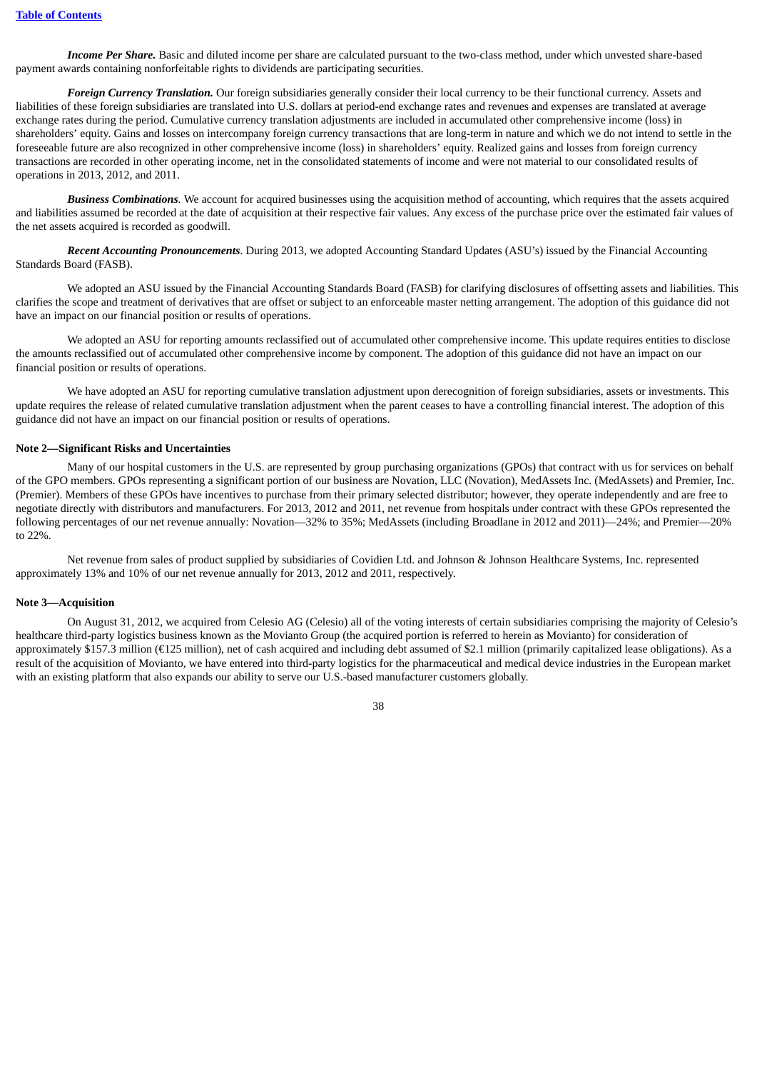***Income Per Share.*** Basic and diluted income per share are calculated pursuant to the two-class method, under which unvested share-based payment awards containing nonforfeitable rights to dividends are participating securities.

***Foreign Currency Translation.*** Our foreign subsidiaries generally consider their local currency to be their functional currency. Assets and liabilities of these foreign subsidiaries are translated into U.S. dollars at period-end exchange rates and revenues and expenses are translated at average exchange rates during the period. Cumulative currency translation adjustments are included in accumulated other comprehensive income (loss) in shareholders' equity. Gains and losses on intercompany foreign currency transactions that are long-term in nature and which we do not intend to settle in the foreseeable future are also recognized in other comprehensive income (loss) in shareholders' equity. Realized gains and losses from foreign currency transactions are recorded in other operating income, net in the consolidated statements of income and were not material to our consolidated results of operations in 2013, 2012, and 2011.

***Business Combinations.*** We account for acquired businesses using the acquisition method of accounting, which requires that the assets acquired and liabilities assumed be recorded at the date of acquisition at their respective fair values. Any excess of the purchase price over the estimated fair values of the net assets acquired is recorded as goodwill.

***Recent Accounting Pronouncements***. During 2013, we adopted Accounting Standard Updates (ASU's) issued by the Financial Accounting Standards Board (FASB).

We adopted an ASU issued by the Financial Accounting Standards Board (FASB) for clarifying disclosures of offsetting assets and liabilities. This clarifies the scope and treatment of derivatives that are offset or subject to an enforceable master netting arrangement. The adoption of this guidance did not have an impact on our financial position or results of operations.

We adopted an ASU for reporting amounts reclassified out of accumulated other comprehensive income. This update requires entities to disclose the amounts reclassified out of accumulated other comprehensive income by component. The adoption of this guidance did not have an impact on our financial position or results of operations.

We have adopted an ASU for reporting cumulative translation adjustment upon derecognition of foreign subsidiaries, assets or investments. This update requires the release of related cumulative translation adjustment when the parent ceases to have a controlling financial interest. The adoption of this guidance did not have an impact on our financial position or results of operations.

**Note 2—Significant Risks and Uncertainties**

Many of our hospital customers in the U.S. are represented by group purchasing organizations (GPOs) that contract with us for services on behalf of the GPO members. GPOs representing a significant portion of our business are Novation, LLC (Novation), MedAssets Inc. (MedAssets) and Premier, Inc. (Premier). Members of these GPOs have incentives to purchase from their primary selected distributor; however, they operate independently and are free to negotiate directly with distributors and manufacturers. For 2013, 2012 and 2011, net revenue from hospitals under contract with these GPOs represented the following percentages of our net revenue annually: Novation—32% to 35%; MedAssets (including Broadlane in 2012 and 2011)—24%; and Premier—20% to 22%.

Net revenue from sales of product supplied by subsidiaries of Covidien Ltd. and Johnson & Johnson Healthcare Systems, Inc. represented approximately 13% and 10% of our net revenue annually for 2013, 2012 and 2011, respectively.

**Note 3—Acquisition**

On August 31, 2012, we acquired from Celesio AG (Celesio) all of the voting interests of certain subsidiaries comprising the majority of Celesio's healthcare third-party logistics business known as the Movianto Group (the acquired portion is referred to herein as Movianto) for consideration of approximately $157.3 million (€125 million), net of cash acquired and including debt assumed of $2.1 million (primarily capitalized lease obligations). As a result of the acquisition of Movianto, we have entered into third-party logistics for the pharmaceutical and medical device industries in the European market with an existing platform that also expands our ability to serve our U.S.-based manufacturer customers globally.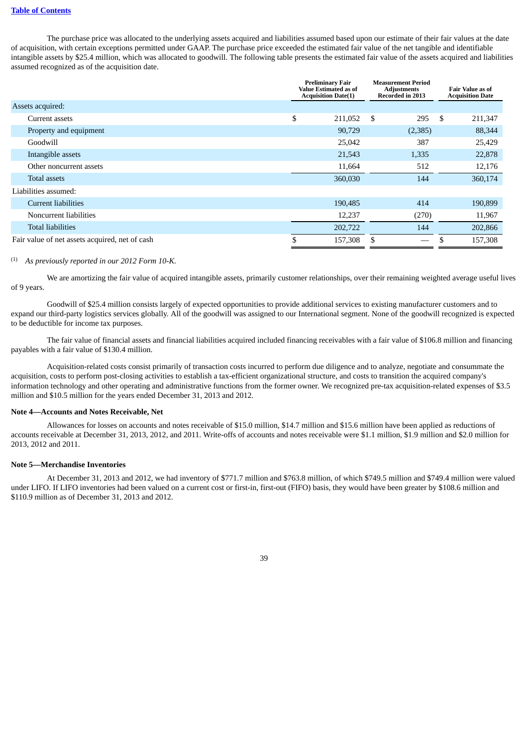The purchase price was allocated to the underlying assets acquired and liabilities assumed based upon our estimate of their fair values at the date of acquisition, with certain exceptions permitted under GAAP. The purchase price exceeded the estimated fair value of the net tangible and identifiable intangible assets by $25.4 million, which was allocated to goodwill. The following table presents the estimated fair value of the assets acquired and liabilities assumed recognized as of the acquisition date.

| | Preliminary Fair Value Estimated as of Acquisition Date(1) | Measurement Period Adjustments Recorded in 2013 | Fair Value as of Acquisition Date |
|---|---|---|---|
| Assets acquired: | | | |
| Current assets | $ 211,052 | $ 295 | $ 211,347 |
| Property and equipment | 90,729 | (2,385) | 88,344 |
| Goodwill | 25,042 | 387 | 25,429 |
| Intangible assets | 21,543 | 1,335 | 22,878 |
| Other noncurrent assets | 11,664 | 512 | 12,176 |
| Total assets | 360,030 | 144 | 360,174 |
| Liabilities assumed: | | | |
| Current liabilities | 190,485 | 414 | 190,899 |
| Noncurrent liabilities | 12,237 | (270) | 11,967 |
| Total liabilities | 202,722 | 144 | 202,866 |
| Fair value of net assets acquired, net of cash | $ 157,308 | $ — | $ 157,308 |

(1) *As previously reported in our 2012 Form 10-K.*

We are amortizing the fair value of acquired intangible assets, primarily customer relationships, over their remaining weighted average useful lives of 9 years.

Goodwill of $25.4 million consists largely of expected opportunities to provide additional services to existing manufacturer customers and to expand our third-party logistics services globally. All of the goodwill was assigned to our International segment. None of the goodwill recognized is expected to be deductible for income tax purposes.

The fair value of financial assets and financial liabilities acquired included financing receivables with a fair value of $106.8 million and financing payables with a fair value of $130.4 million.

Acquisition-related costs consist primarily of transaction costs incurred to perform due diligence and to analyze, negotiate and consummate the acquisition, costs to perform post-closing activities to establish a tax-efficient organizational structure, and costs to transition the acquired company's information technology and other operating and administrative functions from the former owner. We recognized pre-tax acquisition-related expenses of $3.5 million and $10.5 million for the years ended December 31, 2013 and 2012.

**Note 4—Accounts and Notes Receivable, Net**

Allowances for losses on accounts and notes receivable of $15.0 million, $14.7 million and $15.6 million have been applied as reductions of accounts receivable at December 31, 2013, 2012, and 2011. Write-offs of accounts and notes receivable were $1.1 million, $1.9 million and $2.0 million for 2013, 2012 and 2011.

**Note 5—Merchandise Inventories**

At December 31, 2013 and 2012, we had inventory of $771.7 million and $763.8 million, of which $749.5 million and $749.4 million were valued under LIFO. If LIFO inventories had been valued on a current cost or first-in, first-out (FIFO) basis, they would have been greater by $108.6 million and $110.9 million as of December 31, 2013 and 2012.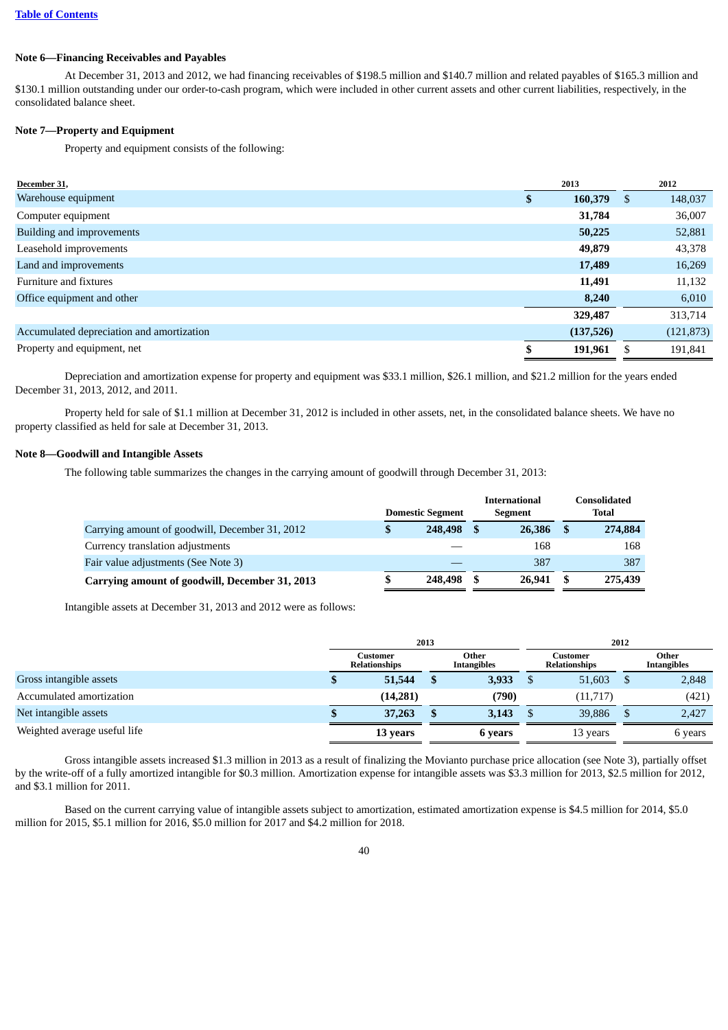[Table of Contents](#)

**Note 6—Financing Receivables and Payables**

At December 31, 2013 and 2012, we had financing receivables of $198.5 million and $140.7 million and related payables of $165.3 million and $130.1 million outstanding under our order-to-cash program, which were included in other current assets and other current liabilities, respectively, in the consolidated balance sheet.

**Note 7—Property and Equipment**

Property and equipment consists of the following:

| December 31, | 2013 | 2012 |
|---|---|---|
| Warehouse equipment | **$ 160,379** | $ 148,037 |
| Computer equipment | **31,784** | 36,007 |
| Building and improvements | **50,225** | 52,881 |
| Leasehold improvements | **49,879** | 43,378 |
| Land and improvements | **17,489** | 16,269 |
| Furniture and fixtures | **11,491** | 11,132 |
| Office equipment and other | **8,240** | 6,010 |
| | **329,487** | 313,714 |
| Accumulated depreciation and amortization | **(137,526)** | (121,873) |
| Property and equipment, net | **$ 191,961** | $ 191,841 |

Depreciation and amortization expense for property and equipment was $33.1 million, $26.1 million, and $21.2 million for the years ended December 31, 2013, 2012, and 2011.

Property held for sale of $1.1 million at December 31, 2012 is included in other assets, net, in the consolidated balance sheets. We have no property classified as held for sale at December 31, 2013.

**Note 8—Goodwill and Intangible Assets**

The following table summarizes the changes in the carrying amount of goodwill through December 31, 2013:

| | Domestic Segment | International Segment | Consolidated Total |
|---|---|---|---|
| Carrying amount of goodwill, December 31, 2012 | **$ 248,498** | **$ 26,386** | **$ 274,884** |
| Currency translation adjustments | — | 168 | 168 |
| Fair value adjustments (See Note 3) | — | 387 | 387 |
| **Carrying amount of goodwill, December 31, 2013** | **$ 248,498** | **$ 26,941** | **$ 275,439** |

Intangible assets at December 31, 2013 and 2012 were as follows:

| | 2013 | | 2012 | |
|---|---|---|---|---|
| | Customer Relationships | Other Intangibles | Customer Relationships | Other Intangibles |
| Gross intangible assets | **$ 51,544** | **$ 3,933** | $ 51,603 | $ 2,848 |
| Accumulated amortization | **(14,281)** | **(790)** | (11,717) | (421) |
| Net intangible assets | **$ 37,263** | **$ 3,143** | $ 39,886 | $ 2,427 |
| Weighted average useful life | **13 years** | **6 years** | 13 years | 6 years |

Gross intangible assets increased $1.3 million in 2013 as a result of finalizing the Movianto purchase price allocation (see Note 3), partially offset by the write-off of a fully amortized intangible for $0.3 million. Amortization expense for intangible assets was $3.3 million for 2013, $2.5 million for 2012, and $3.1 million for 2011.

Based on the current carrying value of intangible assets subject to amortization, estimated amortization expense is $4.5 million for 2014, $5.0 million for 2015, $5.1 million for 2016, $5.0 million for 2017 and $4.2 million for 2018.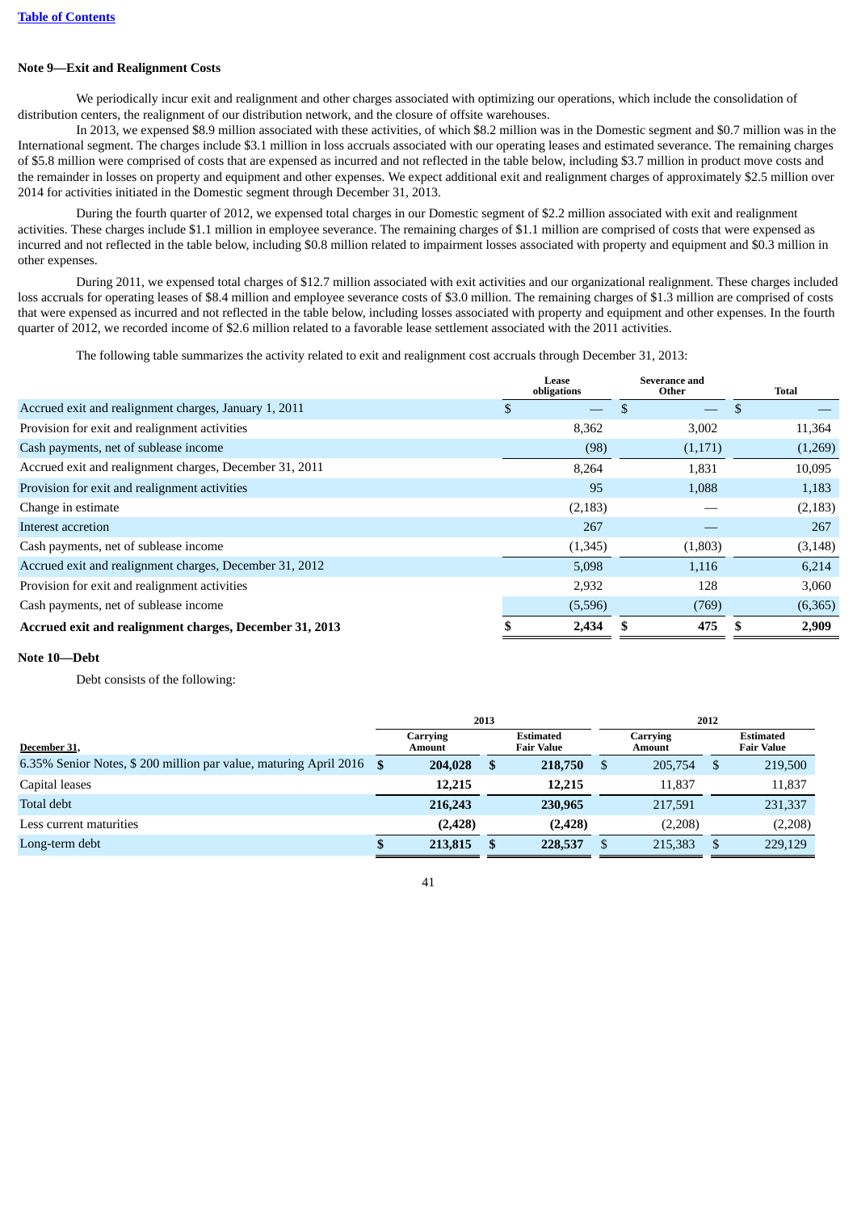[Table of Contents](#)

## Note 9—Exit and Realignment Costs

We periodically incur exit and realignment and other charges associated with optimizing our operations, which include the consolidation of distribution centers, the realignment of our distribution network, and the closure of offsite warehouses.

In 2013, we expensed $8.9 million associated with these activities, of which $8.2 million was in the Domestic segment and $0.7 million was in the International segment. The charges include $3.1 million in loss accruals associated with our operating leases and estimated severance. The remaining charges of $5.8 million were comprised of costs that are expensed as incurred and not reflected in the table below, including $3.7 million in product move costs and the remainder in losses on property and equipment and other expenses. We expect additional exit and realignment charges of approximately $2.5 million over 2014 for activities initiated in the Domestic segment through December 31, 2013.

During the fourth quarter of 2012, we expensed total charges in our Domestic segment of $2.2 million associated with exit and realignment activities. These charges include $1.1 million in employee severance. The remaining charges of $1.1 million are comprised of costs that were expensed as incurred and not reflected in the table below, including $0.8 million related to impairment losses associated with property and equipment and $0.3 million in other expenses.

During 2011, we expensed total charges of $12.7 million associated with exit activities and our organizational realignment. These charges included loss accruals for operating leases of $8.4 million and employee severance costs of $3.0 million. The remaining charges of $1.3 million are comprised of costs that were expensed as incurred and not reflected in the table below, including losses associated with property and equipment and other expenses. In the fourth quarter of 2012, we recorded income of $2.6 million related to a favorable lease settlement associated with the 2011 activities.

The following table summarizes the activity related to exit and realignment cost accruals through December 31, 2013:

| | Lease obligations | Severance and Other | Total |
|---|---|---|---|
| Accrued exit and realignment charges, January 1, 2011 | $ — | $ — | $ — |
| Provision for exit and realignment activities | 8,362 | 3,002 | 11,364 |
| Cash payments, net of sublease income | (98) | (1,171) | (1,269) |
| Accrued exit and realignment charges, December 31, 2011 | 8,264 | 1,831 | 10,095 |
| Provision for exit and realignment activities | 95 | 1,088 | 1,183 |
| Change in estimate | (2,183) | — | (2,183) |
| Interest accretion | 267 | — | 267 |
| Cash payments, net of sublease income | (1,345) | (1,803) | (3,148) |
| Accrued exit and realignment charges, December 31, 2012 | 5,098 | 1,116 | 6,214 |
| Provision for exit and realignment activities | 2,932 | 128 | 3,060 |
| Cash payments, net of sublease income | (5,596) | (769) | (6,365) |
| **Accrued exit and realignment charges, December 31, 2013** | **$ 2,434** | **$ 475** | **$ 2,909** |

## Note 10—Debt

Debt consists of the following:

| | 2013 | | 2012 | |
|---|---|---|---|---|
| December 31, | Carrying Amount | Estimated Fair Value | Carrying Amount | Estimated Fair Value |
| 6.35% Senior Notes, $ 200 million par value, maturing April 2016 | **$ 204,028** | **$ 218,750** | $ 205,754 | $ 219,500 |
| Capital leases | **12,215** | **12,215** | 11,837 | 11,837 |
| Total debt | **216,243** | **230,965** | 217,591 | 231,337 |
| Less current maturities | **(2,428)** | **(2,428)** | (2,208) | (2,208) |
| Long-term debt | **$ 213,815** | **$ 228,537** | $ 215,383 | $ 229,129 |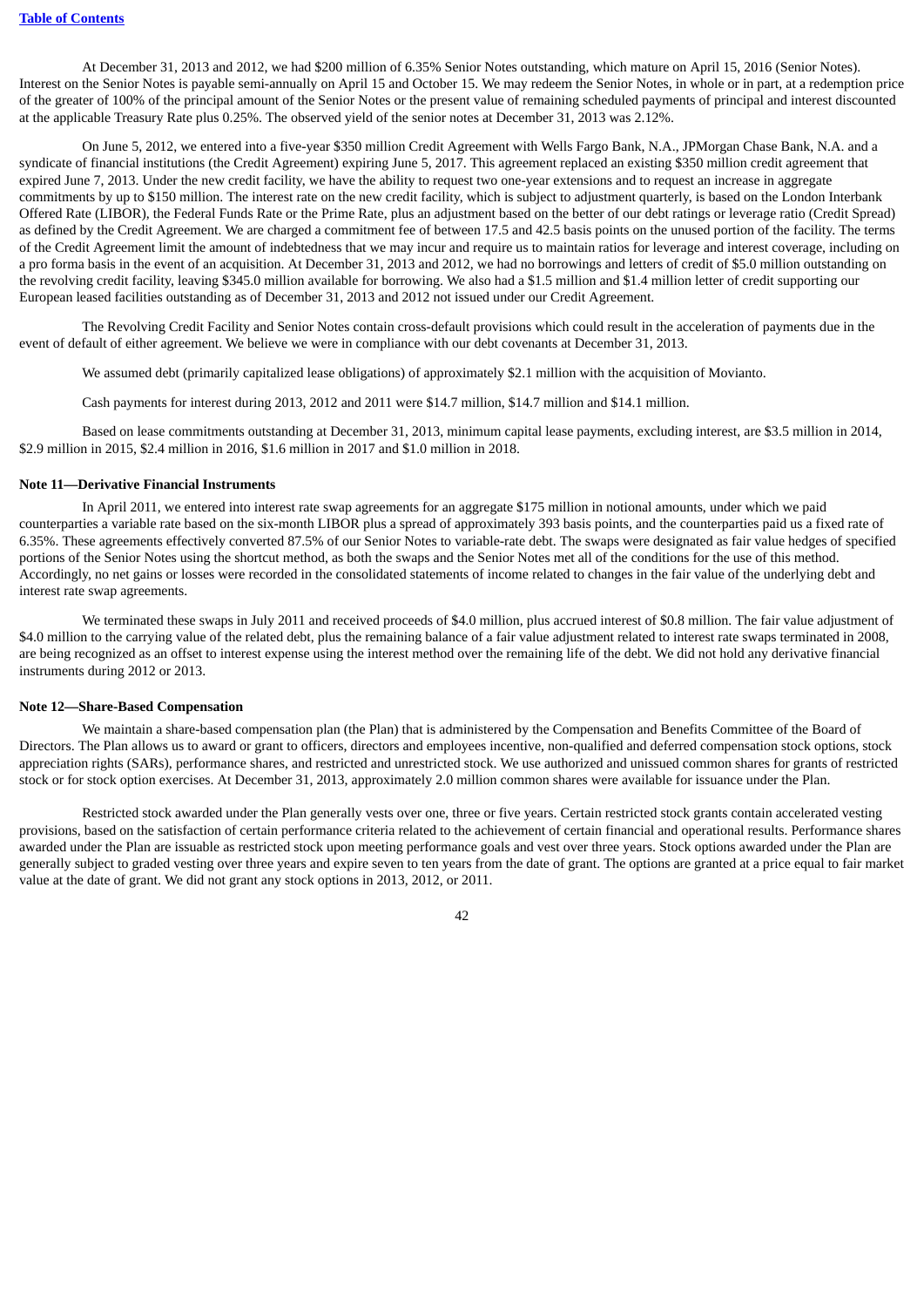At December 31, 2013 and 2012, we had $200 million of 6.35% Senior Notes outstanding, which mature on April 15, 2016 (Senior Notes). Interest on the Senior Notes is payable semi-annually on April 15 and October 15. We may redeem the Senior Notes, in whole or in part, at a redemption price of the greater of 100% of the principal amount of the Senior Notes or the present value of remaining scheduled payments of principal and interest discounted at the applicable Treasury Rate plus 0.25%. The observed yield of the senior notes at December 31, 2013 was 2.12%.

On June 5, 2012, we entered into a five-year $350 million Credit Agreement with Wells Fargo Bank, N.A., JPMorgan Chase Bank, N.A. and a syndicate of financial institutions (the Credit Agreement) expiring June 5, 2017. This agreement replaced an existing $350 million credit agreement that expired June 7, 2013. Under the new credit facility, we have the ability to request two one-year extensions and to request an increase in aggregate commitments by up to $150 million. The interest rate on the new credit facility, which is subject to adjustment quarterly, is based on the London Interbank Offered Rate (LIBOR), the Federal Funds Rate or the Prime Rate, plus an adjustment based on the better of our debt ratings or leverage ratio (Credit Spread) as defined by the Credit Agreement. We are charged a commitment fee of between 17.5 and 42.5 basis points on the unused portion of the facility. The terms of the Credit Agreement limit the amount of indebtedness that we may incur and require us to maintain ratios for leverage and interest coverage, including on a pro forma basis in the event of an acquisition. At December 31, 2013 and 2012, we had no borrowings and letters of credit of $5.0 million outstanding on the revolving credit facility, leaving $345.0 million available for borrowing. We also had a $1.5 million and $1.4 million letter of credit supporting our European leased facilities outstanding as of December 31, 2013 and 2012 not issued under our Credit Agreement.

The Revolving Credit Facility and Senior Notes contain cross-default provisions which could result in the acceleration of payments due in the event of default of either agreement. We believe we were in compliance with our debt covenants at December 31, 2013.

We assumed debt (primarily capitalized lease obligations) of approximately $2.1 million with the acquisition of Movianto.

Cash payments for interest during 2013, 2012 and 2011 were $14.7 million, $14.7 million and $14.1 million.

Based on lease commitments outstanding at December 31, 2013, minimum capital lease payments, excluding interest, are $3.5 million in 2014, $2.9 million in 2015, $2.4 million in 2016, $1.6 million in 2017 and $1.0 million in 2018.

**Note 11—Derivative Financial Instruments**

In April 2011, we entered into interest rate swap agreements for an aggregate $175 million in notional amounts, under which we paid counterparties a variable rate based on the six-month LIBOR plus a spread of approximately 393 basis points, and the counterparties paid us a fixed rate of 6.35%. These agreements effectively converted 87.5% of our Senior Notes to variable-rate debt. The swaps were designated as fair value hedges of specified portions of the Senior Notes using the shortcut method, as both the swaps and the Senior Notes met all of the conditions for the use of this method. Accordingly, no net gains or losses were recorded in the consolidated statements of income related to changes in the fair value of the underlying debt and interest rate swap agreements.

We terminated these swaps in July 2011 and received proceeds of $4.0 million, plus accrued interest of $0.8 million. The fair value adjustment of $4.0 million to the carrying value of the related debt, plus the remaining balance of a fair value adjustment related to interest rate swaps terminated in 2008, are being recognized as an offset to interest expense using the interest method over the remaining life of the debt. We did not hold any derivative financial instruments during 2012 or 2013.

**Note 12—Share-Based Compensation**

We maintain a share-based compensation plan (the Plan) that is administered by the Compensation and Benefits Committee of the Board of Directors. The Plan allows us to award or grant to officers, directors and employees incentive, non-qualified and deferred compensation stock options, stock appreciation rights (SARs), performance shares, and restricted and unrestricted stock. We use authorized and unissued common shares for grants of restricted stock or for stock option exercises. At December 31, 2013, approximately 2.0 million common shares were available for issuance under the Plan.

Restricted stock awarded under the Plan generally vests over one, three or five years. Certain restricted stock grants contain accelerated vesting provisions, based on the satisfaction of certain performance criteria related to the achievement of certain financial and operational results. Performance shares awarded under the Plan are issuable as restricted stock upon meeting performance goals and vest over three years. Stock options awarded under the Plan are generally subject to graded vesting over three years and expire seven to ten years from the date of grant. The options are granted at a price equal to fair market value at the date of grant. We did not grant any stock options in 2013, 2012, or 2011.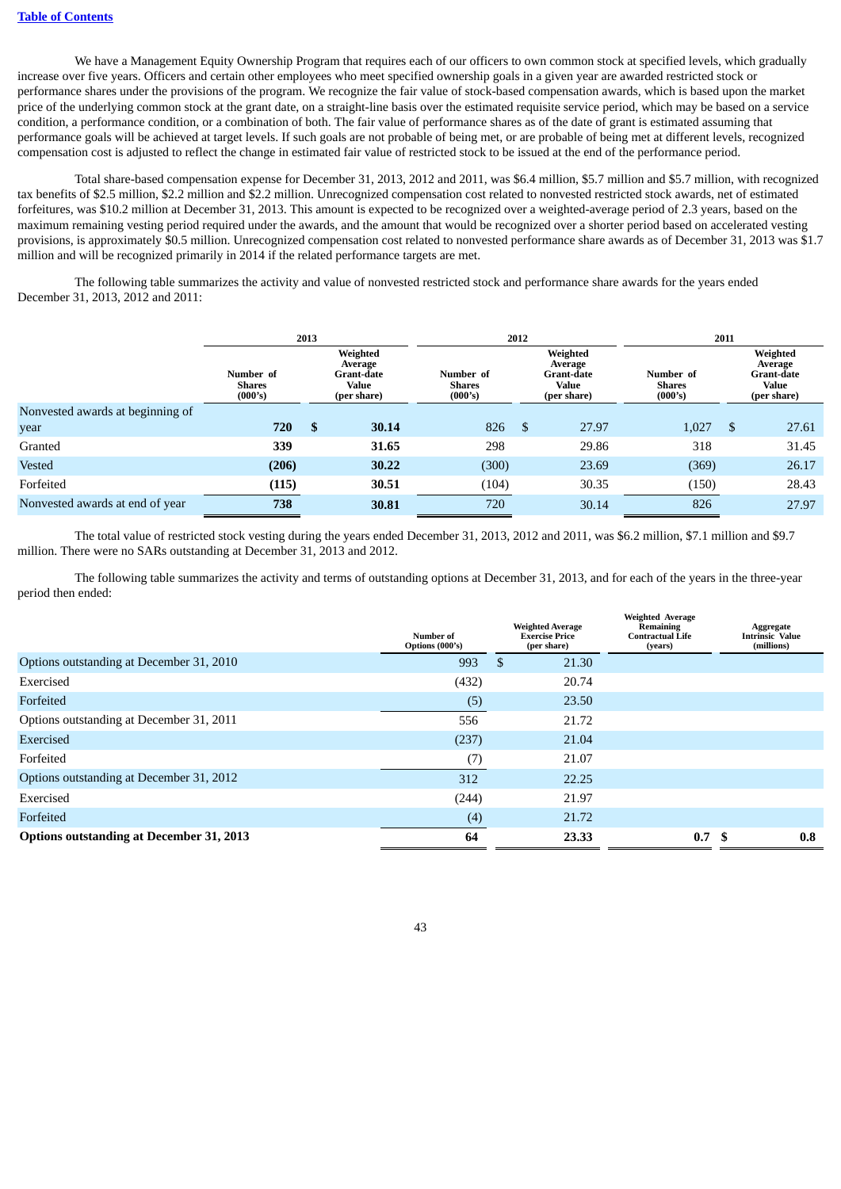We have a Management Equity Ownership Program that requires each of our officers to own common stock at specified levels, which gradually increase over five years. Officers and certain other employees who meet specified ownership goals in a given year are awarded restricted stock or performance shares under the provisions of the program. We recognize the fair value of stock-based compensation awards, which is based upon the market price of the underlying common stock at the grant date, on a straight-line basis over the estimated requisite service period, which may be based on a service condition, a performance condition, or a combination of both. The fair value of performance shares as of the date of grant is estimated assuming that performance goals will be achieved at target levels. If such goals are not probable of being met, or are probable of being met at different levels, recognized compensation cost is adjusted to reflect the change in estimated fair value of restricted stock to be issued at the end of the performance period.

Total share-based compensation expense for December 31, 2013, 2012 and 2011, was $6.4 million, $5.7 million and $5.7 million, with recognized tax benefits of $2.5 million, $2.2 million and $2.2 million. Unrecognized compensation cost related to nonvested restricted stock awards, net of estimated forfeitures, was $10.2 million at December 31, 2013. This amount is expected to be recognized over a weighted-average period of 2.3 years, based on the maximum remaining vesting period required under the awards, and the amount that would be recognized over a shorter period based on accelerated vesting provisions, is approximately $0.5 million. Unrecognized compensation cost related to nonvested performance share awards as of December 31, 2013 was $1.7 million and will be recognized primarily in 2014 if the related performance targets are met.

The following table summarizes the activity and value of nonvested restricted stock and performance share awards for the years ended December 31, 2013, 2012 and 2011:

| | 2013 | | 2012 | | 2011 | |
|---|---|---|---|---|---|---|
| | Number of Shares (000's) | Weighted Average Grant-date Value (per share) | Number of Shares (000's) | Weighted Average Grant-date Value (per share) | Number of Shares (000's) | Weighted Average Grant-date Value (per share) |
| Nonvested awards at beginning of year | **720** | **$ 30.14** | 826 | $ 27.97 | 1,027 | $ 27.61 |
| Granted | **339** | **31.65** | 298 | 29.86 | 318 | 31.45 |
| Vested | **(206)** | **30.22** | (300) | 23.69 | (369) | 26.17 |
| Forfeited | **(115)** | **30.51** | (104) | 30.35 | (150) | 28.43 |
| Nonvested awards at end of year | **738** | **30.81** | 720 | 30.14 | 826 | 27.97 |

The total value of restricted stock vesting during the years ended December 31, 2013, 2012 and 2011, was $6.2 million, $7.1 million and $9.7 million. There were no SARs outstanding at December 31, 2013 and 2012.

The following table summarizes the activity and terms of outstanding options at December 31, 2013, and for each of the years in the three-year period then ended:

| | Number of Options (000's) | Weighted Average Exercise Price (per share) | Weighted Average Remaining Contractual Life (years) | Aggregate Intrinsic Value (millions) |
|---|---|---|---|---|
| Options outstanding at December 31, 2010 | 993 | $ 21.30 | | |
| Exercised | (432) | 20.74 | | |
| Forfeited | (5) | 23.50 | | |
| Options outstanding at December 31, 2011 | 556 | 21.72 | | |
| Exercised | (237) | 21.04 | | |
| Forfeited | (7) | 21.07 | | |
| Options outstanding at December 31, 2012 | 312 | 22.25 | | |
| Exercised | (244) | 21.97 | | |
| Forfeited | (4) | 21.72 | | |
| **Options outstanding at December 31, 2013** | **64** | **23.33** | **0.7** | **$ 0.8** |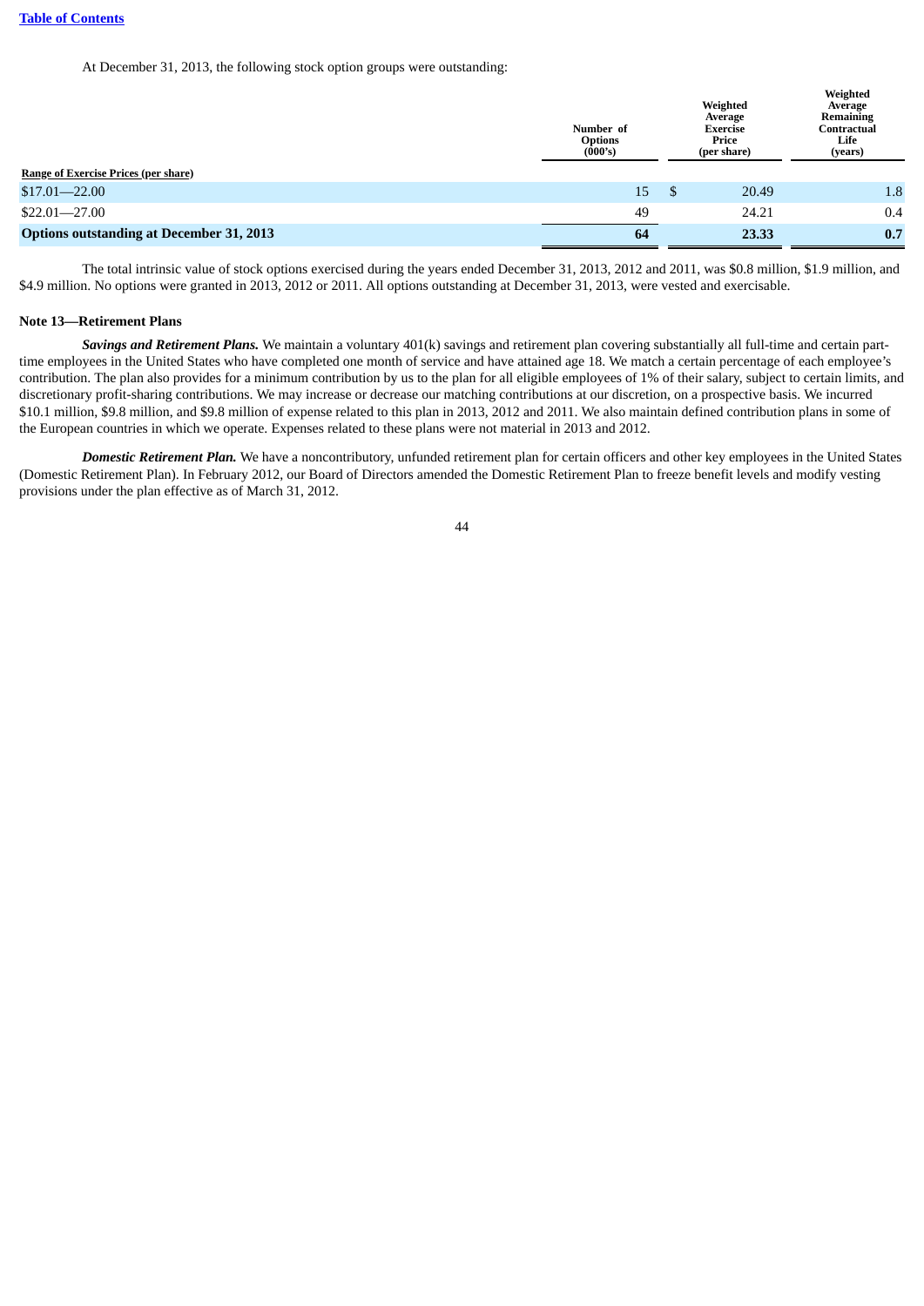At December 31, 2013, the following stock option groups were outstanding:

| Range of Exercise Prices (per share) | Number of Options (000's) | Weighted Average Exercise Price (per share) | Weighted Average Remaining Contractual Life (years) |
|---|---|---|---|
| $17.01—22.00 | 15 | $ 20.49 | 1.8 |
| $22.01—27.00 | 49 | 24.21 | 0.4 |
| **Options outstanding at December 31, 2013** | **64** | **23.33** | **0.7** |

The total intrinsic value of stock options exercised during the years ended December 31, 2013, 2012 and 2011, was $0.8 million, $1.9 million, and $4.9 million. No options were granted in 2013, 2012 or 2011. All options outstanding at December 31, 2013, were vested and exercisable.

**Note 13—Retirement Plans**

***Savings and Retirement Plans.*** We maintain a voluntary 401(k) savings and retirement plan covering substantially all full-time and certain part-time employees in the United States who have completed one month of service and have attained age 18. We match a certain percentage of each employee's contribution. The plan also provides for a minimum contribution by us to the plan for all eligible employees of 1% of their salary, subject to certain limits, and discretionary profit-sharing contributions. We may increase or decrease our matching contributions at our discretion, on a prospective basis. We incurred $10.1 million, $9.8 million, and $9.8 million of expense related to this plan in 2013, 2012 and 2011. We also maintain defined contribution plans in some of the European countries in which we operate. Expenses related to these plans were not material in 2013 and 2012.

***Domestic Retirement Plan.*** We have a noncontributory, unfunded retirement plan for certain officers and other key employees in the United States (Domestic Retirement Plan). In February 2012, our Board of Directors amended the Domestic Retirement Plan to freeze benefit levels and modify vesting provisions under the plan effective as of March 31, 2012.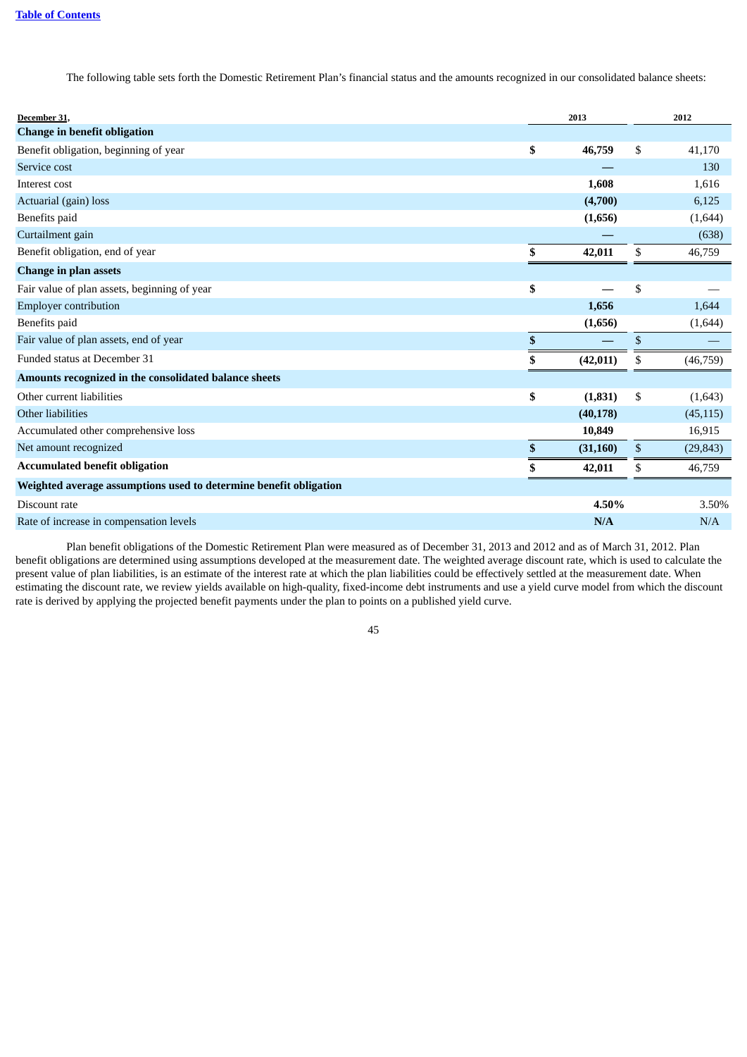The following table sets forth the Domestic Retirement Plan's financial status and the amounts recognized in our consolidated balance sheets:

| December 31, | 2013 | 2012 |
|---|---|---|
| **Change in benefit obligation** | | |
| Benefit obligation, beginning of year | $ 46,759 | $ 41,170 |
| Service cost | — | 130 |
| Interest cost | 1,608 | 1,616 |
| Actuarial (gain) loss | (4,700) | 6,125 |
| Benefits paid | (1,656) | (1,644) |
| Curtailment gain | — | (638) |
| Benefit obligation, end of year | $ 42,011 | $ 46,759 |
| **Change in plan assets** | | |
| Fair value of plan assets, beginning of year | $ — | $ — |
| Employer contribution | 1,656 | 1,644 |
| Benefits paid | (1,656) | (1,644) |
| Fair value of plan assets, end of year | $ — | $ — |
| Funded status at December 31 | $ (42,011) | $ (46,759) |
| **Amounts recognized in the consolidated balance sheets** | | |
| Other current liabilities | $ (1,831) | $ (1,643) |
| Other liabilities | (40,178) | (45,115) |
| Accumulated other comprehensive loss | 10,849 | 16,915 |
| Net amount recognized | $ (31,160) | $ (29,843) |
| **Accumulated benefit obligation** | $ 42,011 | $ 46,759 |
| **Weighted average assumptions used to determine benefit obligation** | | |
| Discount rate | 4.50% | 3.50% |
| Rate of increase in compensation levels | N/A | N/A |

Plan benefit obligations of the Domestic Retirement Plan were measured as of December 31, 2013 and 2012 and as of March 31, 2012. Plan benefit obligations are determined using assumptions developed at the measurement date. The weighted average discount rate, which is used to calculate the present value of plan liabilities, is an estimate of the interest rate at which the plan liabilities could be effectively settled at the measurement date. When estimating the discount rate, we review yields available on high-quality, fixed-income debt instruments and use a yield curve model from which the discount rate is derived by applying the projected benefit payments under the plan to points on a published yield curve.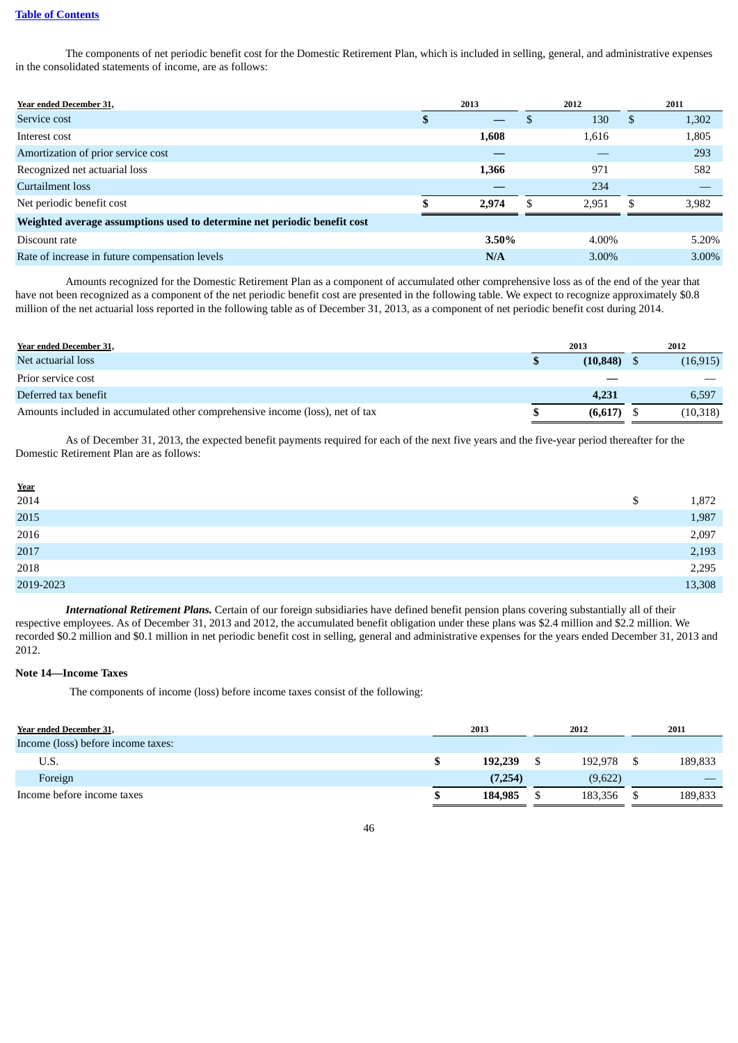The components of net periodic benefit cost for the Domestic Retirement Plan, which is included in selling, general, and administrative expenses in the consolidated statements of income, are as follows:

| Year ended December 31, | 2013 | 2012 | 2011 |
|---|---|---|---|
| Service cost | **$ —** | $ 130 | $ 1,302 |
| Interest cost | **1,608** | 1,616 | 1,805 |
| Amortization of prior service cost | **—** | — | 293 |
| Recognized net actuarial loss | **1,366** | 971 | 582 |
| Curtailment loss | **—** | 234 | — |
| Net periodic benefit cost | **$ 2,974** | $ 2,951 | $ 3,982 |
| **Weighted average assumptions used to determine net periodic benefit cost** | | | |
| Discount rate | **3.50%** | 4.00% | 5.20% |
| Rate of increase in future compensation levels | **N/A** | 3.00% | 3.00% |

Amounts recognized for the Domestic Retirement Plan as a component of accumulated other comprehensive loss as of the end of the year that have not been recognized as a component of the net periodic benefit cost are presented in the following table. We expect to recognize approximately $0.8 million of the net actuarial loss reported in the following table as of December 31, 2013, as a component of net periodic benefit cost during 2014.

| Year ended December 31, | 2013 | 2012 |
|---|---|---|
| Net actuarial loss | **$ (10,848)** | $ (16,915) |
| Prior service cost | **—** | — |
| Deferred tax benefit | **4,231** | 6,597 |
| Amounts included in accumulated other comprehensive income (loss), net of tax | **$ (6,617)** | $ (10,318) |

As of December 31, 2013, the expected benefit payments required for each of the next five years and the five-year period thereafter for the Domestic Retirement Plan are as follows:

| Year | |
|---|---|
| 2014 | $ 1,872 |
| 2015 | 1,987 |
| 2016 | 2,097 |
| 2017 | 2,193 |
| 2018 | 2,295 |
| 2019-2023 | 13,308 |

***International Retirement Plans.*** Certain of our foreign subsidiaries have defined benefit pension plans covering substantially all of their respective employees. As of December 31, 2013 and 2012, the accumulated benefit obligation under these plans was $2.4 million and $2.2 million. We recorded $0.2 million and $0.1 million in net periodic benefit cost in selling, general and administrative expenses for the years ended December 31, 2013 and 2012.

**Note 14—Income Taxes**

The components of income (loss) before income taxes consist of the following:

| Year ended December 31, | 2013 | 2012 | 2011 |
|---|---|---|---|
| Income (loss) before income taxes: | | | |
| U.S. | **$ 192,239** | $ 192,978 | $ 189,833 |
| Foreign | **(7,254)** | (9,622) | — |
| Income before income taxes | **$ 184,985** | $ 183,356 | $ 189,833 |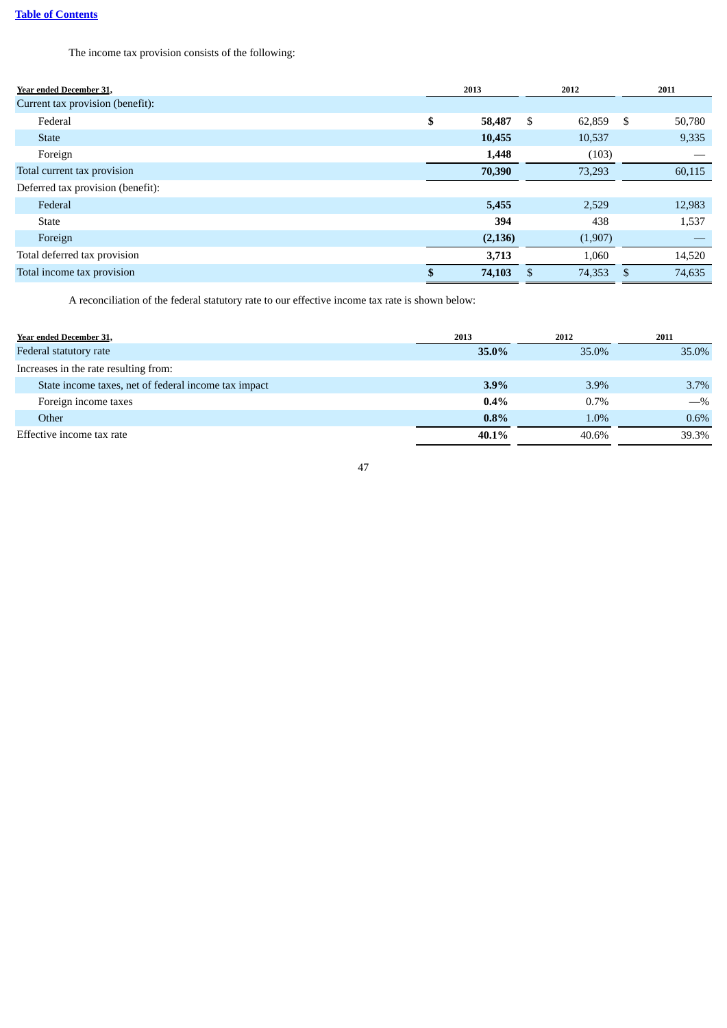The income tax provision consists of the following:

| Year ended December 31, | 2013 | 2012 | 2011 |
|---|---|---|---|
| Current tax provision (benefit): | | | |
| Federal | $ 58,487 | $ 62,859 | $ 50,780 |
| State | 10,455 | 10,537 | 9,335 |
| Foreign | 1,448 | (103) | — |
| Total current tax provision | 70,390 | 73,293 | 60,115 |
| Deferred tax provision (benefit): | | | |
| Federal | 5,455 | 2,529 | 12,983 |
| State | 394 | 438 | 1,537 |
| Foreign | (2,136) | (1,907) | — |
| Total deferred tax provision | 3,713 | 1,060 | 14,520 |
| Total income tax provision | $ 74,103 | $ 74,353 | $ 74,635 |

A reconciliation of the federal statutory rate to our effective income tax rate is shown below:

| Year ended December 31, | 2013 | 2012 | 2011 |
|---|---|---|---|
| Federal statutory rate | 35.0% | 35.0% | 35.0% |
| Increases in the rate resulting from: | | | |
| State income taxes, net of federal income tax impact | 3.9% | 3.9% | 3.7% |
| Foreign income taxes | 0.4% | 0.7% | —% |
| Other | 0.8% | 1.0% | 0.6% |
| Effective income tax rate | 40.1% | 40.6% | 39.3% |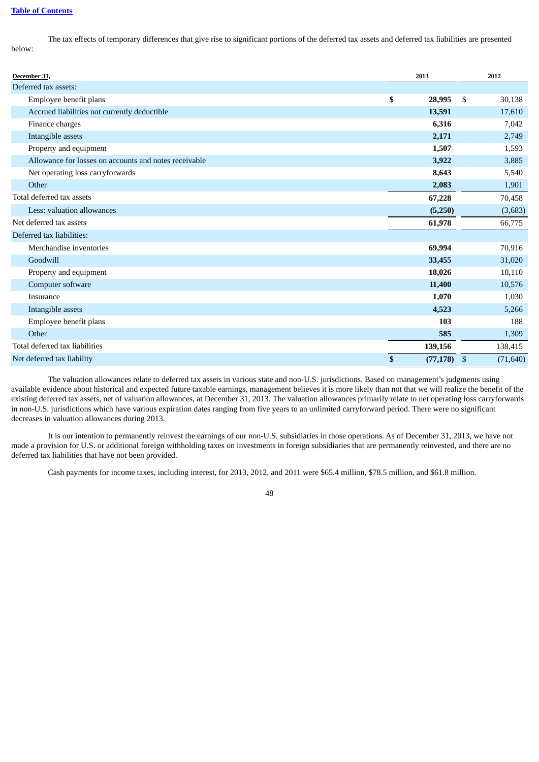The tax effects of temporary differences that give rise to significant portions of the deferred tax assets and deferred tax liabilities are presented below:

| December 31, | 2013 | 2012 |
|---|---|---|
| Deferred tax assets: | | |
| Employee benefit plans | **$ 28,995** | $ 30,138 |
| Accrued liabilities not currently deductible | **13,591** | 17,610 |
| Finance charges | **6,316** | 7,042 |
| Intangible assets | **2,171** | 2,749 |
| Property and equipment | **1,507** | 1,593 |
| Allowance for losses on accounts and notes receivable | **3,922** | 3,885 |
| Net operating loss carryforwards | **8,643** | 5,540 |
| Other | **2,083** | 1,901 |
| Total deferred tax assets | **67,228** | 70,458 |
| Less: valuation allowances | **(5,250)** | (3,683) |
| Net deferred tax assets | **61,978** | 66,775 |
| Deferred tax liabilities: | | |
| Merchandise inventories | **69,994** | 70,916 |
| Goodwill | **33,455** | 31,020 |
| Property and equipment | **18,026** | 18,110 |
| Computer software | **11,400** | 10,576 |
| Insurance | **1,070** | 1,030 |
| Intangible assets | **4,523** | 5,266 |
| Employee benefit plans | **103** | 188 |
| Other | **585** | 1,309 |
| Total deferred tax liabilities | **139,156** | 138,415 |
| Net deferred tax liability | **$ (77,178)** | $ (71,640) |

The valuation allowances relate to deferred tax assets in various state and non-U.S. jurisdictions. Based on management's judgments using available evidence about historical and expected future taxable earnings, management believes it is more likely than not that we will realize the benefit of the existing deferred tax assets, net of valuation allowances, at December 31, 2013. The valuation allowances primarily relate to net operating loss carryforwards in non-U.S. jurisdictions which have various expiration dates ranging from five years to an unlimited carryforward period. There were no significant decreases in valuation allowances during 2013.

It is our intention to permanently reinvest the earnings of our non-U.S. subsidiaries in those operations. As of December 31, 2013, we have not made a provision for U.S. or additional foreign withholding taxes on investments in foreign subsidiaries that are permanently reinvested, and there are no deferred tax liabilities that have not been provided.

Cash payments for income taxes, including interest, for 2013, 2012, and 2011 were $65.4 million, $78.5 million, and $61.8 million.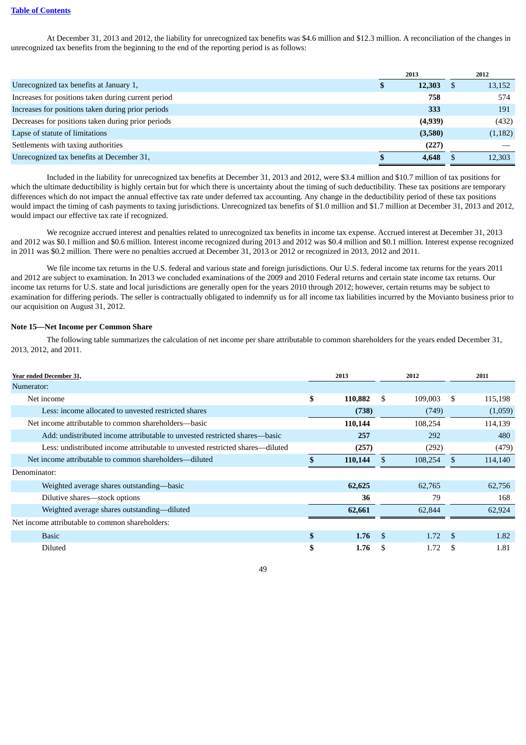At December 31, 2013 and 2012, the liability for unrecognized tax benefits was $4.6 million and $12.3 million. A reconciliation of the changes in unrecognized tax benefits from the beginning to the end of the reporting period is as follows:

| | 2013 | 2012 |
|---|---|---|
| Unrecognized tax benefits at January 1, | $ 12,303 | $ 13,152 |
| Increases for positions taken during current period | 758 | 574 |
| Increases for positions taken during prior periods | 333 | 191 |
| Decreases for positions taken during prior periods | (4,939) | (432) |
| Lapse of statute of limitations | (3,580) | (1,182) |
| Settlements with taxing authorities | (227) | — |
| Unrecognized tax benefits at December 31, | $ 4,648 | $ 12,303 |

Included in the liability for unrecognized tax benefits at December 31, 2013 and 2012, were $3.4 million and $10.7 million of tax positions for which the ultimate deductibility is highly certain but for which there is uncertainty about the timing of such deductibility. These tax positions are temporary differences which do not impact the annual effective tax rate under deferred tax accounting. Any change in the deductibility period of these tax positions would impact the timing of cash payments to taxing jurisdictions. Unrecognized tax benefits of $1.0 million and $1.7 million at December 31, 2013 and 2012, would impact our effective tax rate if recognized.

We recognize accrued interest and penalties related to unrecognized tax benefits in income tax expense. Accrued interest at December 31, 2013 and 2012 was $0.1 million and $0.6 million. Interest income recognized during 2013 and 2012 was $0.4 million and $0.1 million. Interest expense recognized in 2011 was $0.2 million. There were no penalties accrued at December 31, 2013 or 2012 or recognized in 2013, 2012 and 2011.

We file income tax returns in the U.S. federal and various state and foreign jurisdictions. Our U.S. federal income tax returns for the years 2011 and 2012 are subject to examination. In 2013 we concluded examinations of the 2009 and 2010 Federal returns and certain state income tax returns. Our income tax returns for U.S. state and local jurisdictions are generally open for the years 2010 through 2012; however, certain returns may be subject to examination for differing periods. The seller is contractually obligated to indemnify us for all income tax liabilities incurred by the Movianto business prior to our acquisition on August 31, 2012.

**Note 15—Net Income per Common Share**

The following table summarizes the calculation of net income per share attributable to common shareholders for the years ended December 31, 2013, 2012, and 2011.

| Year ended December 31, | 2013 | 2012 | 2011 |
|---|---|---|---|
| Numerator: | | | |
| Net income | $ 110,882 | $ 109,003 | $ 115,198 |
| Less: income allocated to unvested restricted shares | (738) | (749) | (1,059) |
| Net income attributable to common shareholders—basic | 110,144 | 108,254 | 114,139 |
| Add: undistributed income attributable to unvested restricted shares—basic | 257 | 292 | 480 |
| Less: undistributed income attributable to unvested restricted shares—diluted | (257) | (292) | (479) |
| Net income attributable to common shareholders—diluted | $ 110,144 | $ 108,254 | $ 114,140 |
| Denominator: | | | |
| Weighted average shares outstanding—basic | 62,625 | 62,765 | 62,756 |
| Dilutive shares—stock options | 36 | 79 | 168 |
| Weighted average shares outstanding—diluted | 62,661 | 62,844 | 62,924 |
| Net income attributable to common shareholders: | | | |
| Basic | $ 1.76 | $ 1.72 | $ 1.82 |
| Diluted | $ 1.76 | $ 1.72 | $ 1.81 |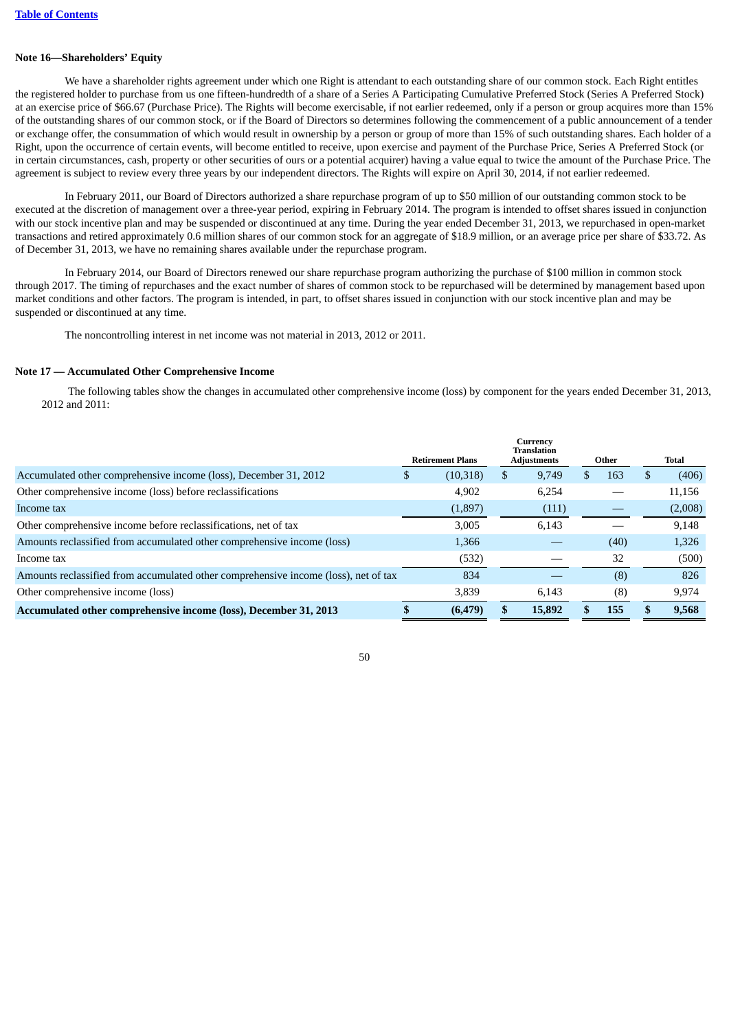[Table of Contents](#)

### Note 16—Shareholders' Equity

We have a shareholder rights agreement under which one Right is attendant to each outstanding share of our common stock. Each Right entitles the registered holder to purchase from us one fifteen-hundredth of a share of a Series A Participating Cumulative Preferred Stock (Series A Preferred Stock) at an exercise price of $66.67 (Purchase Price). The Rights will become exercisable, if not earlier redeemed, only if a person or group acquires more than 15% of the outstanding shares of our common stock, or if the Board of Directors so determines following the commencement of a public announcement of a tender or exchange offer, the consummation of which would result in ownership by a person or group of more than 15% of such outstanding shares. Each holder of a Right, upon the occurrence of certain events, will become entitled to receive, upon exercise and payment of the Purchase Price, Series A Preferred Stock (or in certain circumstances, cash, property or other securities of ours or a potential acquirer) having a value equal to twice the amount of the Purchase Price. The agreement is subject to review every three years by our independent directors. The Rights will expire on April 30, 2014, if not earlier redeemed.

In February 2011, our Board of Directors authorized a share repurchase program of up to $50 million of our outstanding common stock to be executed at the discretion of management over a three-year period, expiring in February 2014. The program is intended to offset shares issued in conjunction with our stock incentive plan and may be suspended or discontinued at any time. During the year ended December 31, 2013, we repurchased in open-market transactions and retired approximately 0.6 million shares of our common stock for an aggregate of $18.9 million, or an average price per share of $33.72. As of December 31, 2013, we have no remaining shares available under the repurchase program.

In February 2014, our Board of Directors renewed our share repurchase program authorizing the purchase of $100 million in common stock through 2017. The timing of repurchases and the exact number of shares of common stock to be repurchased will be determined by management based upon market conditions and other factors. The program is intended, in part, to offset shares issued in conjunction with our stock incentive plan and may be suspended or discontinued at any time.

The noncontrolling interest in net income was not material in 2013, 2012 or 2011.

### Note 17 — Accumulated Other Comprehensive Income

The following tables show the changes in accumulated other comprehensive income (loss) by component for the years ended December 31, 2013, 2012 and 2011:

| | Retirement Plans | Currency Translation Adjustments | Other | Total |
|---|---|---|---|---|
| Accumulated other comprehensive income (loss), December 31, 2012 | $ (10,318) | $ 9,749 | $ 163 | $ (406) |
| Other comprehensive income (loss) before reclassifications | 4,902 | 6,254 | — | 11,156 |
| Income tax | (1,897) | (111) | — | (2,008) |
| Other comprehensive income before reclassifications, net of tax | 3,005 | 6,143 | — | 9,148 |
| Amounts reclassified from accumulated other comprehensive income (loss) | 1,366 | — | (40) | 1,326 |
| Income tax | (532) | — | 32 | (500) |
| Amounts reclassified from accumulated other comprehensive income (loss), net of tax | 834 | — | (8) | 826 |
| Other comprehensive income (loss) | 3,839 | 6,143 | (8) | 9,974 |
| **Accumulated other comprehensive income (loss), December 31, 2013** | **$ (6,479)** | **$ 15,892** | **$ 155** | **$ 9,568** |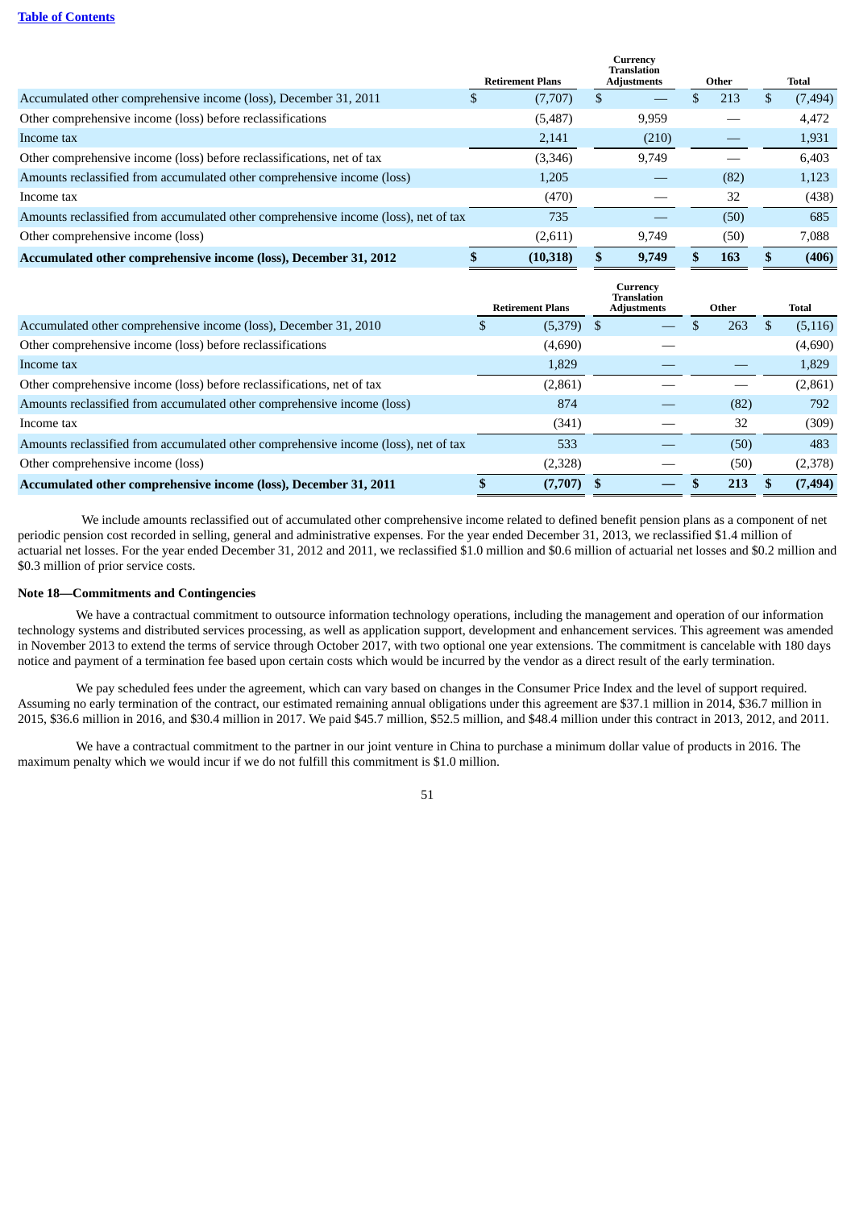|  | Retirement Plans | Currency Translation Adjustments | Other | Total |
|---|---|---|---|---|
| Accumulated other comprehensive income (loss), December 31, 2011 | $ (7,707) | $ — | $ 213 | $ (7,494) |
| Other comprehensive income (loss) before reclassifications | (5,487) | 9,959 | — | 4,472 |
| Income tax | 2,141 | (210) | — | 1,931 |
| Other comprehensive income (loss) before reclassifications, net of tax | (3,346) | 9,749 | — | 6,403 |
| Amounts reclassified from accumulated other comprehensive income (loss) | 1,205 | — | (82) | 1,123 |
| Income tax | (470) | — | 32 | (438) |
| Amounts reclassified from accumulated other comprehensive income (loss), net of tax | 735 | — | (50) | 685 |
| Other comprehensive income (loss) | (2,611) | 9,749 | (50) | 7,088 |
| **Accumulated other comprehensive income (loss), December 31, 2012** | **$ (10,318)** | **$ 9,749** | **$ 163** | **$ (406)** |

|  | Retirement Plans | Currency Translation Adjustments | Other | Total |
|---|---|---|---|---|
| Accumulated other comprehensive income (loss), December 31, 2010 | $ (5,379) | $ — | $ 263 | $ (5,116) |
| Other comprehensive income (loss) before reclassifications | (4,690) | — |  | (4,690) |
| Income tax | 1,829 | — | — | 1,829 |
| Other comprehensive income (loss) before reclassifications, net of tax | (2,861) | — | — | (2,861) |
| Amounts reclassified from accumulated other comprehensive income (loss) | 874 | — | (82) | 792 |
| Income tax | (341) | — | 32 | (309) |
| Amounts reclassified from accumulated other comprehensive income (loss), net of tax | 533 | — | (50) | 483 |
| Other comprehensive income (loss) | (2,328) | — | (50) | (2,378) |
| **Accumulated other comprehensive income (loss), December 31, 2011** | **$ (7,707)** | **$ —** | **$ 213** | **$ (7,494)** |

We include amounts reclassified out of accumulated other comprehensive income related to defined benefit pension plans as a component of net periodic pension cost recorded in selling, general and administrative expenses. For the year ended December 31, 2013, we reclassified $1.4 million of actuarial net losses. For the year ended December 31, 2012 and 2011, we reclassified $1.0 million and $0.6 million of actuarial net losses and $0.2 million and $0.3 million of prior service costs.

**Note 18—Commitments and Contingencies**

We have a contractual commitment to outsource information technology operations, including the management and operation of our information technology systems and distributed services processing, as well as application support, development and enhancement services. This agreement was amended in November 2013 to extend the terms of service through October 2017, with two optional one year extensions. The commitment is cancelable with 180 days notice and payment of a termination fee based upon certain costs which would be incurred by the vendor as a direct result of the early termination.

We pay scheduled fees under the agreement, which can vary based on changes in the Consumer Price Index and the level of support required. Assuming no early termination of the contract, our estimated remaining annual obligations under this agreement are $37.1 million in 2014, $36.7 million in 2015, $36.6 million in 2016, and $30.4 million in 2017. We paid $45.7 million, $52.5 million, and $48.4 million under this contract in 2013, 2012, and 2011.

We have a contractual commitment to the partner in our joint venture in China to purchase a minimum dollar value of products in 2016. The maximum penalty which we would incur if we do not fulfill this commitment is $1.0 million.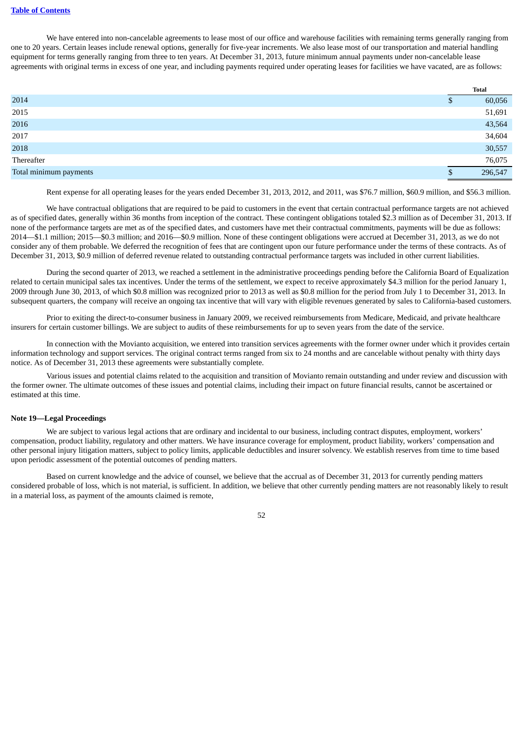We have entered into non-cancelable agreements to lease most of our office and warehouse facilities with remaining terms generally ranging from one to 20 years. Certain leases include renewal options, generally for five-year increments. We also lease most of our transportation and material handling equipment for terms generally ranging from three to ten years. At December 31, 2013, future minimum annual payments under non-cancelable lease agreements with original terms in excess of one year, and including payments required under operating leases for facilities we have vacated, are as follows:

| | Total |
|---|---|
| 2014 | $ 60,056 |
| 2015 | 51,691 |
| 2016 | 43,564 |
| 2017 | 34,604 |
| 2018 | 30,557 |
| Thereafter | 76,075 |
| Total minimum payments | $ 296,547 |

Rent expense for all operating leases for the years ended December 31, 2013, 2012, and 2011, was $76.7 million, $60.9 million, and $56.3 million.

We have contractual obligations that are required to be paid to customers in the event that certain contractual performance targets are not achieved as of specified dates, generally within 36 months from inception of the contract. These contingent obligations totaled $2.3 million as of December 31, 2013. If none of the performance targets are met as of the specified dates, and customers have met their contractual commitments, payments will be due as follows: 2014—$1.1 million; 2015—$0.3 million; and 2016—$0.9 million. None of these contingent obligations were accrued at December 31, 2013, as we do not consider any of them probable. We deferred the recognition of fees that are contingent upon our future performance under the terms of these contracts. As of December 31, 2013, $0.9 million of deferred revenue related to outstanding contractual performance targets was included in other current liabilities.

During the second quarter of 2013, we reached a settlement in the administrative proceedings pending before the California Board of Equalization related to certain municipal sales tax incentives. Under the terms of the settlement, we expect to receive approximately $4.3 million for the period January 1, 2009 through June 30, 2013, of which $0.8 million was recognized prior to 2013 as well as $0.8 million for the period from July 1 to December 31, 2013. In subsequent quarters, the company will receive an ongoing tax incentive that will vary with eligible revenues generated by sales to California-based customers.

Prior to exiting the direct-to-consumer business in January 2009, we received reimbursements from Medicare, Medicaid, and private healthcare insurers for certain customer billings. We are subject to audits of these reimbursements for up to seven years from the date of the service.

In connection with the Movianto acquisition, we entered into transition services agreements with the former owner under which it provides certain information technology and support services. The original contract terms ranged from six to 24 months and are cancelable without penalty with thirty days notice. As of December 31, 2013 these agreements were substantially complete.

Various issues and potential claims related to the acquisition and transition of Movianto remain outstanding and under review and discussion with the former owner. The ultimate outcomes of these issues and potential claims, including their impact on future financial results, cannot be ascertained or estimated at this time.

**Note 19—Legal Proceedings**

We are subject to various legal actions that are ordinary and incidental to our business, including contract disputes, employment, workers' compensation, product liability, regulatory and other matters. We have insurance coverage for employment, product liability, workers' compensation and other personal injury litigation matters, subject to policy limits, applicable deductibles and insurer solvency. We establish reserves from time to time based upon periodic assessment of the potential outcomes of pending matters.

Based on current knowledge and the advice of counsel, we believe that the accrual as of December 31, 2013 for currently pending matters considered probable of loss, which is not material, is sufficient. In addition, we believe that other currently pending matters are not reasonably likely to result in a material loss, as payment of the amounts claimed is remote,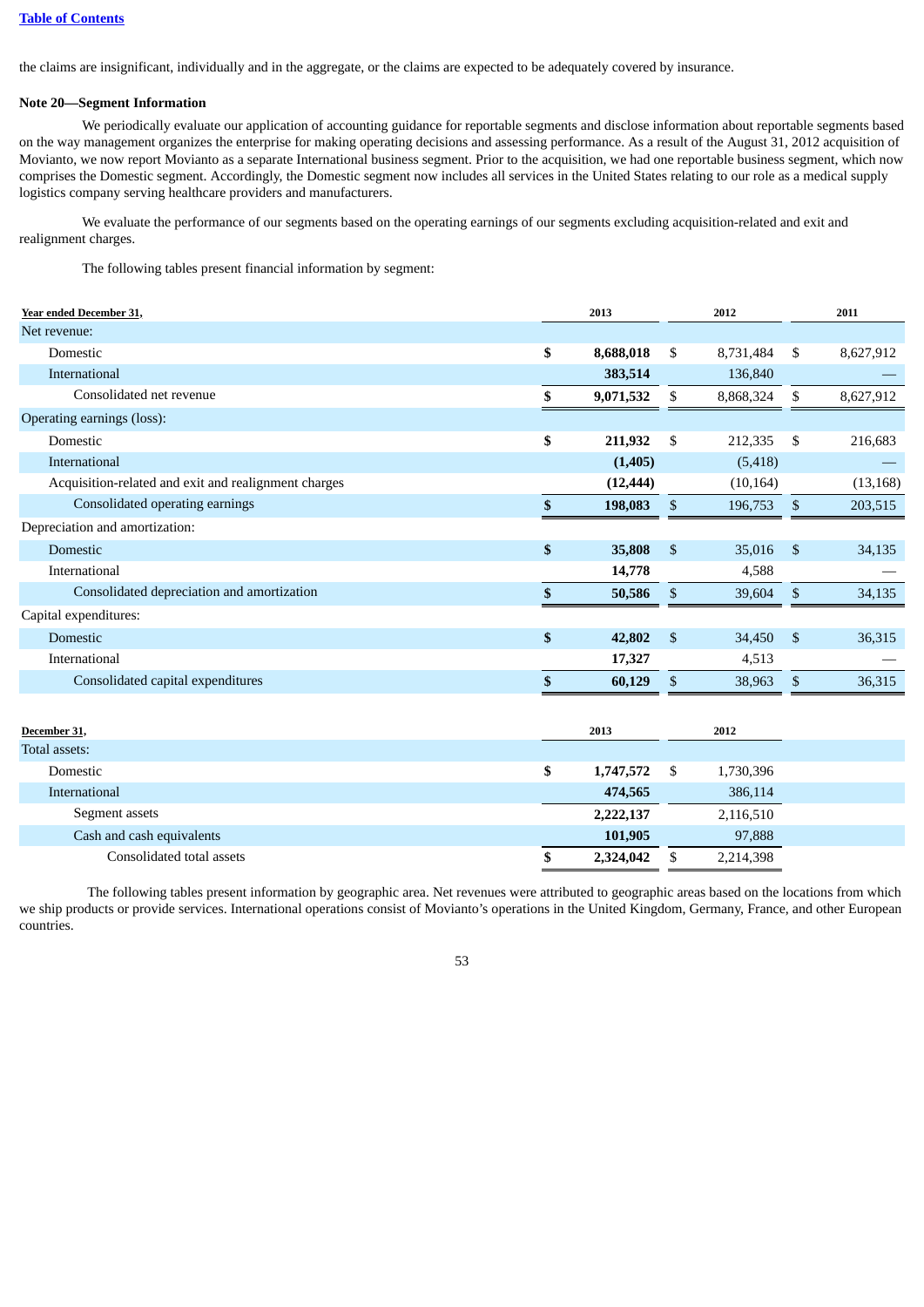the claims are insignificant, individually and in the aggregate, or the claims are expected to be adequately covered by insurance.

**Note 20—Segment Information**

We periodically evaluate our application of accounting guidance for reportable segments and disclose information about reportable segments based on the way management organizes the enterprise for making operating decisions and assessing performance. As a result of the August 31, 2012 acquisition of Movianto, we now report Movianto as a separate International business segment. Prior to the acquisition, we had one reportable business segment, which now comprises the Domestic segment. Accordingly, the Domestic segment now includes all services in the United States relating to our role as a medical supply logistics company serving healthcare providers and manufacturers.

We evaluate the performance of our segments based on the operating earnings of our segments excluding acquisition-related and exit and realignment charges.

The following tables present financial information by segment:

| Year ended December 31, | 2013 | 2012 | 2011 |
|---|---|---|---|
| Net revenue: | | | |
| Domestic | $ **8,688,018** | $ 8,731,484 | $ 8,627,912 |
| International | **383,514** | 136,840 | — |
| Consolidated net revenue | $ **9,071,532** | $ 8,868,324 | $ 8,627,912 |
| Operating earnings (loss): | | | |
| Domestic | $ **211,932** | $ 212,335 | $ 216,683 |
| International | **(1,405)** | (5,418) | — |
| Acquisition-related and exit and realignment charges | **(12,444)** | (10,164) | (13,168) |
| Consolidated operating earnings | $ **198,083** | $ 196,753 | $ 203,515 |
| Depreciation and amortization: | | | |
| Domestic | $ **35,808** | $ 35,016 | $ 34,135 |
| International | **14,778** | 4,588 | — |
| Consolidated depreciation and amortization | $ **50,586** | $ 39,604 | $ 34,135 |
| Capital expenditures: | | | |
| Domestic | $ **42,802** | $ 34,450 | $ 36,315 |
| International | **17,327** | 4,513 | — |
| Consolidated capital expenditures | $ **60,129** | $ 38,963 | $ 36,315 |

| December 31, | 2013 | 2012 |
|---|---|---|
| Total assets: | | |
| Domestic | $ **1,747,572** | $ 1,730,396 |
| International | **474,565** | 386,114 |
| Segment assets | **2,222,137** | 2,116,510 |
| Cash and cash equivalents | **101,905** | 97,888 |
| Consolidated total assets | $ **2,324,042** | $ 2,214,398 |

The following tables present information by geographic area. Net revenues were attributed to geographic areas based on the locations from which we ship products or provide services. International operations consist of Movianto's operations in the United Kingdom, Germany, France, and other European countries.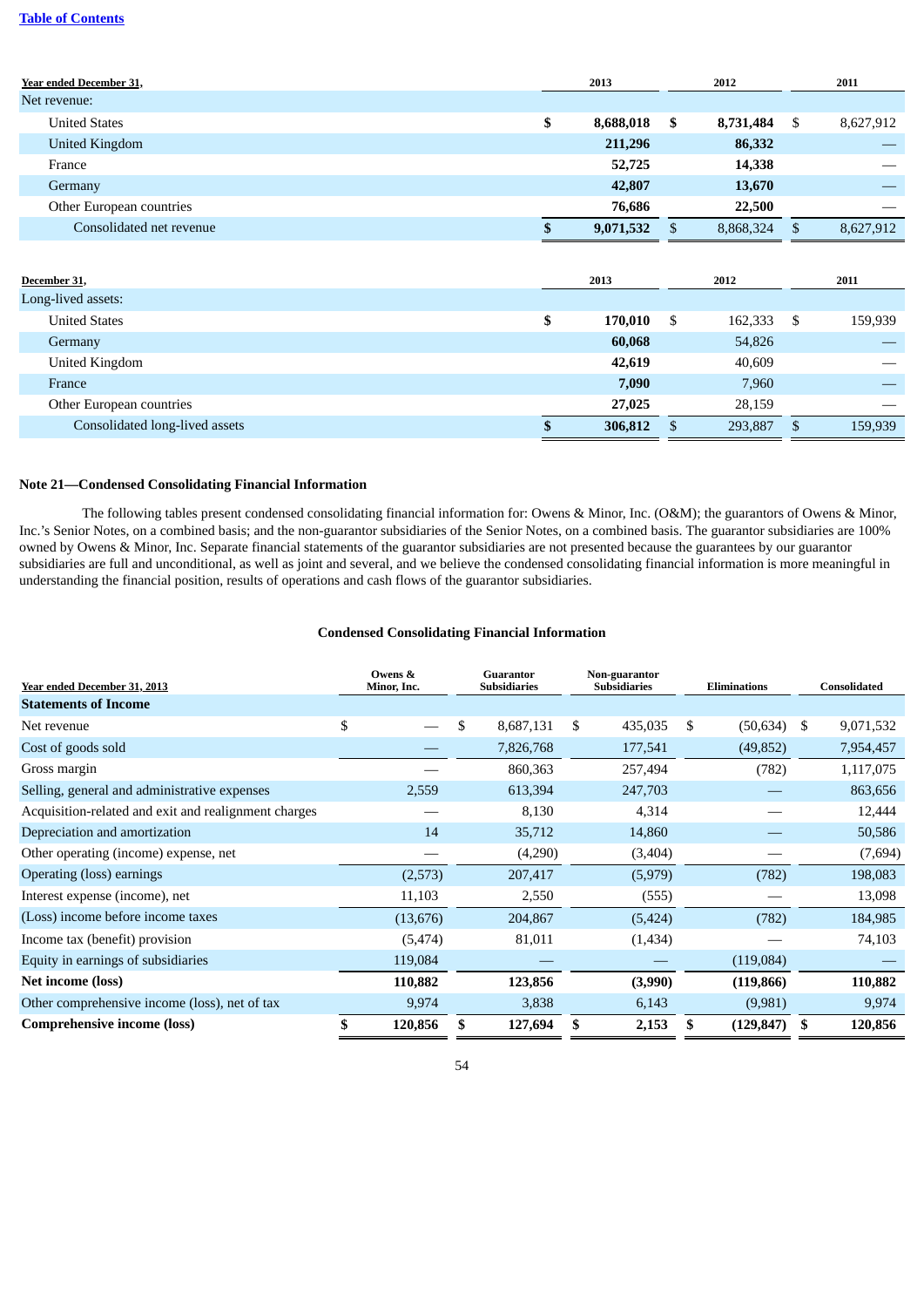| Year ended December 31, | 2013 | 2012 | 2011 |
|---|---|---|---|
| Net revenue: | | | |
| United States | **$ 8,688,018** | **$ 8,731,484** | $ 8,627,912 |
| United Kingdom | **211,296** | **86,332** | — |
| France | **52,725** | **14,338** | — |
| Germany | **42,807** | **13,670** | — |
| Other European countries | **76,686** | **22,500** | — |
| Consolidated net revenue | **$ 9,071,532** | $ 8,868,324 | $ 8,627,912 |

| December 31, | 2013 | 2012 | 2011 |
|---|---|---|---|
| Long-lived assets: | | | |
| United States | **$ 170,010** | $ 162,333 | $ 159,939 |
| Germany | **60,068** | 54,826 | — |
| United Kingdom | **42,619** | 40,609 | — |
| France | **7,090** | 7,960 | — |
| Other European countries | **27,025** | 28,159 | — |
| Consolidated long-lived assets | **$ 306,812** | $ 293,887 | $ 159,939 |

**Note 21—Condensed Consolidating Financial Information**

The following tables present condensed consolidating financial information for: Owens & Minor, Inc. (O&M); the guarantors of Owens & Minor, Inc.'s Senior Notes, on a combined basis; and the non-guarantor subsidiaries of the Senior Notes, on a combined basis. The guarantor subsidiaries are 100% owned by Owens & Minor, Inc. Separate financial statements of the guarantor subsidiaries are not presented because the guarantees by our guarantor subsidiaries are full and unconditional, as well as joint and several, and we believe the condensed consolidating financial information is more meaningful in understanding the financial position, results of operations and cash flows of the guarantor subsidiaries.

**Condensed Consolidating Financial Information**

| Year ended December 31, 2013 | Owens & Minor, Inc. | Guarantor Subsidiaries | Non-guarantor Subsidiaries | Eliminations | Consolidated |
|---|---|---|---|---|---|
| **Statements of Income** | | | | | |
| Net revenue | $ — | $ 8,687,131 | $ 435,035 | $ (50,634) | $ 9,071,532 |
| Cost of goods sold | — | 7,826,768 | 177,541 | (49,852) | 7,954,457 |
| Gross margin | — | 860,363 | 257,494 | (782) | 1,117,075 |
| Selling, general and administrative expenses | 2,559 | 613,394 | 247,703 | — | 863,656 |
| Acquisition-related and exit and realignment charges | — | 8,130 | 4,314 | — | 12,444 |
| Depreciation and amortization | 14 | 35,712 | 14,860 | — | 50,586 |
| Other operating (income) expense, net | — | (4,290) | (3,404) | — | (7,694) |
| Operating (loss) earnings | (2,573) | 207,417 | (5,979) | (782) | 198,083 |
| Interest expense (income), net | 11,103 | 2,550 | (555) | — | 13,098 |
| (Loss) income before income taxes | (13,676) | 204,867 | (5,424) | (782) | 184,985 |
| Income tax (benefit) provision | (5,474) | 81,011 | (1,434) | — | 74,103 |
| Equity in earnings of subsidiaries | 119,084 | — | — | (119,084) | — |
| **Net income (loss)** | **110,882** | **123,856** | **(3,990)** | **(119,866)** | **110,882** |
| Other comprehensive income (loss), net of tax | 9,974 | 3,838 | 6,143 | (9,981) | 9,974 |
| **Comprehensive income (loss)** | **$ 120,856** | **$ 127,694** | **$ 2,153** | **$ (129,847)** | **$ 120,856** |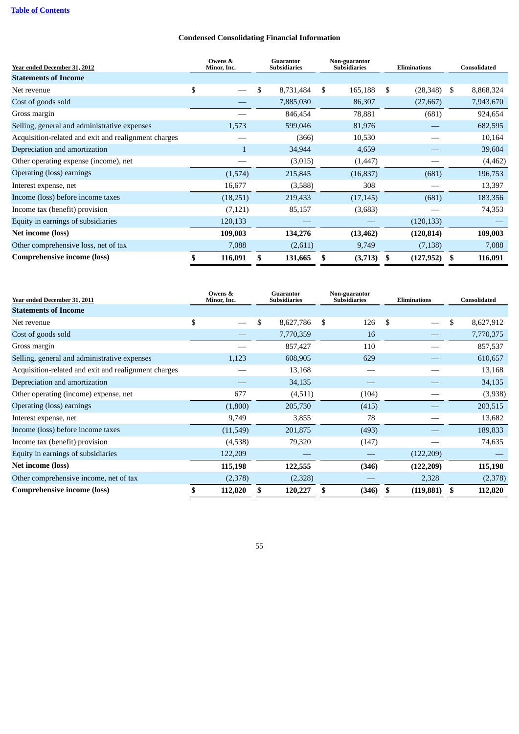**Table of Contents**

## Condensed Consolidating Financial Information

| Year ended December 31, 2012 | Owens & Minor, Inc. | Guarantor Subsidiaries | Non-guarantor Subsidiaries | Eliminations | Consolidated |
|---|---|---|---|---|---|
| **Statements of Income** | | | | | |
| Net revenue | $ — | $ 8,731,484 | $ 165,188 | $ (28,348) | $ 8,868,324 |
| Cost of goods sold | — | 7,885,030 | 86,307 | (27,667) | 7,943,670 |
| Gross margin | — | 846,454 | 78,881 | (681) | 924,654 |
| Selling, general and administrative expenses | 1,573 | 599,046 | 81,976 | — | 682,595 |
| Acquisition-related and exit and realignment charges | — | (366) | 10,530 | — | 10,164 |
| Depreciation and amortization | 1 | 34,944 | 4,659 | — | 39,604 |
| Other operating expense (income), net | — | (3,015) | (1,447) | — | (4,462) |
| Operating (loss) earnings | (1,574) | 215,845 | (16,837) | (681) | 196,753 |
| Interest expense, net | 16,677 | (3,588) | 308 | — | 13,397 |
| Income (loss) before income taxes | (18,251) | 219,433 | (17,145) | (681) | 183,356 |
| Income tax (benefit) provision | (7,121) | 85,157 | (3,683) | — | 74,353 |
| Equity in earnings of subsidiaries | 120,133 | — | — | (120,133) | — |
| **Net income (loss)** | **109,003** | **134,276** | **(13,462)** | **(120,814)** | **109,003** |
| Other comprehensive loss, net of tax | 7,088 | (2,611) | 9,749 | (7,138) | 7,088 |
| **Comprehensive income (loss)** | **$ 116,091** | **$ 131,665** | **$ (3,713)** | **$ (127,952)** | **$ 116,091** |

| Year ended December 31, 2011 | Owens & Minor, Inc. | Guarantor Subsidiaries | Non-guarantor Subsidiaries | Eliminations | Consolidated |
|---|---|---|---|---|---|
| **Statements of Income** | | | | | |
| Net revenue | $ — | $ 8,627,786 | $ 126 | $ — | $ 8,627,912 |
| Cost of goods sold | — | 7,770,359 | 16 | — | 7,770,375 |
| Gross margin | — | 857,427 | 110 | — | 857,537 |
| Selling, general and administrative expenses | 1,123 | 608,905 | 629 | — | 610,657 |
| Acquisition-related and exit and realignment charges | — | 13,168 | — | — | 13,168 |
| Depreciation and amortization | — | 34,135 | — | — | 34,135 |
| Other operating (income) expense, net | 677 | (4,511) | (104) | — | (3,938) |
| Operating (loss) earnings | (1,800) | 205,730 | (415) | — | 203,515 |
| Interest expense, net | 9,749 | 3,855 | 78 | — | 13,682 |
| Income (loss) before income taxes | (11,549) | 201,875 | (493) | — | 189,833 |
| Income tax (benefit) provision | (4,538) | 79,320 | (147) | — | 74,635 |
| Equity in earnings of subsidiaries | 122,209 | — | — | (122,209) | — |
| **Net income (loss)** | **115,198** | **122,555** | **(346)** | **(122,209)** | **115,198** |
| Other comprehensive income, net of tax | (2,378) | (2,328) | — | 2,328 | (2,378) |
| **Comprehensive income (loss)** | **$ 112,820** | **$ 120,227** | **$ (346)** | **$ (119,881)** | **$ 112,820** |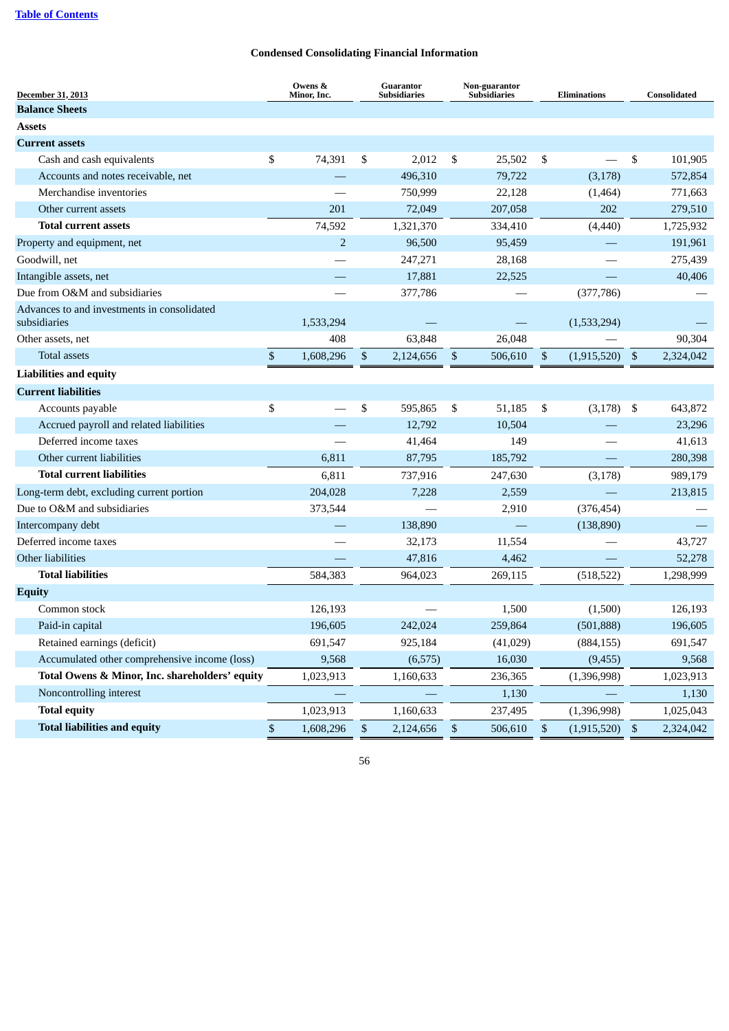**Condensed Consolidating Financial Information**

| December 31, 2013 | Owens & Minor, Inc. | Guarantor Subsidiaries | Non-guarantor Subsidiaries | Eliminations | Consolidated |
|---|---|---|---|---|---|
| **Balance Sheets** | | | | | |
| **Assets** | | | | | |
| **Current assets** | | | | | |
| Cash and cash equivalents | $ 74,391 | $ 2,012 | $ 25,502 | $ — | $ 101,905 |
| Accounts and notes receivable, net | — | 496,310 | 79,722 | (3,178) | 572,854 |
| Merchandise inventories | — | 750,999 | 22,128 | (1,464) | 771,663 |
| Other current assets | 201 | 72,049 | 207,058 | 202 | 279,510 |
| **Total current assets** | 74,592 | 1,321,370 | 334,410 | (4,440) | 1,725,932 |
| Property and equipment, net | 2 | 96,500 | 95,459 | — | 191,961 |
| Goodwill, net | — | 247,271 | 28,168 | — | 275,439 |
| Intangible assets, net | — | 17,881 | 22,525 | — | 40,406 |
| Due from O&M and subsidiaries | — | 377,786 | — | (377,786) | — |
| Advances to and investments in consolidated subsidiaries | 1,533,294 | — | — | (1,533,294) | — |
| Other assets, net | 408 | 63,848 | 26,048 | — | 90,304 |
| Total assets | $ 1,608,296 | $ 2,124,656 | $ 506,610 | $ (1,915,520) | $ 2,324,042 |
| **Liabilities and equity** | | | | | |
| **Current liabilities** | | | | | |
| Accounts payable | $ — | $ 595,865 | $ 51,185 | $ (3,178) | $ 643,872 |
| Accrued payroll and related liabilities | — | 12,792 | 10,504 | — | 23,296 |
| Deferred income taxes | — | 41,464 | 149 | — | 41,613 |
| Other current liabilities | 6,811 | 87,795 | 185,792 | — | 280,398 |
| **Total current liabilities** | 6,811 | 737,916 | 247,630 | (3,178) | 989,179 |
| Long-term debt, excluding current portion | 204,028 | 7,228 | 2,559 | — | 213,815 |
| Due to O&M and subsidiaries | 373,544 | — | 2,910 | (376,454) | — |
| Intercompany debt | — | 138,890 | — | (138,890) | — |
| Deferred income taxes | — | 32,173 | 11,554 | — | 43,727 |
| Other liabilities | — | 47,816 | 4,462 | — | 52,278 |
| **Total liabilities** | 584,383 | 964,023 | 269,115 | (518,522) | 1,298,999 |
| **Equity** | | | | | |
| Common stock | 126,193 | — | 1,500 | (1,500) | 126,193 |
| Paid-in capital | 196,605 | 242,024 | 259,864 | (501,888) | 196,605 |
| Retained earnings (deficit) | 691,547 | 925,184 | (41,029) | (884,155) | 691,547 |
| Accumulated other comprehensive income (loss) | 9,568 | (6,575) | 16,030 | (9,455) | 9,568 |
| **Total Owens & Minor, Inc. shareholders' equity** | 1,023,913 | 1,160,633 | 236,365 | (1,396,998) | 1,023,913 |
| Noncontrolling interest | — | — | 1,130 | — | 1,130 |
| **Total equity** | 1,023,913 | 1,160,633 | 237,495 | (1,396,998) | 1,025,043 |
| **Total liabilities and equity** | $ 1,608,296 | $ 2,124,656 | $ 506,610 | $ (1,915,520) | $ 2,324,042 |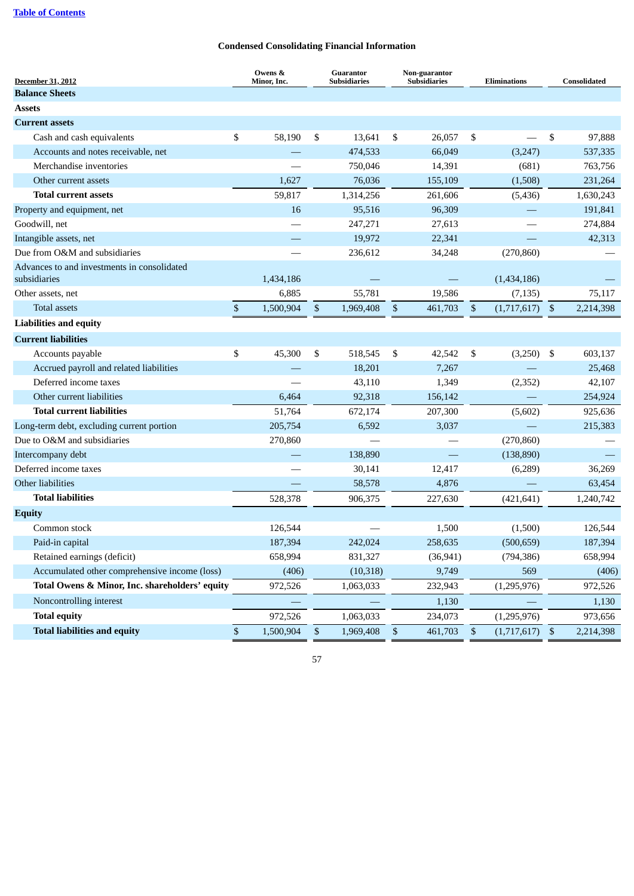[Table of Contents](#)

## Condensed Consolidating Financial Information

| December 31, 2012 | Owens & Minor, Inc. | Guarantor Subsidiaries | Non-guarantor Subsidiaries | Eliminations | Consolidated |
|---|---|---|---|---|---|
| **Balance Sheets** | | | | | |
| **Assets** | | | | | |
| **Current assets** | | | | | |
| Cash and cash equivalents | $ 58,190 | $ 13,641 | $ 26,057 | $ — | $ 97,888 |
| Accounts and notes receivable, net | — | 474,533 | 66,049 | (3,247) | 537,335 |
| Merchandise inventories | — | 750,046 | 14,391 | (681) | 763,756 |
| Other current assets | 1,627 | 76,036 | 155,109 | (1,508) | 231,264 |
| **Total current assets** | 59,817 | 1,314,256 | 261,606 | (5,436) | 1,630,243 |
| Property and equipment, net | 16 | 95,516 | 96,309 | — | 191,841 |
| Goodwill, net | — | 247,271 | 27,613 | — | 274,884 |
| Intangible assets, net | — | 19,972 | 22,341 | — | 42,313 |
| Due from O&M and subsidiaries | — | 236,612 | 34,248 | (270,860) | — |
| Advances to and investments in consolidated subsidiaries | 1,434,186 | — | — | (1,434,186) | — |
| Other assets, net | 6,885 | 55,781 | 19,586 | (7,135) | 75,117 |
| Total assets | $ 1,500,904 | $ 1,969,408 | $ 461,703 | $ (1,717,617) | $ 2,214,398 |
| **Liabilities and equity** | | | | | |
| **Current liabilities** | | | | | |
| Accounts payable | $ 45,300 | $ 518,545 | $ 42,542 | $ (3,250) | $ 603,137 |
| Accrued payroll and related liabilities | — | 18,201 | 7,267 | — | 25,468 |
| Deferred income taxes | — | 43,110 | 1,349 | (2,352) | 42,107 |
| Other current liabilities | 6,464 | 92,318 | 156,142 | — | 254,924 |
| **Total current liabilities** | 51,764 | 672,174 | 207,300 | (5,602) | 925,636 |
| Long-term debt, excluding current portion | 205,754 | 6,592 | 3,037 | — | 215,383 |
| Due to O&M and subsidiaries | 270,860 | — | — | (270,860) | — |
| Intercompany debt | — | 138,890 | — | (138,890) | — |
| Deferred income taxes | — | 30,141 | 12,417 | (6,289) | 36,269 |
| Other liabilities | — | 58,578 | 4,876 | — | 63,454 |
| **Total liabilities** | 528,378 | 906,375 | 227,630 | (421,641) | 1,240,742 |
| **Equity** | | | | | |
| Common stock | 126,544 | — | 1,500 | (1,500) | 126,544 |
| Paid-in capital | 187,394 | 242,024 | 258,635 | (500,659) | 187,394 |
| Retained earnings (deficit) | 658,994 | 831,327 | (36,941) | (794,386) | 658,994 |
| Accumulated other comprehensive income (loss) | (406) | (10,318) | 9,749 | 569 | (406) |
| **Total Owens & Minor, Inc. shareholders' equity** | 972,526 | 1,063,033 | 232,943 | (1,295,976) | 972,526 |
| Noncontrolling interest | — | — | 1,130 | — | 1,130 |
| **Total equity** | 972,526 | 1,063,033 | 234,073 | (1,295,976) | 973,656 |
| **Total liabilities and equity** | $ 1,500,904 | $ 1,969,408 | $ 461,703 | $ (1,717,617) | $ 2,214,398 |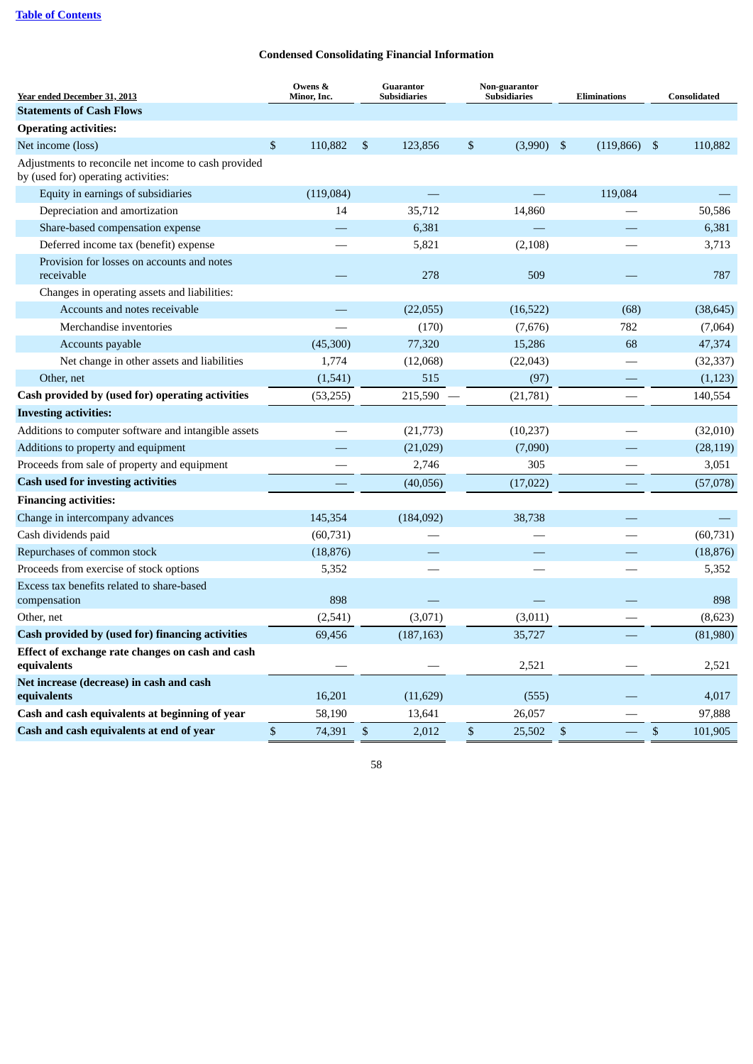[Table of Contents](#)

## Condensed Consolidating Financial Information

| Year ended December 31, 2013 | Owens & Minor, Inc. | Guarantor Subsidiaries | Non-guarantor Subsidiaries | Eliminations | Consolidated |
|---|---|---|---|---|---|
| **Statements of Cash Flows** | | | | | |
| **Operating activities:** | | | | | |
| Net income (loss) | $ 110,882 | $ 123,856 | $ (3,990) | $ (119,866) | $ 110,882 |
| Adjustments to reconcile net income to cash provided by (used for) operating activities: | | | | | |
| Equity in earnings of subsidiaries | (119,084) | — | — | 119,084 | — |
| Depreciation and amortization | 14 | 35,712 | 14,860 | — | 50,586 |
| Share-based compensation expense | — | 6,381 | — | — | 6,381 |
| Deferred income tax (benefit) expense | — | 5,821 | (2,108) | — | 3,713 |
| Provision for losses on accounts and notes receivable | — | 278 | 509 | — | 787 |
| Changes in operating assets and liabilities: | | | | | |
| Accounts and notes receivable | — | (22,055) | (16,522) | (68) | (38,645) |
| Merchandise inventories | — | (170) | (7,676) | 782 | (7,064) |
| Accounts payable | (45,300) | 77,320 | 15,286 | 68 | 47,374 |
| Net change in other assets and liabilities | 1,774 | (12,068) | (22,043) | — | (32,337) |
| Other, net | (1,541) | 515 | (97) | — | (1,123) |
| **Cash provided by (used for) operating activities** | (53,255) | 215,590 — | (21,781) | — | 140,554 |
| **Investing activities:** | | | | | |
| Additions to computer software and intangible assets | — | (21,773) | (10,237) | — | (32,010) |
| Additions to property and equipment | — | (21,029) | (7,090) | — | (28,119) |
| Proceeds from sale of property and equipment | — | 2,746 | 305 | — | 3,051 |
| **Cash used for investing activities** | — | (40,056) | (17,022) | — | (57,078) |
| **Financing activities:** | | | | | |
| Change in intercompany advances | 145,354 | (184,092) | 38,738 | — | — |
| Cash dividends paid | (60,731) | — | — | — | (60,731) |
| Repurchases of common stock | (18,876) | — | — | — | (18,876) |
| Proceeds from exercise of stock options | 5,352 | — | — | — | 5,352 |
| Excess tax benefits related to share-based compensation | 898 | — | — | — | 898 |
| Other, net | (2,541) | (3,071) | (3,011) | — | (8,623) |
| **Cash provided by (used for) financing activities** | 69,456 | (187,163) | 35,727 | — | (81,980) |
| **Effect of exchange rate changes on cash and cash equivalents** | — | — | 2,521 | — | 2,521 |
| **Net increase (decrease) in cash and cash equivalents** | 16,201 | (11,629) | (555) | — | 4,017 |
| **Cash and cash equivalents at beginning of year** | 58,190 | 13,641 | 26,057 | — | 97,888 |
| **Cash and cash equivalents at end of year** | $ 74,391 | $ 2,012 | $ 25,502 | $ — | $ 101,905 |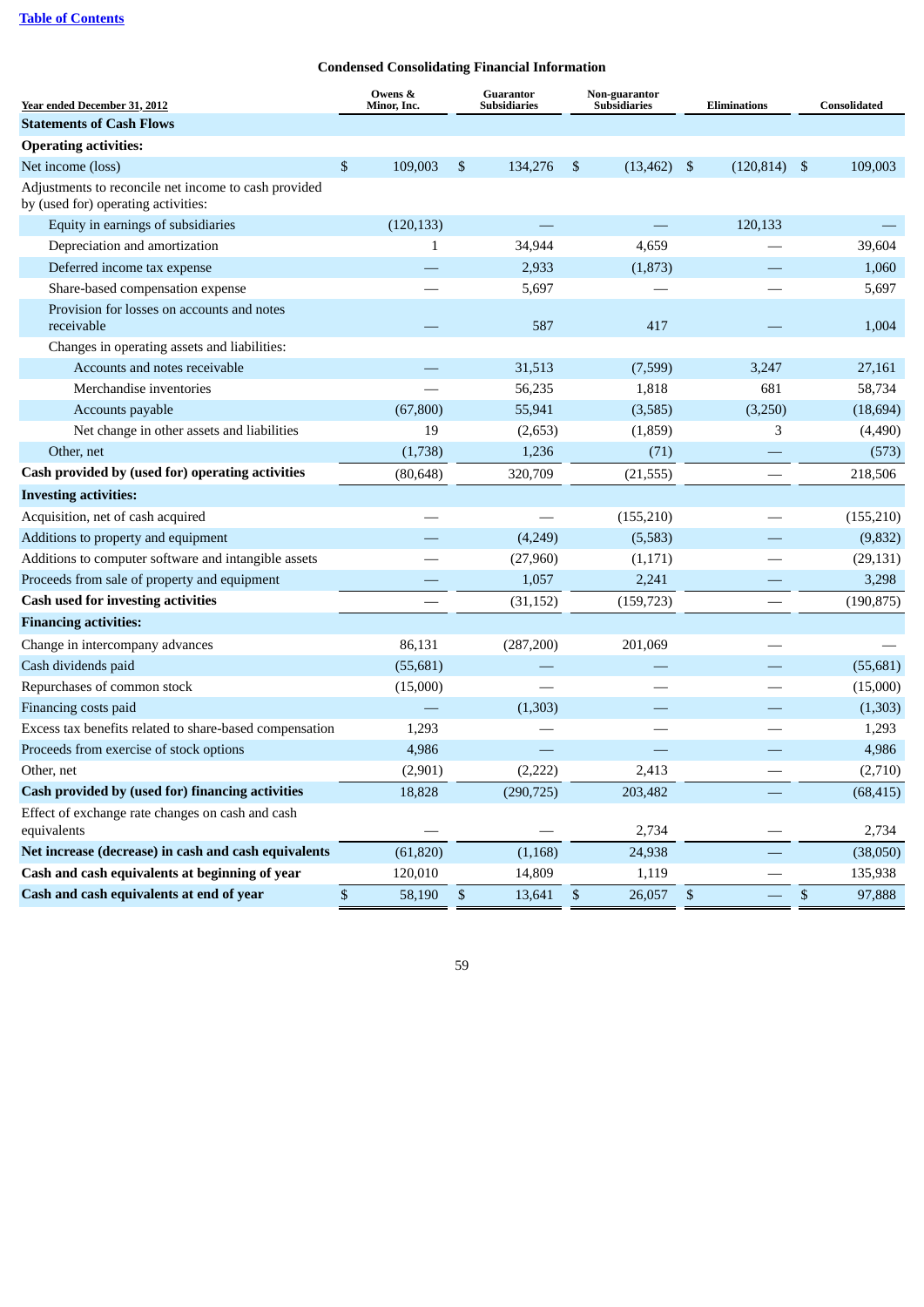## Condensed Consolidating Financial Information

| Year ended December 31, 2012 | Owens & Minor, Inc. | Guarantor Subsidiaries | Non-guarantor Subsidiaries | Eliminations | Consolidated |
|---|---|---|---|---|---|
| **Statements of Cash Flows** | | | | | |
| **Operating activities:** | | | | | |
| Net income (loss) | $ 109,003 | $ 134,276 | $ (13,462) | $ (120,814) | $ 109,003 |
| Adjustments to reconcile net income to cash provided by (used for) operating activities: | | | | | |
| Equity in earnings of subsidiaries | (120,133) | — | — | 120,133 | — |
| Depreciation and amortization | 1 | 34,944 | 4,659 | — | 39,604 |
| Deferred income tax expense | — | 2,933 | (1,873) | — | 1,060 |
| Share-based compensation expense | — | 5,697 | — | — | 5,697 |
| Provision for losses on accounts and notes receivable | — | 587 | 417 | — | 1,004 |
| Changes in operating assets and liabilities: | | | | | |
| Accounts and notes receivable | — | 31,513 | (7,599) | 3,247 | 27,161 |
| Merchandise inventories | — | 56,235 | 1,818 | 681 | 58,734 |
| Accounts payable | (67,800) | 55,941 | (3,585) | (3,250) | (18,694) |
| Net change in other assets and liabilities | 19 | (2,653) | (1,859) | 3 | (4,490) |
| Other, net | (1,738) | 1,236 | (71) | — | (573) |
| **Cash provided by (used for) operating activities** | (80,648) | 320,709 | (21,555) | — | 218,506 |
| **Investing activities:** | | | | | |
| Acquisition, net of cash acquired | — | — | (155,210) | — | (155,210) |
| Additions to property and equipment | — | (4,249) | (5,583) | — | (9,832) |
| Additions to computer software and intangible assets | — | (27,960) | (1,171) | — | (29,131) |
| Proceeds from sale of property and equipment | — | 1,057 | 2,241 | — | 3,298 |
| **Cash used for investing activities** | — | (31,152) | (159,723) | — | (190,875) |
| **Financing activities:** | | | | | |
| Change in intercompany advances | 86,131 | (287,200) | 201,069 | — | — |
| Cash dividends paid | (55,681) | — | — | — | (55,681) |
| Repurchases of common stock | (15,000) | — | — | — | (15,000) |
| Financing costs paid | — | (1,303) | — | — | (1,303) |
| Excess tax benefits related to share-based compensation | 1,293 | — | — | — | 1,293 |
| Proceeds from exercise of stock options | 4,986 | — | — | — | 4,986 |
| Other, net | (2,901) | (2,222) | 2,413 | — | (2,710) |
| **Cash provided by (used for) financing activities** | 18,828 | (290,725) | 203,482 | — | (68,415) |
| Effect of exchange rate changes on cash and cash equivalents | — | — | 2,734 | — | 2,734 |
| **Net increase (decrease) in cash and cash equivalents** | (61,820) | (1,168) | 24,938 | — | (38,050) |
| **Cash and cash equivalents at beginning of year** | 120,010 | 14,809 | 1,119 | — | 135,938 |
| **Cash and cash equivalents at end of year** | $ 58,190 | $ 13,641 | $ 26,057 | $ — | $ 97,888 |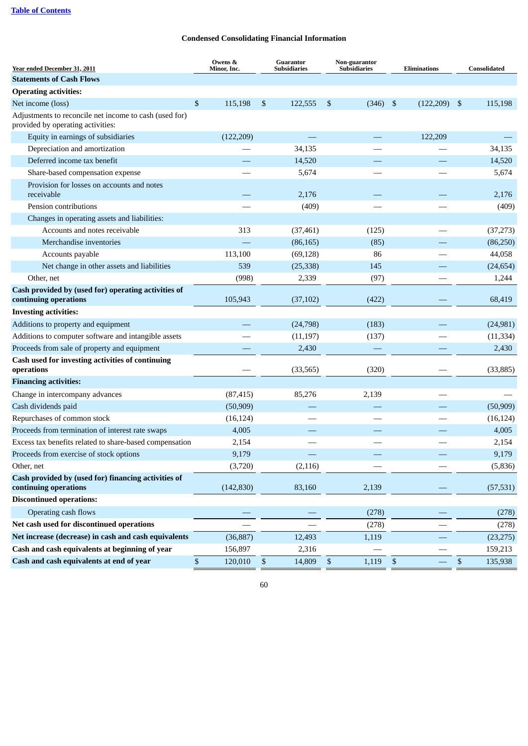**Table of Contents**

## Condensed Consolidating Financial Information

| Year ended December 31, 2011 | Owens & Minor, Inc. | Guarantor Subsidiaries | Non-guarantor Subsidiaries | Eliminations | Consolidated |
|---|---|---|---|---|---|
| **Statements of Cash Flows** | | | | | |
| **Operating activities:** | | | | | |
| Net income (loss) | $ 115,198 | $ 122,555 | $ (346) | $ (122,209) | $ 115,198 |
| Adjustments to reconcile net income to cash (used for) provided by operating activities: | | | | | |
| Equity in earnings of subsidiaries | (122,209) | — | — | 122,209 | — |
| Depreciation and amortization | — | 34,135 | — | — | 34,135 |
| Deferred income tax benefit | — | 14,520 | — | — | 14,520 |
| Share-based compensation expense | — | 5,674 | — | — | 5,674 |
| Provision for losses on accounts and notes receivable | — | 2,176 | — | — | 2,176 |
| Pension contributions | — | (409) | — | — | (409) |
| Changes in operating assets and liabilities: | | | | | |
| Accounts and notes receivable | 313 | (37,461) | (125) | — | (37,273) |
| Merchandise inventories | — | (86,165) | (85) | — | (86,250) |
| Accounts payable | 113,100 | (69,128) | 86 | — | 44,058 |
| Net change in other assets and liabilities | 539 | (25,338) | 145 | — | (24,654) |
| Other, net | (998) | 2,339 | (97) | — | 1,244 |
| **Cash provided by (used for) operating activities of continuing operations** | 105,943 | (37,102) | (422) | — | 68,419 |
| **Investing activities:** | | | | | |
| Additions to property and equipment | — | (24,798) | (183) | — | (24,981) |
| Additions to computer software and intangible assets | — | (11,197) | (137) | — | (11,334) |
| Proceeds from sale of property and equipment | — | 2,430 | — | — | 2,430 |
| **Cash used for investing activities of continuing operations** | — | (33,565) | (320) | — | (33,885) |
| **Financing activities:** | | | | | |
| Change in intercompany advances | (87,415) | 85,276 | 2,139 | — | — |
| Cash dividends paid | (50,909) | — | — | — | (50,909) |
| Repurchases of common stock | (16,124) | — | — | — | (16,124) |
| Proceeds from termination of interest rate swaps | 4,005 | — | — | — | 4,005 |
| Excess tax benefits related to share-based compensation | 2,154 | — | — | — | 2,154 |
| Proceeds from exercise of stock options | 9,179 | — | — | — | 9,179 |
| Other, net | (3,720) | (2,116) | — | — | (5,836) |
| **Cash provided by (used for) financing activities of continuing operations** | (142,830) | 83,160 | 2,139 | — | (57,531) |
| **Discontinued operations:** | | | | | |
| Operating cash flows | — | — | (278) | — | (278) |
| **Net cash used for discontinued operations** | — | — | (278) | — | (278) |
| **Net increase (decrease) in cash and cash equivalents** | (36,887) | 12,493 | 1,119 | — | (23,275) |
| **Cash and cash equivalents at beginning of year** | 156,897 | 2,316 | — | — | 159,213 |
| **Cash and cash equivalents at end of year** | $ 120,010 | $ 14,809 | $ 1,119 | $ — | $ 135,938 |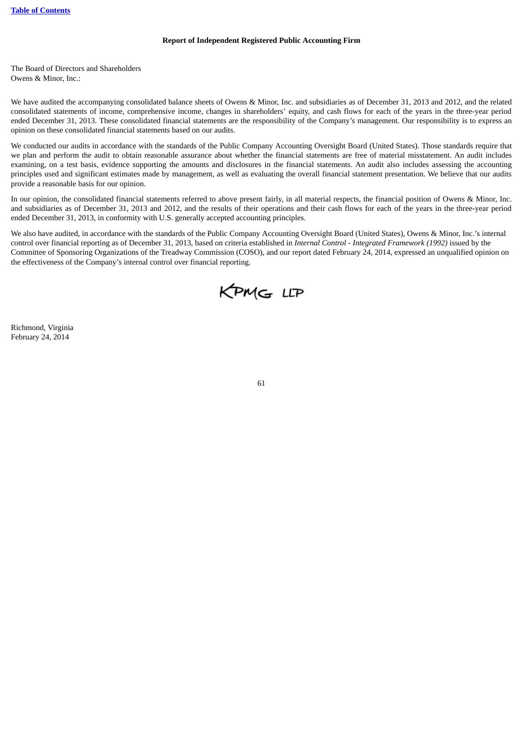**Report of Independent Registered Public Accounting Firm**

The Board of Directors and Shareholders
Owens & Minor, Inc.:

We have audited the accompanying consolidated balance sheets of Owens & Minor, Inc. and subsidiaries as of December 31, 2013 and 2012, and the related consolidated statements of income, comprehensive income, changes in shareholders' equity, and cash flows for each of the years in the three-year period ended December 31, 2013. These consolidated financial statements are the responsibility of the Company's management. Our responsibility is to express an opinion on these consolidated financial statements based on our audits.

We conducted our audits in accordance with the standards of the Public Company Accounting Oversight Board (United States). Those standards require that we plan and perform the audit to obtain reasonable assurance about whether the financial statements are free of material misstatement. An audit includes examining, on a test basis, evidence supporting the amounts and disclosures in the financial statements. An audit also includes assessing the accounting principles used and significant estimates made by management, as well as evaluating the overall financial statement presentation. We believe that our audits provide a reasonable basis for our opinion.

In our opinion, the consolidated financial statements referred to above present fairly, in all material respects, the financial position of Owens & Minor, Inc. and subsidiaries as of December 31, 2013 and 2012, and the results of their operations and their cash flows for each of the years in the three-year period ended December 31, 2013, in conformity with U.S. generally accepted accounting principles.

We also have audited, in accordance with the standards of the Public Company Accounting Oversight Board (United States), Owens & Minor, Inc.'s internal control over financial reporting as of December 31, 2013, based on criteria established in *Internal Control - Integrated Framework (1992)* issued by the Committee of Sponsoring Organizations of the Treadway Commission (COSO), and our report dated February 24, 2014, expressed an unqualified opinion on the effectiveness of the Company's internal control over financial reporting.

KPMG LLP

Richmond, Virginia
February 24, 2014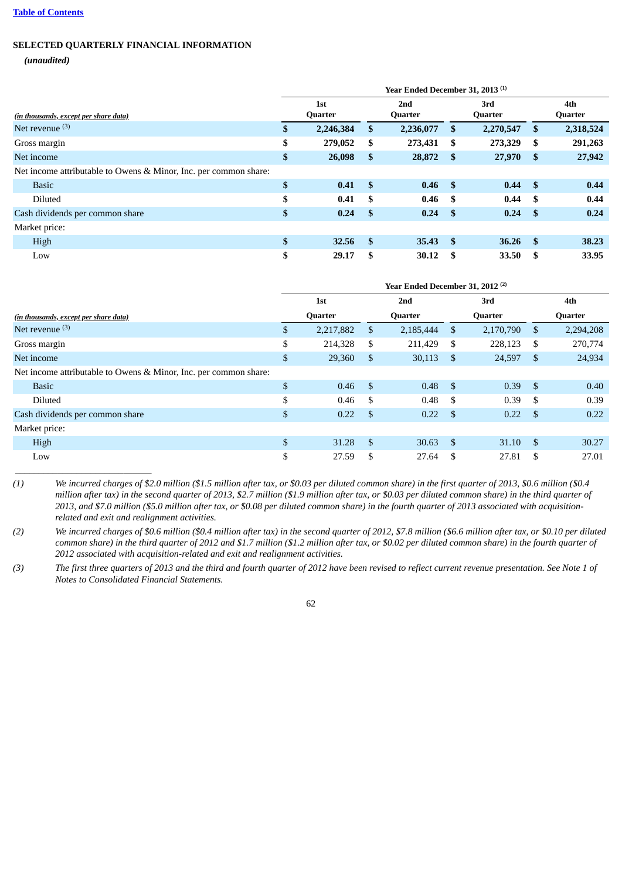**SELECTED QUARTERLY FINANCIAL INFORMATION**

***(unaudited)***

| *(in thousands, except per share data)* | Year Ended December 31, 2013 [(1)] | | | |
|---|---|---|---|---|
| | **1st Quarter** | **2nd Quarter** | **3rd Quarter** | **4th Quarter** |
| Net revenue [(3)] | **$ 2,246,384** | **$ 2,236,077** | **$ 2,270,547** | **$ 2,318,524** |
| Gross margin | **$ 279,052** | **$ 273,431** | **$ 273,329** | **$ 291,263** |
| Net income | **$ 26,098** | **$ 28,872** | **$ 27,970** | **$ 27,942** |
| Net income attributable to Owens & Minor, Inc. per common share: | | | | |
| Basic | **$ 0.41** | **$ 0.46** | **$ 0.44** | **$ 0.44** |
| Diluted | **$ 0.41** | **$ 0.46** | **$ 0.44** | **$ 0.44** |
| Cash dividends per common share | **$ 0.24** | **$ 0.24** | **$ 0.24** | **$ 0.24** |
| Market price: | | | | |
| High | **$ 32.56** | **$ 35.43** | **$ 36.26** | **$ 38.23** |
| Low | **$ 29.17** | **$ 30.12** | **$ 33.50** | **$ 33.95** |

| *(in thousands, except per share data)* | Year Ended December 31, 2012 [(2)] | | | |
|---|---|---|---|---|
| | **1st Quarter** | **2nd Quarter** | **3rd Quarter** | **4th Quarter** |
| Net revenue [(3)] | $ 2,217,882 | $ 2,185,444 | $ 2,170,790 | $ 2,294,208 |
| Gross margin | $ 214,328 | $ 211,429 | $ 228,123 | $ 270,774 |
| Net income | $ 29,360 | $ 30,113 | $ 24,597 | $ 24,934 |
| Net income attributable to Owens & Minor, Inc. per common share: | | | | |
| Basic | $ 0.46 | $ 0.48 | $ 0.39 | $ 0.40 |
| Diluted | $ 0.46 | $ 0.48 | $ 0.39 | $ 0.39 |
| Cash dividends per common share | $ 0.22 | $ 0.22 | $ 0.22 | $ 0.22 |
| Market price: | | | | |
| High | $ 31.28 | $ 30.63 | $ 31.10 | $ 30.27 |
| Low | $ 27.59 | $ 27.64 | $ 27.81 | $ 27.01 |

(1) *We incurred charges of $2.0 million ($1.5 million after tax, or $0.03 per diluted common share) in the first quarter of 2013, $0.6 million ($0.4 million after tax) in the second quarter of 2013, $2.7 million ($1.9 million after tax, or $0.03 per diluted common share) in the third quarter of 2013, and $7.0 million ($5.0 million after tax, or $0.08 per diluted common share) in the fourth quarter of 2013 associated with acquisition-related and exit and realignment activities.*

(2) *We incurred charges of $0.6 million ($0.4 million after tax) in the second quarter of 2012, $7.8 million ($6.6 million after tax, or $0.10 per diluted common share) in the third quarter of 2012 and $1.7 million ($1.2 million after tax, or $0.02 per diluted common share) in the fourth quarter of 2012 associated with acquisition-related and exit and realignment activities.*

(3) *The first three quarters of 2013 and the third and fourth quarter of 2012 have been revised to reflect current revenue presentation. See Note 1 of Notes to Consolidated Financial Statements.*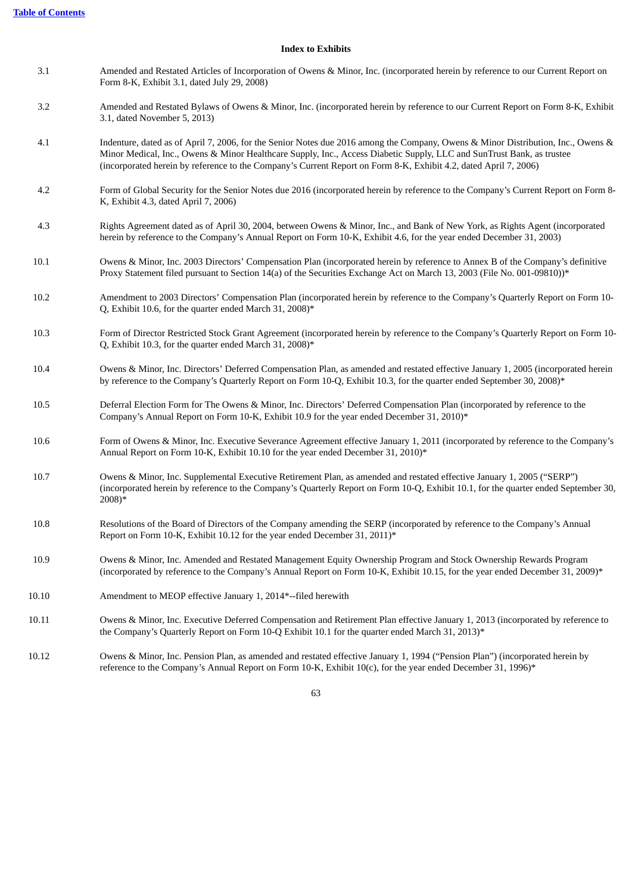[Table of Contents](#)

## Index to Exhibits

| | |
|---|---|
| 3.1 | Amended and Restated Articles of Incorporation of Owens & Minor, Inc. (incorporated herein by reference to our Current Report on Form 8-K, Exhibit 3.1, dated July 29, 2008) |
| 3.2 | Amended and Restated Bylaws of Owens & Minor, Inc. (incorporated herein by reference to our Current Report on Form 8-K, Exhibit 3.1, dated November 5, 2013) |
| 4.1 | Indenture, dated as of April 7, 2006, for the Senior Notes due 2016 among the Company, Owens & Minor Distribution, Inc., Owens & Minor Medical, Inc., Owens & Minor Healthcare Supply, Inc., Access Diabetic Supply, LLC and SunTrust Bank, as trustee (incorporated herein by reference to the Company's Current Report on Form 8-K, Exhibit 4.2, dated April 7, 2006) |
| 4.2 | Form of Global Security for the Senior Notes due 2016 (incorporated herein by reference to the Company's Current Report on Form 8-K, Exhibit 4.3, dated April 7, 2006) |
| 4.3 | Rights Agreement dated as of April 30, 2004, between Owens & Minor, Inc., and Bank of New York, as Rights Agent (incorporated herein by reference to the Company's Annual Report on Form 10-K, Exhibit 4.6, for the year ended December 31, 2003) |
| 10.1 | Owens & Minor, Inc. 2003 Directors' Compensation Plan (incorporated herein by reference to Annex B of the Company's definitive Proxy Statement filed pursuant to Section 14(a) of the Securities Exchange Act on March 13, 2003 (File No. 001-09810))* |
| 10.2 | Amendment to 2003 Directors' Compensation Plan (incorporated herein by reference to the Company's Quarterly Report on Form 10-Q, Exhibit 10.6, for the quarter ended March 31, 2008)* |
| 10.3 | Form of Director Restricted Stock Grant Agreement (incorporated herein by reference to the Company's Quarterly Report on Form 10-Q, Exhibit 10.3, for the quarter ended March 31, 2008)* |
| 10.4 | Owens & Minor, Inc. Directors' Deferred Compensation Plan, as amended and restated effective January 1, 2005 (incorporated herein by reference to the Company's Quarterly Report on Form 10-Q, Exhibit 10.3, for the quarter ended September 30, 2008)* |
| 10.5 | Deferral Election Form for The Owens & Minor, Inc. Directors' Deferred Compensation Plan (incorporated by reference to the Company's Annual Report on Form 10-K, Exhibit 10.9 for the year ended December 31, 2010)* |
| 10.6 | Form of Owens & Minor, Inc. Executive Severance Agreement effective January 1, 2011 (incorporated by reference to the Company's Annual Report on Form 10-K, Exhibit 10.10 for the year ended December 31, 2010)* |
| 10.7 | Owens & Minor, Inc. Supplemental Executive Retirement Plan, as amended and restated effective January 1, 2005 ("SERP") (incorporated herein by reference to the Company's Quarterly Report on Form 10-Q, Exhibit 10.1, for the quarter ended September 30, 2008)* |
| 10.8 | Resolutions of the Board of Directors of the Company amending the SERP (incorporated by reference to the Company's Annual Report on Form 10-K, Exhibit 10.12 for the year ended December 31, 2011)* |
| 10.9 | Owens & Minor, Inc. Amended and Restated Management Equity Ownership Program and Stock Ownership Rewards Program (incorporated by reference to the Company's Annual Report on Form 10-K, Exhibit 10.15, for the year ended December 31, 2009)* |
| 10.10 | Amendment to MEOP effective January 1, 2014*--filed herewith |
| 10.11 | Owens & Minor, Inc. Executive Deferred Compensation and Retirement Plan effective January 1, 2013 (incorporated by reference to the Company's Quarterly Report on Form 10-Q Exhibit 10.1 for the quarter ended March 31, 2013)* |
| 10.12 | Owens & Minor, Inc. Pension Plan, as amended and restated effective January 1, 1994 ("Pension Plan") (incorporated herein by reference to the Company's Annual Report on Form 10-K, Exhibit 10(c), for the year ended December 31, 1996)* |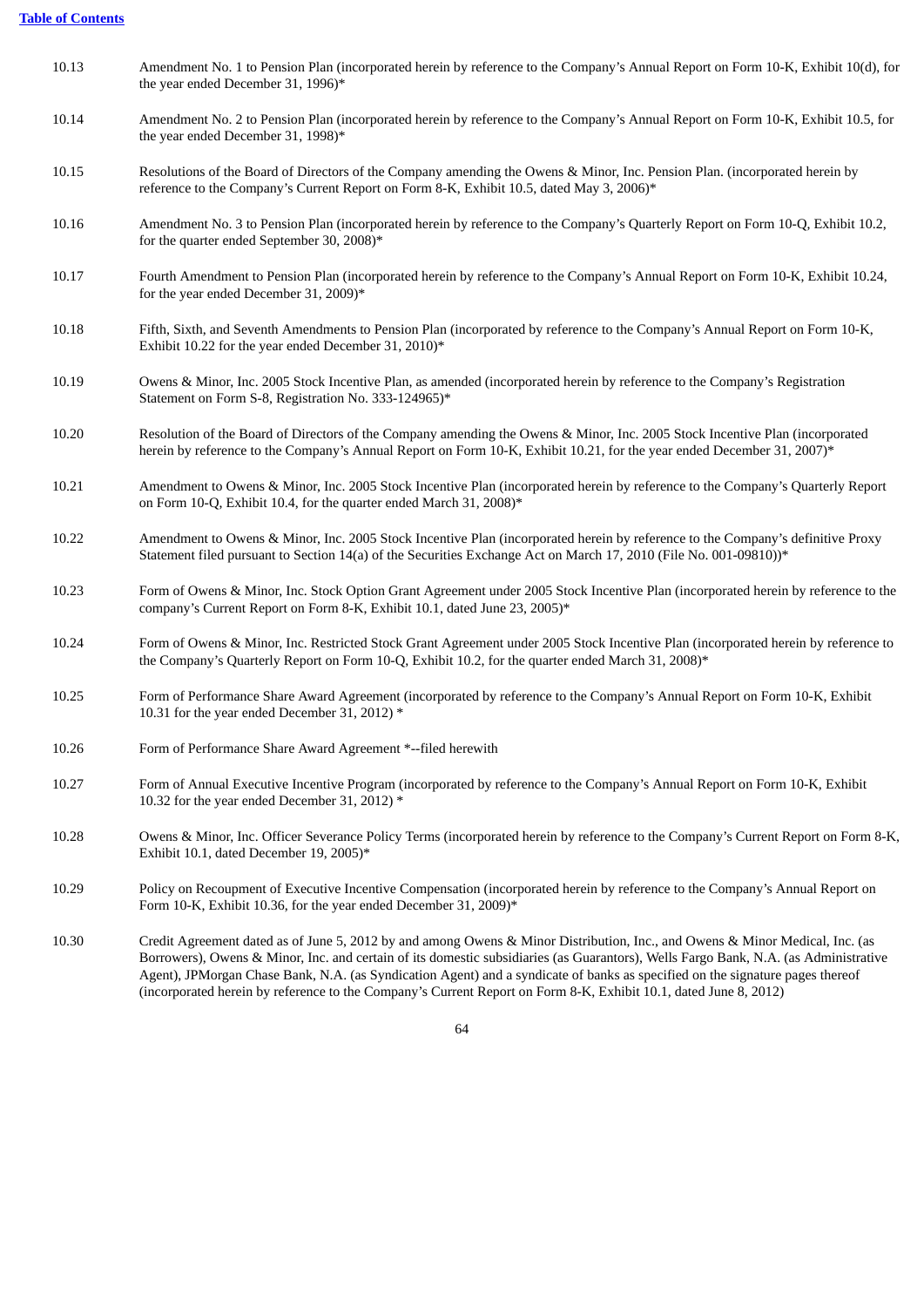| | |
|---|---|
| 10.13 | Amendment No. 1 to Pension Plan (incorporated herein by reference to the Company's Annual Report on Form 10-K, Exhibit 10(d), for the year ended December 31, 1996)* |
| 10.14 | Amendment No. 2 to Pension Plan (incorporated herein by reference to the Company's Annual Report on Form 10-K, Exhibit 10.5, for the year ended December 31, 1998)* |
| 10.15 | Resolutions of the Board of Directors of the Company amending the Owens & Minor, Inc. Pension Plan. (incorporated herein by reference to the Company's Current Report on Form 8-K, Exhibit 10.5, dated May 3, 2006)* |
| 10.16 | Amendment No. 3 to Pension Plan (incorporated herein by reference to the Company's Quarterly Report on Form 10-Q, Exhibit 10.2, for the quarter ended September 30, 2008)* |
| 10.17 | Fourth Amendment to Pension Plan (incorporated herein by reference to the Company's Annual Report on Form 10-K, Exhibit 10.24, for the year ended December 31, 2009)* |
| 10.18 | Fifth, Sixth, and Seventh Amendments to Pension Plan (incorporated by reference to the Company's Annual Report on Form 10-K, Exhibit 10.22 for the year ended December 31, 2010)* |
| 10.19 | Owens & Minor, Inc. 2005 Stock Incentive Plan, as amended (incorporated herein by reference to the Company's Registration Statement on Form S-8, Registration No. 333-124965)* |
| 10.20 | Resolution of the Board of Directors of the Company amending the Owens & Minor, Inc. 2005 Stock Incentive Plan (incorporated herein by reference to the Company's Annual Report on Form 10-K, Exhibit 10.21, for the year ended December 31, 2007)* |
| 10.21 | Amendment to Owens & Minor, Inc. 2005 Stock Incentive Plan (incorporated herein by reference to the Company's Quarterly Report on Form 10-Q, Exhibit 10.4, for the quarter ended March 31, 2008)* |
| 10.22 | Amendment to Owens & Minor, Inc. 2005 Stock Incentive Plan (incorporated herein by reference to the Company's definitive Proxy Statement filed pursuant to Section 14(a) of the Securities Exchange Act on March 17, 2010 (File No. 001-09810))* |
| 10.23 | Form of Owens & Minor, Inc. Stock Option Grant Agreement under 2005 Stock Incentive Plan (incorporated herein by reference to the company's Current Report on Form 8-K, Exhibit 10.1, dated June 23, 2005)* |
| 10.24 | Form of Owens & Minor, Inc. Restricted Stock Grant Agreement under 2005 Stock Incentive Plan (incorporated herein by reference to the Company's Quarterly Report on Form 10-Q, Exhibit 10.2, for the quarter ended March 31, 2008)* |
| 10.25 | Form of Performance Share Award Agreement (incorporated by reference to the Company's Annual Report on Form 10-K, Exhibit 10.31 for the year ended December 31, 2012) * |
| 10.26 | Form of Performance Share Award Agreement *--filed herewith |
| 10.27 | Form of Annual Executive Incentive Program (incorporated by reference to the Company's Annual Report on Form 10-K, Exhibit 10.32 for the year ended December 31, 2012) * |
| 10.28 | Owens & Minor, Inc. Officer Severance Policy Terms (incorporated herein by reference to the Company's Current Report on Form 8-K, Exhibit 10.1, dated December 19, 2005)* |
| 10.29 | Policy on Recoupment of Executive Incentive Compensation (incorporated herein by reference to the Company's Annual Report on Form 10-K, Exhibit 10.36, for the year ended December 31, 2009)* |
| 10.30 | Credit Agreement dated as of June 5, 2012 by and among Owens & Minor Distribution, Inc., and Owens & Minor Medical, Inc. (as Borrowers), Owens & Minor, Inc. and certain of its domestic subsidiaries (as Guarantors), Wells Fargo Bank, N.A. (as Administrative Agent), JPMorgan Chase Bank, N.A. (as Syndication Agent) and a syndicate of banks as specified on the signature pages thereof (incorporated herein by reference to the Company's Current Report on Form 8-K, Exhibit 10.1, dated June 8, 2012) |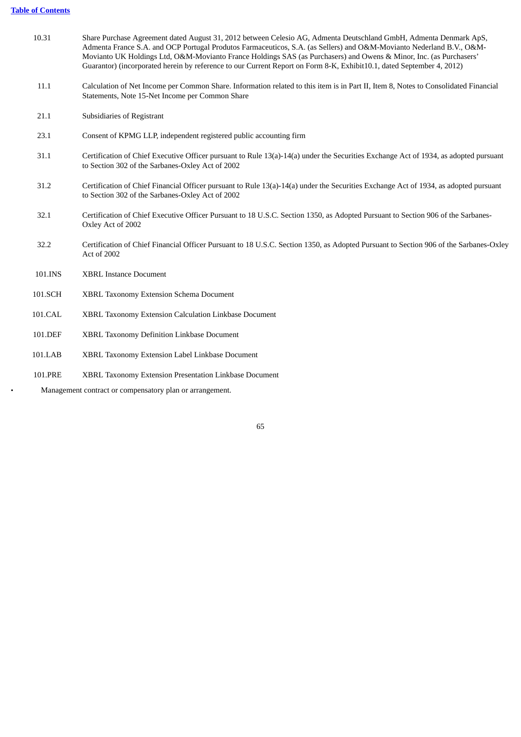| | |
|---|---|
| 10.31 | Share Purchase Agreement dated August 31, 2012 between Celesio AG, Admenta Deutschland GmbH, Admenta Denmark ApS, Admenta France S.A. and OCP Portugal Produtos Farmaceuticos, S.A. (as Sellers) and O&M-Movianto Nederland B.V., O&M-Movianto UK Holdings Ltd, O&M-Movianto France Holdings SAS (as Purchasers) and Owens & Minor, Inc. (as Purchasers' Guarantor) (incorporated herein by reference to our Current Report on Form 8-K, Exhibit10.1, dated September 4, 2012) |
| 11.1 | Calculation of Net Income per Common Share. Information related to this item is in Part II, Item 8, Notes to Consolidated Financial Statements, Note 15-Net Income per Common Share |
| 21.1 | Subsidiaries of Registrant |
| 23.1 | Consent of KPMG LLP, independent registered public accounting firm |
| 31.1 | Certification of Chief Executive Officer pursuant to Rule 13(a)-14(a) under the Securities Exchange Act of 1934, as adopted pursuant to Section 302 of the Sarbanes-Oxley Act of 2002 |
| 31.2 | Certification of Chief Financial Officer pursuant to Rule 13(a)-14(a) under the Securities Exchange Act of 1934, as adopted pursuant to Section 302 of the Sarbanes-Oxley Act of 2002 |
| 32.1 | Certification of Chief Executive Officer Pursuant to 18 U.S.C. Section 1350, as Adopted Pursuant to Section 906 of the Sarbanes-Oxley Act of 2002 |
| 32.2 | Certification of Chief Financial Officer Pursuant to 18 U.S.C. Section 1350, as Adopted Pursuant to Section 906 of the Sarbanes-Oxley Act of 2002 |
| 101.INS | XBRL Instance Document |
| 101.SCH | XBRL Taxonomy Extension Schema Document |
| 101.CAL | XBRL Taxonomy Extension Calculation Linkbase Document |
| 101.DEF | XBRL Taxonomy Definition Linkbase Document |
| 101.LAB | XBRL Taxonomy Extension Label Linkbase Document |
| 101.PRE | XBRL Taxonomy Extension Presentation Linkbase Document |

- Management contract or compensatory plan or arrangement.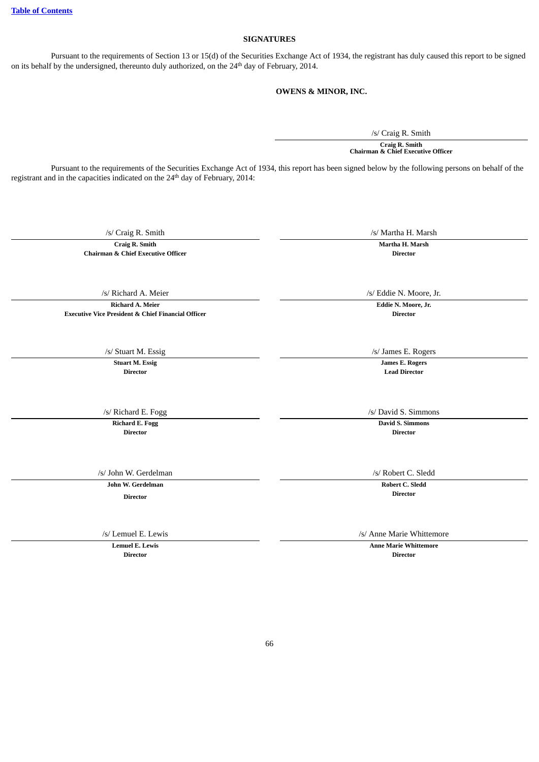[Table of Contents](#)

## SIGNATURES

Pursuant to the requirements of Section 13 or 15(d) of the Securities Exchange Act of 1934, the registrant has duly caused this report to be signed on its behalf by the undersigned, thereunto duly authorized, on the 24th day of February, 2014.

**OWENS & MINOR, INC.**

/s/ Craig R. Smith

**Craig R. Smith**
**Chairman & Chief Executive Officer**

Pursuant to the requirements of the Securities Exchange Act of 1934, this report has been signed below by the following persons on behalf of the registrant and in the capacities indicated on the 24th day of February, 2014:

| | |
|---|---|
| /s/ Craig R. Smith | /s/ Martha H. Marsh |
| **Craig R. Smith**<br>**Chairman & Chief Executive Officer** | **Martha H. Marsh**<br>**Director** |
| /s/ Richard A. Meier | /s/ Eddie N. Moore, Jr. |
| **Richard A. Meier**<br>**Executive Vice President & Chief Financial Officer** | **Eddie N. Moore, Jr.**<br>**Director** |
| /s/ Stuart M. Essig | /s/ James E. Rogers |
| **Stuart M. Essig**<br>**Director** | **James E. Rogers**<br>**Lead Director** |
| /s/ Richard E. Fogg | /s/ David S. Simmons |
| **Richard E. Fogg**<br>**Director** | **David S. Simmons**<br>**Director** |
| /s/ John W. Gerdelman | /s/ Robert C. Sledd |
| **John W. Gerdelman**<br>**Director** | **Robert C. Sledd**<br>**Director** |
| /s/ Lemuel E. Lewis | /s/ Anne Marie Whittemore |
| **Lemuel E. Lewis**<br>**Director** | **Anne Marie Whittemore**<br>**Director** |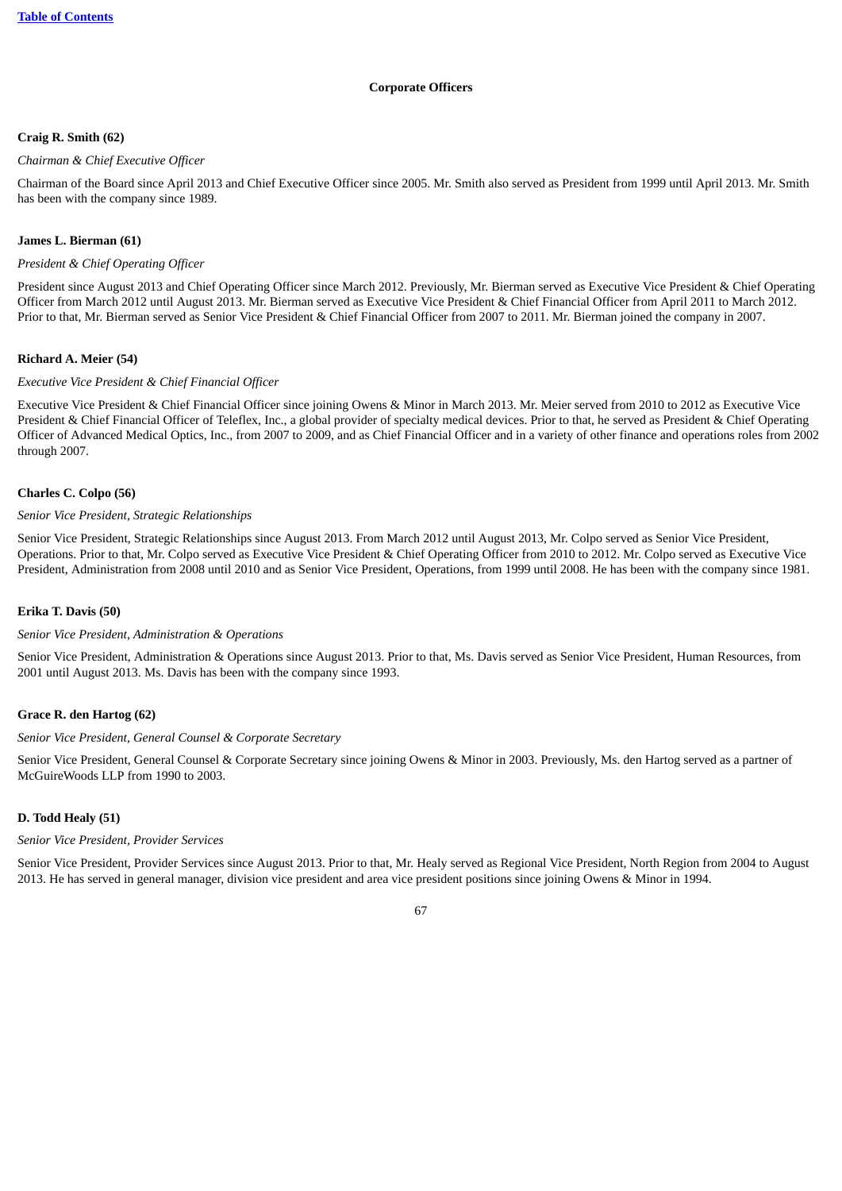## Corporate Officers

**Craig R. Smith (62)**

*Chairman & Chief Executive Officer*

Chairman of the Board since April 2013 and Chief Executive Officer since 2005. Mr. Smith also served as President from 1999 until April 2013. Mr. Smith has been with the company since 1989.

**James L. Bierman (61)**

*President & Chief Operating Officer*

President since August 2013 and Chief Operating Officer since March 2012. Previously, Mr. Bierman served as Executive Vice President & Chief Operating Officer from March 2012 until August 2013. Mr. Bierman served as Executive Vice President & Chief Financial Officer from April 2011 to March 2012. Prior to that, Mr. Bierman served as Senior Vice President & Chief Financial Officer from 2007 to 2011. Mr. Bierman joined the company in 2007.

**Richard A. Meier (54)**

*Executive Vice President & Chief Financial Officer*

Executive Vice President & Chief Financial Officer since joining Owens & Minor in March 2013. Mr. Meier served from 2010 to 2012 as Executive Vice President & Chief Financial Officer of Teleflex, Inc., a global provider of specialty medical devices. Prior to that, he served as President & Chief Operating Officer of Advanced Medical Optics, Inc., from 2007 to 2009, and as Chief Financial Officer and in a variety of other finance and operations roles from 2002 through 2007.

**Charles C. Colpo (56)**

*Senior Vice President, Strategic Relationships*

Senior Vice President, Strategic Relationships since August 2013. From March 2012 until August 2013, Mr. Colpo served as Senior Vice President, Operations. Prior to that, Mr. Colpo served as Executive Vice President & Chief Operating Officer from 2010 to 2012. Mr. Colpo served as Executive Vice President, Administration from 2008 until 2010 and as Senior Vice President, Operations, from 1999 until 2008. He has been with the company since 1981.

**Erika T. Davis (50)**

*Senior Vice President, Administration & Operations*

Senior Vice President, Administration & Operations since August 2013. Prior to that, Ms. Davis served as Senior Vice President, Human Resources, from 2001 until August 2013. Ms. Davis has been with the company since 1993.

**Grace R. den Hartog (62)**

*Senior Vice President, General Counsel & Corporate Secretary*

Senior Vice President, General Counsel & Corporate Secretary since joining Owens & Minor in 2003. Previously, Ms. den Hartog served as a partner of McGuireWoods LLP from 1990 to 2003.

**D. Todd Healy (51)**

*Senior Vice President, Provider Services*

Senior Vice President, Provider Services since August 2013. Prior to that, Mr. Healy served as Regional Vice President, North Region from 2004 to August 2013. He has served in general manager, division vice president and area vice president positions since joining Owens & Minor in 1994.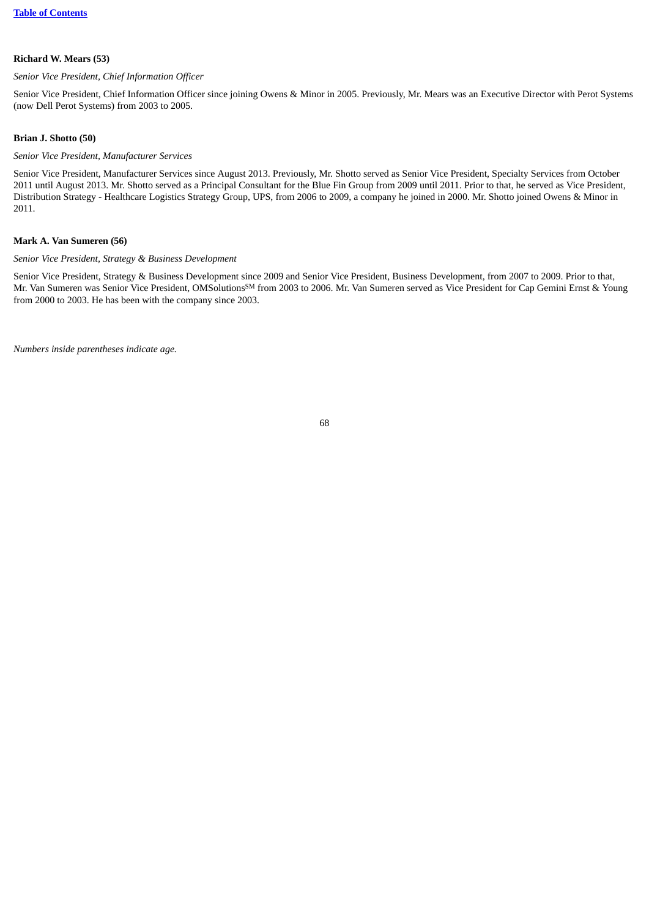**Richard W. Mears (53)**

*Senior Vice President, Chief Information Officer*

Senior Vice President, Chief Information Officer since joining Owens & Minor in 2005. Previously, Mr. Mears was an Executive Director with Perot Systems (now Dell Perot Systems) from 2003 to 2005.

**Brian J. Shotto (50)**

*Senior Vice President, Manufacturer Services*

Senior Vice President, Manufacturer Services since August 2013. Previously, Mr. Shotto served as Senior Vice President, Specialty Services from October 2011 until August 2013. Mr. Shotto served as a Principal Consultant for the Blue Fin Group from 2009 until 2011. Prior to that, he served as Vice President, Distribution Strategy - Healthcare Logistics Strategy Group, UPS, from 2006 to 2009, a company he joined in 2000. Mr. Shotto joined Owens & Minor in 2011.

**Mark A. Van Sumeren (56)**

*Senior Vice President, Strategy & Business Development*

Senior Vice President, Strategy & Business Development since 2009 and Senior Vice President, Business Development, from 2007 to 2009. Prior to that, Mr. Van Sumeren was Senior Vice President, OMSolutions[SM] from 2003 to 2006. Mr. Van Sumeren served as Vice President for Cap Gemini Ernst & Young from 2000 to 2003. He has been with the company since 2003.

*Numbers inside parentheses indicate age.*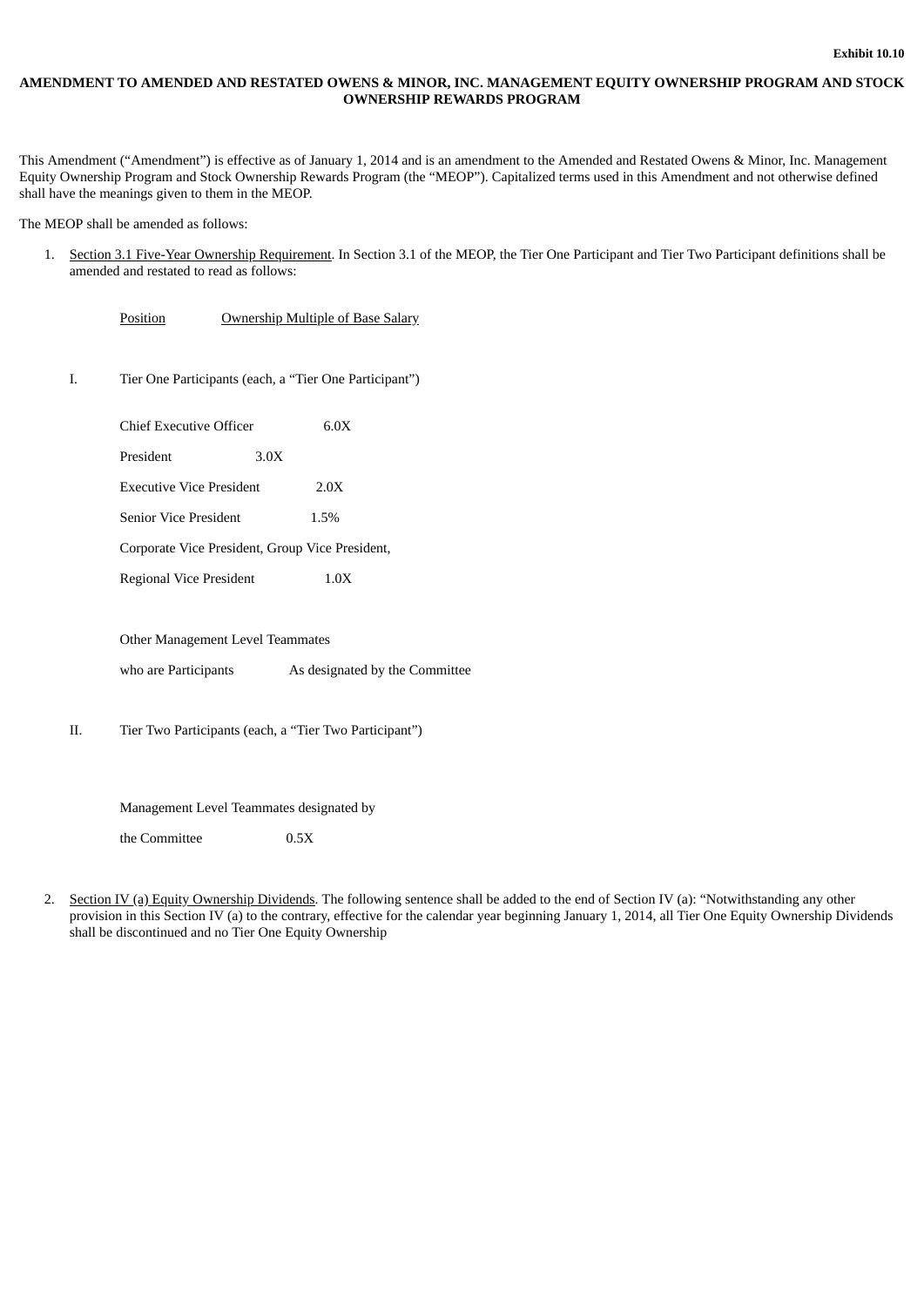**Exhibit 10.10**

**AMENDMENT TO AMENDED AND RESTATED OWENS & MINOR, INC. MANAGEMENT EQUITY OWNERSHIP PROGRAM AND STOCK OWNERSHIP REWARDS PROGRAM**

This Amendment ("Amendment") is effective as of January 1, 2014 and is an amendment to the Amended and Restated Owens & Minor, Inc. Management Equity Ownership Program and Stock Ownership Rewards Program (the "MEOP"). Capitalized terms used in this Amendment and not otherwise defined shall have the meanings given to them in the MEOP.

The MEOP shall be amended as follows:

1. Section 3.1 Five-Year Ownership Requirement. In Section 3.1 of the MEOP, the Tier One Participant and Tier Two Participant definitions shall be amended and restated to read as follows:

| Position | Ownership Multiple of Base Salary |
|---|---|
| **I. Tier One Participants (each, a "Tier One Participant")** | |
| Chief Executive Officer | 6.0X |
| President | 3.0X |
| Executive Vice President | 2.0X |
| Senior Vice President | 1.5% |
| Corporate Vice President, Group Vice President, Regional Vice President | 1.0X |
| Other Management Level Teammates who are Participants | As designated by the Committee |
| **II. Tier Two Participants (each, a "Tier Two Participant")** | |
| Management Level Teammates designated by the Committee | 0.5X |

2. Section IV (a) Equity Ownership Dividends. The following sentence shall be added to the end of Section IV (a): "Notwithstanding any other provision in this Section IV (a) to the contrary, effective for the calendar year beginning January 1, 2014, all Tier One Equity Ownership Dividends shall be discontinued and no Tier One Equity Ownership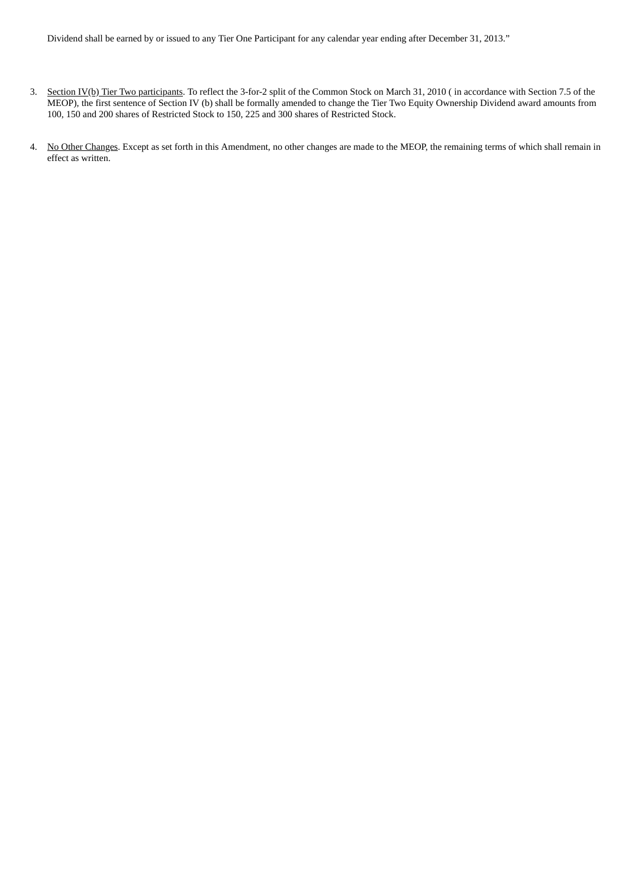Dividend shall be earned by or issued to any Tier One Participant for any calendar year ending after December 31, 2013."

3. <u>Section IV(b) Tier Two participants</u>. To reflect the 3-for-2 split of the Common Stock on March 31, 2010 ( in accordance with Section 7.5 of the MEOP), the first sentence of Section IV (b) shall be formally amended to change the Tier Two Equity Ownership Dividend award amounts from 100, 150 and 200 shares of Restricted Stock to 150, 225 and 300 shares of Restricted Stock.

4. <u>No Other Changes</u>. Except as set forth in this Amendment, no other changes are made to the MEOP, the remaining terms of which shall remain in effect as written.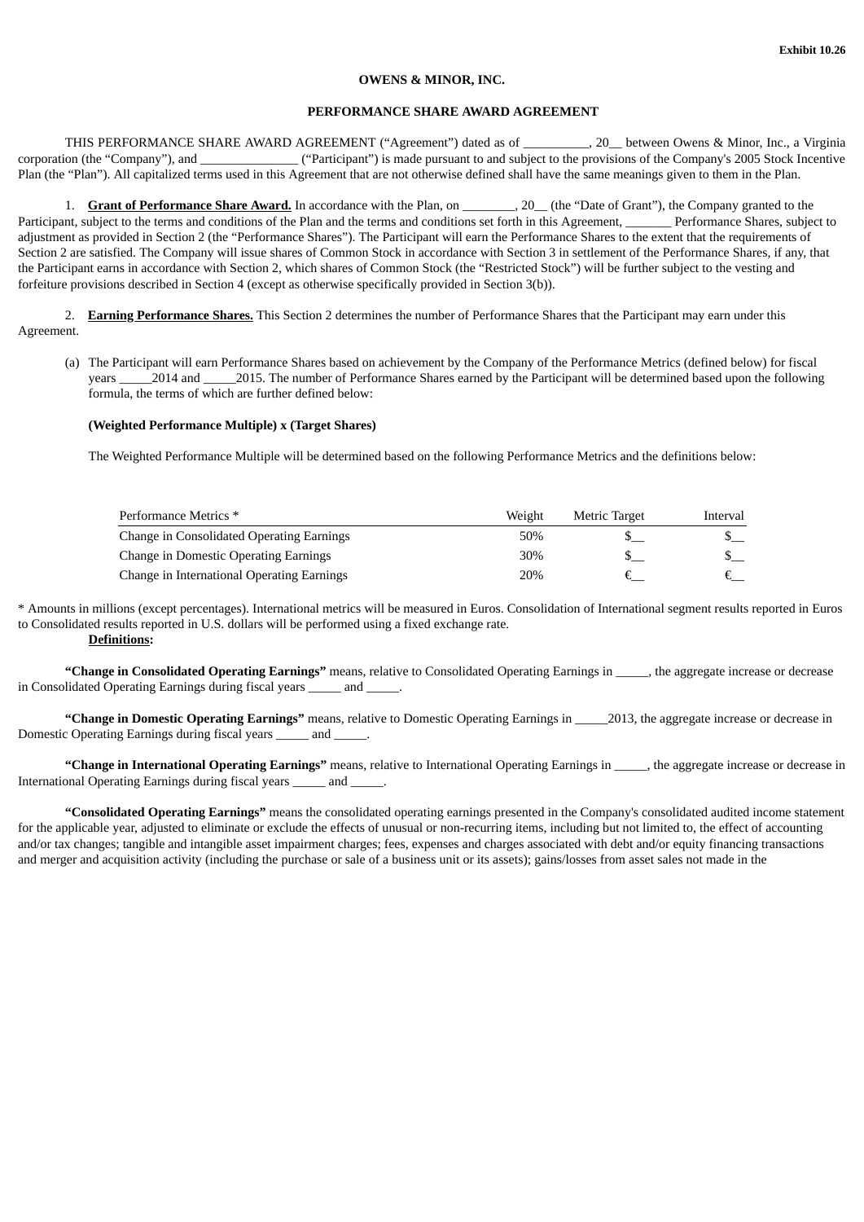Exhibit 10.26

**OWENS & MINOR, INC.**

**PERFORMANCE SHARE AWARD AGREEMENT**

THIS PERFORMANCE SHARE AWARD AGREEMENT ("Agreement") dated as of __________, 20__ between Owens & Minor, Inc., a Virginia corporation (the "Company"), and _______________ ("Participant") is made pursuant to and subject to the provisions of the Company's 2005 Stock Incentive Plan (the "Plan"). All capitalized terms used in this Agreement that are not otherwise defined shall have the same meanings given to them in the Plan.

1. **Grant of Performance Share Award.** In accordance with the Plan, on ________, 20__ (the "Date of Grant"), the Company granted to the Participant, subject to the terms and conditions of the Plan and the terms and conditions set forth in this Agreement, _______ Performance Shares, subject to adjustment as provided in Section 2 (the "Performance Shares"). The Participant will earn the Performance Shares to the extent that the requirements of Section 2 are satisfied. The Company will issue shares of Common Stock in accordance with Section 3 in settlement of the Performance Shares, if any, that the Participant earns in accordance with Section 2, which shares of Common Stock (the "Restricted Stock") will be further subject to the vesting and forfeiture provisions described in Section 4 (except as otherwise specifically provided in Section 3(b)).

2. **Earning Performance Shares.** This Section 2 determines the number of Performance Shares that the Participant may earn under this Agreement.

(a) The Participant will earn Performance Shares based on achievement by the Company of the Performance Metrics (defined below) for fiscal years _____2014 and _____2015. The number of Performance Shares earned by the Participant will be determined based upon the following formula, the terms of which are further defined below:

**(Weighted Performance Multiple) x (Target Shares)**

The Weighted Performance Multiple will be determined based on the following Performance Metrics and the definitions below:

| Performance Metrics * | Weight | Metric Target | Interval |
|---|---|---|---|
| Change in Consolidated Operating Earnings | 50% | $__ | $__ |
| Change in Domestic Operating Earnings | 30% | $__ | $__ |
| Change in International Operating Earnings | 20% | €__ | €__ |

* Amounts in millions (except percentages). International metrics will be measured in Euros. Consolidation of International segment results reported in Euros to Consolidated results reported in U.S. dollars will be performed using a fixed exchange rate.

**Definitions:**

**"Change in Consolidated Operating Earnings"** means, relative to Consolidated Operating Earnings in _____, the aggregate increase or decrease in Consolidated Operating Earnings during fiscal years _____ and _____.

**"Change in Domestic Operating Earnings"** means, relative to Domestic Operating Earnings in _____2013, the aggregate increase or decrease in Domestic Operating Earnings during fiscal years _____ and _____.

**"Change in International Operating Earnings"** means, relative to International Operating Earnings in _____, the aggregate increase or decrease in International Operating Earnings during fiscal years _____ and _____.

**"Consolidated Operating Earnings"** means the consolidated operating earnings presented in the Company's consolidated audited income statement for the applicable year, adjusted to eliminate or exclude the effects of unusual or non-recurring items, including but not limited to, the effect of accounting and/or tax changes; tangible and intangible asset impairment charges; fees, expenses and charges associated with debt and/or equity financing transactions and merger and acquisition activity (including the purchase or sale of a business unit or its assets); gains/losses from asset sales not made in the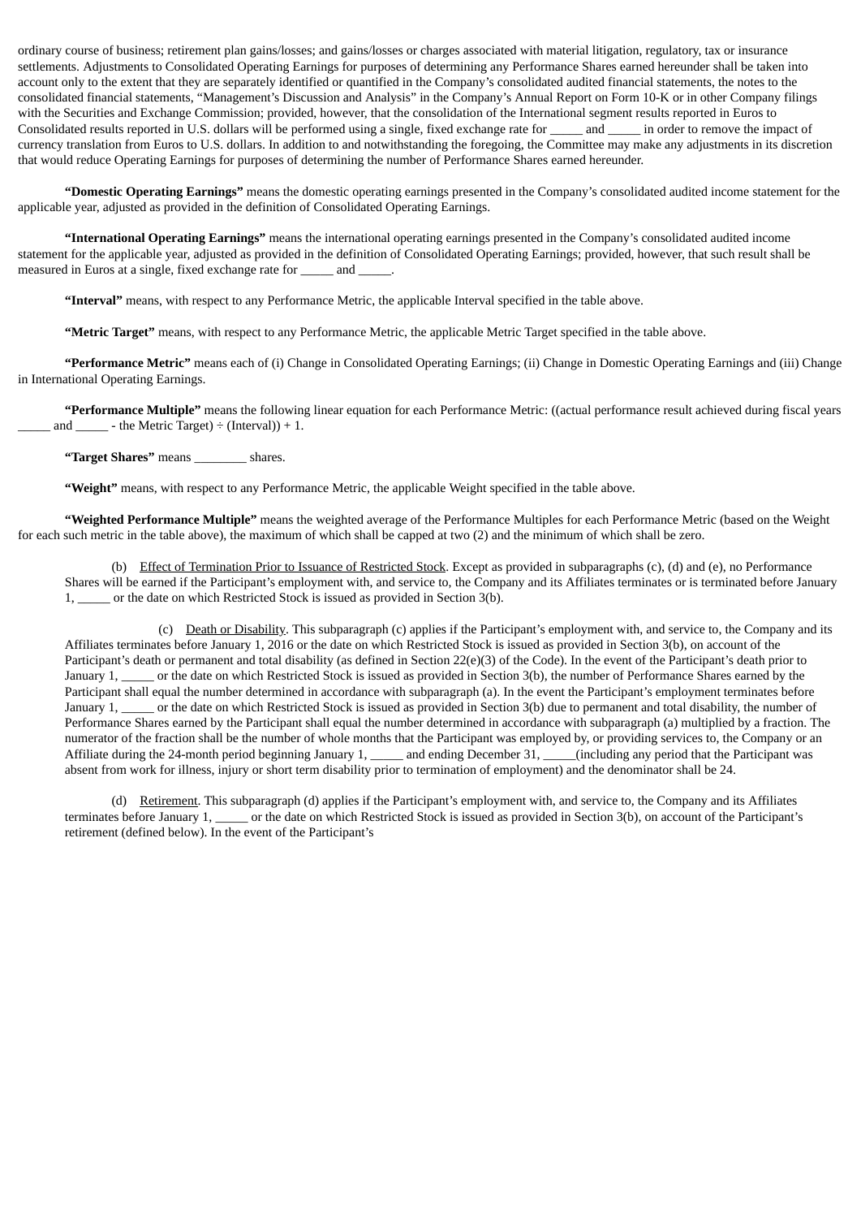ordinary course of business; retirement plan gains/losses; and gains/losses or charges associated with material litigation, regulatory, tax or insurance settlements. Adjustments to Consolidated Operating Earnings for purposes of determining any Performance Shares earned hereunder shall be taken into account only to the extent that they are separately identified or quantified in the Company's consolidated audited financial statements, the notes to the consolidated financial statements, "Management's Discussion and Analysis" in the Company's Annual Report on Form 10-K or in other Company filings with the Securities and Exchange Commission; provided, however, that the consolidation of the International segment results reported in Euros to Consolidated results reported in U.S. dollars will be performed using a single, fixed exchange rate for _____ and _____ in order to remove the impact of currency translation from Euros to U.S. dollars. In addition to and notwithstanding the foregoing, the Committee may make any adjustments in its discretion that would reduce Operating Earnings for purposes of determining the number of Performance Shares earned hereunder.

**"Domestic Operating Earnings"** means the domestic operating earnings presented in the Company's consolidated audited income statement for the applicable year, adjusted as provided in the definition of Consolidated Operating Earnings.

**"International Operating Earnings"** means the international operating earnings presented in the Company's consolidated audited income statement for the applicable year, adjusted as provided in the definition of Consolidated Operating Earnings; provided, however, that such result shall be measured in Euros at a single, fixed exchange rate for _____ and _____.

**"Interval"** means, with respect to any Performance Metric, the applicable Interval specified in the table above.

**"Metric Target"** means, with respect to any Performance Metric, the applicable Metric Target specified in the table above.

**"Performance Metric"** means each of (i) Change in Consolidated Operating Earnings; (ii) Change in Domestic Operating Earnings and (iii) Change in International Operating Earnings.

**"Performance Multiple"** means the following linear equation for each Performance Metric: ((actual performance result achieved during fiscal years _____ and _____ - the Metric Target) ÷ (Interval)) + 1.

**"Target Shares"** means ________ shares.

**"Weight"** means, with respect to any Performance Metric, the applicable Weight specified in the table above.

**"Weighted Performance Multiple"** means the weighted average of the Performance Multiples for each Performance Metric (based on the Weight for each such metric in the table above), the maximum of which shall be capped at two (2) and the minimum of which shall be zero.

(b) Effect of Termination Prior to Issuance of Restricted Stock. Except as provided in subparagraphs (c), (d) and (e), no Performance Shares will be earned if the Participant's employment with, and service to, the Company and its Affiliates terminates or is terminated before January 1, _____ or the date on which Restricted Stock is issued as provided in Section 3(b).

(c) Death or Disability. This subparagraph (c) applies if the Participant's employment with, and service to, the Company and its Affiliates terminates before January 1, 2016 or the date on which Restricted Stock is issued as provided in Section 3(b), on account of the Participant's death or permanent and total disability (as defined in Section 22(e)(3) of the Code). In the event of the Participant's death prior to January 1, _____ or the date on which Restricted Stock is issued as provided in Section 3(b), the number of Performance Shares earned by the Participant shall equal the number determined in accordance with subparagraph (a). In the event the Participant's employment terminates before January 1, _____ or the date on which Restricted Stock is issued as provided in Section 3(b) due to permanent and total disability, the number of Performance Shares earned by the Participant shall equal the number determined in accordance with subparagraph (a) multiplied by a fraction. The numerator of the fraction shall be the number of whole months that the Participant was employed by, or providing services to, the Company or an Affiliate during the 24-month period beginning January 1, _____ and ending December 31, _____(including any period that the Participant was absent from work for illness, injury or short term disability prior to termination of employment) and the denominator shall be 24.

(d) Retirement. This subparagraph (d) applies if the Participant's employment with, and service to, the Company and its Affiliates terminates before January 1, _____ or the date on which Restricted Stock is issued as provided in Section 3(b), on account of the Participant's retirement (defined below). In the event of the Participant's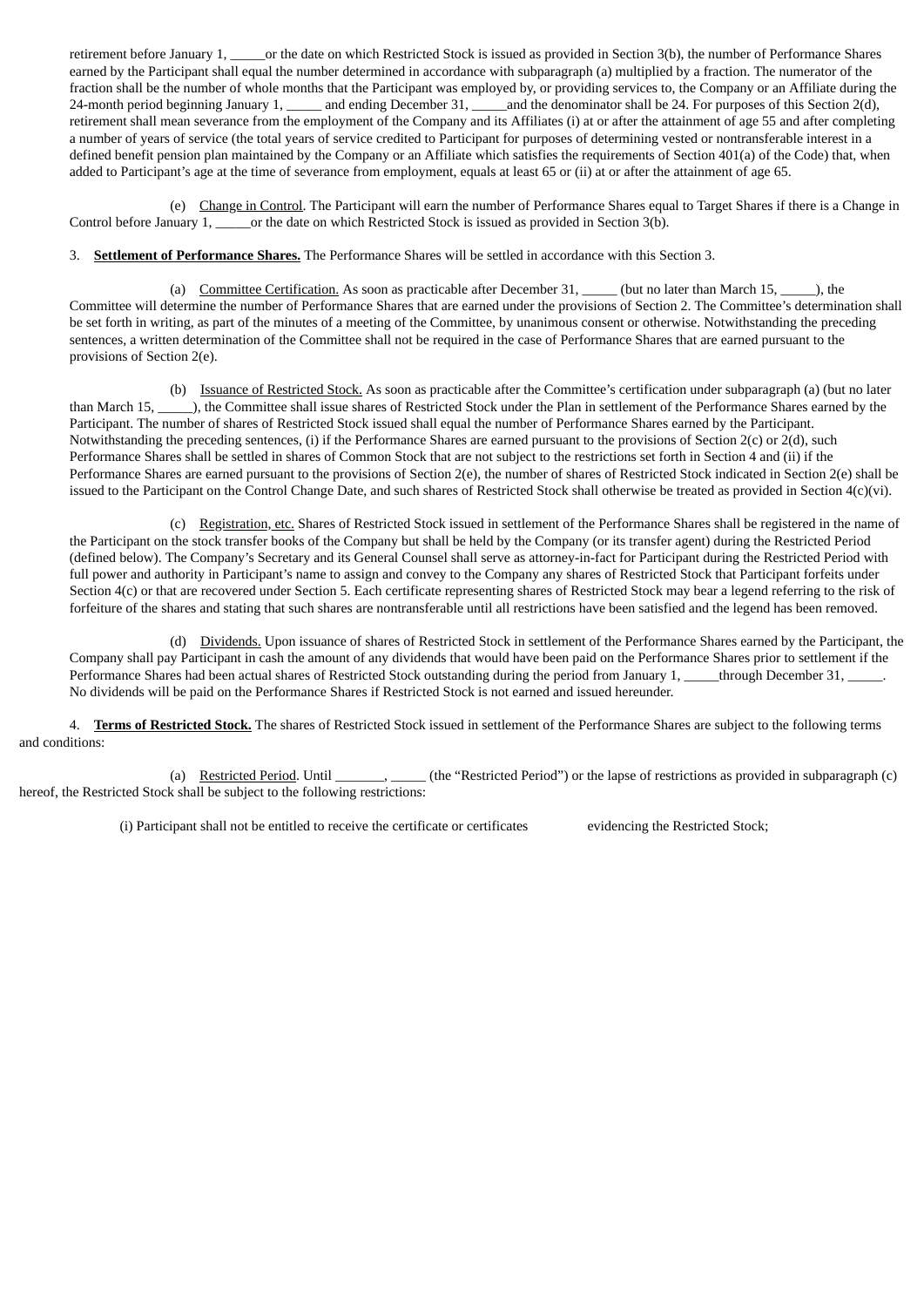retirement before January 1, _____or the date on which Restricted Stock is issued as provided in Section 3(b), the number of Performance Shares earned by the Participant shall equal the number determined in accordance with subparagraph (a) multiplied by a fraction. The numerator of the fraction shall be the number of whole months that the Participant was employed by, or providing services to, the Company or an Affiliate during the 24-month period beginning January 1, _____ and ending December 31, _____and the denominator shall be 24. For purposes of this Section 2(d), retirement shall mean severance from the employment of the Company and its Affiliates (i) at or after the attainment of age 55 and after completing a number of years of service (the total years of service credited to Participant for purposes of determining vested or nontransferable interest in a defined benefit pension plan maintained by the Company or an Affiliate which satisfies the requirements of Section 401(a) of the Code) that, when added to Participant's age at the time of severance from employment, equals at least 65 or (ii) at or after the attainment of age 65.

(e) Change in Control. The Participant will earn the number of Performance Shares equal to Target Shares if there is a Change in Control before January 1, _____or the date on which Restricted Stock is issued as provided in Section 3(b).

3. **Settlement of Performance Shares.** The Performance Shares will be settled in accordance with this Section 3.

(a) Committee Certification. As soon as practicable after December 31, _____ (but no later than March 15, _____), the Committee will determine the number of Performance Shares that are earned under the provisions of Section 2. The Committee's determination shall be set forth in writing, as part of the minutes of a meeting of the Committee, by unanimous consent or otherwise. Notwithstanding the preceding sentences, a written determination of the Committee shall not be required in the case of Performance Shares that are earned pursuant to the provisions of Section 2(e).

(b) Issuance of Restricted Stock. As soon as practicable after the Committee's certification under subparagraph (a) (but no later than March 15, _____), the Committee shall issue shares of Restricted Stock under the Plan in settlement of the Performance Shares earned by the Participant. The number of shares of Restricted Stock issued shall equal the number of Performance Shares earned by the Participant. Notwithstanding the preceding sentences, (i) if the Performance Shares are earned pursuant to the provisions of Section 2(c) or 2(d), such Performance Shares shall be settled in shares of Common Stock that are not subject to the restrictions set forth in Section 4 and (ii) if the Performance Shares are earned pursuant to the provisions of Section 2(e), the number of shares of Restricted Stock indicated in Section 2(e) shall be issued to the Participant on the Control Change Date, and such shares of Restricted Stock shall otherwise be treated as provided in Section 4(c)(vi).

(c) Registration, etc. Shares of Restricted Stock issued in settlement of the Performance Shares shall be registered in the name of the Participant on the stock transfer books of the Company but shall be held by the Company (or its transfer agent) during the Restricted Period (defined below). The Company's Secretary and its General Counsel shall serve as attorney-in-fact for Participant during the Restricted Period with full power and authority in Participant's name to assign and convey to the Company any shares of Restricted Stock that Participant forfeits under Section 4(c) or that are recovered under Section 5. Each certificate representing shares of Restricted Stock may bear a legend referring to the risk of forfeiture of the shares and stating that such shares are nontransferable until all restrictions have been satisfied and the legend has been removed.

(d) Dividends. Upon issuance of shares of Restricted Stock in settlement of the Performance Shares earned by the Participant, the Company shall pay Participant in cash the amount of any dividends that would have been paid on the Performance Shares prior to settlement if the Performance Shares had been actual shares of Restricted Stock outstanding during the period from January 1, _____through December 31, _____. No dividends will be paid on the Performance Shares if Restricted Stock is not earned and issued hereunder.

4. **Terms of Restricted Stock.** The shares of Restricted Stock issued in settlement of the Performance Shares are subject to the following terms and conditions:

(a) Restricted Period. Until _______, _____ (the "Restricted Period") or the lapse of restrictions as provided in subparagraph (c) hereof, the Restricted Stock shall be subject to the following restrictions:

(i) Participant shall not be entitled to receive the certificate or certificates evidencing the Restricted Stock;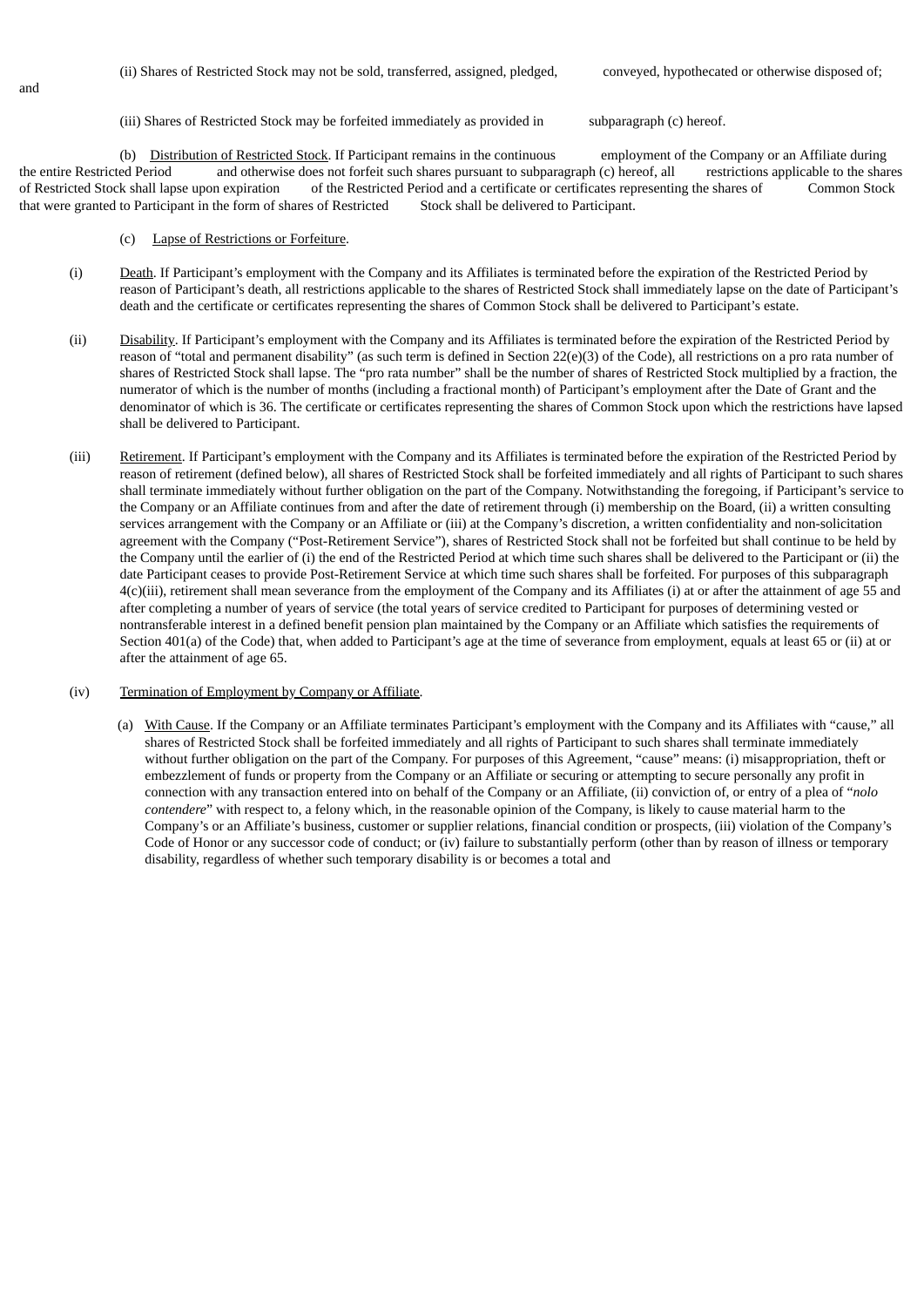(ii) Shares of Restricted Stock may not be sold, transferred, assigned, pledged, conveyed, hypothecated or otherwise disposed of; and

(iii) Shares of Restricted Stock may be forfeited immediately as provided in subparagraph (c) hereof.

(b) Distribution of Restricted Stock. If Participant remains in the continuous employment of the Company or an Affiliate during the entire Restricted Period and otherwise does not forfeit such shares pursuant to subparagraph (c) hereof, all restrictions applicable to the shares of Restricted Stock shall lapse upon expiration of the Restricted Period and a certificate or certificates representing the shares of Common Stock that were granted to Participant in the form of shares of Restricted Stock shall be delivered to Participant.

(c) Lapse of Restrictions or Forfeiture.

(i) Death. If Participant's employment with the Company and its Affiliates is terminated before the expiration of the Restricted Period by reason of Participant's death, all restrictions applicable to the shares of Restricted Stock shall immediately lapse on the date of Participant's death and the certificate or certificates representing the shares of Common Stock shall be delivered to Participant's estate.

(ii) Disability. If Participant's employment with the Company and its Affiliates is terminated before the expiration of the Restricted Period by reason of "total and permanent disability" (as such term is defined in Section 22(e)(3) of the Code), all restrictions on a pro rata number of shares of Restricted Stock shall lapse. The "pro rata number" shall be the number of shares of Restricted Stock multiplied by a fraction, the numerator of which is the number of months (including a fractional month) of Participant's employment after the Date of Grant and the denominator of which is 36. The certificate or certificates representing the shares of Common Stock upon which the restrictions have lapsed shall be delivered to Participant.

(iii) Retirement. If Participant's employment with the Company and its Affiliates is terminated before the expiration of the Restricted Period by reason of retirement (defined below), all shares of Restricted Stock shall be forfeited immediately and all rights of Participant to such shares shall terminate immediately without further obligation on the part of the Company. Notwithstanding the foregoing, if Participant's service to the Company or an Affiliate continues from and after the date of retirement through (i) membership on the Board, (ii) a written consulting services arrangement with the Company or an Affiliate or (iii) at the Company's discretion, a written confidentiality and non-solicitation agreement with the Company ("Post-Retirement Service"), shares of Restricted Stock shall not be forfeited but shall continue to be held by the Company until the earlier of (i) the end of the Restricted Period at which time such shares shall be delivered to the Participant or (ii) the date Participant ceases to provide Post-Retirement Service at which time such shares shall be forfeited. For purposes of this subparagraph 4(c)(iii), retirement shall mean severance from the employment of the Company and its Affiliates (i) at or after the attainment of age 55 and after completing a number of years of service (the total years of service credited to Participant for purposes of determining vested or nontransferable interest in a defined benefit pension plan maintained by the Company or an Affiliate which satisfies the requirements of Section 401(a) of the Code) that, when added to Participant's age at the time of severance from employment, equals at least 65 or (ii) at or after the attainment of age 65.

(iv) Termination of Employment by Company or Affiliate.

(a) With Cause. If the Company or an Affiliate terminates Participant's employment with the Company and its Affiliates with "cause," all shares of Restricted Stock shall be forfeited immediately and all rights of Participant to such shares shall terminate immediately without further obligation on the part of the Company. For purposes of this Agreement, "cause" means: (i) misappropriation, theft or embezzlement of funds or property from the Company or an Affiliate or securing or attempting to secure personally any profit in connection with any transaction entered into on behalf of the Company or an Affiliate, (ii) conviction of, or entry of a plea of "*nolo contendere*" with respect to, a felony which, in the reasonable opinion of the Company, is likely to cause material harm to the Company's or an Affiliate's business, customer or supplier relations, financial condition or prospects, (iii) violation of the Company's Code of Honor or any successor code of conduct; or (iv) failure to substantially perform (other than by reason of illness or temporary disability, regardless of whether such temporary disability is or becomes a total and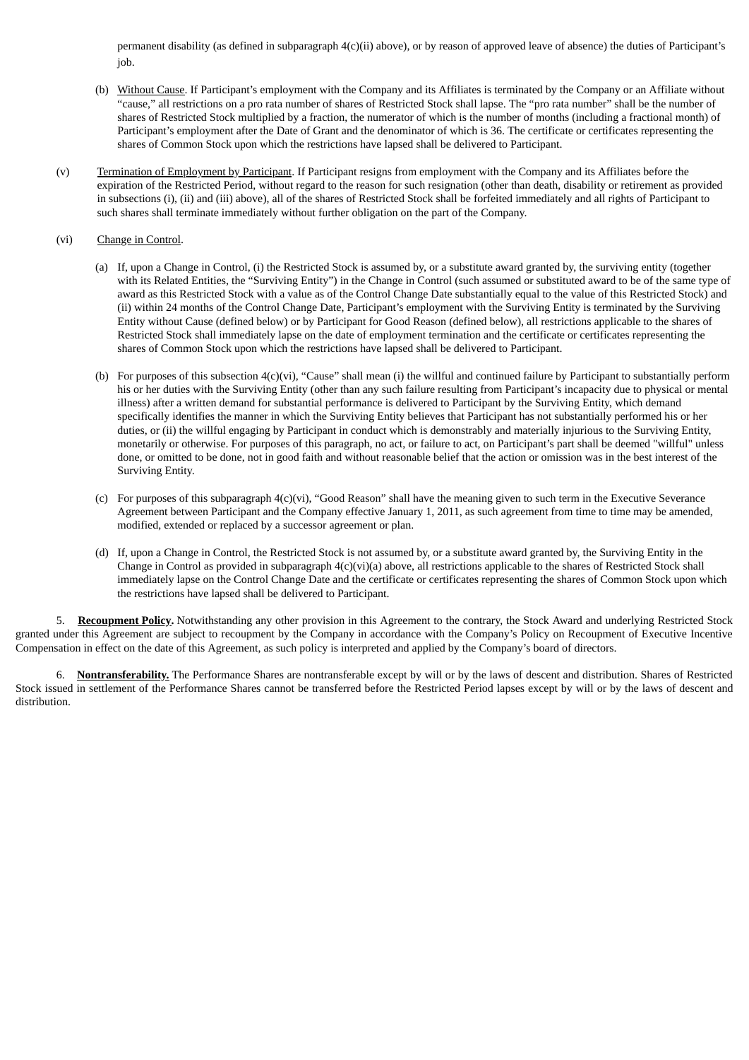permanent disability (as defined in subparagraph 4(c)(ii) above), or by reason of approved leave of absence) the duties of Participant's job.

(b) Without Cause. If Participant's employment with the Company and its Affiliates is terminated by the Company or an Affiliate without "cause," all restrictions on a pro rata number of shares of Restricted Stock shall lapse. The "pro rata number" shall be the number of shares of Restricted Stock multiplied by a fraction, the numerator of which is the number of months (including a fractional month) of Participant's employment after the Date of Grant and the denominator of which is 36. The certificate or certificates representing the shares of Common Stock upon which the restrictions have lapsed shall be delivered to Participant.

(v) Termination of Employment by Participant. If Participant resigns from employment with the Company and its Affiliates before the expiration of the Restricted Period, without regard to the reason for such resignation (other than death, disability or retirement as provided in subsections (i), (ii) and (iii) above), all of the shares of Restricted Stock shall be forfeited immediately and all rights of Participant to such shares shall terminate immediately without further obligation on the part of the Company.

(vi) Change in Control.

(a) If, upon a Change in Control, (i) the Restricted Stock is assumed by, or a substitute award granted by, the surviving entity (together with its Related Entities, the "Surviving Entity") in the Change in Control (such assumed or substituted award to be of the same type of award as this Restricted Stock with a value as of the Control Change Date substantially equal to the value of this Restricted Stock) and (ii) within 24 months of the Control Change Date, Participant's employment with the Surviving Entity is terminated by the Surviving Entity without Cause (defined below) or by Participant for Good Reason (defined below), all restrictions applicable to the shares of Restricted Stock shall immediately lapse on the date of employment termination and the certificate or certificates representing the shares of Common Stock upon which the restrictions have lapsed shall be delivered to Participant.

(b) For purposes of this subsection 4(c)(vi), "Cause" shall mean (i) the willful and continued failure by Participant to substantially perform his or her duties with the Surviving Entity (other than any such failure resulting from Participant's incapacity due to physical or mental illness) after a written demand for substantial performance is delivered to Participant by the Surviving Entity, which demand specifically identifies the manner in which the Surviving Entity believes that Participant has not substantially performed his or her duties, or (ii) the willful engaging by Participant in conduct which is demonstrably and materially injurious to the Surviving Entity, monetarily or otherwise. For purposes of this paragraph, no act, or failure to act, on Participant's part shall be deemed "willful" unless done, or omitted to be done, not in good faith and without reasonable belief that the action or omission was in the best interest of the Surviving Entity.

(c) For purposes of this subparagraph 4(c)(vi), "Good Reason" shall have the meaning given to such term in the Executive Severance Agreement between Participant and the Company effective January 1, 2011, as such agreement from time to time may be amended, modified, extended or replaced by a successor agreement or plan.

(d) If, upon a Change in Control, the Restricted Stock is not assumed by, or a substitute award granted by, the Surviving Entity in the Change in Control as provided in subparagraph 4(c)(vi)(a) above, all restrictions applicable to the shares of Restricted Stock shall immediately lapse on the Control Change Date and the certificate or certificates representing the shares of Common Stock upon which the restrictions have lapsed shall be delivered to Participant.

5. **Recoupment Policy.** Notwithstanding any other provision in this Agreement to the contrary, the Stock Award and underlying Restricted Stock granted under this Agreement are subject to recoupment by the Company in accordance with the Company's Policy on Recoupment of Executive Incentive Compensation in effect on the date of this Agreement, as such policy is interpreted and applied by the Company's board of directors.

6. **Nontransferability.** The Performance Shares are nontransferable except by will or by the laws of descent and distribution. Shares of Restricted Stock issued in settlement of the Performance Shares cannot be transferred before the Restricted Period lapses except by will or by the laws of descent and distribution.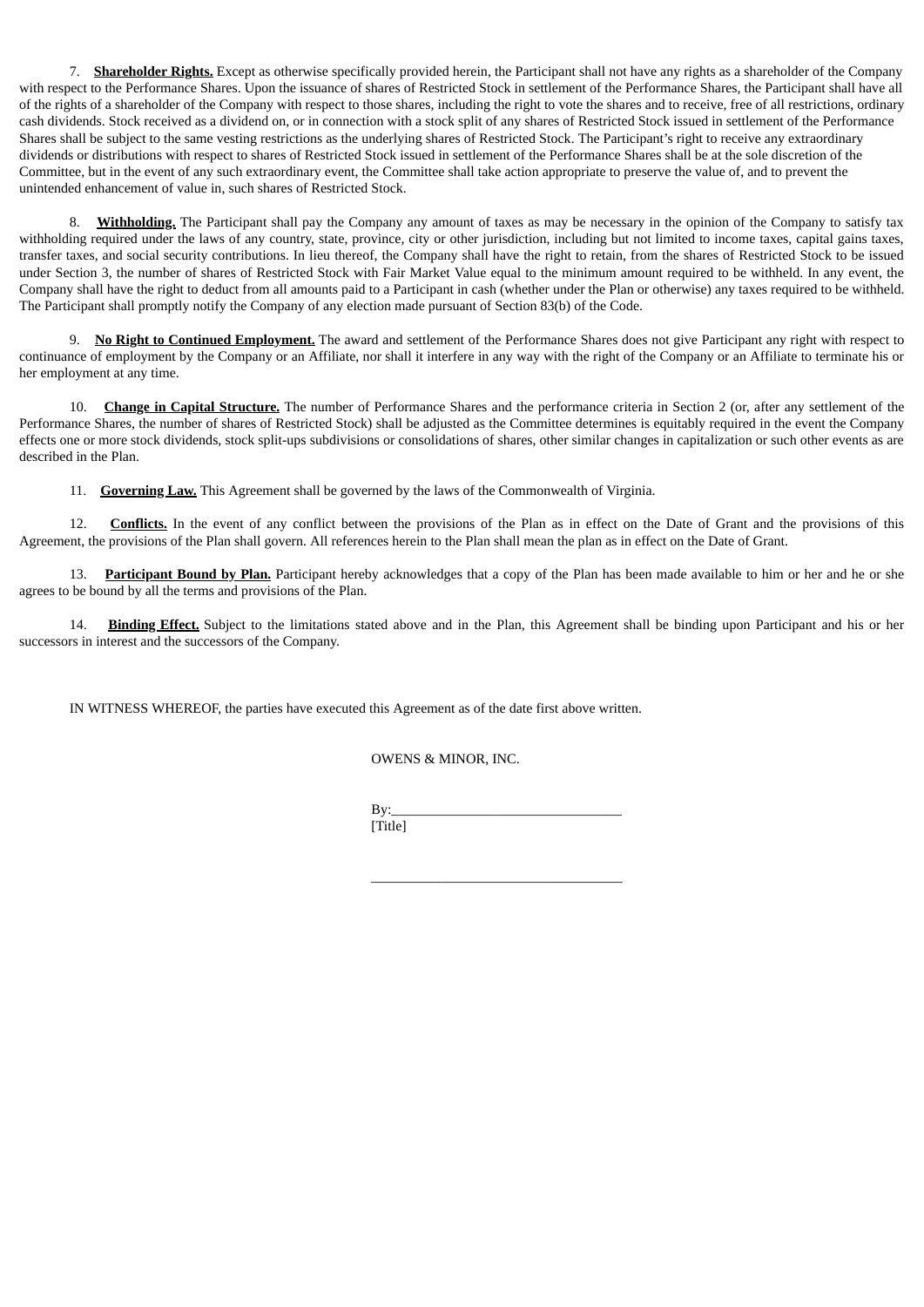7. **Shareholder Rights.** Except as otherwise specifically provided herein, the Participant shall not have any rights as a shareholder of the Company with respect to the Performance Shares. Upon the issuance of shares of Restricted Stock in settlement of the Performance Shares, the Participant shall have all of the rights of a shareholder of the Company with respect to those shares, including the right to vote the shares and to receive, free of all restrictions, ordinary cash dividends. Stock received as a dividend on, or in connection with a stock split of any shares of Restricted Stock issued in settlement of the Performance Shares shall be subject to the same vesting restrictions as the underlying shares of Restricted Stock. The Participant's right to receive any extraordinary dividends or distributions with respect to shares of Restricted Stock issued in settlement of the Performance Shares shall be at the sole discretion of the Committee, but in the event of any such extraordinary event, the Committee shall take action appropriate to preserve the value of, and to prevent the unintended enhancement of value in, such shares of Restricted Stock.

8. **Withholding.** The Participant shall pay the Company any amount of taxes as may be necessary in the opinion of the Company to satisfy tax withholding required under the laws of any country, state, province, city or other jurisdiction, including but not limited to income taxes, capital gains taxes, transfer taxes, and social security contributions. In lieu thereof, the Company shall have the right to retain, from the shares of Restricted Stock to be issued under Section 3, the number of shares of Restricted Stock with Fair Market Value equal to the minimum amount required to be withheld. In any event, the Company shall have the right to deduct from all amounts paid to a Participant in cash (whether under the Plan or otherwise) any taxes required to be withheld. The Participant shall promptly notify the Company of any election made pursuant of Section 83(b) of the Code.

9. **No Right to Continued Employment.** The award and settlement of the Performance Shares does not give Participant any right with respect to continuance of employment by the Company or an Affiliate, nor shall it interfere in any way with the right of the Company or an Affiliate to terminate his or her employment at any time.

10. **Change in Capital Structure.** The number of Performance Shares and the performance criteria in Section 2 (or, after any settlement of the Performance Shares, the number of shares of Restricted Stock) shall be adjusted as the Committee determines is equitably required in the event the Company effects one or more stock dividends, stock split-ups subdivisions or consolidations of shares, other similar changes in capitalization or such other events as are described in the Plan.

11. **Governing Law.** This Agreement shall be governed by the laws of the Commonwealth of Virginia.

12. **Conflicts.** In the event of any conflict between the provisions of the Plan as in effect on the Date of Grant and the provisions of this Agreement, the provisions of the Plan shall govern. All references herein to the Plan shall mean the plan as in effect on the Date of Grant.

13. **Participant Bound by Plan.** Participant hereby acknowledges that a copy of the Plan has been made available to him or her and he or she agrees to be bound by all the terms and provisions of the Plan.

14. **Binding Effect.** Subject to the limitations stated above and in the Plan, this Agreement shall be binding upon Participant and his or her successors in interest and the successors of the Company.

IN WITNESS WHEREOF, the parties have executed this Agreement as of the date first above written.

OWENS & MINOR, INC.

By:_________________________________
[Title]

____________________________________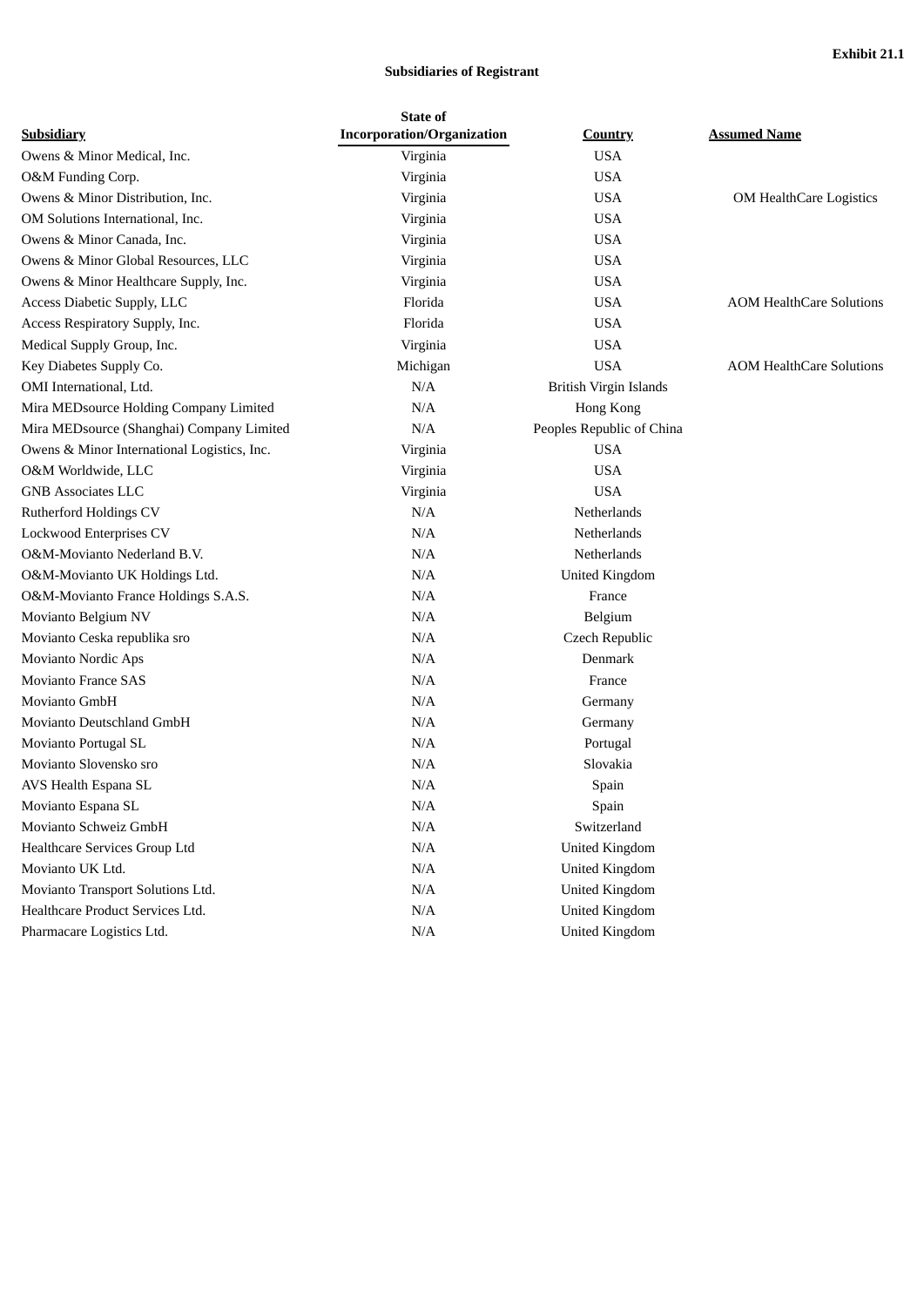**Exhibit 21.1**

**Subsidiaries of Registrant**

| Subsidiary | State of Incorporation/Organization | Country | Assumed Name |
|---|---|---|---|
| Owens & Minor Medical, Inc. | Virginia | USA | |
| O&M Funding Corp. | Virginia | USA | |
| Owens & Minor Distribution, Inc. | Virginia | USA | OM HealthCare Logistics |
| OM Solutions International, Inc. | Virginia | USA | |
| Owens & Minor Canada, Inc. | Virginia | USA | |
| Owens & Minor Global Resources, LLC | Virginia | USA | |
| Owens & Minor Healthcare Supply, Inc. | Virginia | USA | |
| Access Diabetic Supply, LLC | Florida | USA | AOM HealthCare Solutions |
| Access Respiratory Supply, Inc. | Florida | USA | |
| Medical Supply Group, Inc. | Virginia | USA | |
| Key Diabetes Supply Co. | Michigan | USA | AOM HealthCare Solutions |
| OMI International, Ltd. | N/A | British Virgin Islands | |
| Mira MEDsource Holding Company Limited | N/A | Hong Kong | |
| Mira MEDsource (Shanghai) Company Limited | N/A | Peoples Republic of China | |
| Owens & Minor International Logistics, Inc. | Virginia | USA | |
| O&M Worldwide, LLC | Virginia | USA | |
| GNB Associates LLC | Virginia | USA | |
| Rutherford Holdings CV | N/A | Netherlands | |
| Lockwood Enterprises CV | N/A | Netherlands | |
| O&M-Movianto Nederland B.V. | N/A | Netherlands | |
| O&M-Movianto UK Holdings Ltd. | N/A | United Kingdom | |
| O&M-Movianto France Holdings S.A.S. | N/A | France | |
| Movianto Belgium NV | N/A | Belgium | |
| Movianto Ceska republika sro | N/A | Czech Republic | |
| Movianto Nordic Aps | N/A | Denmark | |
| Movianto France SAS | N/A | France | |
| Movianto GmbH | N/A | Germany | |
| Movianto Deutschland GmbH | N/A | Germany | |
| Movianto Portugal SL | N/A | Portugal | |
| Movianto Slovensko sro | N/A | Slovakia | |
| AVS Health Espana SL | N/A | Spain | |
| Movianto Espana SL | N/A | Spain | |
| Movianto Schweiz GmbH | N/A | Switzerland | |
| Healthcare Services Group Ltd | N/A | United Kingdom | |
| Movianto UK Ltd. | N/A | United Kingdom | |
| Movianto Transport Solutions Ltd. | N/A | United Kingdom | |
| Healthcare Product Services Ltd. | N/A | United Kingdom | |
| Pharmacare Logistics Ltd. | N/A | United Kingdom | |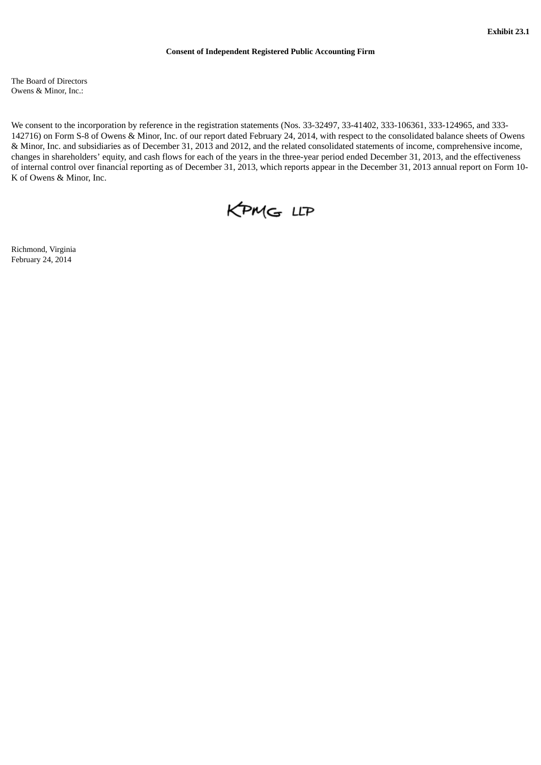**Exhibit 23.1**

**Consent of Independent Registered Public Accounting Firm**

The Board of Directors
Owens & Minor, Inc.:

We consent to the incorporation by reference in the registration statements (Nos. 33-32497, 33-41402, 333-106361, 333-124965, and 333-142716) on Form S-8 of Owens & Minor, Inc. of our report dated February 24, 2014, with respect to the consolidated balance sheets of Owens & Minor, Inc. and subsidiaries as of December 31, 2013 and 2012, and the related consolidated statements of income, comprehensive income, changes in shareholders' equity, and cash flows for each of the years in the three-year period ended December 31, 2013, and the effectiveness of internal control over financial reporting as of December 31, 2013, which reports appear in the December 31, 2013 annual report on Form 10-K of Owens & Minor, Inc.

KPMG LLP

Richmond, Virginia
February 24, 2014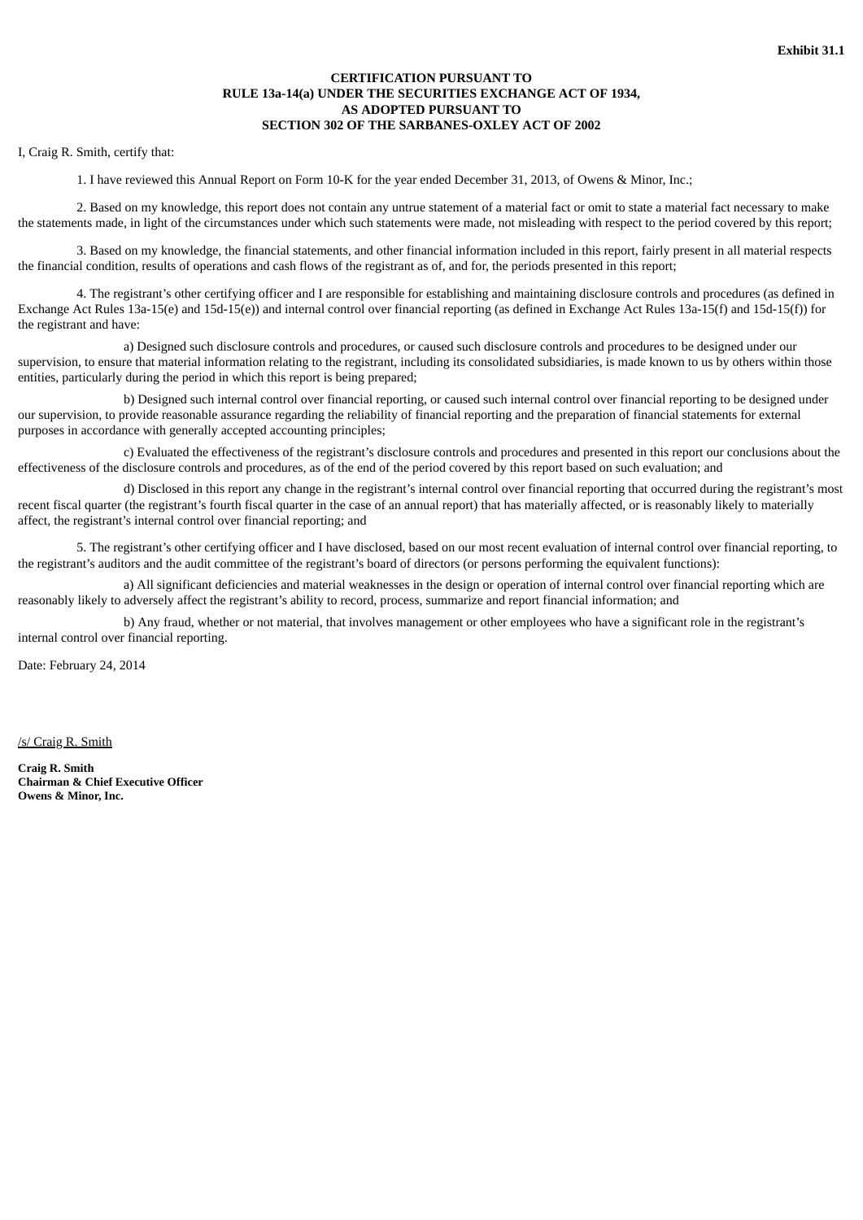**Exhibit 31.1**

**CERTIFICATION PURSUANT TO**
**RULE 13a-14(a) UNDER THE SECURITIES EXCHANGE ACT OF 1934,**
**AS ADOPTED PURSUANT TO**
**SECTION 302 OF THE SARBANES-OXLEY ACT OF 2002**

I, Craig R. Smith, certify that:

1. I have reviewed this Annual Report on Form 10-K for the year ended December 31, 2013, of Owens & Minor, Inc.;

2. Based on my knowledge, this report does not contain any untrue statement of a material fact or omit to state a material fact necessary to make the statements made, in light of the circumstances under which such statements were made, not misleading with respect to the period covered by this report;

3. Based on my knowledge, the financial statements, and other financial information included in this report, fairly present in all material respects the financial condition, results of operations and cash flows of the registrant as of, and for, the periods presented in this report;

4. The registrant's other certifying officer and I are responsible for establishing and maintaining disclosure controls and procedures (as defined in Exchange Act Rules 13a-15(e) and 15d-15(e)) and internal control over financial reporting (as defined in Exchange Act Rules 13a-15(f) and 15d-15(f)) for the registrant and have:

a) Designed such disclosure controls and procedures, or caused such disclosure controls and procedures to be designed under our supervision, to ensure that material information relating to the registrant, including its consolidated subsidiaries, is made known to us by others within those entities, particularly during the period in which this report is being prepared;

b) Designed such internal control over financial reporting, or caused such internal control over financial reporting to be designed under our supervision, to provide reasonable assurance regarding the reliability of financial reporting and the preparation of financial statements for external purposes in accordance with generally accepted accounting principles;

c) Evaluated the effectiveness of the registrant's disclosure controls and procedures and presented in this report our conclusions about the effectiveness of the disclosure controls and procedures, as of the end of the period covered by this report based on such evaluation; and

d) Disclosed in this report any change in the registrant's internal control over financial reporting that occurred during the registrant's most recent fiscal quarter (the registrant's fourth fiscal quarter in the case of an annual report) that has materially affected, or is reasonably likely to materially affect, the registrant's internal control over financial reporting; and

5. The registrant's other certifying officer and I have disclosed, based on our most recent evaluation of internal control over financial reporting, to the registrant's auditors and the audit committee of the registrant's board of directors (or persons performing the equivalent functions):

a) All significant deficiencies and material weaknesses in the design or operation of internal control over financial reporting which are reasonably likely to adversely affect the registrant's ability to record, process, summarize and report financial information; and

b) Any fraud, whether or not material, that involves management or other employees who have a significant role in the registrant's internal control over financial reporting.

Date: February 24, 2014

/s/ Craig R. Smith

**Craig R. Smith**
**Chairman & Chief Executive Officer**
**Owens & Minor, Inc.**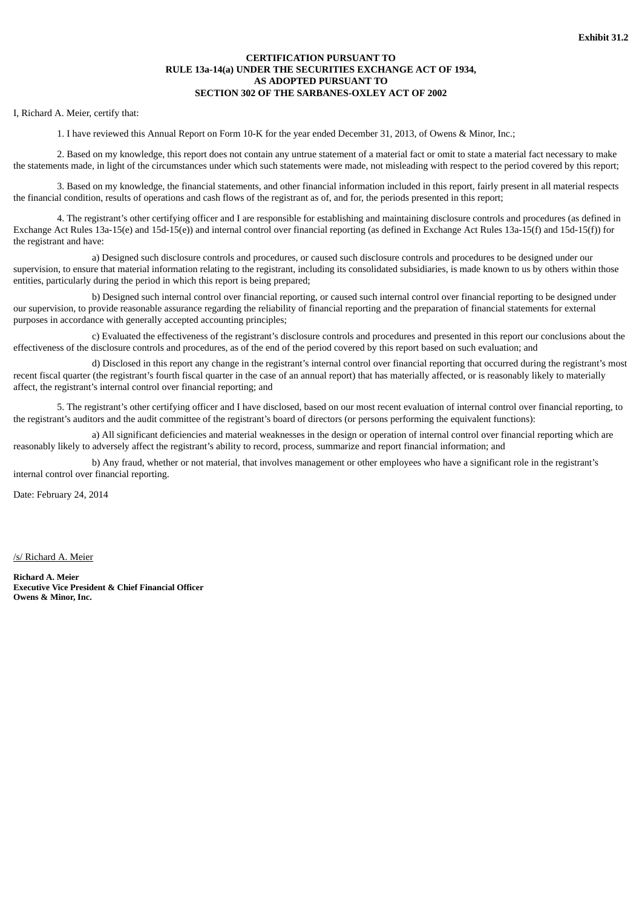**Exhibit 31.2**

**CERTIFICATION PURSUANT TO**
**RULE 13a-14(a) UNDER THE SECURITIES EXCHANGE ACT OF 1934,**
**AS ADOPTED PURSUANT TO**
**SECTION 302 OF THE SARBANES-OXLEY ACT OF 2002**

I, Richard A. Meier, certify that:

1. I have reviewed this Annual Report on Form 10-K for the year ended December 31, 2013, of Owens & Minor, Inc.;

2. Based on my knowledge, this report does not contain any untrue statement of a material fact or omit to state a material fact necessary to make the statements made, in light of the circumstances under which such statements were made, not misleading with respect to the period covered by this report;

3. Based on my knowledge, the financial statements, and other financial information included in this report, fairly present in all material respects the financial condition, results of operations and cash flows of the registrant as of, and for, the periods presented in this report;

4. The registrant's other certifying officer and I are responsible for establishing and maintaining disclosure controls and procedures (as defined in Exchange Act Rules 13a-15(e) and 15d-15(e)) and internal control over financial reporting (as defined in Exchange Act Rules 13a-15(f) and 15d-15(f)) for the registrant and have:

a) Designed such disclosure controls and procedures, or caused such disclosure controls and procedures to be designed under our supervision, to ensure that material information relating to the registrant, including its consolidated subsidiaries, is made known to us by others within those entities, particularly during the period in which this report is being prepared;

b) Designed such internal control over financial reporting, or caused such internal control over financial reporting to be designed under our supervision, to provide reasonable assurance regarding the reliability of financial reporting and the preparation of financial statements for external purposes in accordance with generally accepted accounting principles;

c) Evaluated the effectiveness of the registrant's disclosure controls and procedures and presented in this report our conclusions about the effectiveness of the disclosure controls and procedures, as of the end of the period covered by this report based on such evaluation; and

d) Disclosed in this report any change in the registrant's internal control over financial reporting that occurred during the registrant's most recent fiscal quarter (the registrant's fourth fiscal quarter in the case of an annual report) that has materially affected, or is reasonably likely to materially affect, the registrant's internal control over financial reporting; and

5. The registrant's other certifying officer and I have disclosed, based on our most recent evaluation of internal control over financial reporting, to the registrant's auditors and the audit committee of the registrant's board of directors (or persons performing the equivalent functions):

a) All significant deficiencies and material weaknesses in the design or operation of internal control over financial reporting which are reasonably likely to adversely affect the registrant's ability to record, process, summarize and report financial information; and

b) Any fraud, whether or not material, that involves management or other employees who have a significant role in the registrant's internal control over financial reporting.

Date: February 24, 2014

/s/ Richard A. Meier

**Richard A. Meier**
**Executive Vice President & Chief Financial Officer**
**Owens & Minor, Inc.**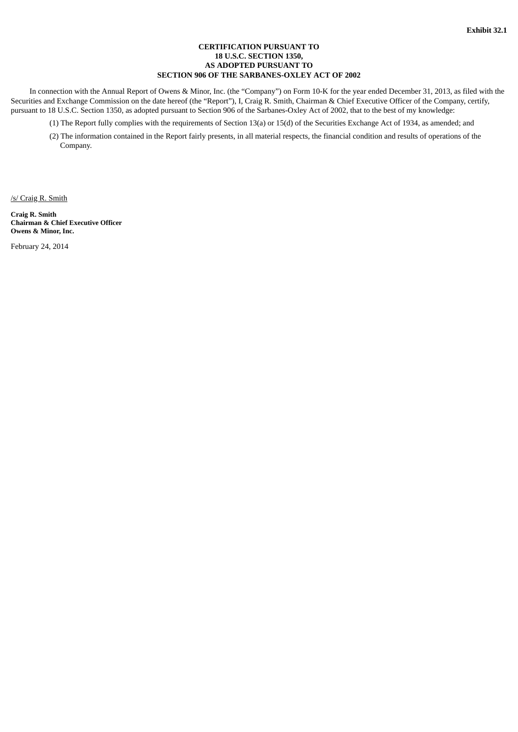**Exhibit 32.1**

**CERTIFICATION PURSUANT TO**
**18 U.S.C. SECTION 1350,**
**AS ADOPTED PURSUANT TO**
**SECTION 906 OF THE SARBANES-OXLEY ACT OF 2002**

In connection with the Annual Report of Owens & Minor, Inc. (the “Company”) on Form 10-K for the year ended December 31, 2013, as filed with the Securities and Exchange Commission on the date hereof (the “Report”), I, Craig R. Smith, Chairman & Chief Executive Officer of the Company, certify, pursuant to 18 U.S.C. Section 1350, as adopted pursuant to Section 906 of the Sarbanes-Oxley Act of 2002, that to the best of my knowledge:

(1) The Report fully complies with the requirements of Section 13(a) or 15(d) of the Securities Exchange Act of 1934, as amended; and

(2) The information contained in the Report fairly presents, in all material respects, the financial condition and results of operations of the Company.

/s/ Craig R. Smith

**Craig R. Smith**
**Chairman & Chief Executive Officer**
**Owens & Minor, Inc.**

February 24, 2014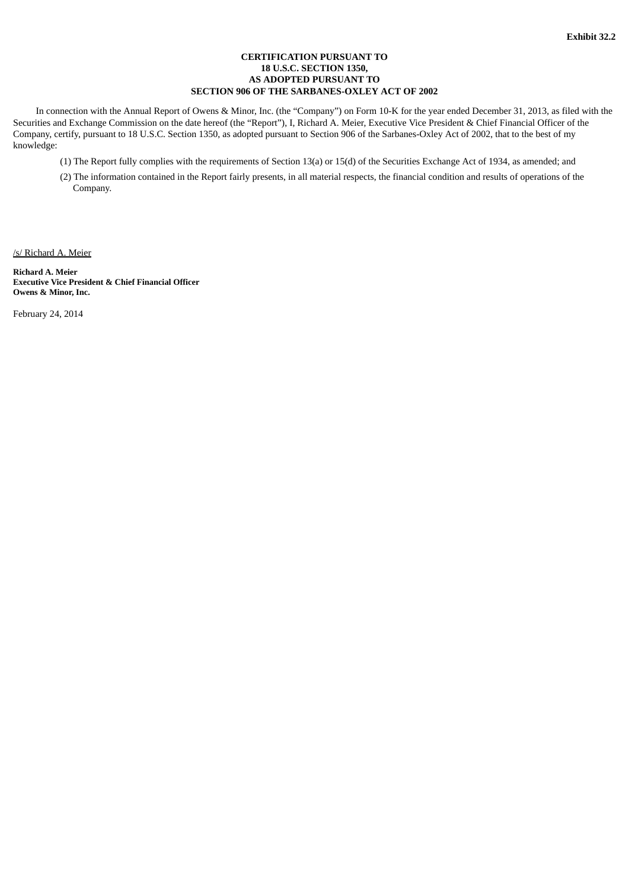**Exhibit 32.2**

**CERTIFICATION PURSUANT TO**
**18 U.S.C. SECTION 1350,**
**AS ADOPTED PURSUANT TO**
**SECTION 906 OF THE SARBANES-OXLEY ACT OF 2002**

In connection with the Annual Report of Owens & Minor, Inc. (the "Company") on Form 10-K for the year ended December 31, 2013, as filed with the Securities and Exchange Commission on the date hereof (the "Report"), I, Richard A. Meier, Executive Vice President & Chief Financial Officer of the Company, certify, pursuant to 18 U.S.C. Section 1350, as adopted pursuant to Section 906 of the Sarbanes-Oxley Act of 2002, that to the best of my knowledge:

(1) The Report fully complies with the requirements of Section 13(a) or 15(d) of the Securities Exchange Act of 1934, as amended; and

(2) The information contained in the Report fairly presents, in all material respects, the financial condition and results of operations of the Company.

/s/ Richard A. Meier

**Richard A. Meier**
**Executive Vice President & Chief Financial Officer**
**Owens & Minor, Inc.**

February 24, 2014